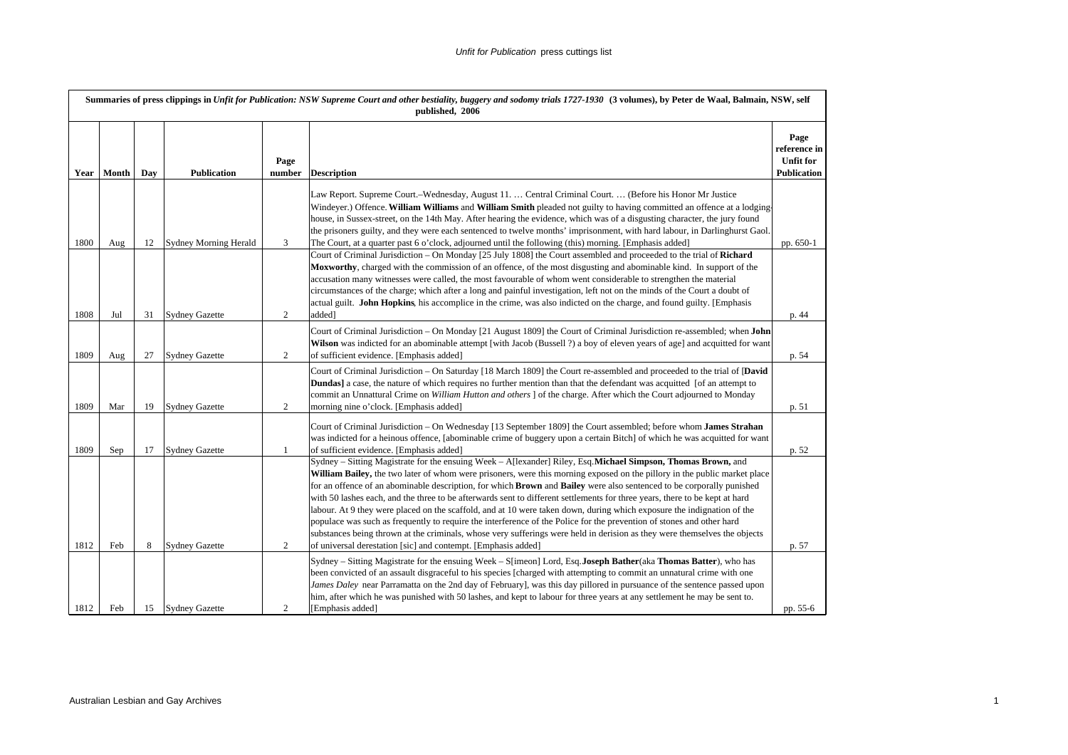| Summaries of press clippings in *Unfit for Publication: NSW Supreme Court and other bestiality, buggery and sodomy trials 1727-1930* (3 volumes), by Peter de Waal, Balmain, NSW, self published, 2006 | | | | | | |
|---|---|---|---|---|---|---|
| **Year** | **Month** | **Day** | **Publication** | **Page number** | **Description** | **Page reference in Unfit for Publication** |
| 1800 | Aug | 12 | Sydney Morning Herald | 3 | Law Report. Supreme Court.–Wednesday, August 11. … Central Criminal Court. … (Before his Honor Mr Justice Windeyer.) Offence. **William Williams** and **William Smith** pleaded not guilty to having committed an offence at a lodging-house, in Sussex-street, on the 14th May. After hearing the evidence, which was of a disgusting character, the jury found the prisoners guilty, and they were each sentenced to twelve months' imprisonment, with hard labour, in Darlinghurst Gaol. The Court, at a quarter past 6 o'clock, adjourned until the following (this) morning. [Emphasis added] | pp. 650-1 |
| 1808 | Jul | 31 | Sydney Gazette | 2 | Court of Criminal Jurisdiction – On Monday [25 July 1808] the Court assembled and proceeded to the trial of **Richard Moxworthy**, charged with the commission of an offence, of the most disgusting and abominable kind. In support of the accusation many witnesses were called, the most favourable of whom went considerable to strengthen the material circumstances of the charge; which after a long and painful investigation, left not on the minds of the Court a doubt of actual guilt. **John Hopkins**, his accomplice in the crime, was also indicted on the charge, and found guilty. [Emphasis added] | p. 44 |
| 1809 | Aug | 27 | Sydney Gazette | 2 | Court of Criminal Jurisdiction – On Monday [21 August 1809] the Court of Criminal Jurisdiction re-assembled; when **John Wilson** was indicted for an abominable attempt [with Jacob (Bussell ?) a boy of eleven years of age] and acquitted for want of sufficient evidence. [Emphasis added] | p. 54 |
| 1809 | Mar | 19 | Sydney Gazette | 2 | Court of Criminal Jurisdiction – On Saturday [18 March 1809] the Court re-assembled and proceeded to the trial of [**David Dundas**] a case, the nature of which requires no further mention than that the defendant was acquitted [of an attempt to commit an Unnattural Crime on *William Hutton and others* ] of the charge. After which the Court adjourned to Monday morning nine o'clock. [Emphasis added] | p. 51 |
| 1809 | Sep | 17 | Sydney Gazette | 1 | Court of Criminal Jurisdiction – On Wednesday [13 September 1809] the Court assembled; before whom **James Strahan** was indicted for a heinous offence, [abominable crime of buggery upon a certain Bitch] of which he was acquitted for want of sufficient evidence. [Emphasis added] | p. 52 |
| 1812 | Feb | 8 | Sydney Gazette | 2 | Sydney – Sitting Magistrate for the ensuing Week – A[lexander] Riley, Esq.**Michael Simpson, Thomas Brown,** and **William Bailey,** the two later of whom were prisoners, were this morning exposed on the pillory in the public market place for an offence of an abominable description, for which **Brown** and **Bailey** were also sentenced to be corporally punished with 50 lashes each, and the three to be afterwards sent to different settlements for three years, there to be kept at hard labour. At 9 they were placed on the scaffold, and at 10 were taken down, during which exposure the indignation of the populace was such as frequently to require the interference of the Police for the prevention of stones and other hard substances being thrown at the criminals, whose very sufferings were held in derision as they were themselves the objects of universal derestation [sic] and contempt. [Emphasis added] | p. 57 |
| 1812 | Feb | 15 | Sydney Gazette | 2 | Sydney – Sitting Magistrate for the ensuing Week – S[imeon] Lord, Esq.**Joseph Bather**(aka **Thomas Batter**), who has been convicted of an assault disgraceful to his species [charged with attempting to commit an unnatural crime with one *James Daley* near Parramatta on the 2nd day of February], was this day pillored in pursuance of the sentence passed upon him, after which he was punished with 50 lashes, and kept to labour for three years at any settlement he may be sent to. [Emphasis added] | pp. 55-6 |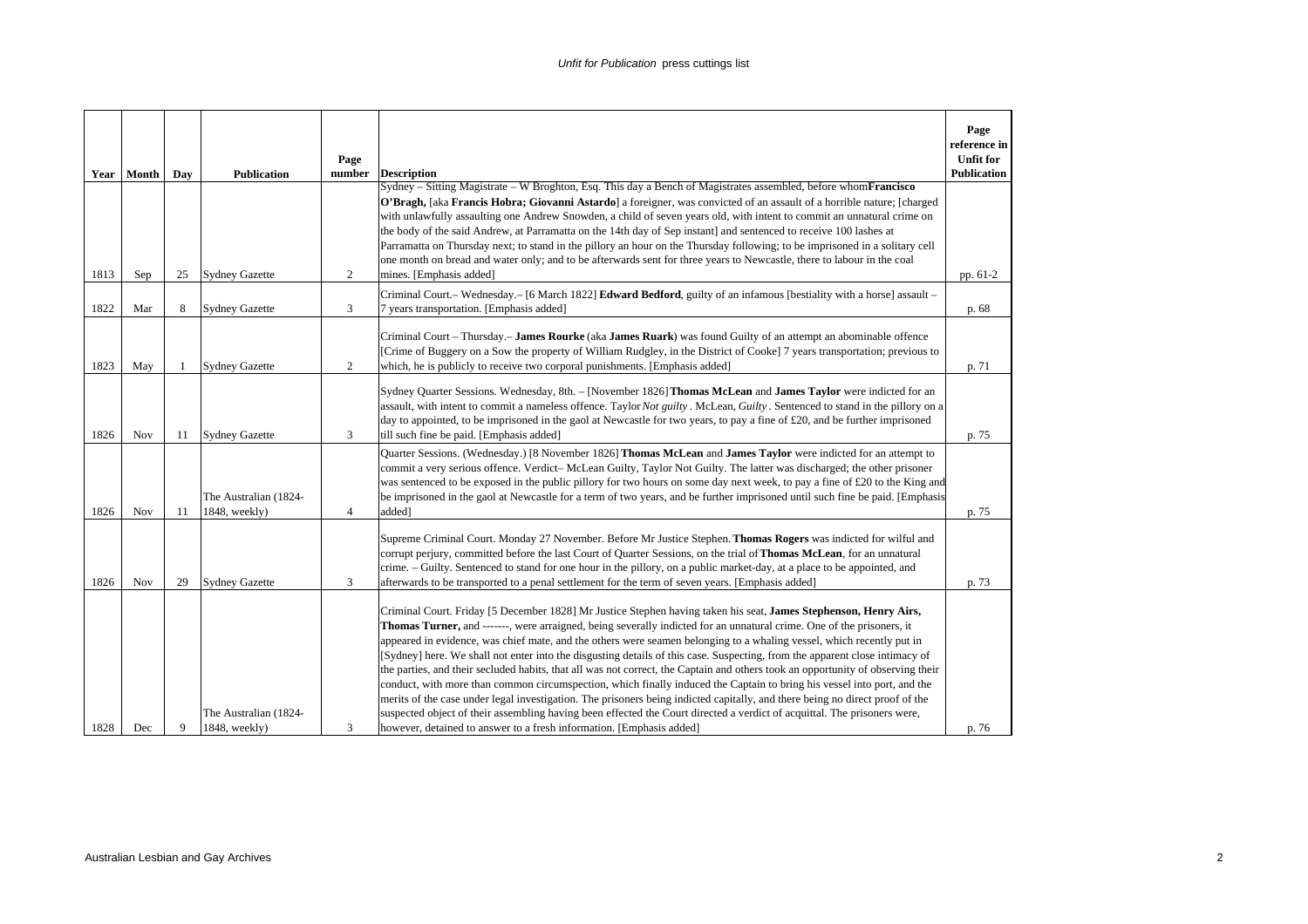| Year | Month | Day | Publication | Page number | Description | Page reference in Unfit for Publication |
|---|---|---|---|---|---|---|
| 1813 | Sep | 25 | Sydney Gazette | 2 | Sydney – Sitting Magistrate – W Broghton, Esq. This day a Bench of Magistrates assembled, before whom **Francisco O'Bragh,** [aka **Francis Hobra; Giovanni Astardo**] a foreigner, was convicted of an assault of a horrible nature; [charged with unlawfully assaulting one Andrew Snowden, a child of seven years old, with intent to commit an unnatural crime on the body of the said Andrew, at Parramatta on the 14th day of Sep instant] and sentenced to receive 100 lashes at Parramatta on Thursday next; to stand in the pillory an hour on the Thursday following; to be imprisoned in a solitary cell one month on bread and water only; and to be afterwards sent for three years to Newcastle, there to labour in the coal mines. [Emphasis added] | pp. 61-2 |
| 1822 | Mar | 8 | Sydney Gazette | 3 | Criminal Court.– Wednesday.– [6 March 1822] **Edward Bedford**, guilty of an infamous [bestiality with a horse] assault – 7 years transportation. [Emphasis added] | p. 68 |
| 1823 | May | 1 | Sydney Gazette | 2 | Criminal Court – Thursday.– **James Rourke** (aka **James Ruark**) was found Guilty of an attempt an abominable offence [Crime of Buggery on a Sow the property of William Rudgley, in the District of Cooke] 7 years transportation; previous to which, he is publicly to receive two corporal punishments. [Emphasis added] | p. 71 |
| 1826 | Nov | 11 | Sydney Gazette | 3 | Sydney Quarter Sessions. Wednesday, 8th. – [November 1826] **Thomas McLean** and **James Taylor** were indicted for an assault, with intent to commit a nameless offence. Taylor *Not guilty*. McLean, *Guilty*. Sentenced to stand in the pillory on a day to appointed, to be imprisoned in the gaol at Newcastle for two years, to pay a fine of £20, and be further imprisoned till such fine be paid. [Emphasis added] | p. 75 |
| 1826 | Nov | 11 | The Australian (1824-1848, weekly) | 4 | Quarter Sessions. (Wednesday.) [8 November 1826] **Thomas McLean** and **James Taylor** were indicted for an attempt to commit a very serious offence. Verdict– McLean Guilty, Taylor Not Guilty. The latter was discharged; the other prisoner was sentenced to be exposed in the public pillory for two hours on some day next week, to pay a fine of £20 to the King and be imprisoned in the gaol at Newcastle for a term of two years, and be further imprisoned until such fine be paid. [Emphasis added] | p. 75 |
| 1826 | Nov | 29 | Sydney Gazette | 3 | Supreme Criminal Court. Monday 27 November. Before Mr Justice Stephen. **Thomas Rogers** was indicted for wilful and corrupt perjury, committed before the last Court of Quarter Sessions, on the trial of **Thomas McLean**, for an unnatural crime. – Guilty. Sentenced to stand for one hour in the pillory, on a public market-day, at a place to be appointed, and afterwards to be transported to a penal settlement for the term of seven years. [Emphasis added] | p. 73 |
| 1828 | Dec | 9 | The Australian (1824-1848, weekly) | 3 | Criminal Court. Friday [5 December 1828] Mr Justice Stephen having taken his seat, **James Stephenson, Henry Airs, Thomas Turner,** and -------, were arraigned, being severally indicted for an unnatural crime. One of the prisoners, it appeared in evidence, was chief mate, and the others were seamen belonging to a whaling vessel, which recently put in [Sydney] here. We shall not enter into the disgusting details of this case. Suspecting, from the apparent close intimacy of the parties, and their secluded habits, that all was not correct, the Captain and others took an opportunity of observing their conduct, with more than common circumspection, which finally induced the Captain to bring his vessel into port, and the merits of the case under legal investigation. The prisoners being indicted capitally, and there being no direct proof of the suspected object of their assembling having been effected the Court directed a verdict of acquittal. The prisoners were, however, detained to answer to a fresh information. [Emphasis added] | p. 76 |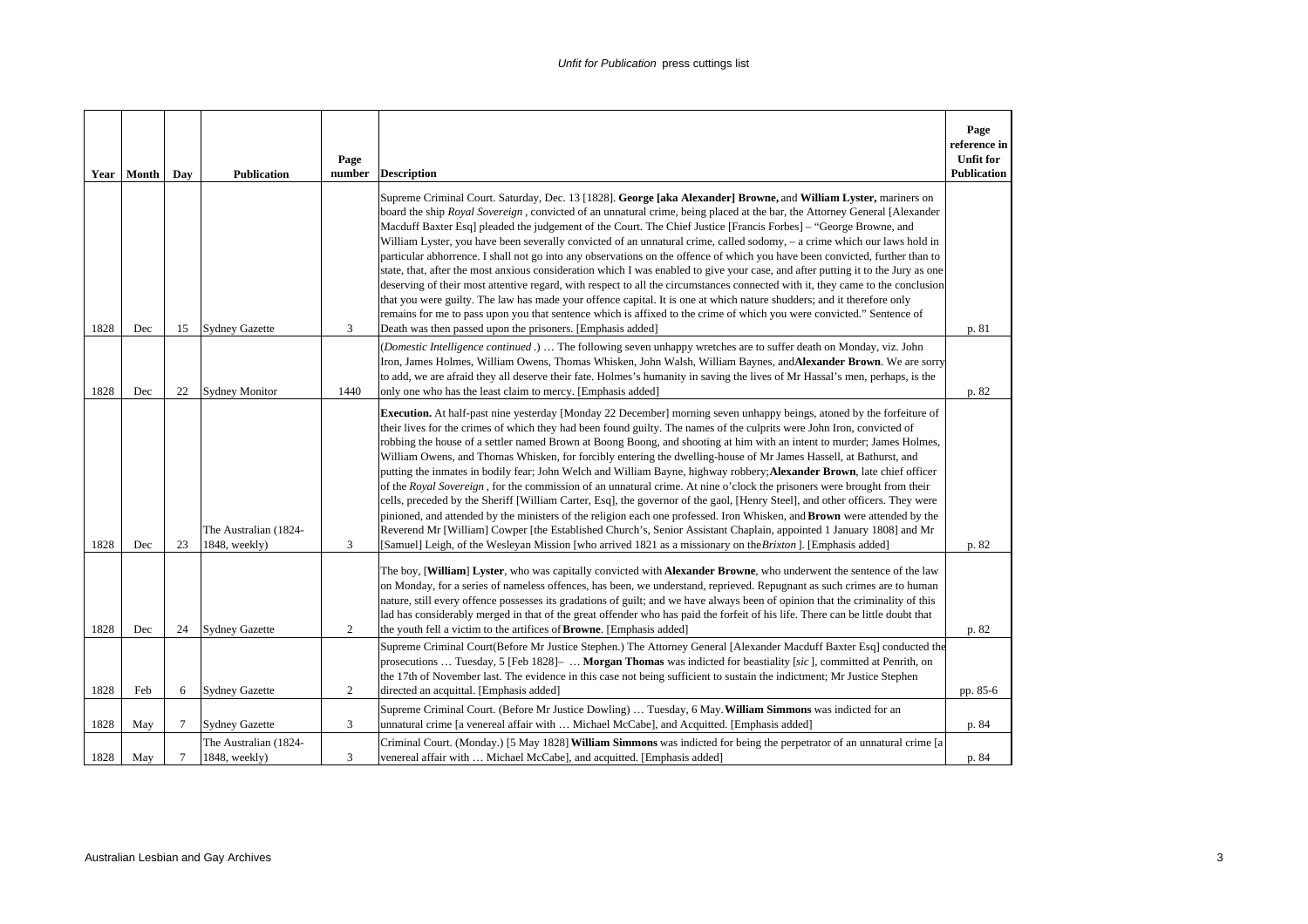| Year | Month | Day | Publication | Page number | Description | Page reference in Unfit for Publication |
|---|---|---|---|---|---|---|
| 1828 | Dec | 15 | Sydney Gazette | 3 | Supreme Criminal Court. Saturday, Dec. 13 [1828]. **George [aka Alexander] Browne,** and **William Lyster,** mariners on board the ship *Royal Sovereign* , convicted of an unnatural crime, being placed at the bar, the Attorney General [Alexander Macduff Baxter Esq] pleaded the judgement of the Court. The Chief Justice [Francis Forbes] – "George Browne, and William Lyster, you have been severally convicted of an unnatural crime, called sodomy, – a crime which our laws hold in particular abhorrence. I shall not go into any observations on the offence of which you have been convicted, further than to state, that, after the most anxious consideration which I was enabled to give your case, and after putting it to the Jury as one deserving of their most attentive regard, with respect to all the circumstances connected with it, they came to the conclusion that you were guilty. The law has made your offence capital. It is one at which nature shudders; and it therefore only remains for me to pass upon you that sentence which is affixed to the crime of which you were convicted." Sentence of Death was then passed upon the prisoners. [Emphasis added] | p. 81 |
| 1828 | Dec | 22 | Sydney Monitor | 1440 | (*Domestic Intelligence continued* .) … The following seven unhappy wretches are to suffer death on Monday, viz. John Iron, James Holmes, William Owens, Thomas Whisken, John Walsh, William Baynes, and **Alexander Brown**. We are sorry to add, we are afraid they all deserve their fate. Holmes's humanity in saving the lives of Mr Hassal's men, perhaps, is the only one who has the least claim to mercy. [Emphasis added] | p. 82 |
| 1828 | Dec | 23 | The Australian (1824-1848, weekly) | 3 | **Execution.** At half-past nine yesterday [Monday 22 December] morning seven unhappy beings, atoned by the forfeiture of their lives for the crimes of which they had been found guilty. The names of the culprits were John Iron, convicted of robbing the house of a settler named Brown at Boong Boong, and shooting at him with an intent to murder; James Holmes, William Owens, and Thomas Whisken, for forcibly entering the dwelling-house of Mr James Hassell, at Bathurst, and putting the inmates in bodily fear; John Welch and William Bayne, highway robbery; **Alexander Brown**, late chief officer of the *Royal Sovereign* , for the commission of an unnatural crime. At nine o'clock the prisoners were brought from their cells, preceded by the Sheriff [William Carter, Esq], the governor of the gaol, [Henry Steel], and other officers. They were pinioned, and attended by the ministers of the religion each one professed. Iron Whisken, and **Brown** were attended by the Reverend Mr [William] Cowper [the Established Church's, Senior Assistant Chaplain, appointed 1 January 1808] and Mr [Samuel] Leigh, of the Wesleyan Mission [who arrived 1821 as a missionary on the *Brixton* ]. [Emphasis added] | p. 82 |
| 1828 | Dec | 24 | Sydney Gazette | 2 | The boy, [**William**] **Lyster**, who was capitally convicted with **Alexander Browne**, who underwent the sentence of the law on Monday, for a series of nameless offences, has been, we understand, reprieved. Repugnant as such crimes are to human nature, still every offence possesses its gradations of guilt; and we have always been of opinion that the criminality of this lad has considerably merged in that of the great offender who has paid the forfeit of his life. There can be little doubt that the youth fell a victim to the artifices of **Browne**. [Emphasis added] | p. 82 |
| 1828 | Feb | 6 | Sydney Gazette | 2 | Supreme Criminal Court(Before Mr Justice Stephen.) The Attorney General [Alexander Macduff Baxter Esq] conducted the prosecutions … Tuesday, 5 [Feb 1828]– … **Morgan Thomas** was indicted for beastiality [*sic* ], committed at Penrith, on the 17th of November last. The evidence in this case not being sufficient to sustain the indictment; Mr Justice Stephen directed an acquittal. [Emphasis added] | pp. 85-6 |
| 1828 | May | 7 | Sydney Gazette | 3 | Supreme Criminal Court. (Before Mr Justice Dowling) … Tuesday, 6 May. **William Simmons** was indicted for an unnatural crime [a venereal affair with … Michael McCabe], and Acquitted. [Emphasis added] | p. 84 |
| 1828 | May | 7 | The Australian (1824-1848, weekly) | 3 | Criminal Court. (Monday.) [5 May 1828] **William Simmons** was indicted for being the perpetrator of an unnatural crime [a venereal affair with … Michael McCabe], and acquitted. [Emphasis added] | p. 84 |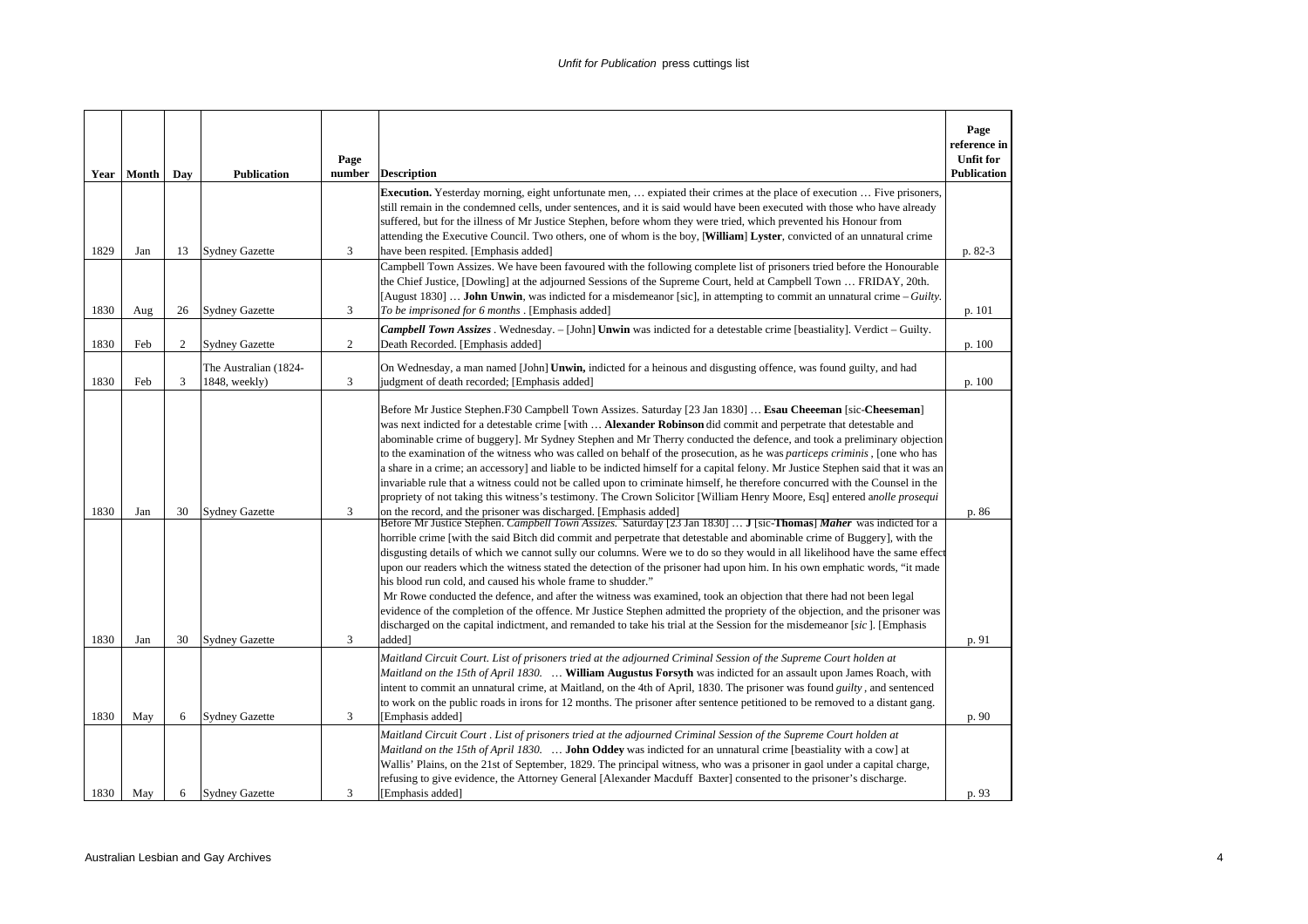| Year | Month | Day | Publication | Page number | Description | Page reference in Unfit for Publication |
|---|---|---|---|---|---|---|
| 1829 | Jan | 13 | Sydney Gazette | 3 | **Execution.** Yesterday morning, eight unfortunate men, … expiated their crimes at the place of execution … Five prisoners, still remain in the condemned cells, under sentences, and it is said would have been executed with those who have already suffered, but for the illness of Mr Justice Stephen, before whom they were tried, which prevented his Honour from attending the Executive Council. Two others, one of whom is the boy, [**William**] **Lyster**, convicted of an unnatural crime have been respited. [Emphasis added] | p. 82-3 |
| 1830 | Aug | 26 | Sydney Gazette | 3 | Campbell Town Assizes. We have been favoured with the following complete list of prisoners tried before the Honourable the Chief Justice, [Dowling] at the adjourned Sessions of the Supreme Court, held at Campbell Town … FRIDAY, 20th. [August 1830] … **John Unwin**, was indicted for a misdemeanor [sic], in attempting to commit an unnatural crime – *Guilty. To be imprisoned for 6 months* . [Emphasis added] | p. 101 |
| 1830 | Feb | 2 | Sydney Gazette | 2 | ***Campbell Town Assizes*** . Wednesday. – [John] **Unwin** was indicted for a detestable crime [beastiality]. Verdict – Guilty. Death Recorded. [Emphasis added] | p. 100 |
| 1830 | Feb | 3 | The Australian (1824-1848, weekly) | 3 | On Wednesday, a man named [John] **Unwin,** indicted for a heinous and disgusting offence, was found guilty, and had judgment of death recorded; [Emphasis added] | p. 100 |
| 1830 | Jan | 30 | Sydney Gazette | 3 | Before Mr Justice Stephen.F30 Campbell Town Assizes. Saturday [23 Jan 1830] … **Esau Cheeeman** [sic-**Cheeseman**] was next indicted for a detestable crime [with … **Alexander Robinson** did commit and perpetrate that detestable and abominable crime of buggery]. Mr Sydney Stephen and Mr Therry conducted the defence, and took a preliminary objection to the examination of the witness who was called on behalf of the prosecution, as he was *particeps criminis* , [one who has a share in a crime; an accessory] and liable to be indicted himself for a capital felony. Mr Justice Stephen said that it was an invariable rule that a witness could not be called upon to criminate himself, he therefore concurred with the Counsel in the propriety of not taking this witness's testimony. The Crown Solicitor [William Henry Moore, Esq] entered a*nolle prosequi* on the record, and the prisoner was discharged. [Emphasis added] | p. 86 |
| 1830 | Jan | 30 | Sydney Gazette | 3 | Before Mr Justice Stephen. *Campbell Town Assizes.* Saturday [23 Jan 1830] … **J** [sic-**Thomas**] ***Maher*** was indicted for a horrible crime [with the said Bitch did commit and perpetrate that detestable and abominable crime of Buggery], with the disgusting details of which we cannot sully our columns. Were we to do so they would in all likelihood have the same effect upon our readers which the witness stated the detection of the prisoner had upon him. In his own emphatic words, "it made his blood run cold, and caused his whole frame to shudder." Mr Rowe conducted the defence, and after the witness was examined, took an objection that there had not been legal evidence of the completion of the offence. Mr Justice Stephen admitted the propriety of the objection, and the prisoner was discharged on the capital indictment, and remanded to take his trial at the Session for the misdemeanor [*sic* ]. [Emphasis added] | p. 91 |
| 1830 | May | 6 | Sydney Gazette | 3 | *Maitland Circuit Court. List of prisoners tried at the adjourned Criminal Session of the Supreme Court holden at Maitland on the 15th of April 1830.* … **William Augustus Forsyth** was indicted for an assault upon James Roach, with intent to commit an unnatural crime, at Maitland, on the 4th of April, 1830. The prisoner was found *guilty* , and sentenced to work on the public roads in irons for 12 months. The prisoner after sentence petitioned to be removed to a distant gang. [Emphasis added] | p. 90 |
| 1830 | May | 6 | Sydney Gazette | 3 | *Maitland Circuit Court . List of prisoners tried at the adjourned Criminal Session of the Supreme Court holden at Maitland on the 15th of April 1830.* … **John Oddey** was indicted for an unnatural crime [beastiality with a cow] at Wallis' Plains, on the 21st of September, 1829. The principal witness, who was a prisoner in gaol under a capital charge, refusing to give evidence, the Attorney General [Alexander Macduff Baxter] consented to the prisoner's discharge. [Emphasis added] | p. 93 |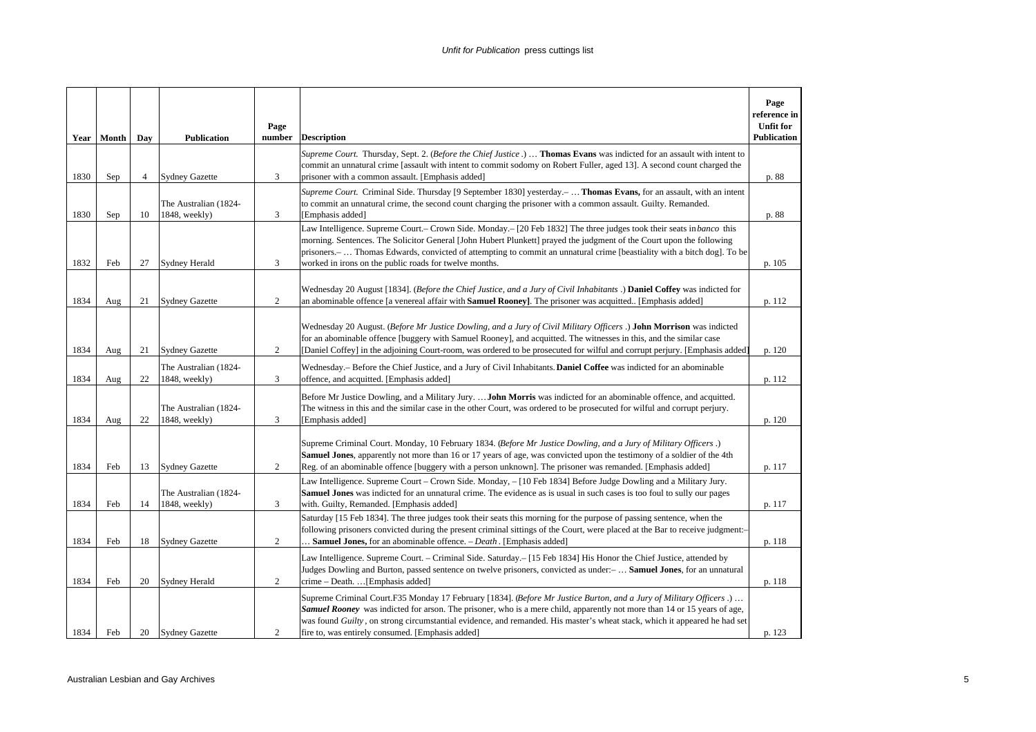| Year | Month | Day | Publication | Page number | Description | Page reference in Unfit for Publication |
|---|---|---|---|---|---|---|
| 1830 | Sep | 4 | Sydney Gazette | 3 | *Supreme Court.* Thursday, Sept. 2. (*Before the Chief Justice*.) … **Thomas Evans** was indicted for an assault with intent to commit an unnatural crime [assault with intent to commit sodomy on Robert Fuller, aged 13]. A second count charged the prisoner with a common assault. [Emphasis added] | p. 88 |
| 1830 | Sep | 10 | The Australian (1824-1848, weekly) | 3 | *Supreme Court.* Criminal Side. Thursday [9 September 1830] yesterday.– … **Thomas Evans,** for an assault, with an intent to commit an unnatural crime, the second count charging the prisoner with a common assault. Guilty. Remanded. [Emphasis added] | p. 88 |
| 1832 | Feb | 27 | Sydney Herald | 3 | Law Intelligence. Supreme Court.– Crown Side. Monday.– [20 Feb 1832] The three judges took their seats in *banco* this morning. Sentences. The Solicitor General [John Hubert Plunkett] prayed the judgment of the Court upon the following prisoners.– … Thomas Edwards, convicted of attempting to commit an unnatural crime [beastiality with a bitch dog]. To be worked in irons on the public roads for twelve months. | p. 105 |
| 1834 | Aug | 21 | Sydney Gazette | 2 | Wednesday 20 August [1834]. (*Before the Chief Justice, and a Jury of Civil Inhabitants*.) **Daniel Coffey** was indicted for an abominable offence [a venereal affair with **Samuel Rooney]**. The prisoner was acquitted.. [Emphasis added] | p. 112 |
| 1834 | Aug | 21 | Sydney Gazette | 2 | Wednesday 20 August. (*Before Mr Justice Dowling, and a Jury of Civil Military Officers*.) **John Morrison** was indicted for an abominable offence [buggery with Samuel Rooney], and acquitted. The witnesses in this, and the similar case [Daniel Coffey] in the adjoining Court-room, was ordered to be prosecuted for wilful and corrupt perjury. [Emphasis added] | p. 120 |
| 1834 | Aug | 22 | The Australian (1824-1848, weekly) | 3 | Wednesday.– Before the Chief Justice, and a Jury of Civil Inhabitants. **Daniel Coffee** was indicted for an abominable offence, and acquitted. [Emphasis added] | p. 112 |
| 1834 | Aug | 22 | The Australian (1824-1848, weekly) | 3 | Before Mr Justice Dowling, and a Military Jury. … **John Morris** was indicted for an abominable offence, and acquitted. The witness in this and the similar case in the other Court, was ordered to be prosecuted for wilful and corrupt perjury. [Emphasis added] | p. 120 |
| 1834 | Feb | 13 | Sydney Gazette | 2 | Supreme Criminal Court. Monday, 10 February 1834. (*Before Mr Justice Dowling, and a Jury of Military Officers*.) **Samuel Jones**, apparently not more than 16 or 17 years of age, was convicted upon the testimony of a soldier of the 4th Reg. of an abominable offence [buggery with a person unknown]. The prisoner was remanded. [Emphasis added] | p. 117 |
| 1834 | Feb | 14 | The Australian (1824-1848, weekly) | 3 | Law Intelligence. Supreme Court – Crown Side. Monday, – [10 Feb 1834] Before Judge Dowling and a Military Jury. **Samuel Jones** was indicted for an unnatural crime. The evidence as is usual in such cases is too foul to sully our pages with. Guilty, Remanded. [Emphasis added] | p. 117 |
| 1834 | Feb | 18 | Sydney Gazette | 2 | Saturday [15 Feb 1834]. The three judges took their seats this morning for the purpose of passing sentence, when the following prisoners convicted during the present criminal sittings of the Court, were placed at the Bar to receive judgment:– … **Samuel Jones,** for an abominable offence. – *Death*. [Emphasis added] | p. 118 |
| 1834 | Feb | 20 | Sydney Herald | 2 | Law Intelligence. Supreme Court. – Criminal Side. Saturday.– [15 Feb 1834] His Honor the Chief Justice, attended by Judges Dowling and Burton, passed sentence on twelve prisoners, convicted as under:– … **Samuel Jones**, for an unnatural crime – Death. …[Emphasis added] | p. 118 |
| 1834 | Feb | 20 | Sydney Gazette | 2 | Supreme Criminal Court.F35 Monday 17 February [1834]. (*Before Mr Justice Burton, and a Jury of Military Officers*.) … ***Samuel Rooney*** was indicted for arson. The prisoner, who is a mere child, apparently not more than 14 or 15 years of age, was found *Guilty*, on strong circumstantial evidence, and remanded. His master's wheat stack, which it appeared he had set fire to, was entirely consumed. [Emphasis added] | p. 123 |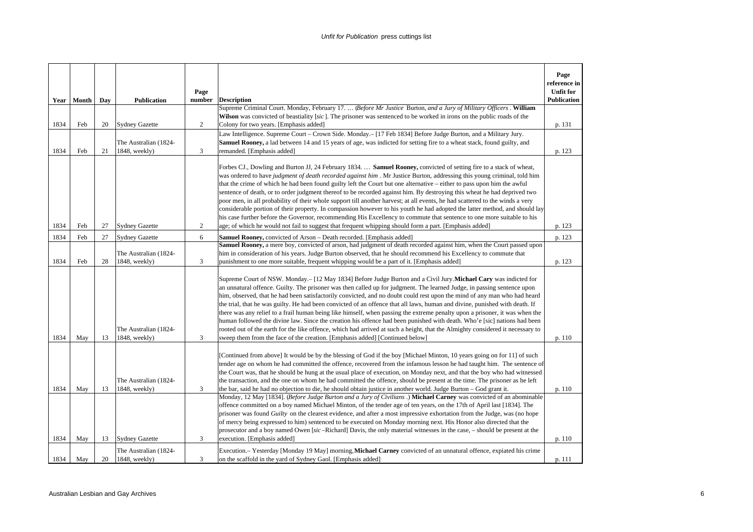| Year | Month | Day | Publication | Page number | Description | Page reference in Unfit for Publication |
|---|---|---|---|---|---|---|
| 1834 | Feb | 20 | Sydney Gazette | 2 | Supreme Criminal Court. Monday, February 17. … (*Before Mr Justice* Burton, *and a Jury of Military Officers*. **William Wilson** was convicted of beastiality [*sic*]. The prisoner was sentenced to be worked in irons on the public roads of the Colony for two years. [Emphasis added] | p. 131 |
| 1834 | Feb | 21 | The Australian (1824-1848, weekly) | 3 | Law Intelligence. Supreme Court – Crown Side. Monday.– [17 Feb 1834] Before Judge Burton, and a Military Jury. **Samuel Rooney,** a lad between 14 and 15 years of age, was indicted for setting fire to a wheat stack, found guilty, and remanded. [Emphasis added] | p. 123 |
| 1834 | Feb | 27 | Sydney Gazette | 2 | Forbes CJ., Dowling and Burton JJ, 24 February 1834. … **Samuel Rooney,** convicted of setting fire to a stack of wheat, was ordered to have *judgment of death recorded against him*. Mr Justice Burton, addressing this young criminal, told him that the crime of which he had been found guilty left the Court but one alternative – either to pass upon him the awful sentence of death, or to order judgment thereof to be recorded against him. By destroying this wheat he had deprived two poor men, in all probability of their whole support till another harvest; at all events, he had scattered to the winds a very considerable portion of their property. In compassion however to his youth he had adopted the latter method, and should lay his case further before the Governor, recommending His Excellency to commute that sentence to one more suitable to his age; of which he would not fail to suggest that frequent whipping should form a part. [Emphasis added] | p. 123 |
| 1834 | Feb | 27 | Sydney Gazette | 6 | **Samuel Rooney,** convicted of Arson – Death recorded. [Emphasis added] | p. 123 |
| 1834 | Feb | 28 | The Australian (1824-1848, weekly) | 3 | **Samuel Rooney,** a mere boy, convicted of arson, had judgment of death recorded against him, when the Court passed upon him in consideration of his years. Judge Burton observed, that he should recommend his Excellency to commute that punishment to one more suitable, frequent whipping would be a part of it. [Emphasis added] | p. 123 |
| 1834 | May | 13 | The Australian (1824-1848, weekly) | 3 | Supreme Court of NSW. Monday.– [12 May 1834] Before Judge Burton and a Civil Jury.**Michael Cary** was indicted for an unnatural offence. Guilty. The prisoner was then called up for judgment. The learned Judge, in passing sentence upon him, observed, that he had been satisfactorily convicted, and no doubt could rest upon the mind of any man who had heard the trial, that he was guilty. He had been convicted of an offence that all laws, human and divine, punished with death. If there was any relief to a frail human being like himself, when passing the extreme penalty upon a prisoner, it was when the human followed the divine law. Since the creation his offence had been punished with death. Who'e [sic] nations had been rooted out of the earth for the like offence, which had arrived at such a height, that the Almighty considered it necessary to sweep them from the face of the creation. [Emphasis added] [Continued below] | p. 110 |
| 1834 | May | 13 | The Australian (1824-1848, weekly) | 3 | [Continued from above] It would be by the blessing of God if the boy [Michael Minton, 10 years going on for 11] of such tender age on whom he had committed the offence, recovered from the infamous lesson he had taught him. The sentence of the Court was, that he should be hung at the usual place of execution, on Monday next, and that the boy who had witnessed the transaction, and the one on whom he had committed the offence, should be present at the time. The prisoner as he left the bar, said he had no objection to die, he should obtain justice in another world. Judge Burton – God grant it. | p. 110 |
| 1834 | May | 13 | Sydney Gazette | 3 | Monday, 12 May [1834]. (*Before Judge Burton and a Jury of Civilians*.) **Michael Carney** was convicted of an abominable offence committed on a boy named Michael Minton, of the tender age of ten years, on the 17th of April last [1834]. The prisoner was found *Guilty* on the clearest evidence, and after a most impressive exhortation from the Judge, was (no hope of mercy being expressed to him) sentenced to be executed on Monday morning next. His Honor also directed that the prosecutor and a boy named Owen [*sic* –Richard] Davis, the only material witnesses in the case, – should be present at the execution. [Emphasis added] | p. 110 |
| 1834 | May | 20 | The Australian (1824-1848, weekly) | 3 | Execution.– Yesterday [Monday 19 May] morning,**Michael Carney** convicted of an unnatural offence, expiated his crime on the scaffold in the yard of Sydney Gaol. [Emphasis added] | p. 111 |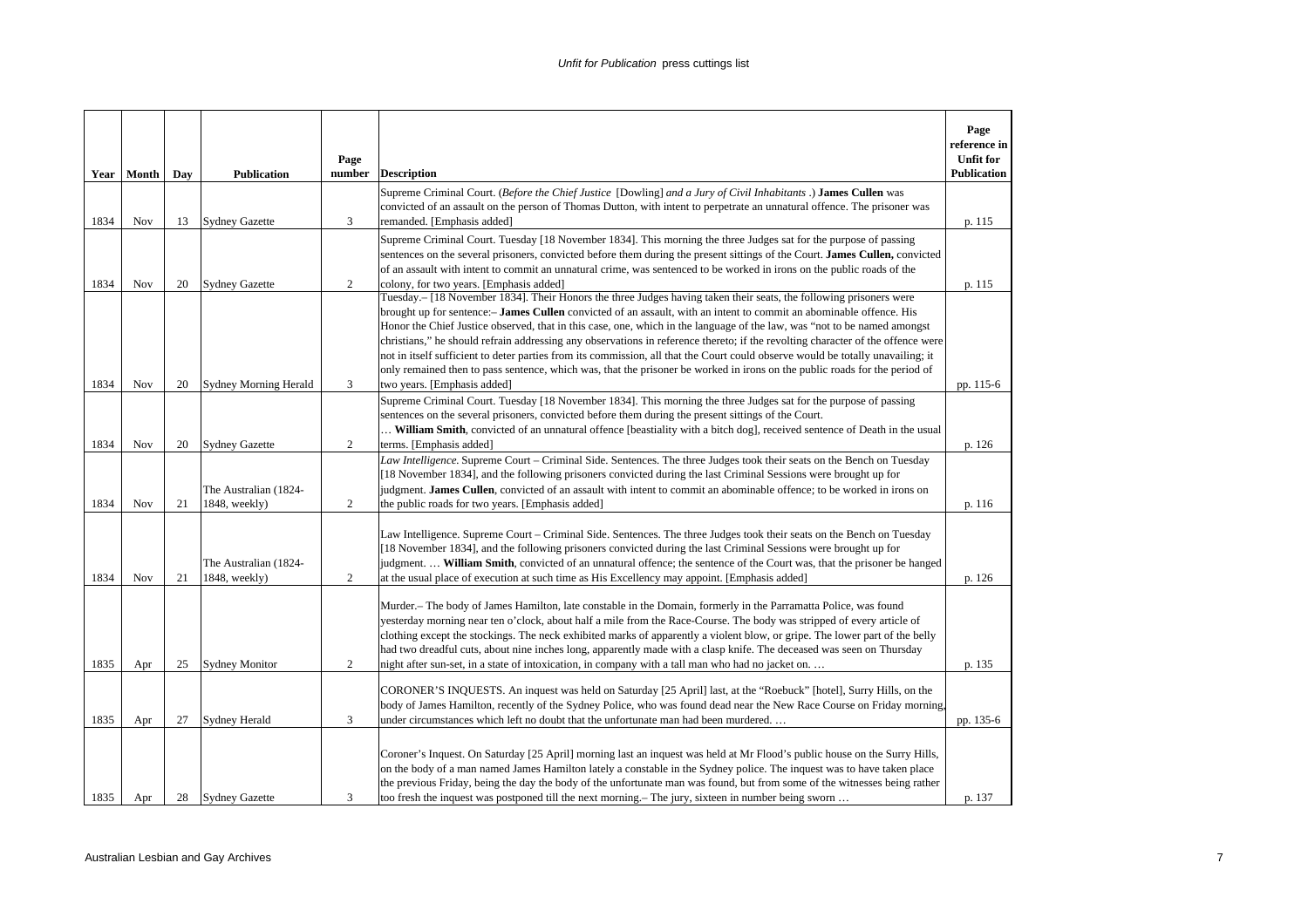| Year | Month | Day | Publication | Page number | Description | Page reference in Unfit for Publication |
|---|---|---|---|---|---|---|
| 1834 | Nov | 13 | Sydney Gazette | 3 | Supreme Criminal Court. (*Before the Chief Justice* [Dowling] *and a Jury of Civil Inhabitants*.) **James Cullen** was convicted of an assault on the person of Thomas Dutton, with intent to perpetrate an unnatural offence. The prisoner was remanded. [Emphasis added] | p. 115 |
| 1834 | Nov | 20 | Sydney Gazette | 2 | Supreme Criminal Court. Tuesday [18 November 1834]. This morning the three Judges sat for the purpose of passing sentences on the several prisoners, convicted before them during the present sittings of the Court. **James Cullen,** convicted of an assault with intent to commit an unnatural crime, was sentenced to be worked in irons on the public roads of the colony, for two years. [Emphasis added] | p. 115 |
| 1834 | Nov | 20 | Sydney Morning Herald | 3 | Tuesday.– [18 November 1834]. Their Honors the three Judges having taken their seats, the following prisoners were brought up for sentence:– **James Cullen** convicted of an assault, with an intent to commit an abominable offence. His Honor the Chief Justice observed, that in this case, one, which in the language of the law, was "not to be named amongst christians," he should refrain addressing any observations in reference thereto; if the revolting character of the offence were not in itself sufficient to deter parties from its commission, all that the Court could observe would be totally unavailing; it only remained then to pass sentence, which was, that the prisoner be worked in irons on the public roads for the period of two years. [Emphasis added] | pp. 115-6 |
| 1834 | Nov | 20 | Sydney Gazette | 2 | Supreme Criminal Court. Tuesday [18 November 1834]. This morning the three Judges sat for the purpose of passing sentences on the several prisoners, convicted before them during the present sittings of the Court. … **William Smith**, convicted of an unnatural offence [beastiality with a bitch dog], received sentence of Death in the usual terms. [Emphasis added] | p. 126 |
| 1834 | Nov | 21 | The Australian (1824-1848, weekly) | 2 | *Law Intelligence.* Supreme Court – Criminal Side. Sentences. The three Judges took their seats on the Bench on Tuesday [18 November 1834], and the following prisoners convicted during the last Criminal Sessions were brought up for judgment. **James Cullen**, convicted of an assault with intent to commit an abominable offence; to be worked in irons on the public roads for two years. [Emphasis added] | p. 116 |
| 1834 | Nov | 21 | The Australian (1824-1848, weekly) | 2 | Law Intelligence. Supreme Court – Criminal Side. Sentences. The three Judges took their seats on the Bench on Tuesday [18 November 1834], and the following prisoners convicted during the last Criminal Sessions were brought up for judgment. … **William Smith**, convicted of an unnatural offence; the sentence of the Court was, that the prisoner be hanged at the usual place of execution at such time as His Excellency may appoint. [Emphasis added] | p. 126 |
| 1835 | Apr | 25 | Sydney Monitor | 2 | Murder.– The body of James Hamilton, late constable in the Domain, formerly in the Parramatta Police, was found yesterday morning near ten o'clock, about half a mile from the Race-Course. The body was stripped of every article of clothing except the stockings. The neck exhibited marks of apparently a violent blow, or gripe. The lower part of the belly had two dreadful cuts, about nine inches long, apparently made with a clasp knife. The deceased was seen on Thursday night after sun-set, in a state of intoxication, in company with a tall man who had no jacket on. … | p. 135 |
| 1835 | Apr | 27 | Sydney Herald | 3 | CORONER'S INQUESTS. An inquest was held on Saturday [25 April] last, at the "Roebuck" [hotel], Surry Hills, on the body of James Hamilton, recently of the Sydney Police, who was found dead near the New Race Course on Friday morning, under circumstances which left no doubt that the unfortunate man had been murdered. … | pp. 135-6 |
| 1835 | Apr | 28 | Sydney Gazette | 3 | Coroner's Inquest. On Saturday [25 April] morning last an inquest was held at Mr Flood's public house on the Surry Hills, on the body of a man named James Hamilton lately a constable in the Sydney police. The inquest was to have taken place the previous Friday, being the day the body of the unfortunate man was found, but from some of the witnesses being rather too fresh the inquest was postponed till the next morning.– The jury, sixteen in number being sworn … | p. 137 |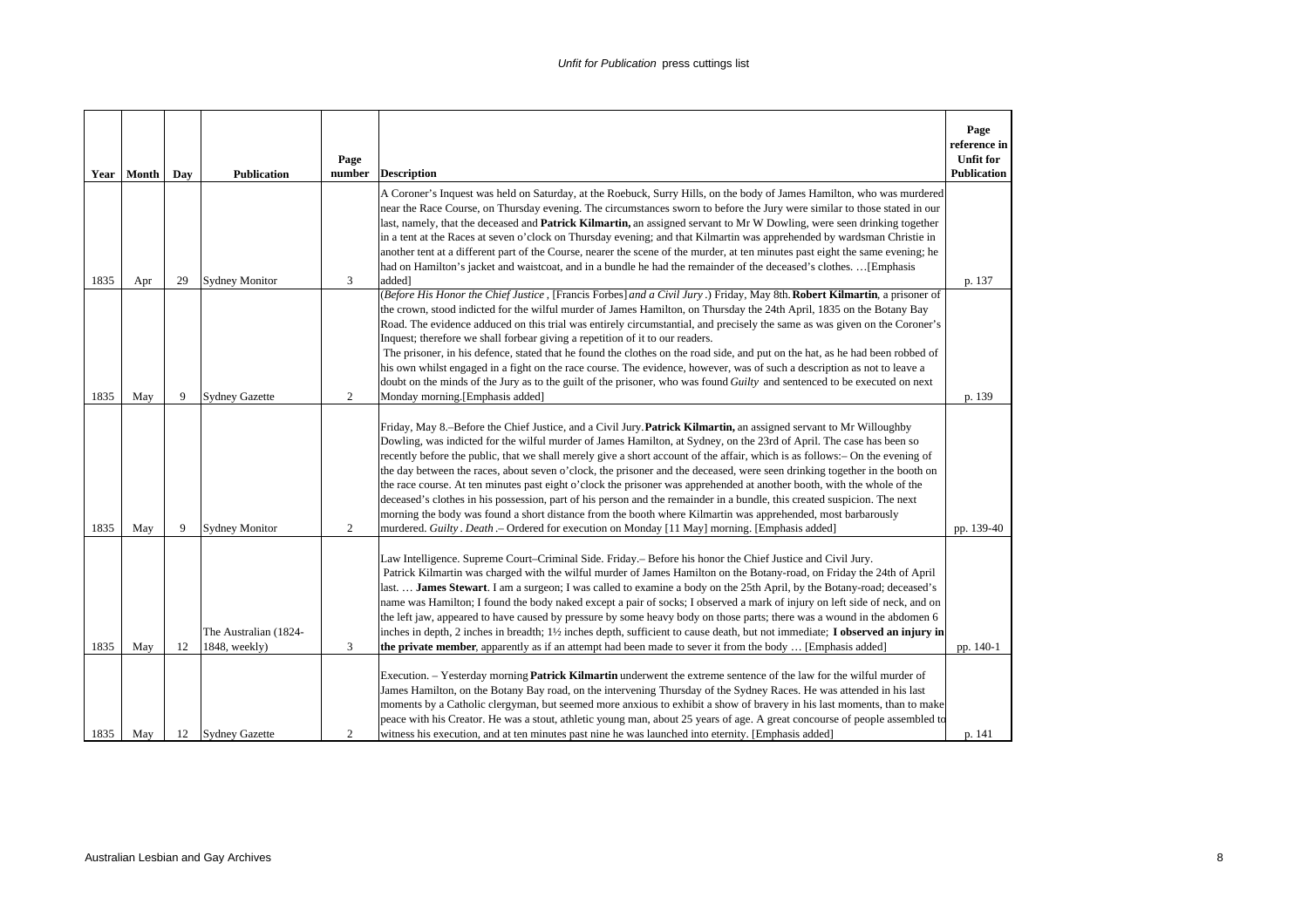| Year | Month | Day | Publication | Page number | Description | Page reference in Unfit for Publication |
|---|---|---|---|---|---|---|
| 1835 | Apr | 29 | Sydney Monitor | 3 | A Coroner's Inquest was held on Saturday, at the Roebuck, Surry Hills, on the body of James Hamilton, who was murdered near the Race Course, on Thursday evening. The circumstances sworn to before the Jury were similar to those stated in our last, namely, that the deceased and **Patrick Kilmartin,** an assigned servant to Mr W Dowling, were seen drinking together in a tent at the Races at seven o'clock on Thursday evening; and that Kilmartin was apprehended by wardsman Christie in another tent at a different part of the Course, nearer the scene of the murder, at ten minutes past eight the same evening; he had on Hamilton's jacket and waistcoat, and in a bundle he had the remainder of the deceased's clothes. …[Emphasis added] | p. 137 |
| 1835 | May | 9 | Sydney Gazette | 2 | (*Before His Honor the Chief Justice* , [Francis Forbes] *and a Civil Jury* .) Friday, May 8th. **Robert Kilmartin**, a prisoner of the crown, stood indicted for the wilful murder of James Hamilton, on Thursday the 24th April, 1835 on the Botany Bay Road. The evidence adduced on this trial was entirely circumstantial, and precisely the same as was given on the Coroner's Inquest; therefore we shall forbear giving a repetition of it to our readers. The prisoner, in his defence, stated that he found the clothes on the road side, and put on the hat, as he had been robbed of his own whilst engaged in a fight on the race course. The evidence, however, was of such a description as not to leave a doubt on the minds of the Jury as to the guilt of the prisoner, who was found *Guilty* and sentenced to be executed on next Monday morning.[Emphasis added] | p. 139 |
| 1835 | May | 9 | Sydney Monitor | 2 | Friday, May 8.–Before the Chief Justice, and a Civil Jury. **Patrick Kilmartin,** an assigned servant to Mr Willoughby Dowling, was indicted for the wilful murder of James Hamilton, at Sydney, on the 23rd of April. The case has been so recently before the public, that we shall merely give a short account of the affair, which is as follows:– On the evening of the day between the races, about seven o'clock, the prisoner and the deceased, were seen drinking together in the booth on the race course. At ten minutes past eight o'clock the prisoner was apprehended at another booth, with the whole of the deceased's clothes in his possession, part of his person and the remainder in a bundle, this created suspicion. The next morning the body was found a short distance from the booth where Kilmartin was apprehended, most barbarously murdered. *Guilty* . *Death* .– Ordered for execution on Monday [11 May] morning. [Emphasis added] | pp. 139-40 |
| 1835 | May | 12 | The Australian (1824-1848, weekly) | 3 | Law Intelligence. Supreme Court–Criminal Side. Friday.– Before his honor the Chief Justice and Civil Jury. Patrick Kilmartin was charged with the wilful murder of James Hamilton on the Botany-road, on Friday the 24th of April last. … **James Stewart**. I am a surgeon; I was called to examine a body on the 25th April, by the Botany-road; deceased's name was Hamilton; I found the body naked except a pair of socks; I observed a mark of injury on left side of neck, and on the left jaw, appeared to have caused by pressure by some heavy body on those parts; there was a wound in the abdomen 6 inches in depth, 2 inches in breadth; 1½ inches depth, sufficient to cause death, but not immediate; **I observed an injury in the private member**, apparently as if an attempt had been made to sever it from the body … [Emphasis added] | pp. 140-1 |
| 1835 | May | 12 | Sydney Gazette | 2 | Execution. – Yesterday morning **Patrick Kilmartin** underwent the extreme sentence of the law for the wilful murder of James Hamilton, on the Botany Bay road, on the intervening Thursday of the Sydney Races. He was attended in his last moments by a Catholic clergyman, but seemed more anxious to exhibit a show of bravery in his last moments, than to make peace with his Creator. He was a stout, athletic young man, about 25 years of age. A great concourse of people assembled to witness his execution, and at ten minutes past nine he was launched into eternity. [Emphasis added] | p. 141 |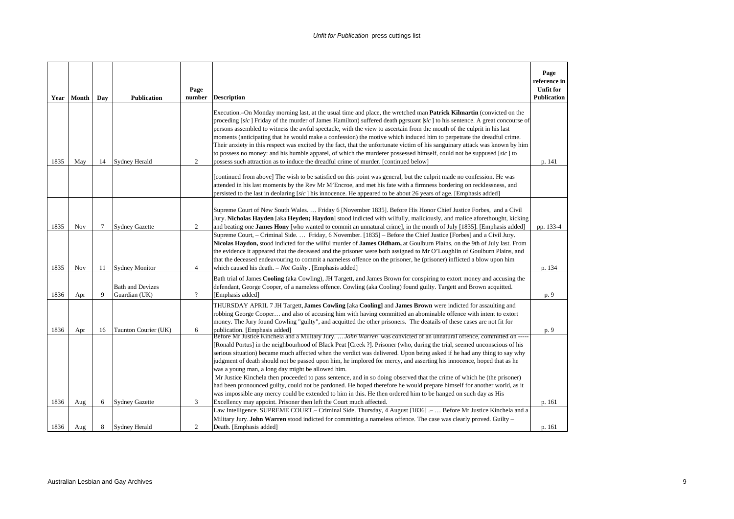| Year | Month | Day | Publication | Page number | Description | Page reference in Unfit for Publication |
|---|---|---|---|---|---|---|
| 1835 | May | 14 | Sydney Herald | 2 | Execution.–On Monday morning last, at the usual time and place, the wretched man **Patrick Kilmartin** (convicted on the proceding [*sic* ] Friday of the murder of James Hamilton) suffered death pgrsuant [*sic* ] to his sentence. A great concourse of persons assembled to witness the awful spectacle, with the view to ascertain from the mouth of the culprit in his last moments (anticipating that he would make a confession) the motive which induced him to perpetrate the dreadful crime. Their anxiety in this respect was excited by the fact, that the unfortunate victim of his sanguinary attack was known by him to possess no money: and his humble apparel, of which the murderer possessed himself, could not be suppused [*sic* ] to possess such attraction as to induce the dreadful crime of murder. [continued below] | p. 141 |
| | | | | | [continued from above] The wish to be satisfied on this point was general, but the culprit made no confession. He was attended in his last moments by the Rev Mr M'Encroe, and met his fate with a firmness bordering on recklessness, and persisted to the last in deolaring [*sic* ] his innocence. He appeared to be about 26 years of age. [Emphasis added] | |
| 1835 | Nov | 7 | Sydney Gazette | 2 | Supreme Court of New South Wales. … Friday 6 [November 1835]. Before His Honor Chief Justice Forbes, and a Civil Jury. **Nicholas Hayden** [aka **Heyden; Haydon**] stood indicted with wilfully, maliciously, and malice aforethought, kicking and beating one **James Hony** [who wanted to commit an unnatural crime], in the month of July [1835]. [Emphasis added] | pp. 133-4 |
| 1835 | Nov | 11 | Sydney Monitor | 4 | Supreme Court, – Criminal Side. … Friday, 6 November. [1835] – Before the Chief Justice [Forbes] and a Civil Jury. **Nicolas Haydon,** stood indicted for the wilful murder of **James Oldham,** at Goulburn Plains, on the 9th of July last. From the evidence it appeared that the deceased and the prisoner were both assigned to Mr O'Loughlin of Goulburn Plains, and that the deceased endeavouring to commit a nameless offence on the prisoner, he (prisoner) inflicted a blow upon him which caused his death. – *Not Guilty* . [Emphasis added] | p. 134 |
| 1836 | Apr | 9 | Bath and Devizes Guardian (UK) | ? | Bath trial of James **Cooling** (aka Cowling), JH Targett, and James Brown for conspiring to extort money and accusing the defendant, George Cooper, of a nameless offence. Cowling (aka Cooling) found guilty. Targett and Brown acquitted. [Emphasis added] | p. 9 |
| 1836 | Apr | 16 | Taunton Courier (UK) | 6 | THURSDAY APRIL 7 JH Targett, **James Cowling** [aka **Cooling]** and **James Brown** were indicted for assaulting and robbing George Cooper… and also of accusing him with having committed an abominable offence with intent to extort money. The Jury found Cowling "guilty", and acquitted the other prisoners. The deatails of these cases are not fit for publication. [Emphasis added] | p. 9 |
| 1836 | Aug | 6 | Sydney Gazette | 3 | Before Mr Justice Kinchela and a Military Jury. … *John Warren* was convicted of an unnatural offence, committed on ----- [Ronald Portus] in the neighbourhood of Black Peat [Creek ?]. Prisoner (who, during the trial, seemed unconscious of his serious situation) became much affected when the verdict was delivered. Upon being asked if he had any thing to say why judgment of death should not be passed upon him, he implored for mercy, and asserting his innocence, hoped that as he was a young man, a long day might be allowed him. Mr Justice Kinchela then proceeded to pass sentence, and in so doing observed that the crime of which he (the prisoner) had been pronounced guilty, could not be pardoned. He hoped therefore he would prepare himself for another world, as it was impossible any mercy could be extended to him in this. He then ordered him to be hanged on such day as His Excellency may appoint. Prisoner then left the Court much affected. | p. 161 |
| 1836 | Aug | 8 | Sydney Herald | 2 | Law Intelligence. SUPREME COURT.– Criminal Side. Thursday, 4 August [1836] .– … Before Mr Justice Kinchela and a Military Jury. **John Warren** stood indicted for committing a nameless offence. The case was clearly proved. Guilty – Death. [Emphasis added] | p. 161 |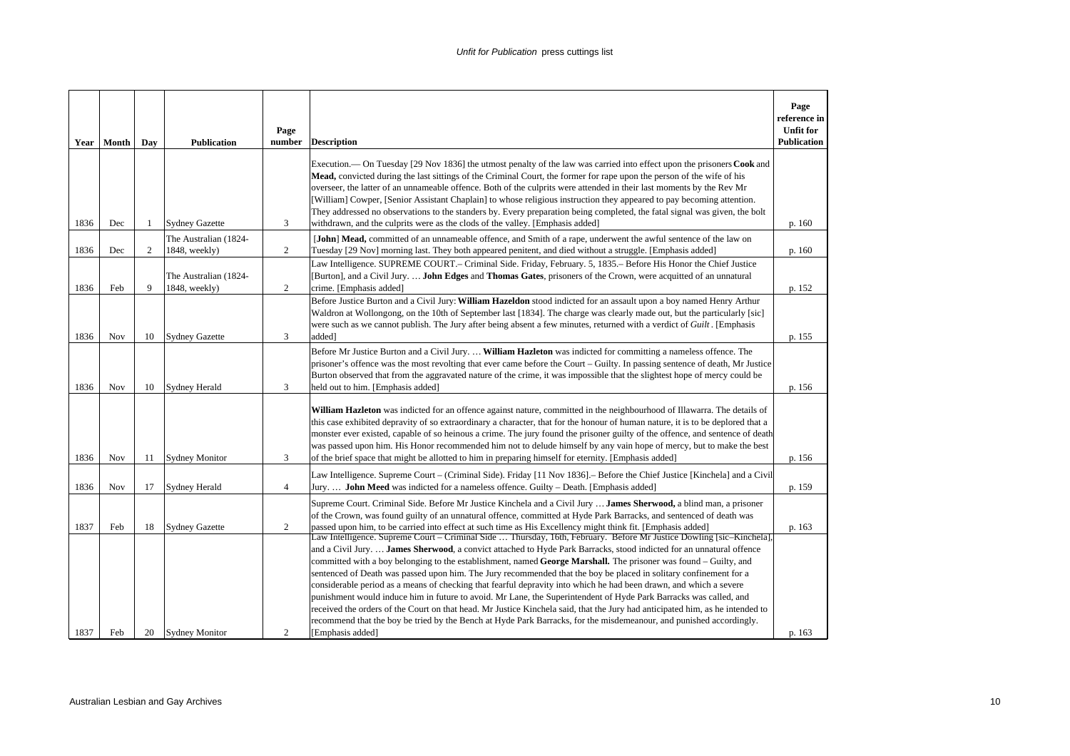| Year | Month | Day | Publication | Page number | Description | Page reference in Unfit for Publication |
|---|---|---|---|---|---|---|
| 1836 | Dec | 1 | Sydney Gazette | 3 | Execution.— On Tuesday [29 Nov 1836] the utmost penalty of the law was carried into effect upon the prisoners **Cook** and **Mead,** convicted during the last sittings of the Criminal Court, the former for rape upon the person of the wife of his overseer, the latter of an unnameable offence. Both of the culprits were attended in their last moments by the Rev Mr [William] Cowper, [Senior Assistant Chaplain] to whose religious instruction they appeared to pay becoming attention. They addressed no observations to the standers by. Every preparation being completed, the fatal signal was given, the bolt withdrawn, and the culprits were as the clods of the valley. [Emphasis added] | p. 160 |
| 1836 | Dec | 2 | The Australian (1824-1848, weekly) | 2 | [**John**] **Mead,** committed of an unnameable offence, and Smith of a rape, underwent the awful sentence of the law on Tuesday [29 Nov] morning last. They both appeared penitent, and died without a struggle. [Emphasis added] | p. 160 |
| 1836 | Feb | 9 | The Australian (1824-1848, weekly) | 2 | Law Intelligence. SUPREME COURT.– Criminal Side. Friday, February. 5, 1835.– Before His Honor the Chief Justice [Burton], and a Civil Jury. … **John Edges** and **Thomas Gates**, prisoners of the Crown, were acquitted of an unnatural crime. [Emphasis added] | p. 152 |
| 1836 | Nov | 10 | Sydney Gazette | 3 | Before Justice Burton and a Civil Jury: **William Hazeldon** stood indicted for an assault upon a boy named Henry Arthur Waldron at Wollongong, on the 10th of September last [1834]. The charge was clearly made out, but the particularly [sic] were such as we cannot publish. The Jury after being absent a few minutes, returned with a verdict of *Guilt*. [Emphasis added] | p. 155 |
| 1836 | Nov | 10 | Sydney Herald | 3 | Before Mr Justice Burton and a Civil Jury. … **William Hazleton** was indicted for committing a nameless offence. The prisoner's offence was the most revolting that ever came before the Court – Guilty. In passing sentence of death, Mr Justice Burton observed that from the aggravated nature of the crime, it was impossible that the slightest hope of mercy could be held out to him. [Emphasis added] | p. 156 |
| 1836 | Nov | 11 | Sydney Monitor | 3 | **William Hazleton** was indicted for an offence against nature, committed in the neighbourhood of Illawarra. The details of this case exhibited depravity of so extraordinary a character, that for the honour of human nature, it is to be deplored that a monster ever existed, capable of so heinous a crime. The jury found the prisoner guilty of the offence, and sentence of death was passed upon him. His Honor recommended him not to delude himself by any vain hope of mercy, but to make the best of the brief space that might be allotted to him in preparing himself for eternity. [Emphasis added] | p. 156 |
| 1836 | Nov | 17 | Sydney Herald | 4 | Law Intelligence. Supreme Court – (Criminal Side). Friday [11 Nov 1836].– Before the Chief Justice [Kinchela] and a Civil Jury. … **John Meed** was indicted for a nameless offence. Guilty – Death. [Emphasis added] | p. 159 |
| 1837 | Feb | 18 | Sydney Gazette | 2 | Supreme Court. Criminal Side. Before Mr Justice Kinchela and a Civil Jury … **James Sherwood,** a blind man, a prisoner of the Crown, was found guilty of an unnatural offence, committed at Hyde Park Barracks, and sentenced of death was passed upon him, to be carried into effect at such time as His Excellency might think fit. [Emphasis added] | p. 163 |
| 1837 | Feb | 20 | Sydney Monitor | 2 | Law Intelligence. Supreme Court – Criminal Side … Thursday, 16th, February. Before Mr Justice Dowling [sic–Kinchela], and a Civil Jury. … **James Sherwood**, a convict attached to Hyde Park Barracks, stood indicted for an unnatural offence committed with a boy belonging to the establishment, named **George Marshall.** The prisoner was found – Guilty, and sentenced of Death was passed upon him. The Jury recommended that the boy be placed in solitary confinement for a considerable period as a means of checking that fearful depravity into which he had been drawn, and which a severe punishment would induce him in future to avoid. Mr Lane, the Superintendent of Hyde Park Barracks was called, and received the orders of the Court on that head. Mr Justice Kinchela said, that the Jury had anticipated him, as he intended to recommend that the boy be tried by the Bench at Hyde Park Barracks, for the misdemeanour, and punished accordingly. [Emphasis added] | p. 163 |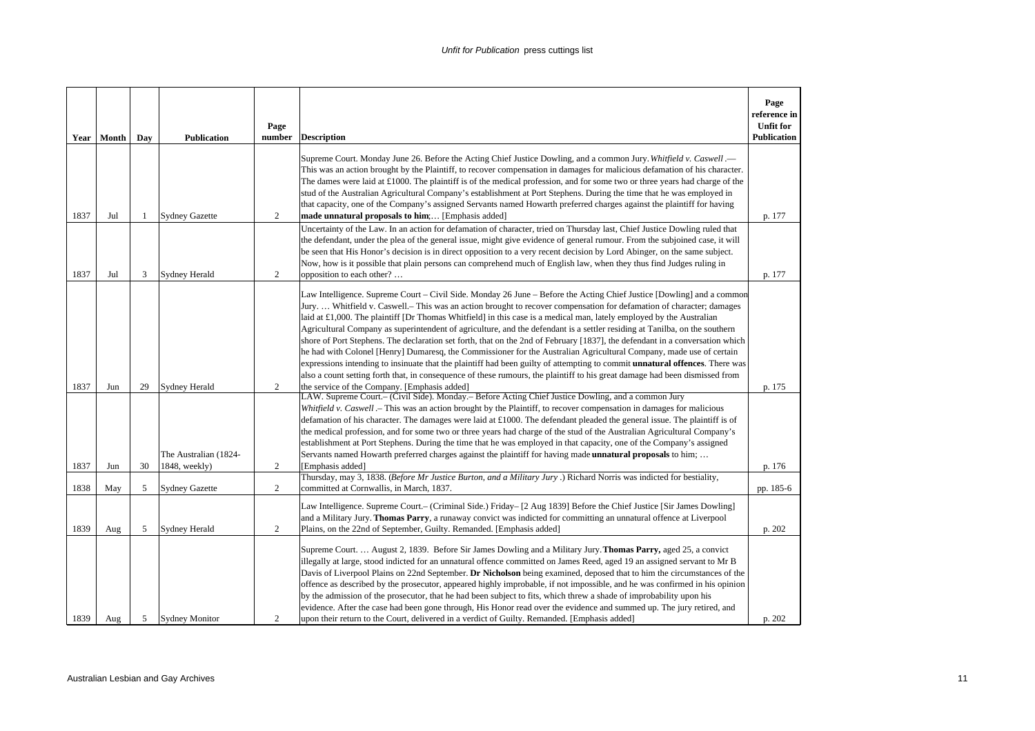| Year | Month | Day | Publication | Page number | Description | Page reference in Unfit for Publication |
|---|---|---|---|---|---|---|
| 1837 | Jul | 1 | Sydney Gazette | 2 | Supreme Court. Monday June 26. Before the Acting Chief Justice Dowling, and a common Jury. *Whitfield v. Caswell*.— This was an action brought by the Plaintiff, to recover compensation in damages for malicious defamation of his character. The dames were laid at £1000. The plaintiff is of the medical profession, and for some two or three years had charge of the stud of the Australian Agricultural Company's establishment at Port Stephens. During the time that he was employed in that capacity, one of the Company's assigned Servants named Howarth preferred charges against the plaintiff for having **made unnatural proposals to him**;… [Emphasis added] | p. 177 |
| 1837 | Jul | 3 | Sydney Herald | 2 | Uncertainty of the Law. In an action for defamation of character, tried on Thursday last, Chief Justice Dowling ruled that the defendant, under the plea of the general issue, might give evidence of general rumour. From the subjoined case, it will be seen that His Honor's decision is in direct opposition to a very recent decision by Lord Abinger, on the same subject. Now, how is it possible that plain persons can comprehend much of English law, when they thus find Judges ruling in opposition to each other? … | p. 177 |
| 1837 | Jun | 29 | Sydney Herald | 2 | Law Intelligence. Supreme Court – Civil Side. Monday 26 June – Before the Acting Chief Justice [Dowling] and a common Jury. … Whitfield v. Caswell.– This was an action brought to recover compensation for defamation of character; damages laid at £1,000. The plaintiff [Dr Thomas Whitfield] in this case is a medical man, lately employed by the Australian Agricultural Company as superintendent of agriculture, and the defendant is a settler residing at Tanilba, on the southern shore of Port Stephens. The declaration set forth, that on the 2nd of February [1837], the defendant in a conversation which he had with Colonel [Henry] Dumaresq, the Commissioner for the Australian Agricultural Company, made use of certain expressions intending to insinuate that the plaintiff had been guilty of attempting to commit **unnatural offences**. There was also a count setting forth that, in consequence of these rumours, the plaintiff to his great damage had been dismissed from the service of the Company. [Emphasis added] | p. 175 |
| 1837 | Jun | 30 | The Australian (1824-1848, weekly) | 2 | LAW. Supreme Court.– (Civil Side). Monday.– Before Acting Chief Justice Dowling, and a common Jury *Whitfield v. Caswell*.– This was an action brought by the Plaintiff, to recover compensation in damages for malicious defamation of his character. The damages were laid at £1000. The defendant pleaded the general issue. The plaintiff is of the medical profession, and for some two or three years had charge of the stud of the Australian Agricultural Company's establishment at Port Stephens. During the time that he was employed in that capacity, one of the Company's assigned Servants named Howarth preferred charges against the plaintiff for having made **unnatural proposals** to him; … [Emphasis added] | p. 176 |
| 1838 | May | 5 | Sydney Gazette | 2 | Thursday, may 3, 1838. (*Before Mr Justice Burton, and a Military Jury*.) Richard Norris was indicted for bestiality, committed at Cornwallis, in March, 1837. | pp. 185-6 |
| 1839 | Aug | 5 | Sydney Herald | 2 | Law Intelligence. Supreme Court.– (Criminal Side.) Friday– [2 Aug 1839] Before the Chief Justice [Sir James Dowling] and a Military Jury. **Thomas Parry**, a runaway convict was indicted for committing an unnatural offence at Liverpool Plains, on the 22nd of September, Guilty. Remanded. [Emphasis added] | p. 202 |
| 1839 | Aug | 5 | Sydney Monitor | 2 | Supreme Court. … August 2, 1839. Before Sir James Dowling and a Military Jury. **Thomas Parry,** aged 25, a convict illegally at large, stood indicted for an unnatural offence committed on James Reed, aged 19 an assigned servant to Mr B Davis of Liverpool Plains on 22nd September. **Dr Nicholson** being examined, deposed that to him the circumstances of the offence as described by the prosecutor, appeared highly improbable, if not impossible, and he was confirmed in his opinion by the admission of the prosecutor, that he had been subject to fits, which threw a shade of improbability upon his evidence. After the case had been gone through, His Honor read over the evidence and summed up. The jury retired, and upon their return to the Court, delivered in a verdict of Guilty. Remanded. [Emphasis added] | p. 202 |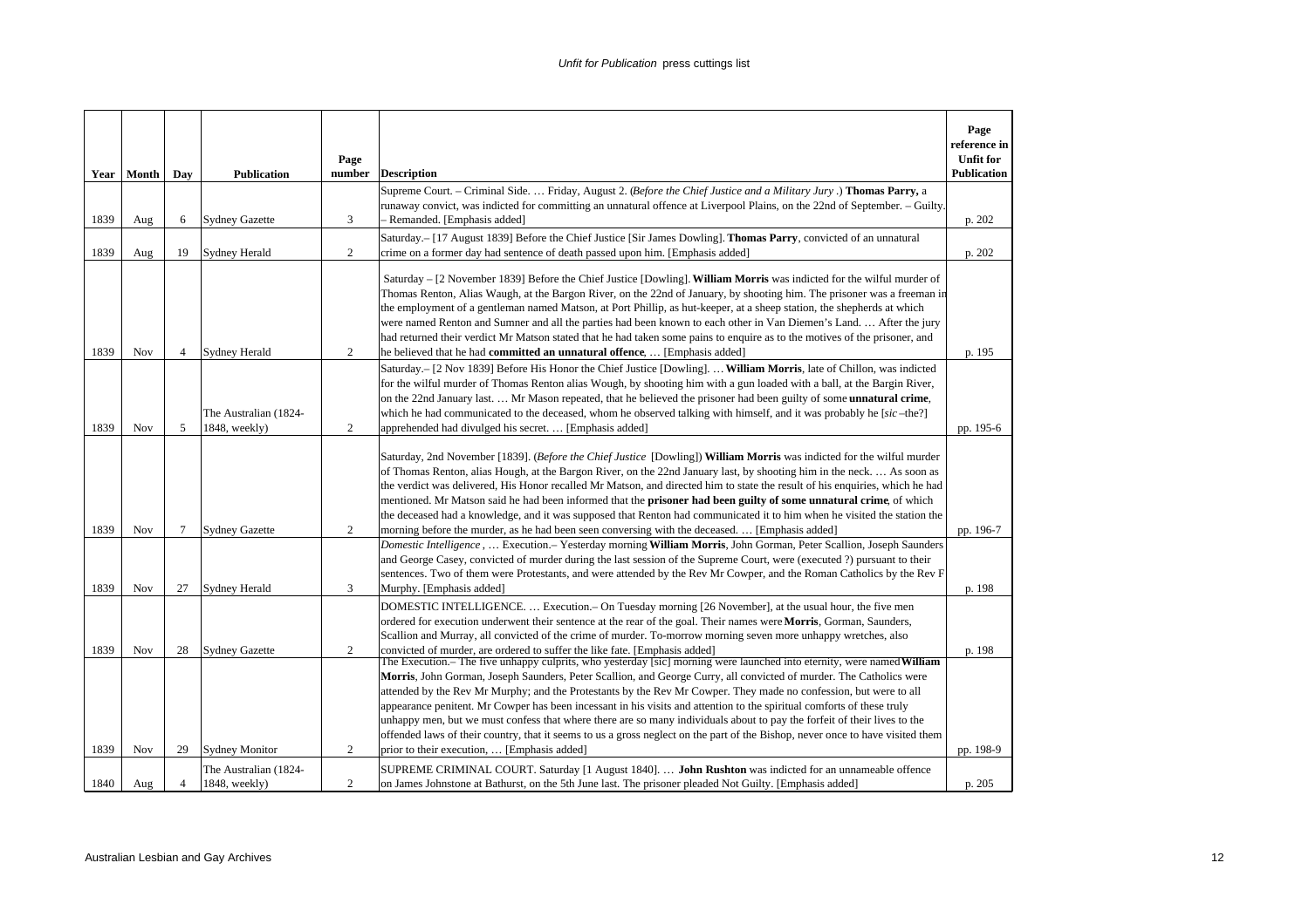| Year | Month | Day | Publication | Page number | Description | Page reference in Unfit for Publication |
|---|---|---|---|---|---|---|
| 1839 | Aug | 6 | Sydney Gazette | 3 | Supreme Court. – Criminal Side. … Friday, August 2. (*Before the Chief Justice and a Military Jury*.) **Thomas Parry,** a runaway convict, was indicted for committing an unnatural offence at Liverpool Plains, on the 22nd of September. – Guilty. – Remanded. [Emphasis added] | p. 202 |
| 1839 | Aug | 19 | Sydney Herald | 2 | Saturday.– [17 August 1839] Before the Chief Justice [Sir James Dowling]. **Thomas Parry**, convicted of an unnatural crime on a former day had sentence of death passed upon him. [Emphasis added] | p. 202 |
| 1839 | Nov | 4 | Sydney Herald | 2 | Saturday – [2 November 1839] Before the Chief Justice [Dowling]. **William Morris** was indicted for the wilful murder of Thomas Renton, Alias Waugh, at the Bargon River, on the 22nd of January, by shooting him. The prisoner was a freeman in the employment of a gentleman named Matson, at Port Phillip, as hut-keeper, at a sheep station, the shepherds at which were named Renton and Sumner and all the parties had been known to each other in Van Diemen's Land. … After the jury had returned their verdict Mr Matson stated that he had taken some pains to enquire as to the motives of the prisoner, and he believed that he had **committed an unnatural offence**, … [Emphasis added] | p. 195 |
| 1839 | Nov | 5 | The Australian (1824-1848, weekly) | 2 | Saturday.– [2 Nov 1839] Before His Honor the Chief Justice [Dowling]. … **William Morris**, late of Chillon, was indicted for the wilful murder of Thomas Renton alias Wough, by shooting him with a gun loaded with a ball, at the Bargin River, on the 22nd January last. … Mr Mason repeated, that he believed the prisoner had been guilty of some **unnatural crime**, which he had communicated to the deceased, whom he observed talking with himself, and it was probably he [*sic* –the?] apprehended had divulged his secret. … [Emphasis added] | pp. 195-6 |
| 1839 | Nov | 7 | Sydney Gazette | 2 | Saturday, 2nd November [1839]. (*Before the Chief Justice* [Dowling]) **William Morris** was indicted for the wilful murder of Thomas Renton, alias Hough, at the Bargon River, on the 22nd January last, by shooting him in the neck. … As soon as the verdict was delivered, His Honor recalled Mr Matson, and directed him to state the result of his enquiries, which he had mentioned. Mr Matson said he had been informed that the **prisoner had been guilty of some unnatural crime**, of which the deceased had a knowledge, and it was supposed that Renton had communicated it to him when he visited the station the morning before the murder, as he had been seen conversing with the deceased. … [Emphasis added] | pp. 196-7 |
| 1839 | Nov | 27 | Sydney Herald | 3 | *Domestic Intelligence*, … Execution.– Yesterday morning **William Morris**, John Gorman, Peter Scallion, Joseph Saunders and George Casey, convicted of murder during the last session of the Supreme Court, were (executed ?) pursuant to their sentences. Two of them were Protestants, and were attended by the Rev Mr Cowper, and the Roman Catholics by the Rev F Murphy. [Emphasis added] | p. 198 |
| 1839 | Nov | 28 | Sydney Gazette | 2 | DOMESTIC INTELLIGENCE. … Execution.– On Tuesday morning [26 November], at the usual hour, the five men ordered for execution underwent their sentence at the rear of the goal. Their names were **Morris**, Gorman, Saunders, Scallion and Murray, all convicted of the crime of murder. To-morrow morning seven more unhappy wretches, also convicted of murder, are ordered to suffer the like fate. [Emphasis added] | p. 198 |
| 1839 | Nov | 29 | Sydney Monitor | 2 | The Execution.– The five unhappy culprits, who yesterday [sic] morning were launched into eternity, were named **William Morris**, John Gorman, Joseph Saunders, Peter Scallion, and George Curry, all convicted of murder. The Catholics were attended by the Rev Mr Murphy; and the Protestants by the Rev Mr Cowper. They made no confession, but were to all appearance penitent. Mr Cowper has been incessant in his visits and attention to the spiritual comforts of these truly unhappy men, but we must confess that where there are so many individuals about to pay the forfeit of their lives to the offended laws of their country, that it seems to us a gross neglect on the part of the Bishop, never once to have visited them prior to their execution, … [Emphasis added] | pp. 198-9 |
| 1840 | Aug | 4 | The Australian (1824-1848, weekly) | 2 | SUPREME CRIMINAL COURT. Saturday [1 August 1840]. … **John Rushton** was indicted for an unnameable offence on James Johnstone at Bathurst, on the 5th June last. The prisoner pleaded Not Guilty. [Emphasis added] | p. 205 |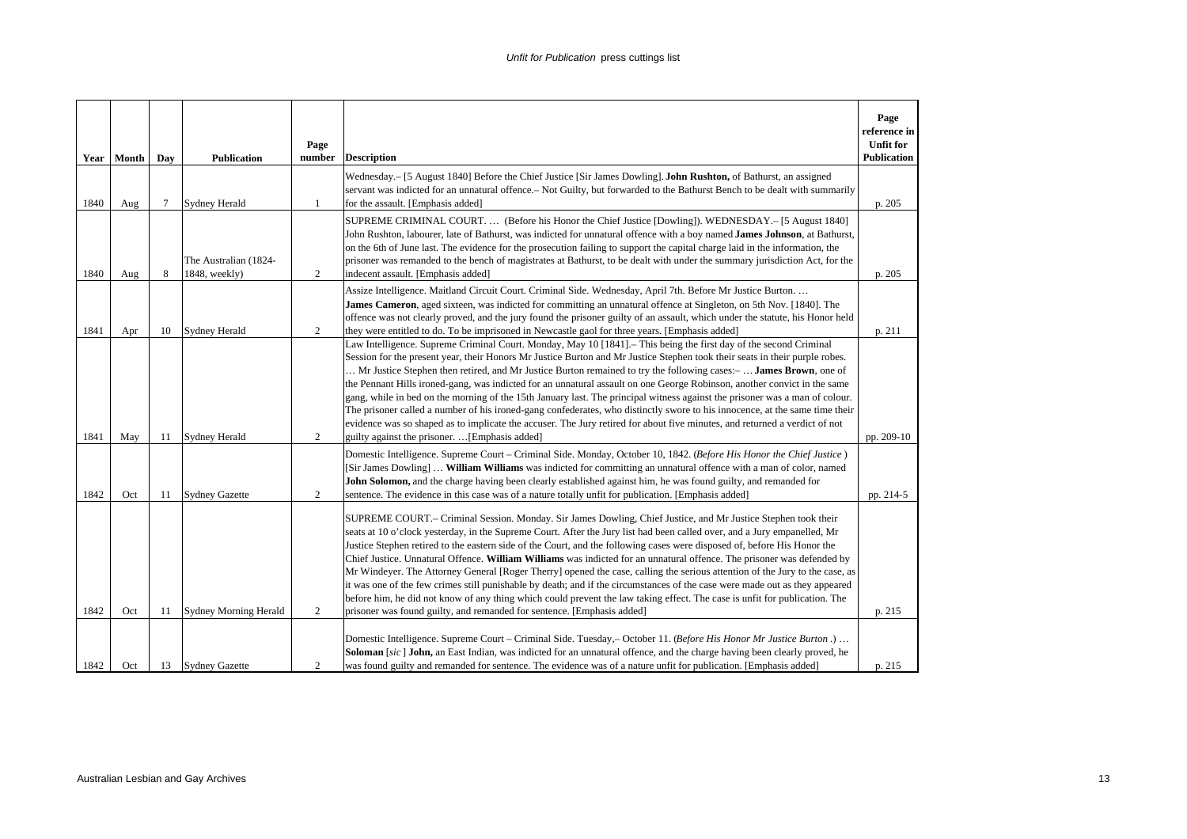| Year | Month | Day | Publication | Page number | Description | Page reference in Unfit for Publication |
|---|---|---|---|---|---|---|
| 1840 | Aug | 7 | Sydney Herald | 1 | Wednesday.– [5 August 1840] Before the Chief Justice [Sir James Dowling]. **John Rushton,** of Bathurst, an assigned servant was indicted for an unnatural offence.– Not Guilty, but forwarded to the Bathurst Bench to be dealt with summarily for the assault. [Emphasis added] | p. 205 |
| 1840 | Aug | 8 | The Australian (1824-1848, weekly) | 2 | SUPREME CRIMINAL COURT. … (Before his Honor the Chief Justice [Dowling]). WEDNESDAY.– [5 August 1840] John Rushton, labourer, late of Bathurst, was indicted for unnatural offence with a boy named **James Johnson**, at Bathurst, on the 6th of June last. The evidence for the prosecution failing to support the capital charge laid in the information, the prisoner was remanded to the bench of magistrates at Bathurst, to be dealt with under the summary jurisdiction Act, for the indecent assault. [Emphasis added] | p. 205 |
| 1841 | Apr | 10 | Sydney Herald | 2 | Assize Intelligence. Maitland Circuit Court. Criminal Side. Wednesday, April 7th. Before Mr Justice Burton. … **James Cameron**, aged sixteen, was indicted for committing an unnatural offence at Singleton, on 5th Nov. [1840]. The offence was not clearly proved, and the jury found the prisoner guilty of an assault, which under the statute, his Honor held they were entitled to do. To be imprisoned in Newcastle gaol for three years. [Emphasis added] | p. 211 |
| 1841 | May | 11 | Sydney Herald | 2 | Law Intelligence. Supreme Criminal Court. Monday, May 10 [1841].– This being the first day of the second Criminal Session for the present year, their Honors Mr Justice Burton and Mr Justice Stephen took their seats in their purple robes. … Mr Justice Stephen then retired, and Mr Justice Burton remained to try the following cases:– … **James Brown**, one of the Pennant Hills ironed-gang, was indicted for an unnatural assault on one George Robinson, another convict in the same gang, while in bed on the morning of the 15th January last. The principal witness against the prisoner was a man of colour. The prisoner called a number of his ironed-gang confederates, who distinctly swore to his innocence, at the same time their evidence was so shaped as to implicate the accuser. The Jury retired for about five minutes, and returned a verdict of not guilty against the prisoner. …[Emphasis added] | pp. 209-10 |
| 1842 | Oct | 11 | Sydney Gazette | 2 | Domestic Intelligence. Supreme Court – Criminal Side. Monday, October 10, 1842. (*Before His Honor the Chief Justice* ) [Sir James Dowling] … **William Williams** was indicted for committing an unnatural offence with a man of color, named **John Solomon,** and the charge having been clearly established against him, he was found guilty, and remanded for sentence. The evidence in this case was of a nature totally unfit for publication. [Emphasis added] | pp. 214-5 |
| 1842 | Oct | 11 | Sydney Morning Herald | 2 | SUPREME COURT.– Criminal Session. Monday. Sir James Dowling, Chief Justice, and Mr Justice Stephen took their seats at 10 o'clock yesterday, in the Supreme Court. After the Jury list had been called over, and a Jury empanelled, Mr Justice Stephen retired to the eastern side of the Court, and the following cases were disposed of, before His Honor the Chief Justice. Unnatural Offence. **William Williams** was indicted for an unnatural offence. The prisoner was defended by Mr Windeyer. The Attorney General [Roger Therry] opened the case, calling the serious attention of the Jury to the case, as it was one of the few crimes still punishable by death; and if the circumstances of the case were made out as they appeared before him, he did not know of any thing which could prevent the law taking effect. The case is unfit for publication. The prisoner was found guilty, and remanded for sentence. [Emphasis added] | p. 215 |
| 1842 | Oct | 13 | Sydney Gazette | 2 | Domestic Intelligence. Supreme Court – Criminal Side. Tuesday,– October 11. (*Before His Honor Mr Justice Burton* .) … **Soloman** [*sic* ] **John,** an East Indian, was indicted for an unnatural offence, and the charge having been clearly proved, he was found guilty and remanded for sentence. The evidence was of a nature unfit for publication. [Emphasis added] | p. 215 |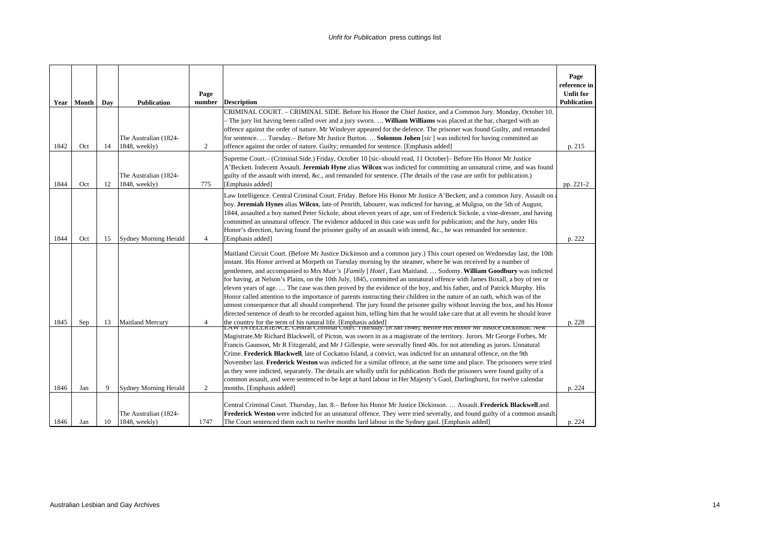| Year | Month | Day | Publication | Page number | Description | Page reference in Unfit for Publication |
|---|---|---|---|---|---|---|
| 1842 | Oct | 14 | The Australian (1824-1848, weekly) | 2 | CRIMINAL COURT. – CRIMINAL SIDE. Before his Honor the Chief Justice, and a Common Jury. Monday, October 10. – The jury list having been called over and a jury sworn. … **William Williams** was placed at the bar, charged with an offence against the order of nature. Mr Windeyer appeared for the defence. The prisoner was found Guilty, and remanded for sentence. … Tuesday.– Before Mr Justice Burton. … **Solomon Johen** [*sic*] was indicted for having committed an offence against the order of nature. Guilty; remanded for sentence. [Emphasis added] | p. 215 |
| 1844 | Oct | 12 | The Australian (1824-1848, weekly) | 775 | Supreme Court.– (Criminal Side.) Friday, October 10 [sic–should read, 11 October]– Before His Honor Mr Justice A'Beckett. Indecent Assault. **Jeremiah Hyne** alias **Wilcox** was indicted for committing an unnatural crime, and was found guilty of the assault with intend, &c., and remanded for sentence. (The details of the case are unfit for publication.) [Emphasis added] | pp. 221-2 |
| 1844 | Oct | 15 | Sydney Morning Herald | 4 | Law Intelligence. Central Criminal Court. Friday. Before His Honor Mr Justice A'Beckett, and a common Jury. Assault on a boy. **Jeremiah Hynes** alias **Wilcox**, late of Penrith, labourer, was indicted for having, at Mulgoa, on the 5th of August, 1844, assaulted a boy named Peter Sickole, about eleven years of age, son of Frederick Sickole, a vine-dresser, and having committed an unnatural offence. The evidence adduced in this case was unfit for publication; and the Jury, under His Honor's direction, having found the prisoner guilty of an assault with intend, &c., he was remanded for sentence. [Emphasis added] | p. 222 |
| 1845 | Sep | 13 | Maitland Mercury | 4 | Maitland Circuit Court. (Before Mr Justice Dickinson and a common jury.) This court opened on Wednesday last, the 10th instant. His Honor arrived at Morpeth on Tuesday morning by the steamer, where he was received by a number of gentlemen, and accompanied to Mrs *Muir's* [*Family*] *Hotel*, East Maitland. … Sodomy. **William Goodbury** was indicted for having, at Nelson's Plains, on the 10th July, 1845, committed an unnatural offence with James Boxall, a boy of ten or eleven years of age. … The case was then proved by the evidence of the boy, and his father, and of Patrick Murphy. His Honor called attention to the importance of parents instructing their children in the nature of an oath, which was of the utmost consequence that all should comprehend. The jury found the prisoner guilty without leaving the box, and his Honor directed sentence of death to be recorded against him, telling him that he would take care that at all events he should leave the country for the term of his natural life. [Emphasis added] | p. 228 |
| 1846 | Jan | 9 | Sydney Morning Herald | 2 | LAW INTELLIGENCE. Central Criminal Court. Thursday. [8 Jan 1846]. Before His Honor Mr Justice Dickinson. New Magistrate.Mr Richard Blackwell, of Picton, was sworn in as a magistrate of the territory. Jurors. Mr George Forbes, Mr Francis Gaunson, Mr R Fitzgerald, and Mr J Gillespie, were severally fined 40s. for not attending as jurors. Unnatural Crime. **Frederick Blackwell**, late of Cockatoo Island, a convict, was indicted for an unnatural offence, on the 9th November last. **Frederick Weston** was indicted for a similar offence, at the same time and place. The prisoners were tried as they were indicted, separately. The details are wholly unfit for publication. Both the prisoners were found guilty of a common assault, and were sentenced to be kept at hard labour in Her Majesty's Gaol, Darlinghurst, for twelve calendar months. [Emphasis added] | p. 224 |
| 1846 | Jan | 10 | The Australian (1824-1848, weekly) | 1747 | Central Criminal Court. Thursday, Jan. 8.– Before his Honor Mr Justice Dickinson. … Assault. **Frederick Blackwell** and **Frederick Weston** were indicted for an unnatural offence. They were tried severally, and found guilty of a common assault. The Court sentenced them each to twelve months lard labour in the Sydney gaol. [Emphasis added] | p. 224 |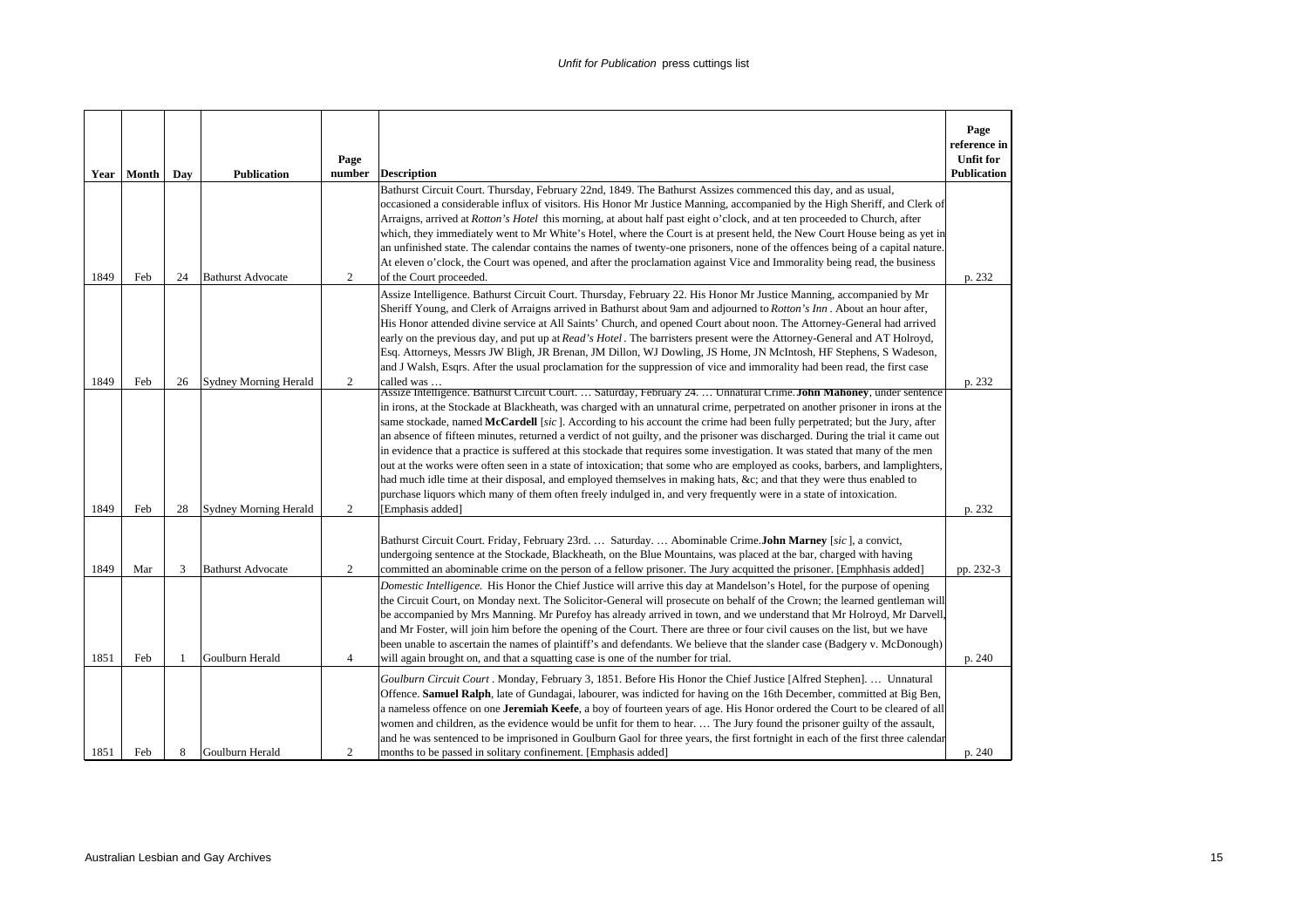| Year | Month | Day | Publication | Page number | Description | Page reference in Unfit for Publication |
|---|---|---|---|---|---|---|
| 1849 | Feb | 24 | Bathurst Advocate | 2 | Bathurst Circuit Court. Thursday, February 22nd, 1849. The Bathurst Assizes commenced this day, and as usual, occasioned a considerable influx of visitors. His Honor Mr Justice Manning, accompanied by the High Sheriff, and Clerk of Arraigns, arrived at *Rotton's Hotel* this morning, at about half past eight o'clock, and at ten proceeded to Church, after which, they immediately went to Mr White's Hotel, where the Court is at present held, the New Court House being as yet in an unfinished state. The calendar contains the names of twenty-one prisoners, none of the offences being of a capital nature. At eleven o'clock, the Court was opened, and after the proclamation against Vice and Immorality being read, the business of the Court proceeded. | p. 232 |
| 1849 | Feb | 26 | Sydney Morning Herald | 2 | Assize Intelligence. Bathurst Circuit Court. Thursday, February 22. His Honor Mr Justice Manning, accompanied by Mr Sheriff Young, and Clerk of Arraigns arrived in Bathurst about 9am and adjourned to *Rotton's Inn*. About an hour after, His Honor attended divine service at All Saints' Church, and opened Court about noon. The Attorney-General had arrived early on the previous day, and put up at *Read's Hotel*. The barristers present were the Attorney-General and AT Holroyd, Esq. Attorneys, Messrs JW Bligh, JR Brenan, JM Dillon, WJ Dowling, JS Home, JN McIntosh, HF Stephens, S Wadeson, and J Walsh, Esqrs. After the usual proclamation for the suppression of vice and immorality had been read, the first case called was … | p. 232 |
| 1849 | Feb | 28 | Sydney Morning Herald | 2 | Assize Intelligence. Bathurst Circuit Court. … Saturday, February 24. … Unnatural Crime. **John Mahoney**, under sentence in irons, at the Stockade at Blackheath, was charged with an unnatural crime, perpetrated on another prisoner in irons at the same stockade, named **McCardell** [*sic*]. According to his account the crime had been fully perpetrated; but the Jury, after an absence of fifteen minutes, returned a verdict of not guilty, and the prisoner was discharged. During the trial it came out in evidence that a practice is suffered at this stockade that requires some investigation. It was stated that many of the men out at the works were often seen in a state of intoxication; that some who are employed as cooks, barbers, and lamplighters, had much idle time at their disposal, and employed themselves in making hats, &c; and that they were thus enabled to purchase liquors which many of them often freely indulged in, and very frequently were in a state of intoxication. [Emphasis added] | p. 232 |
| 1849 | Mar | 3 | Bathurst Advocate | 2 | Bathurst Circuit Court. Friday, February 23rd. … Saturday. … Abominable Crime. **John Marney** [*sic*], a convict, undergoing sentence at the Stockade, Blackheath, on the Blue Mountains, was placed at the bar, charged with having committed an abominable crime on the person of a fellow prisoner. The Jury acquitted the prisoner. [Emphhasis added] | pp. 232-3 |
| 1851 | Feb | 1 | Goulburn Herald | 4 | *Domestic Intelligence.* His Honor the Chief Justice will arrive this day at Mandelson's Hotel, for the purpose of opening the Circuit Court, on Monday next. The Solicitor-General will prosecute on behalf of the Crown; the learned gentleman will be accompanied by Mrs Manning. Mr Purefoy has already arrived in town, and we understand that Mr Holroyd, Mr Darvell, and Mr Foster, will join him before the opening of the Court. There are three or four civil causes on the list, but we have been unable to ascertain the names of plaintiff's and defendants. We believe that the slander case (Badgery v. McDonough) will again brought on, and that a squatting case is one of the number for trial. | p. 240 |
| 1851 | Feb | 8 | Goulburn Herald | 2 | *Goulburn Circuit Court*. Monday, February 3, 1851. Before His Honor the Chief Justice [Alfred Stephen]. … Unnatural Offence. **Samuel Ralph**, late of Gundagai, labourer, was indicted for having on the 16th December, committed at Big Ben, a nameless offence on one **Jeremiah Keefe**, a boy of fourteen years of age. His Honor ordered the Court to be cleared of all women and children, as the evidence would be unfit for them to hear. … The Jury found the prisoner guilty of the assault, and he was sentenced to be imprisoned in Goulburn Gaol for three years, the first fortnight in each of the first three calendar months to be passed in solitary confinement. [Emphasis added] | p. 240 |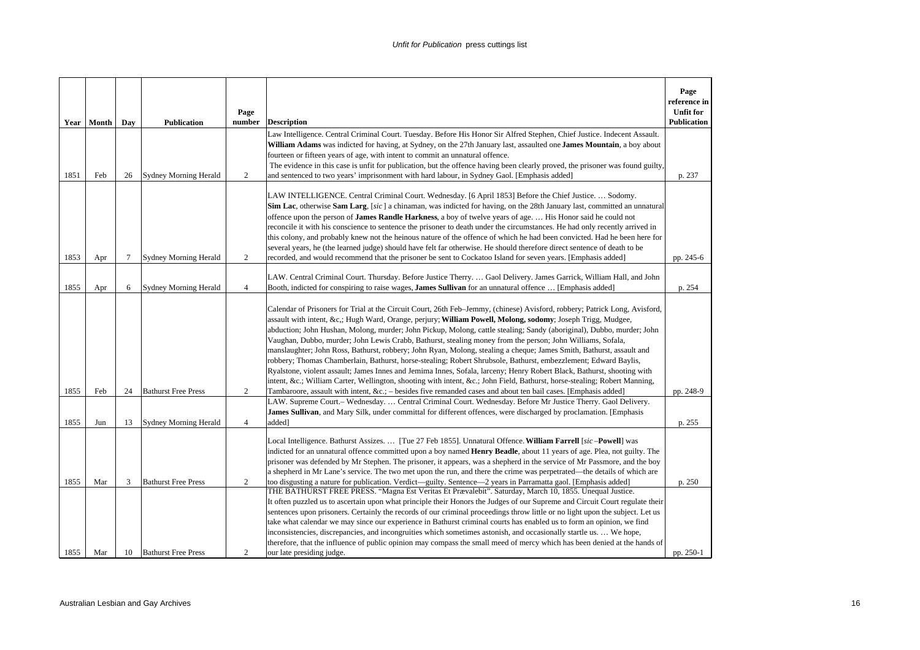| Year | Month | Day | Publication | Page number | Description | Page reference in Unfit for Publication |
|---|---|---|---|---|---|---|
| 1851 | Feb | 26 | Sydney Morning Herald | 2 | Law Intelligence. Central Criminal Court. Tuesday. Before His Honor Sir Alfred Stephen, Chief Justice. Indecent Assault. **William Adams** was indicted for having, at Sydney, on the 27th January last, assaulted one **James Mountain**, a boy about fourteen or fifteen years of age, with intent to commit an unnatural offence. The evidence in this case is unfit for publication, but the offence having been clearly proved, the prisoner was found guilty, and sentenced to two years' imprisonment with hard labour, in Sydney Gaol. [Emphasis added] | p. 237 |
| 1853 | Apr | 7 | Sydney Morning Herald | 2 | LAW INTELLIGENCE. Central Criminal Court. Wednesday. [6 April 1853] Before the Chief Justice. … Sodomy. **Sim Lac**, otherwise **Sam Larg**, [*sic*] a chinaman, was indicted for having, on the 28th January last, committed an unnatural offence upon the person of **James Randle Harkness**, a boy of twelve years of age. … His Honor said he could not reconcile it with his conscience to sentence the prisoner to death under the circumstances. He had only recently arrived in this colony, and probably knew not the heinous nature of the offence of which he had been convicted. Had he been here for several years, he (the learned judge) should have felt far otherwise. He should therefore direct sentence of death to be recorded, and would recommend that the prisoner be sent to Cockatoo Island for seven years. [Emphasis added] | pp. 245-6 |
| 1855 | Apr | 6 | Sydney Morning Herald | 4 | LAW. Central Criminal Court. Thursday. Before Justice Therry. … Gaol Delivery. James Garrick, William Hall, and John Booth, indicted for conspiring to raise wages, **James Sullivan** for an unnatural offence … [Emphasis added] | p. 254 |
| 1855 | Feb | 24 | Bathurst Free Press | 2 | Calendar of Prisoners for Trial at the Circuit Court, 26th Feb–Jemmy, (chinese) Avisford, robbery; Patrick Long, Avisford, assault with intent, &c,; Hugh Ward, Orange, perjury; **William Powell, Molong, sodomy**; Joseph Trigg, Mudgee, abduction; John Hushan, Molong, murder; John Pickup, Molong, cattle stealing; Sandy (aboriginal), Dubbo, murder; John Vaughan, Dubbo, murder; John Lewis Crabb, Bathurst, stealing money from the person; John Williams, Sofala, manslaughter; John Ross, Bathurst, robbery; John Ryan, Molong, stealing a cheque; James Smith, Bathurst, assault and robbery; Thomas Chamberlain, Bathurst, horse-stealing; Robert Shrubsole, Bathurst, embezzlement; Edward Baylis, Ryalstone, violent assault; James Innes and Jemima Innes, Sofala, larceny; Henry Robert Black, Bathurst, shooting with intent, &c.; William Carter, Wellington, shooting with intent, &c.; John Field, Bathurst, horse-stealing; Robert Manning, Tambaroore, assault with intent, &c.; – besides five remanded cases and about ten bail cases. [Emphasis added] | pp. 248-9 |
| 1855 | Jun | 13 | Sydney Morning Herald | 4 | LAW. Supreme Court.– Wednesday. … Central Criminal Court. Wednesday. Before Mr Justice Therry. Gaol Delivery. **James Sullivan**, and Mary Silk, under committal for different offences, were discharged by proclamation. [Emphasis added] | p. 255 |
| 1855 | Mar | 3 | Bathurst Free Press | 2 | Local Intelligence. Bathurst Assizes. … [Tue 27 Feb 1855]. Unnatural Offence. **William Farrell** [*sic* –**Powell**] was indicted for an unnatural offence committed upon a boy named **Henry Beadle**, about 11 years of age. Plea, not guilty. The prisoner was defended by Mr Stephen. The prisoner, it appears, was a shepherd in the service of Mr Passmore, and the boy a shepherd in Mr Lane's service. The two met upon the run, and there the crime was perpetrated—the details of which are too disgusting a nature for publication. Verdict—guilty. Sentence—2 years in Parramatta gaol. [Emphasis added] | p. 250 |
| 1855 | Mar | 10 | Bathurst Free Press | 2 | THE BATHURST FREE PRESS. "Magna Est Veritas Et Prævalebit". Saturday, March 10, 1855. Unequal Justice. It often puzzled us to ascertain upon what principle their Honors the Judges of our Supreme and Circuit Court regulate their sentences upon prisoners. Certainly the records of our criminal proceedings throw little or no light upon the subject. Let us take what calendar we may since our experience in Bathurst criminal courts has enabled us to form an opinion, we find inconsistencies, discrepancies, and incongruities which sometimes astonish, and occasionally startle us. … We hope, therefore, that the influence of public opinion may compass the small meed of mercy which has been denied at the hands of our late presiding judge. | pp. 250-1 |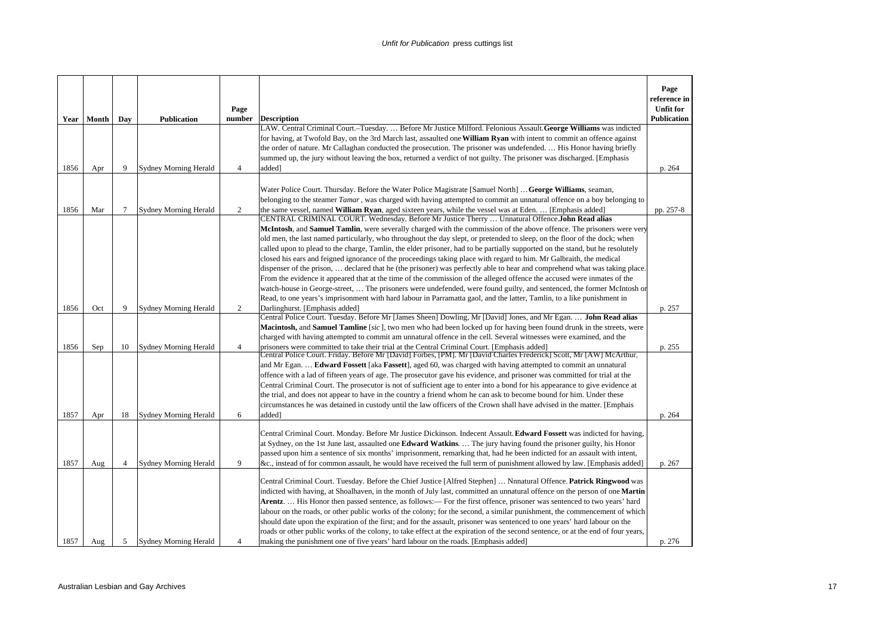| Year | Month | Day | Publication | Page number | Description | Page reference in Unfit for Publication |
|---|---|---|---|---|---|---|
| 1856 | Apr | 9 | Sydney Morning Herald | 4 | LAW. Central Criminal Court.–Tuesday. … Before Mr Justice Milford. Felonious Assault. **George Williams** was indicted for having, at Twofold Bay, on the 3rd March last, assaulted one **William Ryan** with intent to commit an offence against the order of nature. Mr Callaghan conducted the prosecution. The prisoner was undefended. … His Honor having briefly summed up, the jury without leaving the box, returned a verdict of not guilty. The prisoner was discharged. [Emphasis added] | p. 264 |
| 1856 | Mar | 7 | Sydney Morning Herald | 2 | Water Police Court. Thursday. Before the Water Police Magistrate [Samuel North] … **George Williams**, seaman, belonging to the steamer *Tamar*, was charged with having attempted to commit an unnatural offence on a boy belonging to the same vessel, named **William Ryan**, aged sixteen years, while the vessel was at Eden. … [Emphasis added] | pp. 257-8 |
| 1856 | Oct | 9 | Sydney Morning Herald | 2 | CENTRAL CRIMINAL COURT. Wednesday. Before Mr Justice Therry … Unnatural Offence. **John Read alias McIntosh**, and **Samuel Tamlin**, were severally charged with the commission of the above offence. The prisoners were very old men, the last named particularly, who throughout the day slept, or pretended to sleep, on the floor of the dock; when called upon to plead to the charge, Tamlin, the elder prisoner, had to be partially supported on the stand, but he resolutely closed his ears and feigned ignorance of the proceedings taking place with regard to him. Mr Galbraith, the medical dispenser of the prison, … declared that he (the prisoner) was perfectly able to hear and comprehend what was taking place. From the evidence it appeared that at the time of the commission of the alleged offence the accused were inmates of the watch-house in George-street, … The prisoners were undefended, were found guilty, and sentenced, the former McIntosh or Read, to one years's imprisonment with hard labour in Parramatta gaol, and the latter, Tamlin, to a like punishment in Darlinghurst. [Emphasis added] | p. 257 |
| 1856 | Sep | 10 | Sydney Morning Herald | 4 | Central Police Court. Tuesday. Before Mr [James Sheen] Dowling, Mr [David] Jones, and Mr Egan. … **John Read alias Macintosh,** and **Samuel Tamline** [*sic*], two men who had been locked up for having been found drunk in the streets, were charged with having attempted to commit am unnatural offence in the cell. Several witnesses were examined, and the prisoners were committed to take their trial at the Central Criminal Court. [Emphasis added] | p. 255 |
| 1857 | Apr | 18 | Sydney Morning Herald | 6 | Central Police Court. Friday. Before Mr [David] Forbes, [PM]. Mr [David Charles Frederick] Scott, Mr [AW] McArthur, and Mr Egan. … **Edward Fossett** [aka **Fassett**], aged 60, was charged with having attempted to commit an unnatural offence with a lad of fifteen years of age. The prosecutor gave his evidence, and prisoner was committed for trial at the Central Criminal Court. The prosecutor is not of sufficient age to enter into a bond for his appearance to give evidence at the trial, and does not appear to have in the country a friend whom he can ask to become bound for him. Under these circumstances he was detained in custody until the law officers of the Crown shall have advised in the matter. [Emphais added] | p. 264 |
| 1857 | Aug | 4 | Sydney Morning Herald | 9 | Central Criminal Court. Monday. Before Mr Justice Dickinson. Indecent Assault. **Edward Fossett** was indicted for having, at Sydney, on the 1st June last, assaulted one **Edward Watkins**. … The jury having found the prisoner guilty, his Honor passed upon him a sentence of six months' imprisonment, remarking that, had he been indicted for an assault with intent, &c., instead of for common assault, he would have received the full term of punishment allowed by law. [Emphasis added] | p. 267 |
| 1857 | Aug | 5 | Sydney Morning Herald | 4 | Central Criminal Court. Tuesday. Before the Chief Justice [Alfred Stephen] … Nnnatural Offence. **Patrick Ringwood** was indicted with having, at Shoalhaven, in the month of July last, committed an unnatural offence on the person of one **Martin Arentz**. … His Honor then passed sentence, as follows:— For the first offence, prisoner was sentenced to two years' hard labour on the roads, or other public works of the colony; for the second, a similar punishment, the commencement of which should date upon the expiration of the first; and for the assault, prisoner was sentenced to one years' hard labour on the roads or other public works of the colony, to take effect at the expiration of the second sentence, or at the end of four years, making the punishment one of five years' hard labour on the roads. [Emphasis added] | p. 276 |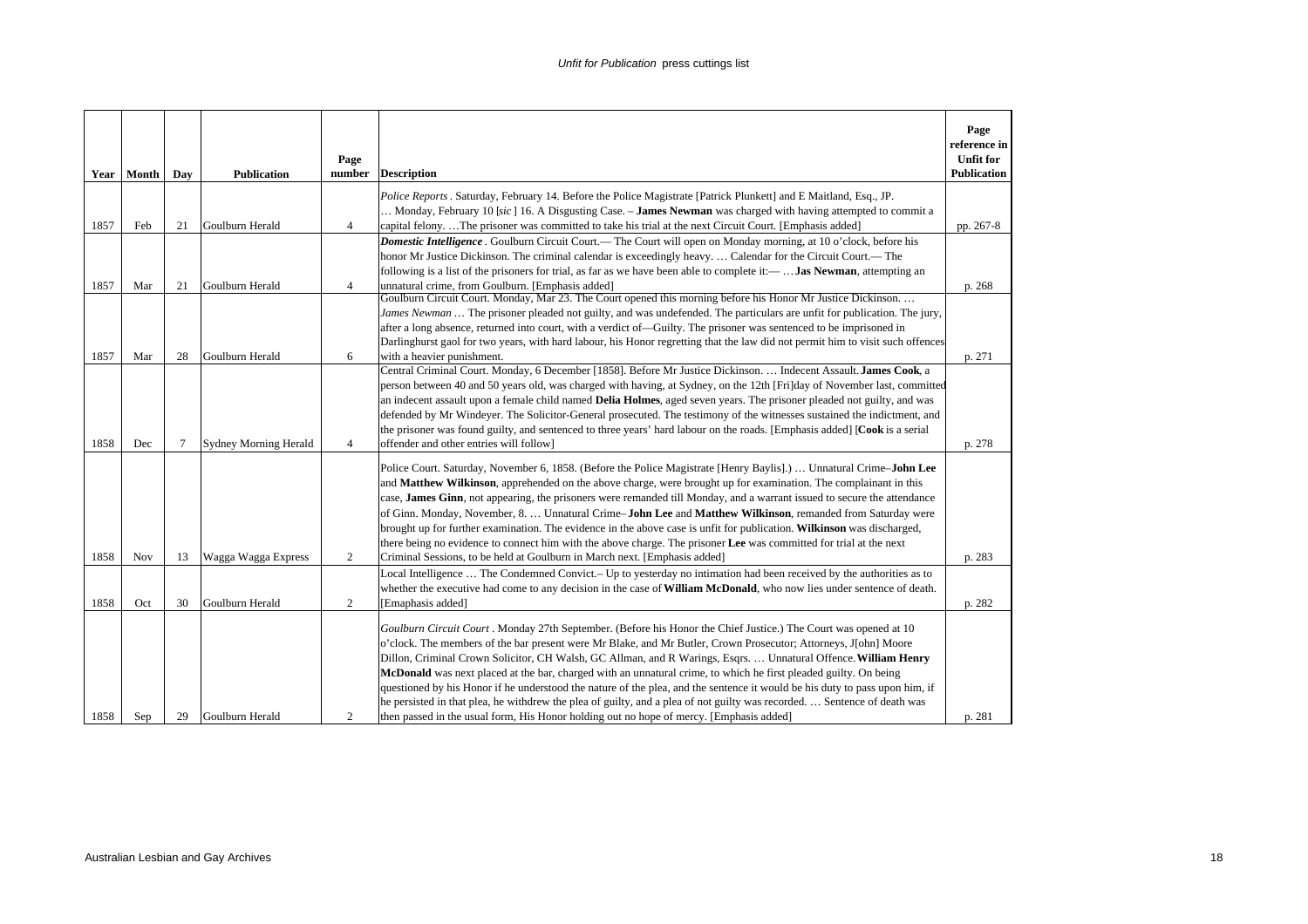| Year | Month | Day | Publication | Page number | Description | Page reference in Unfit for Publication |
|---|---|---|---|---|---|---|
| 1857 | Feb | 21 | Goulburn Herald | 4 | *Police Reports*. Saturday, February 14. Before the Police Magistrate [Patrick Plunkett] and E Maitland, Esq., JP. … Monday, February 10 [*sic* ] 16. A Disgusting Case. – **James Newman** was charged with having attempted to commit a capital felony. …The prisoner was committed to take his trial at the next Circuit Court. [Emphasis added] | pp. 267-8 |
| 1857 | Mar | 21 | Goulburn Herald | 4 | ***Domestic Intelligence***. Goulburn Circuit Court.— The Court will open on Monday morning, at 10 o'clock, before his honor Mr Justice Dickinson. The criminal calendar is exceedingly heavy. … Calendar for the Circuit Court.— The following is a list of the prisoners for trial, as far as we have been able to complete it:— …**Jas Newman**, attempting an unnatural crime, from Goulburn. [Emphasis added] | p. 268 |
| 1857 | Mar | 28 | Goulburn Herald | 6 | Goulburn Circuit Court. Monday, Mar 23. The Court opened this morning before his Honor Mr Justice Dickinson. … *James Newman* … The prisoner pleaded not guilty, and was undefended. The particulars are unfit for publication. The jury, after a long absence, returned into court, with a verdict of—Guilty. The prisoner was sentenced to be imprisoned in Darlinghurst gaol for two years, with hard labour, his Honor regretting that the law did not permit him to visit such offences with a heavier punishment. | p. 271 |
| 1858 | Dec | 7 | Sydney Morning Herald | 4 | Central Criminal Court. Monday, 6 December [1858]. Before Mr Justice Dickinson. … Indecent Assault. **James Cook**, a person between 40 and 50 years old, was charged with having, at Sydney, on the 12th [Fri]day of November last, committed an indecent assault upon a female child named **Delia Holmes**, aged seven years. The prisoner pleaded not guilty, and was defended by Mr Windeyer. The Solicitor-General prosecuted. The testimony of the witnesses sustained the indictment, and the prisoner was found guilty, and sentenced to three years' hard labour on the roads. [Emphasis added] [**Cook** is a serial offender and other entries will follow] | p. 278 |
| 1858 | Nov | 13 | Wagga Wagga Express | 2 | Police Court. Saturday, November 6, 1858. (Before the Police Magistrate [Henry Baylis].) … Unnatural Crime–**John Lee** and **Matthew Wilkinson**, apprehended on the above charge, were brought up for examination. The complainant in this case, **James Ginn**, not appearing, the prisoners were remanded till Monday, and a warrant issued to secure the attendance of Ginn. Monday, November, 8. … Unnatural Crime– **John Lee** and **Matthew Wilkinson**, remanded from Saturday were brought up for further examination. The evidence in the above case is unfit for publication. **Wilkinson** was discharged, there being no evidence to connect him with the above charge. The prisoner **Lee** was committed for trial at the next Criminal Sessions, to be held at Goulburn in March next. [Emphasis added] | p. 283 |
| 1858 | Oct | 30 | Goulburn Herald | 2 | Local Intelligence … The Condemned Convict.– Up to yesterday no intimation had been received by the authorities as to whether the executive had come to any decision in the case of **William McDonald**, who now lies under sentence of death. [Emaphasis added] | p. 282 |
| 1858 | Sep | 29 | Goulburn Herald | 2 | *Goulburn Circuit Court*. Monday 27th September. (Before his Honor the Chief Justice.) The Court was opened at 10 o'clock. The members of the bar present were Mr Blake, and Mr Butler, Crown Prosecutor; Attorneys, J[ohn] Moore Dillon, Criminal Crown Solicitor, CH Walsh, GC Allman, and R Warings, Esqrs. … Unnatural Offence. **William Henry McDonald** was next placed at the bar, charged with an unnatural crime, to which he first pleaded guilty. On being questioned by his Honor if he understood the nature of the plea, and the sentence it would be his duty to pass upon him, if he persisted in that plea, he withdrew the plea of guilty, and a plea of not guilty was recorded. … Sentence of death was then passed in the usual form, His Honor holding out no hope of mercy. [Emphasis added] | p. 281 |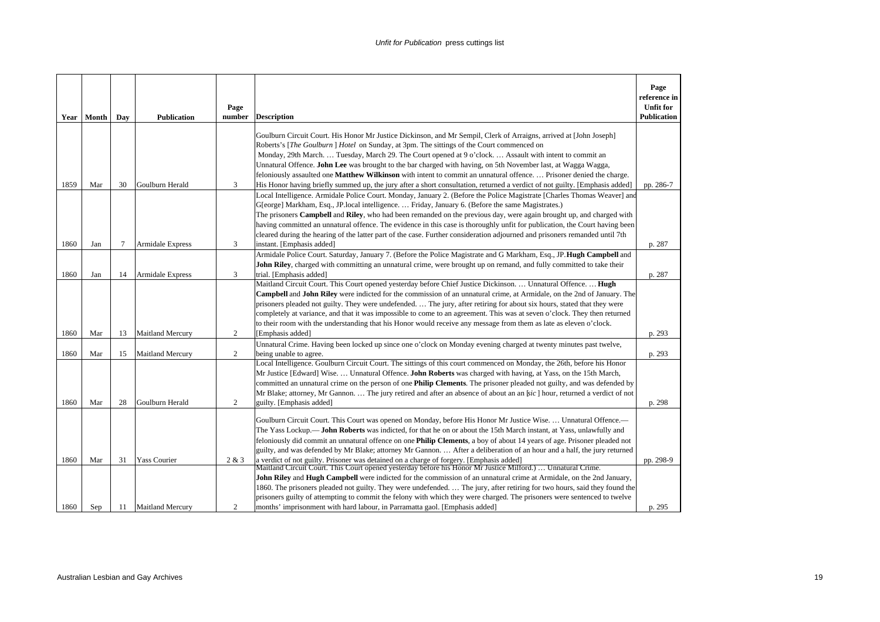| Year | Month | Day | Publication | Page number | Description | Page reference in Unfit for Publication |
|---|---|---|---|---|---|---|
| 1859 | Mar | 30 | Goulburn Herald | 3 | Goulburn Circuit Court. His Honor Mr Justice Dickinson, and Mr Sempil, Clerk of Arraigns, arrived at [John Joseph] Roberts's [*The Goulburn* ] *Hotel* on Sunday, at 3pm. The sittings of the Court commenced on Monday, 29th March. … Tuesday, March 29. The Court opened at 9 o'clock. … Assault with intent to commit an Unnatural Offence. **John Lee** was brought to the bar charged with having, on 5th November last, at Wagga Wagga, feloniously assaulted one **Matthew Wilkinson** with intent to commit an unnatural offence. … Prisoner denied the charge. His Honor having briefly summed up, the jury after a short consultation, returned a verdict of not guilty. [Emphasis added] | pp. 286-7 |
| 1860 | Jan | 7 | Armidale Express | 3 | Local Intelligence. Armidale Police Court. Monday, January 2. (Before the Police Magistrate [Charles Thomas Weaver] and G[eorge] Markham, Esq., JP.local intelligence. … Friday, January 6. (Before the same Magistrates.) The prisoners **Campbell** and **Riley**, who had been remanded on the previous day, were again brought up, and charged with having committed an unnatural offence. The evidence in this case is thoroughly unfit for publication, the Court having been cleared during the hearing of the latter part of the case. Further consideration adjourned and prisoners remanded until 7th instant. [Emphasis added] | p. 287 |
| 1860 | Jan | 14 | Armidale Express | 3 | Armidale Police Court. Saturday, January 7. (Before the Police Magistrate and G Markham, Esq., JP.**Hugh Campbell** and **John Riley**, charged with committing an unnatural crime, were brought up on remand, and fully committed to take their trial. [Emphasis added] | p. 287 |
| 1860 | Mar | 13 | Maitland Mercury | 2 | Maitland Circuit Court. This Court opened yesterday before Chief Justice Dickinson. … Unnatural Offence. … **Hugh Campbell** and **John Riley** were indicted for the commission of an unnatural crime, at Armidale, on the 2nd of January. The prisoners pleaded not guilty. They were undefended. … The jury, after retiring for about six hours, stated that they were completely at variance, and that it was impossible to come to an agreement. This was at seven o'clock. They then returned to their room with the understanding that his Honor would receive any message from them as late as eleven o'clock. [Emphasis added] | p. 293 |
| 1860 | Mar | 15 | Maitland Mercury | 2 | Unnatural Crime. Having been locked up since one o'clock on Monday evening charged at twenty minutes past twelve, being unable to agree. | p. 293 |
| 1860 | Mar | 28 | Goulburn Herald | 2 | Local Intelligence. Goulburn Circuit Court. The sittings of this court commenced on Monday, the 26th, before his Honor Mr Justice [Edward] Wise. … Unnatural Offence. **John Roberts** was charged with having, at Yass, on the 15th March, committed an unnatural crime on the person of one **Philip Clements**. The prisoner pleaded not guilty, and was defended by Mr Blake; attorney, Mr Gannon. … The jury retired and after an absence of about an an [*sic* ] hour, returned a verdict of not guilty. [Emphasis added] | p. 298 |
| 1860 | Mar | 31 | Yass Courier | 2 & 3 | Goulburn Circuit Court. This Court was opened on Monday, before His Honor Mr Justice Wise. … Unnatural Offence.— The Yass Lockup.— **John Roberts** was indicted, for that he on or about the 15th March instant, at Yass, unlawfully and feloniously did commit an unnatural offence on one **Philip Clements**, a boy of about 14 years of age. Prisoner pleaded not guilty, and was defended by Mr Blake; attorney Mr Gannon. … After a deliberation of an hour and a half, the jury returned a verdict of not guilty. Prisoner was detained on a charge of forgery. [Emphasis added] | pp. 298-9 |
| 1860 | Sep | 11 | Maitland Mercury | 2 | Maitland Circuit Court. This Court opened yesterday before his Honor Mr Justice Milford.) … Unnatural Crime. **John Riley** and **Hugh Campbell** were indicted for the commission of an unnatural crime at Armidale, on the 2nd January, 1860. The prisoners pleaded not guilty. They were undefended. … The jury, after retiring for two hours, said they found the prisoners guilty of attempting to commit the felony with which they were charged. The prisoners were sentenced to twelve months' imprisonment with hard labour, in Parramatta gaol. [Emphasis added] | p. 295 |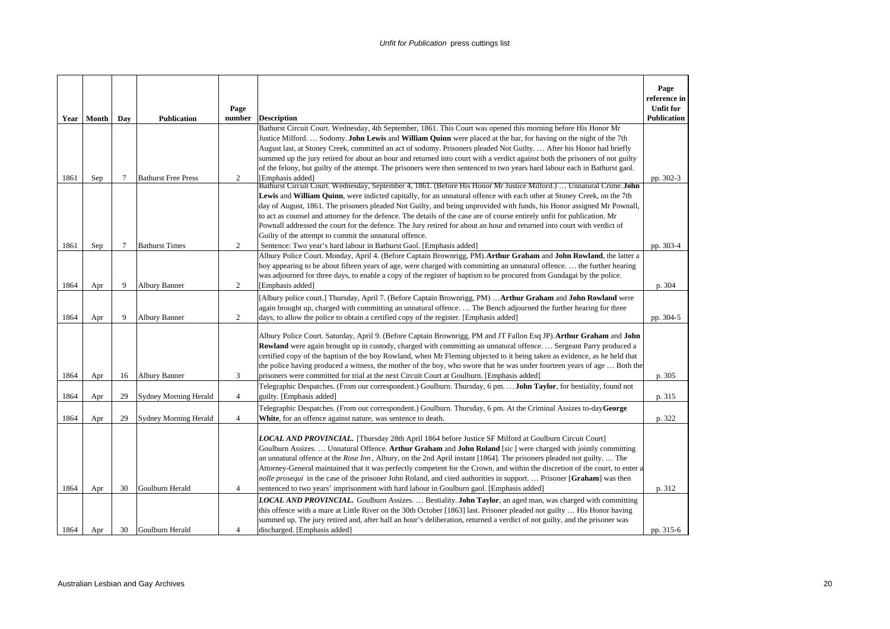| Year | Month | Day | Publication | Page number | Description | Page reference in Unfit for Publication |
|---|---|---|---|---|---|---|
| 1861 | Sep | 7 | Bathurst Free Press | 2 | Bathurst Circuit Court. Wednesday, 4th September, 1861. This Court was opened this morning before His Honor Mr Justice Milford. … Sodomy. **John Lewis** and **William Quinn** were placed at the bar, for having on the night of the 7th August last, at Stoney Creek, committed an act of sodomy. Prisoners pleaded Not Guilty. … After his Honor had briefly summed up the jury retired for about an hour and returned into court with a verdict against both the prisoners of not guilty of the felony, but guilty of the attempt. The prisoners were then sentenced to two years hard labour each in Bathurst gaol. [Emphasis added] | pp. 302-3 |
| 1861 | Sep | 7 | Bathurst Times | 2 | Bathurst Circuit Court. Wednesday, September 4, 1861. (Before His Honor Mr Justice Milford.) … Unnatural Crime. **John Lewis** and **William Quinn**, were indicted capitally, for an unnatural offence with each other at Stoney Creek, on the 7th day of August, 1861. The prisoners pleaded Not Guilty, and being unprovided with funds, his Honor assigned Mr Pownall, to act as counsel and attorney for the defence. The details of the case are of course entirely unfit for publication. Mr Pownall addressed the court for the defence. The Jury retired for about an hour and returned into court with verdict of Guilty of the attempt to commit the unnatural offence. Sentence: Two year's hard labour in Bathurst Gaol. [Emphasis added] | pp. 303-4 |
| 1864 | Apr | 9 | Albury Banner | 2 | Albury Police Court. Monday, April 4. (Before Captain Brownrigg, PM). **Arthur Graham** and **John Rowland**, the latter a boy appearing to be about fifteen years of age, were charged with committing an unnatural offence. … the further hearing was adjourned for three days, to enable a copy of the register of baptism to be procured from Gundagai by the police. [Emphasis added] | p. 304 |
| 1864 | Apr | 9 | Albury Banner | 2 | [Albury police court.] Thursday, April 7. (Before Captain Brownrigg, PM) … **Arthur Graham** and **John Rowland** were again brought up, charged with committing an unnatural offence. … The Bench adjourned the further hearing for three days, to allow the police to obtain a certified copy of the register. [Emphasis added] | pp. 304-5 |
| 1864 | Apr | 16 | Albury Banner | 3 | Albury Police Court. Saturday, April 9. (Before Captain Brownrigg, PM and JT Fallon Esq JP). **Arthur Graham** and **John Rowland** were again brought up in custody, charged with committing an unnatural offence. … Sergeant Parry produced a certified copy of the baptism of the boy Rowland, when Mr Fleming objected to it being taken as evidence, as he held that the police having produced a witness, the mother of the boy, who swore that he was under fourteen years of age … Both the prisoners were committed for trial at the next Circuit Court at Goulburn. [Emphasis added] | p. 305 |
| 1864 | Apr | 29 | Sydney Morning Herald | 4 | Telegraphic Despatches. (From our correspondent.) Goulburn. Thursday, 6 pm. … **John Taylor**, for bestiality, found not guilty. [Emphasis added] | p. 315 |
| 1864 | Apr | 29 | Sydney Morning Herald | 4 | Telegraphic Despatches. (From our correspondent.) Goulburn. Thursday, 6 pm. At the Criminal Assizes to-day **George White**, for an offence against nature, was sentence to death. | p. 322 |
| 1864 | Apr | 30 | Goulburn Herald | 4 | ***LOCAL AND PROVINCIAL.*** [Thursday 28th April 1864 before Justice SF Milford at Goulburn Circuit Court] Goulburn Assizes. … Unnatural Offence. **Arthur Graham** and **John Roland** [*sic* ] were charged with jointly committing an unnatural offence at the *Rose Inn* , Albury, on the 2nd April instant [1864]. The prisoners pleaded not guilty. … The Attorney-General maintained that it was perfectly competent for the Crown, and within the discretion of the court, to enter a *nolle prosequi* in the case of the prisoner John Roland, and cited authorities in support. … Prisoner [**Graham**] was then sentenced to two years' imprisonment with hard labour in Goulburn gaol. [Emphasis added] | p. 312 |
| 1864 | Apr | 30 | Goulburn Herald | 4 | ***LOCAL AND PROVINCIAL.*** Goulburn Assizes. … Bestiality. **John Taylor**, an aged man, was charged with committing this offence with a mare at Little River on the 30th October [1863] last. Prisoner pleaded not guilty … His Honor having summed up. The jury retired and, after half an hour's deliberation, returned a verdict of not guilty, and the prisoner was discharged. [Emphasis added] | pp. 315-6 |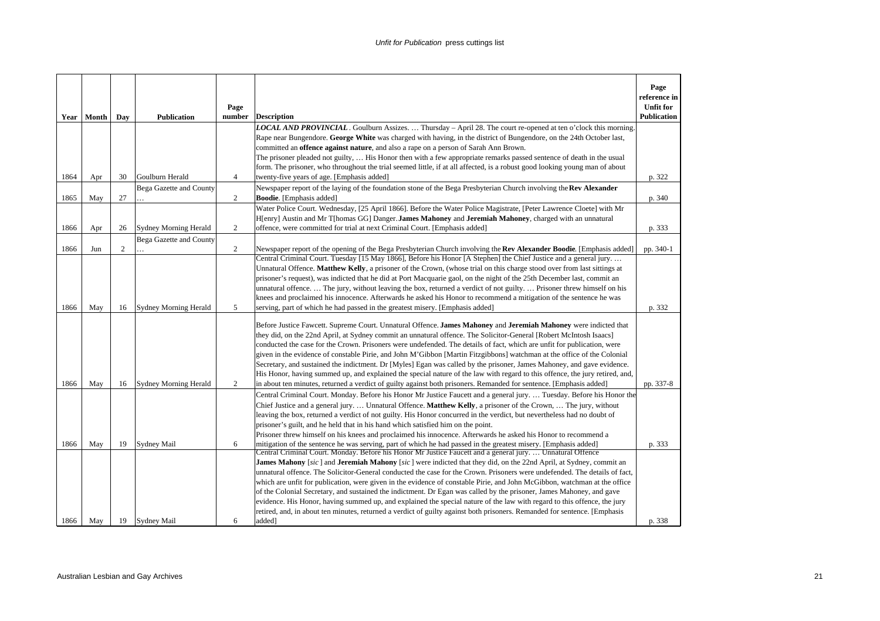| Year | Month | Day | Publication | Page number | Description | Page reference in Unfit for Publication |
|---|---|---|---|---|---|---|
| 1864 | Apr | 30 | Goulburn Herald | 4 | ***LOCAL AND PROVINCIAL***. Goulburn Assizes. … Thursday – April 28. The court re-opened at ten o'clock this morning. Rape near Bungendore. **George White** was charged with having, in the district of Bungendore, on the 24th October last, committed an **offence against nature**, and also a rape on a person of Sarah Ann Brown. The prisoner pleaded not guilty, … His Honor then with a few appropriate remarks passed sentence of death in the usual form. The prisoner, who throughout the trial seemed little, if at all affected, is a robust good looking young man of about twenty-five years of age. [Emphasis added] | p. 322 |
| 1865 | May | 27 | Bega Gazette and County … | 2 | Newspaper report of the laying of the foundation stone of the Bega Presbyterian Church involving the **Rev Alexander Boodie**. [Emphasis added] | p. 340 |
| 1866 | Apr | 26 | Sydney Morning Herald | 2 | Water Police Court. Wednesday, [25 April 1866]. Before the Water Police Magistrate, [Peter Lawrence Cloete] with Mr H[enry] Austin and Mr T[homas GG] Danger. **James Mahoney** and **Jeremiah Mahoney**, charged with an unnatural offence, were committed for trial at next Criminal Court. [Emphasis added] | p. 333 |
| 1866 | Jun | 2 | Bega Gazette and County … | 2 | Newspaper report of the opening of the Bega Presbyterian Church involving the **Rev Alexander Boodie**. [Emphasis added] | pp. 340-1 |
| 1866 | May | 16 | Sydney Morning Herald | 5 | Central Criminal Court. Tuesday [15 May 1866], Before his Honor [A Stephen] the Chief Justice and a general jury. … Unnatural Offence. **Matthew Kelly**, a prisoner of the Crown, (whose trial on this charge stood over from last sittings at prisoner's request), was indicted that he did at Port Macquarie gaol, on the night of the 25th December last, commit an unnatural offence. … The jury, without leaving the box, returned a verdict of not guilty. … Prisoner threw himself on his knees and proclaimed his innocence. Afterwards he asked His Honor to recommend a mitigation of the sentence he was serving, part of which he had passed in the greatest misery. [Emphasis added] | p. 332 |
| 1866 | May | 16 | Sydney Morning Herald | 2 | Before Justice Fawcett. Supreme Court. Unnatural Offence. **James Mahoney** and **Jeremiah Mahoney** were indicted that they did, on the 22nd April, at Sydney commit an unnatural offence. The Solicitor-General [Robert McIntosh Isaacs] conducted the case for the Crown. Prisoners were undefended. The details of fact, which are unfit for publication, were given in the evidence of constable Pirie, and John M'Gibbon [Martin Fitzgibbons] watchman at the office of the Colonial Secretary, and sustained the indictment. Dr [Myles] Egan was called by the prisoner, James Mahoney, and gave evidence. His Honor, having summed up, and explained the special nature of the law with regard to this offence, the jury retired, and, in about ten minutes, returned a verdict of guilty against both prisoners. Remanded for sentence. [Emphasis added] | pp. 337-8 |
| 1866 | May | 19 | Sydney Mail | 6 | Central Criminal Court. Monday. Before his Honor Mr Justice Faucett and a general jury. … Tuesday. Before his Honor the Chief Justice and a general jury. … Unnatural Offence. **Matthew Kelly**, a prisoner of the Crown, … The jury, without leaving the box, returned a verdict of not guilty. His Honor concurred in the verdict, but nevertheless had no doubt of prisoner's guilt, and he held that in his hand which satisfied him on the point. Prisoner threw himself on his knees and proclaimed his innocence. Afterwards he asked His Honor to recommend a mitigation of the sentence he was serving, part of which he had passed in the greatest misery. [Emphasis added] | p. 333 |
| 1866 | May | 19 | Sydney Mail | 6 | Central Criminal Court. Monday. Before his Honor Mr Justice Faucett and a general jury. … Unnatural Offence **James Mahony** [*sic*] and **Jeremiah Mahony** [*sic*] were indicted that they did, on the 22nd April, at Sydney, commit an unnatural offence. The Solicitor-General conducted the case for the Crown. Prisoners were undefended. The details of fact, which are unfit for publication, were given in the evidence of constable Pirie, and John McGibbon, watchman at the office of the Colonial Secretary, and sustained the indictment. Dr Egan was called by the prisoner, James Mahoney, and gave evidence. His Honor, having summed up, and explained the special nature of the law with regard to this offence, the jury retired, and, in about ten minutes, returned a verdict of guilty against both prisoners. Remanded for sentence. [Emphasis added] | p. 338 |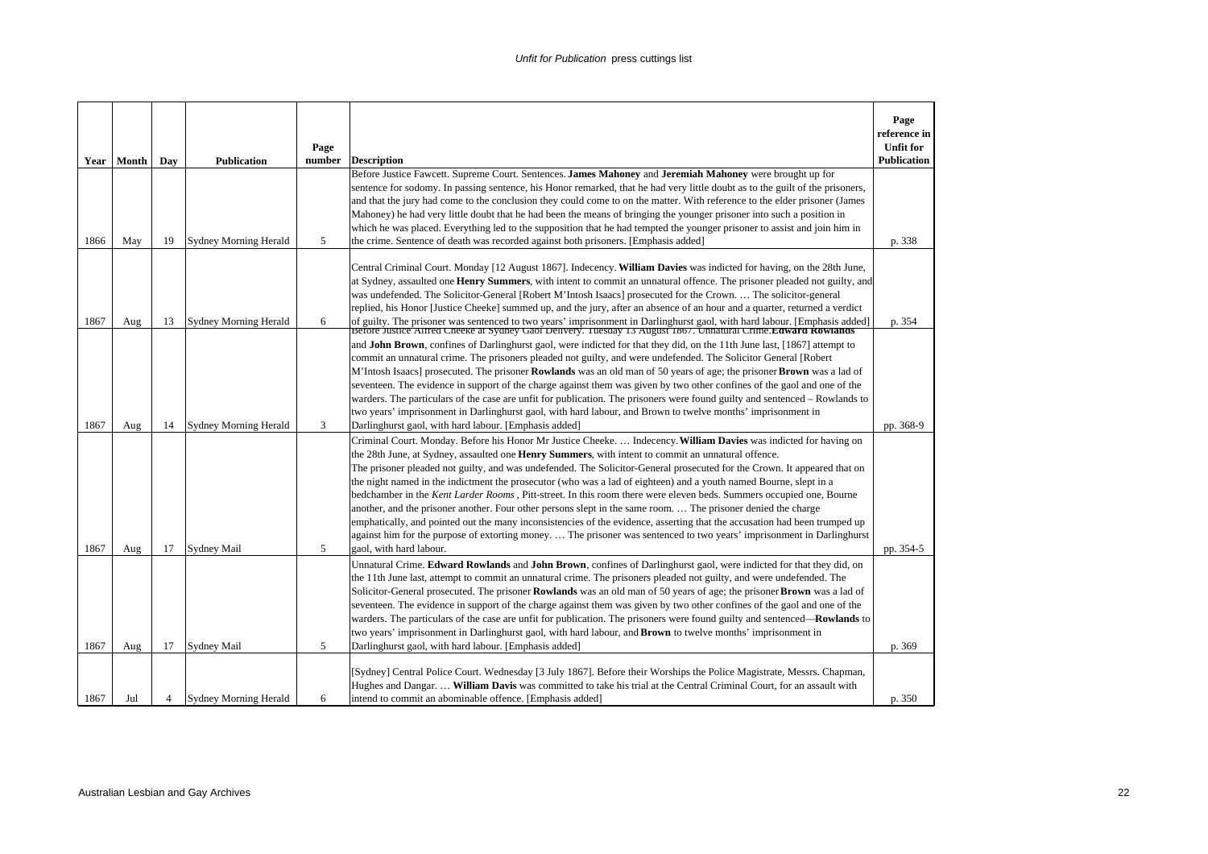| Year | Month | Day | Publication | Page number | Description | Page reference in Unfit for Publication |
|---|---|---|---|---|---|---|
| 1866 | May | 19 | Sydney Morning Herald | 5 | Before Justice Fawcett. Supreme Court. Sentences. **James Mahoney** and **Jeremiah Mahoney** were brought up for sentence for sodomy. In passing sentence, his Honor remarked, that he had very little doubt as to the guilt of the prisoners, and that the jury had come to the conclusion they could come to on the matter. With reference to the elder prisoner (James Mahoney) he had very little doubt that he had been the means of bringing the younger prisoner into such a position in which he was placed. Everything led to the supposition that he had tempted the younger prisoner to assist and join him in the crime. Sentence of death was recorded against both prisoners. [Emphasis added] | p. 338 |
| 1867 | Aug | 13 | Sydney Morning Herald | 6 | Central Criminal Court. Monday [12 August 1867]. Indecency. **William Davies** was indicted for having, on the 28th June, at Sydney, assaulted one **Henry Summers**, with intent to commit an unnatural offence. The prisoner pleaded not guilty, and was undefended. The Solicitor-General [Robert M'Intosh Isaacs] prosecuted for the Crown. … The solicitor-general replied, his Honor [Justice Cheeke] summed up, and the jury, after an absence of an hour and a quarter, returned a verdict of guilty. The prisoner was sentenced to two years' imprisonment in Darlinghurst gaol, with hard labour. [Emphasis added] | p. 354 |
| 1867 | Aug | 14 | Sydney Morning Herald | 3 | Before Justice Alfred Cheeke at Sydney Gaol Delivery. Tuesday 13 August 1867. Unnatural Crime.**Edward Rowlands** and **John Brown**, confines of Darlinghurst gaol, were indicted for that they did, on the 11th June last, [1867] attempt to commit an unnatural crime. The prisoners pleaded not guilty, and were undefended. The Solicitor General [Robert M'Intosh Isaacs] prosecuted. The prisoner **Rowlands** was an old man of 50 years of age; the prisoner **Brown** was a lad of seventeen. The evidence in support of the charge against them was given by two other confines of the gaol and one of the warders. The particulars of the case are unfit for publication. The prisoners were found guilty and sentenced – Rowlands to two years' imprisonment in Darlinghurst gaol, with hard labour, and Brown to twelve months' imprisonment in Darlinghurst gaol, with hard labour. [Emphasis added] | pp. 368-9 |
| 1867 | Aug | 17 | Sydney Mail | 5 | Criminal Court. Monday. Before his Honor Mr Justice Cheeke. … Indecency. **William Davies** was indicted for having on the 28th June, at Sydney, assaulted one **Henry Summers**, with intent to commit an unnatural offence. The prisoner pleaded not guilty, and was undefended. The Solicitor-General prosecuted for the Crown. It appeared that on the night named in the indictment the prosecutor (who was a lad of eighteen) and a youth named Bourne, slept in a bedchamber in the *Kent Larder Rooms* , Pitt-street. In this room there were eleven beds. Summers occupied one, Bourne another, and the prisoner another. Four other persons slept in the same room. … The prisoner denied the charge emphatically, and pointed out the many inconsistencies of the evidence, asserting that the accusation had been trumped up against him for the purpose of extorting money. … The prisoner was sentenced to two years' imprisonment in Darlinghurst gaol, with hard labour. | pp. 354-5 |
| 1867 | Aug | 17 | Sydney Mail | 5 | Unnatural Crime. **Edward Rowlands** and **John Brown**, confines of Darlinghurst gaol, were indicted for that they did, on the 11th June last, attempt to commit an unnatural crime. The prisoners pleaded not guilty, and were undefended. The Solicitor-General prosecuted. The prisoner **Rowlands** was an old man of 50 years of age; the prisoner **Brown** was a lad of seventeen. The evidence in support of the charge against them was given by two other confines of the gaol and one of the warders. The particulars of the case are unfit for publication. The prisoners were found guilty and sentenced—**Rowlands** to two years' imprisonment in Darlinghurst gaol, with hard labour, and **Brown** to twelve months' imprisonment in Darlinghurst gaol, with hard labour. [Emphasis added] | p. 369 |
| 1867 | Jul | 4 | Sydney Morning Herald | 6 | [Sydney] Central Police Court. Wednesday [3 July 1867]. Before their Worships the Police Magistrate, Messrs. Chapman, Hughes and Dangar. … **William Davis** was committed to take his trial at the Central Criminal Court, for an assault with intend to commit an abominable offence. [Emphasis added] | p. 350 |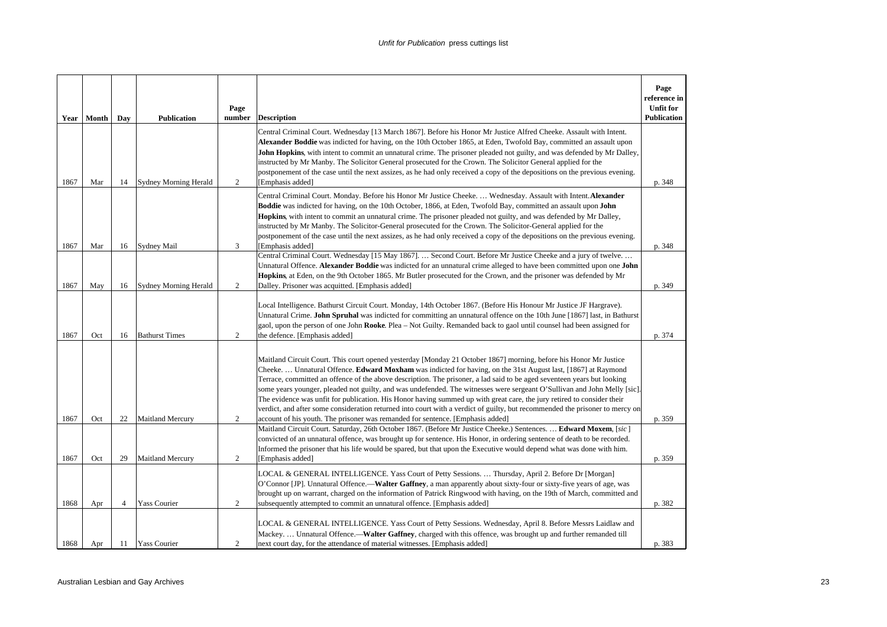| Year | Month | Day | Publication | Page number | Description | Page reference in Unfit for Publication |
|---|---|---|---|---|---|---|
| 1867 | Mar | 14 | Sydney Morning Herald | 2 | Central Criminal Court. Wednesday [13 March 1867]. Before his Honor Mr Justice Alfred Cheeke. Assault with Intent. **Alexander Boddie** was indicted for having, on the 10th October 1865, at Eden, Twofold Bay, committed an assault upon **John Hopkins**, with intent to commit an unnatural crime. The prisoner pleaded not guilty, and was defended by Mr Dalley, instructed by Mr Manby. The Solicitor General prosecuted for the Crown. The Solicitor General applied for the postponement of the case until the next assizes, as he had only received a copy of the depositions on the previous evening. [Emphasis added] | p. 348 |
| 1867 | Mar | 16 | Sydney Mail | 3 | Central Criminal Court. Monday. Before his Honor Mr Justice Cheeke. … Wednesday. Assault with Intent. **Alexander Boddie** was indicted for having, on the 10th October, 1866, at Eden, Twofold Bay, committed an assault upon **John Hopkins**, with intent to commit an unnatural crime. The prisoner pleaded not guilty, and was defended by Mr Dalley, instructed by Mr Manby. The Solicitor-General prosecuted for the Crown. The Solicitor-General applied for the postponement of the case until the next assizes, as he had only received a copy of the depositions on the previous evening. [Emphasis added] | p. 348 |
| 1867 | May | 16 | Sydney Morning Herald | 2 | Central Criminal Court. Wednesday [15 May 1867]. … Second Court. Before Mr Justice Cheeke and a jury of twelve. … Unnatural Offence. **Alexander Boddie** was indicted for an unnatural crime alleged to have been committed upon one **John Hopkins**, at Eden, on the 9th October 1865. Mr Butler prosecuted for the Crown, and the prisoner was defended by Mr Dalley. Prisoner was acquitted. [Emphasis added] | p. 349 |
| 1867 | Oct | 16 | Bathurst Times | 2 | Local Intelligence. Bathurst Circuit Court. Monday, 14th October 1867. (Before His Honour Mr Justice JF Hargrave). Unnatural Crime. **John Spruhal** was indicted for committing an unnatural offence on the 10th June [1867] last, in Bathurst gaol, upon the person of one John **Rooke**. Plea – Not Guilty. Remanded back to gaol until counsel had been assigned for the defence. [Emphasis added] | p. 374 |
| 1867 | Oct | 22 | Maitland Mercury | 2 | Maitland Circuit Court. This court opened yesterday [Monday 21 October 1867] morning, before his Honor Mr Justice Cheeke. … Unnatural Offence. **Edward Moxham** was indicted for having, on the 31st August last, [1867] at Raymond Terrace, committed an offence of the above description. The prisoner, a lad said to be aged seventeen years but looking some years younger, pleaded not guilty, and was undefended. The witnesses were sergeant O'Sullivan and John Melly [sic]. The evidence was unfit for publication. His Honor having summed up with great care, the jury retired to consider their verdict, and after some consideration returned into court with a verdict of guilty, but recommended the prisoner to mercy on account of his youth. The prisoner was remanded for sentence. [Emphasis added] | p. 359 |
| 1867 | Oct | 29 | Maitland Mercury | 2 | Maitland Circuit Court. Saturday, 26th October 1867. (Before Mr Justice Cheeke.) Sentences. … **Edward Moxem**, [*sic*] convicted of an unnatural offence, was brought up for sentence. His Honor, in ordering sentence of death to be recorded. Informed the prisoner that his life would be spared, but that upon the Executive would depend what was done with him. [Emphasis added] | p. 359 |
| 1868 | Apr | 4 | Yass Courier | 2 | LOCAL & GENERAL INTELLIGENCE. Yass Court of Petty Sessions. … Thursday, April 2. Before Dr [Morgan] O'Connor [JP]. Unnatural Offence.—**Walter Gaffney**, a man apparently about sixty-four or sixty-five years of age, was brought up on warrant, charged on the information of Patrick Ringwood with having, on the 19th of March, committed and subsequently attempted to commit an unnatural offence. [Emphasis added] | p. 382 |
| 1868 | Apr | 11 | Yass Courier | 2 | LOCAL & GENERAL INTELLIGENCE. Yass Court of Petty Sessions. Wednesday, April 8. Before Messrs Laidlaw and Mackey. … Unnatural Offence.—**Walter Gaffney**, charged with this offence, was brought up and further remanded till next court day, for the attendance of material witnesses. [Emphasis added] | p. 383 |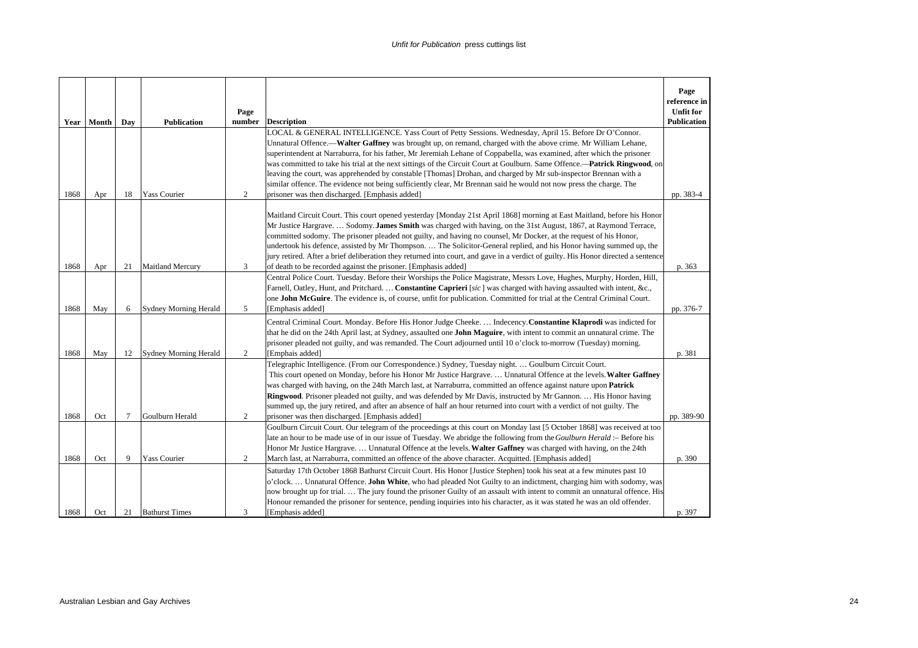| Year | Month | Day | Publication | Page number | Description | Page reference in Unfit for Publication |
|---|---|---|---|---|---|---|
| 1868 | Apr | 18 | Yass Courier | 2 | LOCAL & GENERAL INTELLIGENCE. Yass Court of Petty Sessions. Wednesday, April 15. Before Dr O'Connor. Unnatural Offence.—**Walter Gaffney** was brought up, on remand, charged with the above crime. Mr William Lehane, superintendent at Narraburra, for his father, Mr Jeremiah Lehane of Coppabella, was examined, after which the prisoner was committed to take his trial at the next sittings of the Circuit Court at Goulburn. Same Offence.—**Patrick Ringwood**, on leaving the court, was apprehended by constable [Thomas] Drohan, and charged by Mr sub-inspector Brennan with a similar offence. The evidence not being sufficiently clear, Mr Brennan said he would not now press the charge. The prisoner was then discharged. [Emphasis added] | pp. 383-4 |
| 1868 | Apr | 21 | Maitland Mercury | 3 | Maitland Circuit Court. This court opened yesterday [Monday 21st April 1868] morning at East Maitland, before his Honor Mr Justice Hargrave. … Sodomy. **James Smith** was charged with having, on the 31st August, 1867, at Raymond Terrace, committed sodomy. The prisoner pleaded not guilty, and having no counsel, Mr Docker, at the request of his Honor, undertook his defence, assisted by Mr Thompson. … The Solicitor-General replied, and his Honor having summed up, the jury retired. After a brief deliberation they returned into court, and gave in a verdict of guilty. His Honor directed a sentence of death to be recorded against the prisoner. [Emphasis added] | p. 363 |
| 1868 | May | 6 | Sydney Morning Herald | 5 | Central Police Court. Tuesday. Before their Worships the Police Magistrate, Messrs Love, Hughes, Murphy, Horden, Hill, Farnell, Oatley, Hunt, and Pritchard. … **Constantine Caprieri** [*sic*] was charged with having assaulted with intent, &c., one **John McGuire**. The evidence is, of course, unfit for publication. Committed for trial at the Central Criminal Court. [Emphasis added] | pp. 376-7 |
| 1868 | May | 12 | Sydney Morning Herald | 2 | Central Criminal Court. Monday. Before His Honor Judge Cheeke. … Indecency. **Constantine Klaprodi** was indicted for that he did on the 24th April last, at Sydney, assaulted one **John Maguire**, with intent to commit an unnatural crime. The prisoner pleaded not guilty, and was remanded. The Court adjourned until 10 o'clock to-morrow (Tuesday) morning. [Emphais added] | p. 381 |
| 1868 | Oct | 7 | Goulburn Herald | 2 | Telegraphic Intelligence. (From our Correspondence.) Sydney, Tuesday night. … Goulburn Circuit Court. This court opened on Monday, before his Honor Mr Justice Hargrave. … Unnatural Offence at the levels. **Walter Gaffney** was charged with having, on the 24th March last, at Narraburra, committed an offence against nature upon **Patrick Ringwood**. Prisoner pleaded not guilty, and was defended by Mr Davis, instructed by Mr Gannon. … His Honor having summed up, the jury retired, and after an absence of half an hour returned into court with a verdict of not guilty. The prisoner was then discharged. [Emphasis added] | pp. 389-90 |
| 1868 | Oct | 9 | Yass Courier | 2 | Goulburn Circuit Court. Our telegram of the proceedings at this court on Monday last [5 October 1868] was received at too late an hour to be made use of in our issue of Tuesday. We abridge the following from the *Goulburn Herald* :– Before his Honor Mr Justice Hargrave. … Unnatural Offence at the levels. **Walter Gaffney** was charged with having, on the 24th March last, at Narraburra, committed an offence of the above character. Acquitted. [Emphasis added] | p. 390 |
| 1868 | Oct | 21 | Bathurst Times | 3 | Saturday 17th October 1868 Bathurst Circuit Court. His Honor [Justice Stephen] took his seat at a few minutes past 10 o'clock. … Unnatural Offence. **John White**, who had pleaded Not Guilty to an indictment, charging him with sodomy, was now brought up for trial. … The jury found the prisoner Guilty of an assault with intent to commit an unnatural offence. His Honour remanded the prisoner for sentence, pending inquiries into his character, as it was stated he was an old offender. [Emphasis added] | p. 397 |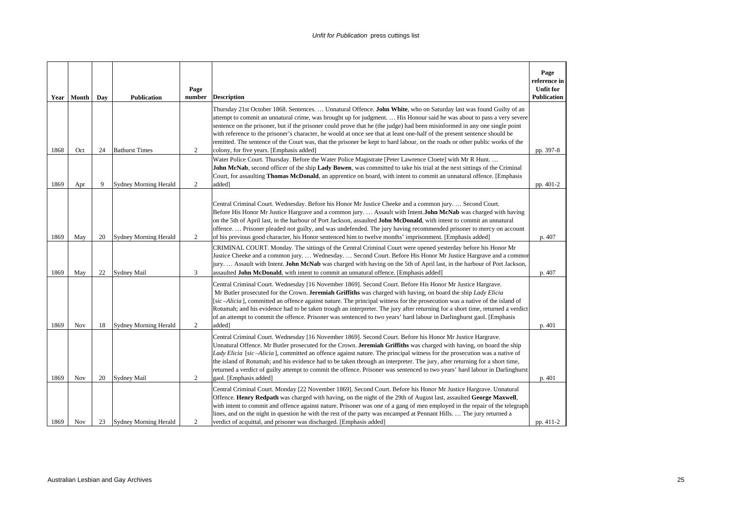| Year | Month | Day | Publication | Page number | Description | Page reference in Unfit for Publication |
|---|---|---|---|---|---|---|
| 1868 | Oct | 24 | Bathurst Times | 2 | Thursday 21st October 1868. Sentences. … Unnatural Offence. **John White**, who on Saturday last was found Guilty of an attempt to commit an unnatural crime, was brought up for judgment. … His Honour said he was about to pass a very severe sentence on the prisoner, but if the prisoner could prove that he (the judge) had been misinformed in any one single point with reference to the prisoner's character, he would at once see that at least one-half of the present sentence should be remitted. The sentence of the Court was, that the prisoner be kept to hard labour, on the roads or other public works of the colony, for five years. [Emphasis added] | pp. 397-8 |
| 1869 | Apr | 9 | Sydney Morning Herald | 2 | Water Police Court. Thursday. Before the Water Police Magistrate [Peter Lawrence Cloete] with Mr R Hunt. … **John McNab**, second officer of the ship **Lady Bowen**, was committed to take his trial at the next sittings of the Criminal Court, for assaulting **Thomas McDonald**, an apprentice on board, with intent to commit an unnatural offence. [Emphasis added] | pp. 401-2 |
| 1869 | May | 20 | Sydney Morning Herald | 2 | Central Criminal Court. Wednesday. Before his Honor Mr Justice Cheeke and a common jury. … Second Court. Before His Honor Mr Justice Hargrave and a common jury. … Assault with Intent.**John McNab** was charged with having on the 5th of April last, in the harbour of Port Jackson, assaulted **John McDonald**, with intent to commit an unnatural offence. … Prisoner pleaded not guilty, and was undefended. The jury having recommended prisoner to mercy on account of his previous good character, his Honor sentenced him to twelve months' imprisonment. [Emphasis added] | p. 407 |
| 1869 | May | 22 | Sydney Mail | 3 | CRIMINAL COURT. Monday. The sittings of the Central Criminal Court were opened yesterday before his Honor Mr Justice Cheeke and a common jury. … Wednesday. … Second Court. Before His Honor Mr Justice Hargrave and a common jury. … Assault with Intent. **John McNab** was charged with having on the 5th of April last, in the harbour of Port Jackson, assaulted **John McDonald**, with intent to commit an unnatural offence. [Emphasis added] | p. 407 |
| 1869 | Nov | 18 | Sydney Morning Herald | 2 | Central Criminal Court. Wednesday [16 November 1869]. Second Court. Before His Honor Mr Justice Hargrave. Mr Butler prosecuted for the Crown. **Jeremiah Griffiths** was charged with having, on board the ship *Lady Elicia* [*sic* –*Alicia* ], committed an offence against nature. The principal witness for the prosecution was a native of the island of Rotumah; and his evidence had to be taken trough an interpreter. The jury after returning for a short time, returned a verdict of an attempt to commit the offence. Prisoner was sentenced to two years' hard labour in Darlinghurst gaol. [Emphasis added] | p. 401 |
| 1869 | Nov | 20 | Sydney Mail | 2 | Central Criminal Court. Wednesday [16 November 1869]. Second Court. Before his Honor Mr Justice Hargrave. Unnatural Offence. Mr Butler prosecuted for the Crown. **Jeremiah Griffiths** was charged with having, on board the ship *Lady Elicia* [*sic* –*Alicia* ], committed an offence against nature. The principal witness for the prosecution was a native of the island of Rotumah; and his evidence had to be taken through an interpreter. The jury, after returning for a short time, returned a verdict of guilty attempt to commit the offence. Prisoner was sentenced to two years' hard labour in Darlinghurst gaol. [Emphasis added] | p. 401 |
| 1869 | Nov | 23 | Sydney Morning Herald | 2 | Central Criminal Court. Monday [22 November 1869]. Second Court. Before his Honor Mr Justice Hargrave. Unnatural Offence. **Henry Redpath** was charged with having, on the night of the 29th of August last, assaulted **George Maxwell**, with intent to commit and offence against nature. Prisoner was one of a gang of men employed in the repair of the telegraph lines, and on the night in question he with the rest of the party was encamped at Pennant Hills. … The jury returned a verdict of acquittal, and prisoner was discharged. [Emphasis added] | pp. 411-2 |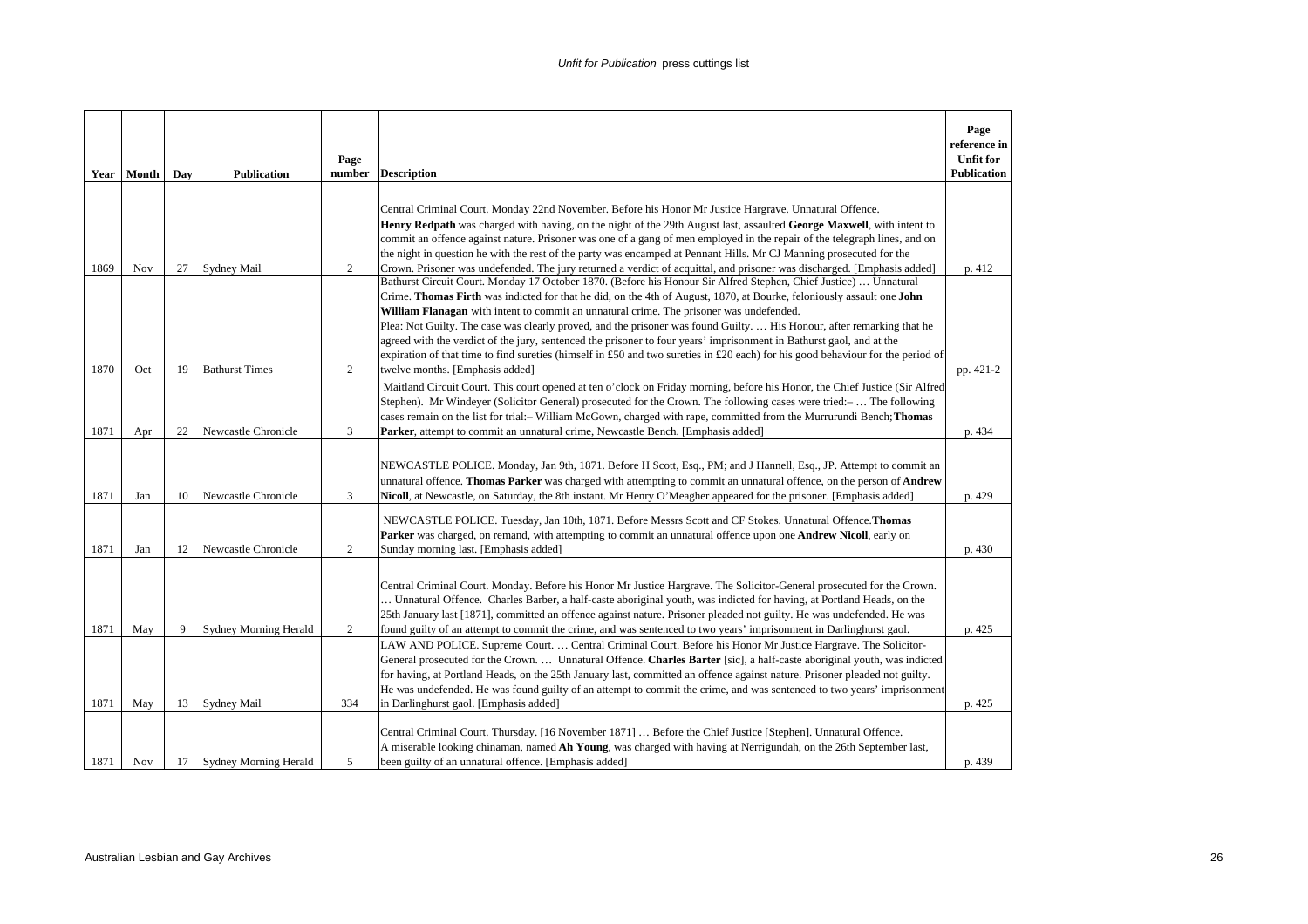| Year | Month | Day | Publication | Page number | Description | Page reference in Unfit for Publication |
|---|---|---|---|---|---|---|
| 1869 | Nov | 27 | Sydney Mail | 2 | Central Criminal Court. Monday 22nd November. Before his Honor Mr Justice Hargrave. Unnatural Offence. **Henry Redpath** was charged with having, on the night of the 29th August last, assaulted **George Maxwell**, with intent to commit an offence against nature. Prisoner was one of a gang of men employed in the repair of the telegraph lines, and on the night in question he with the rest of the party was encamped at Pennant Hills. Mr CJ Manning prosecuted for the Crown. Prisoner was undefended. The jury returned a verdict of acquittal, and prisoner was discharged. [Emphasis added] | p. 412 |
| 1870 | Oct | 19 | Bathurst Times | 2 | Bathurst Circuit Court. Monday 17 October 1870. (Before his Honour Sir Alfred Stephen, Chief Justice) … Unnatural Crime. **Thomas Firth** was indicted for that he did, on the 4th of August, 1870, at Bourke, feloniously assault one **John William Flanagan** with intent to commit an unnatural crime. The prisoner was undefended. Plea: Not Guilty. The case was clearly proved, and the prisoner was found Guilty. … His Honour, after remarking that he agreed with the verdict of the jury, sentenced the prisoner to four years' imprisonment in Bathurst gaol, and at the expiration of that time to find sureties (himself in £50 and two sureties in £20 each) for his good behaviour for the period of twelve months. [Emphasis added] | pp. 421-2 |
| 1871 | Apr | 22 | Newcastle Chronicle | 3 | Maitland Circuit Court. This court opened at ten o'clock on Friday morning, before his Honor, the Chief Justice (Sir Alfred Stephen). Mr Windeyer (Solicitor General) prosecuted for the Crown. The following cases were tried:– … The following cases remain on the list for trial:– William McGown, charged with rape, committed from the Murrurundi Bench; **Thomas Parker**, attempt to commit an unnatural crime, Newcastle Bench. [Emphasis added] | p. 434 |
| 1871 | Jan | 10 | Newcastle Chronicle | 3 | NEWCASTLE POLICE. Monday, Jan 9th, 1871. Before H Scott, Esq., PM; and J Hannell, Esq., JP. Attempt to commit an unnatural offence. **Thomas Parker** was charged with attempting to commit an unnatural offence, on the person of **Andrew Nicoll**, at Newcastle, on Saturday, the 8th instant. Mr Henry O'Meagher appeared for the prisoner. [Emphasis added] | p. 429 |
| 1871 | Jan | 12 | Newcastle Chronicle | 2 | NEWCASTLE POLICE. Tuesday, Jan 10th, 1871. Before Messrs Scott and CF Stokes. Unnatural Offence. **Thomas Parker** was charged, on remand, with attempting to commit an unnatural offence upon one **Andrew Nicoll**, early on Sunday morning last. [Emphasis added] | p. 430 |
| 1871 | May | 9 | Sydney Morning Herald | 2 | Central Criminal Court. Monday. Before his Honor Mr Justice Hargrave. The Solicitor-General prosecuted for the Crown. … Unnatural Offence. Charles Barber, a half-caste aboriginal youth, was indicted for having, at Portland Heads, on the 25th January last [1871], committed an offence against nature. Prisoner pleaded not guilty. He was undefended. He was found guilty of an attempt to commit the crime, and was sentenced to two years' imprisonment in Darlinghurst gaol. | p. 425 |
| 1871 | May | 13 | Sydney Mail | 334 | LAW AND POLICE. Supreme Court. … Central Criminal Court. Before his Honor Mr Justice Hargrave. The Solicitor-General prosecuted for the Crown. … Unnatural Offence. **Charles Barter** [sic], a half-caste aboriginal youth, was indicted for having, at Portland Heads, on the 25th January last, committed an offence against nature. Prisoner pleaded not guilty. He was undefended. He was found guilty of an attempt to commit the crime, and was sentenced to two years' imprisonment in Darlinghurst gaol. [Emphasis added] | p. 425 |
| 1871 | Nov | 17 | Sydney Morning Herald | 5 | Central Criminal Court. Thursday. [16 November 1871] … Before the Chief Justice [Stephen]. Unnatural Offence. A miserable looking chinaman, named **Ah Young**, was charged with having at Nerrigundah, on the 26th September last, been guilty of an unnatural offence. [Emphasis added] | p. 439 |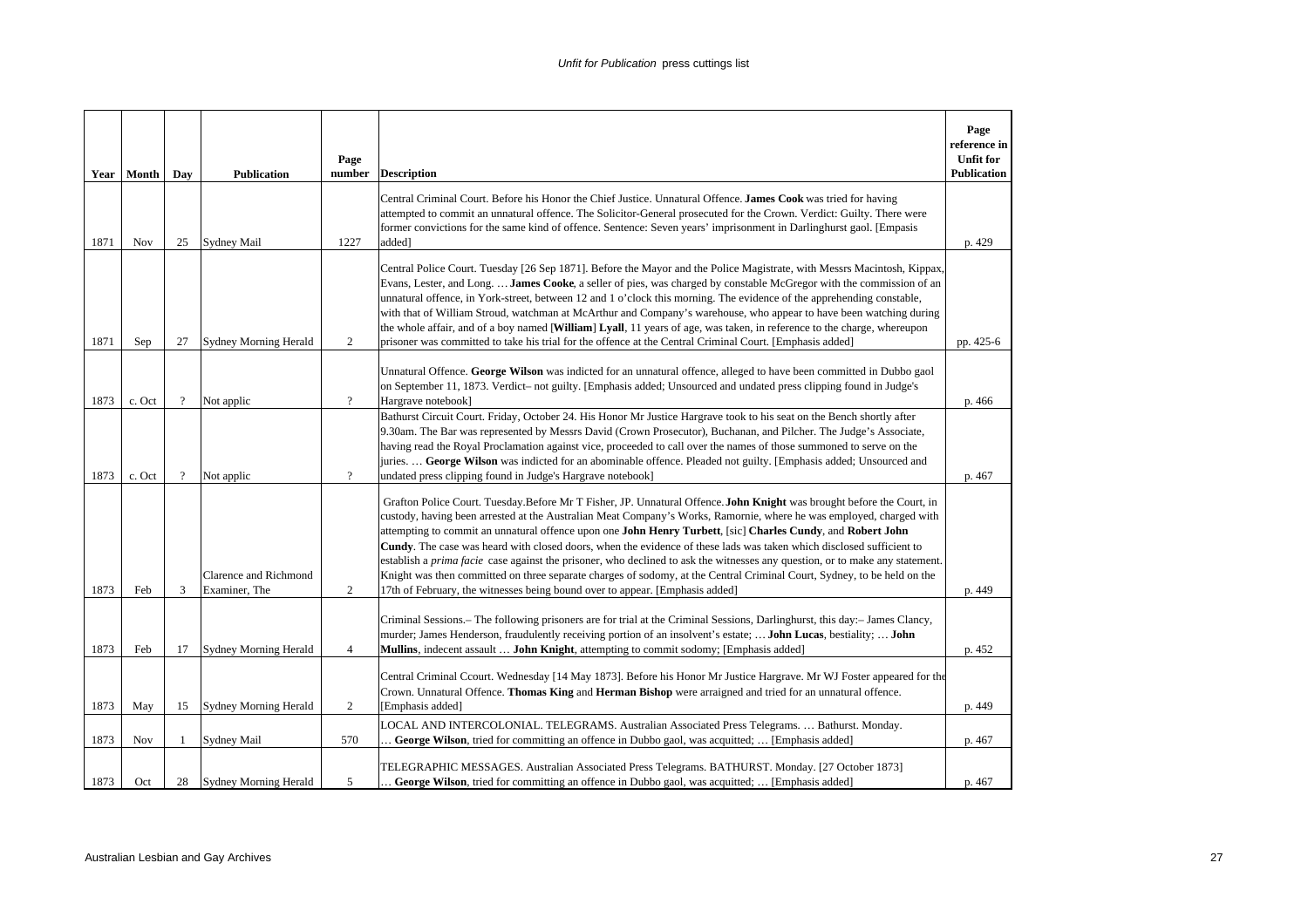| Year | Month | Day | Publication | Page number | Description | Page reference in Unfit for Publication |
|---|---|---|---|---|---|---|
| 1871 | Nov | 25 | Sydney Mail | 1227 | Central Criminal Court. Before his Honor the Chief Justice. Unnatural Offence. **James Cook** was tried for having attempted to commit an unnatural offence. The Solicitor-General prosecuted for the Crown. Verdict: Guilty. There were former convictions for the same kind of offence. Sentence: Seven years' imprisonment in Darlinghurst gaol. [Empasis added] | p. 429 |
| 1871 | Sep | 27 | Sydney Morning Herald | 2 | Central Police Court. Tuesday [26 Sep 1871]. Before the Mayor and the Police Magistrate, with Messrs Macintosh, Kippax, Evans, Lester, and Long. … **James Cooke**, a seller of pies, was charged by constable McGregor with the commission of an unnatural offence, in York-street, between 12 and 1 o'clock this morning. The evidence of the apprehending constable, with that of William Stroud, watchman at McArthur and Company's warehouse, who appear to have been watching during the whole affair, and of a boy named [**William**] **Lyall**, 11 years of age, was taken, in reference to the charge, whereupon prisoner was committed to take his trial for the offence at the Central Criminal Court. [Emphasis added] | pp. 425-6 |
| 1873 | c. Oct | ? | Not applic | ? | Unnatural Offence. **George Wilson** was indicted for an unnatural offence, alleged to have been committed in Dubbo gaol on September 11, 1873. Verdict– not guilty. [Emphasis added; Unsourced and undated press clipping found in Judge's Hargrave notebook] | p. 466 |
| 1873 | c. Oct | ? | Not applic | ? | Bathurst Circuit Court. Friday, October 24. His Honor Mr Justice Hargrave took to his seat on the Bench shortly after 9.30am. The Bar was represented by Messrs David (Crown Prosecutor), Buchanan, and Pilcher. The Judge's Associate, having read the Royal Proclamation against vice, proceeded to call over the names of those summoned to serve on the juries. … **George Wilson** was indicted for an abominable offence. Pleaded not guilty. [Emphasis added; Unsourced and undated press clipping found in Judge's Hargrave notebook] | p. 467 |
| 1873 | Feb | 3 | Clarence and Richmond Examiner, The | 2 | Grafton Police Court. Tuesday.Before Mr T Fisher, JP. Unnatural Offence. **John Knight** was brought before the Court, in custody, having been arrested at the Australian Meat Company's Works, Ramornie, where he was employed, charged with attempting to commit an unnatural offence upon one **John Henry Turbett**, [sic] **Charles Cundy**, and **Robert John Cundy**. The case was heard with closed doors, when the evidence of these lads was taken which disclosed sufficient to establish a *prima facie* case against the prisoner, who declined to ask the witnesses any question, or to make any statement. Knight was then committed on three separate charges of sodomy, at the Central Criminal Court, Sydney, to be held on the 17th of February, the witnesses being bound over to appear. [Emphasis added] | p. 449 |
| 1873 | Feb | 17 | Sydney Morning Herald | 4 | Criminal Sessions.– The following prisoners are for trial at the Criminal Sessions, Darlinghurst, this day:– James Clancy, murder; James Henderson, fraudulently receiving portion of an insolvent's estate; … **John Lucas**, bestiality; … **John Mullins**, indecent assault … **John Knight**, attempting to commit sodomy; [Emphasis added] | p. 452 |
| 1873 | May | 15 | Sydney Morning Herald | 2 | Central Criminal Ccourt. Wednesday [14 May 1873]. Before his Honor Mr Justice Hargrave. Mr WJ Foster appeared for the Crown. Unnatural Offence. **Thomas King** and **Herman Bishop** were arraigned and tried for an unnatural offence. [Emphasis added] | p. 449 |
| 1873 | Nov | 1 | Sydney Mail | 570 | LOCAL AND INTERCOLONIAL. TELEGRAMS. Australian Associated Press Telegrams. … Bathurst. Monday. … **George Wilson**, tried for committing an offence in Dubbo gaol, was acquitted; … [Emphasis added] | p. 467 |
| 1873 | Oct | 28 | Sydney Morning Herald | 5 | TELEGRAPHIC MESSAGES. Australian Associated Press Telegrams. BATHURST. Monday. [27 October 1873] … **George Wilson**, tried for committing an offence in Dubbo gaol, was acquitted; … [Emphasis added] | p. 467 |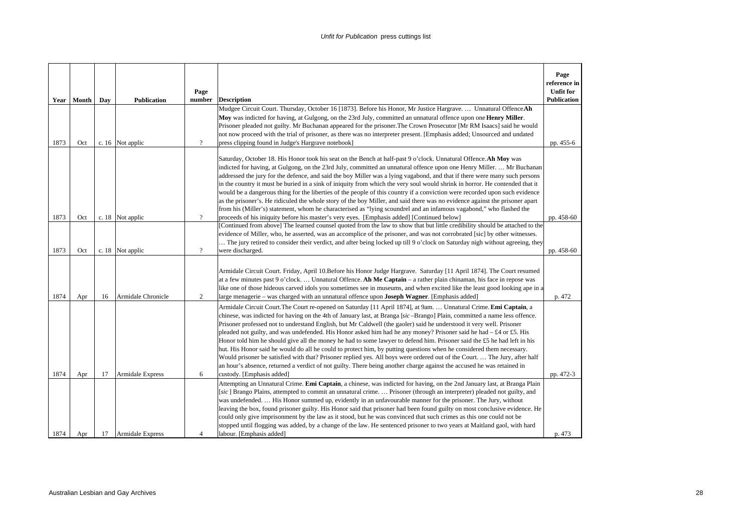| Year | Month | Day | Publication | Page number | Description | Page reference in Unfit for Publication |
|---|---|---|---|---|---|---|
| 1873 | Oct | c. 16 | Not applic | ? | Mudgee Circuit Court. Thursday, October 16 [1873]. Before his Honor, Mr Justice Hargrave. … Unnatural Offence **Ah Moy** was indicted for having, at Gulgong, on the 23rd July, committed an unnatural offence upon one **Henry Miller**. Prisoner pleaded not guilty. Mr Buchanan appeared for the prisoner. The Crown Prosecutor [Mr RM Isaacs] said he would not now proceed with the trial of prisoner, as there was no interpreter present. [Emphasis added; Unsourced and undated press clipping found in Judge's Hargrave notebook] | pp. 455-6 |
| 1873 | Oct | c. 18 | Not applic | ? | Saturday, October 18. His Honor took his seat on the Bench at half-past 9 o'clock. Unnatural Offence. **Ah Moy** was indicted for having, at Gulgong, on the 23rd July, committed an unnatural offence upon one Henry Miller. … Mr Buchanan addressed the jury for the defence, and said the boy Miller was a lying vagabond, and that if there were many such persons in the country it must be buried in a sink of iniquity from which the very soul would shrink in horror. He contended that it would be a dangerous thing for the liberties of the people of this country if a conviction were recorded upon such evidence as the prisoner's. He ridiculed the whole story of the boy Miller, and said there was no evidence against the prisoner apart from his (Miller's) statement, whom he characterised as "lying scoundrel and an infamous vagabond," who flashed the proceeds of his iniquity before his master's very eyes. [Emphasis added] [Continued below] | pp. 458-60 |
| 1873 | Oct | c. 18 | Not applic | ? | [Continued from above] The learned counsel quoted from the law to show that but little credibility should be attached to the evidence of Miller, who, he asserted, was an accomplice of the prisoner, and was not corrobrated [sic] by other witnesses. … The jury retired to consider their verdict, and after being locked up till 9 o'clock on Saturday nigh without agreeing, they were discharged. | pp. 458-60 |
| 1874 | Apr | 16 | Armidale Chronicle | 2 | Armidale Circuit Court. Friday, April 10.Before his Honor Judge Hargrave. Saturday [11 April 1874]. The Court resumed at a few minutes past 9 o'clock. … Unnatural Offence. **Ah Me Captain** – a rather plain chinaman, his face in repose was like one of those hideous carved idols you sometimes see in museums, and when excited like the least good looking ape in a large menagerie – was charged with an unnatural offence upon **Joseph Wagner**. [Emphasis added] | p. 472 |
| 1874 | Apr | 17 | Armidale Express | 6 | Armidale Circuit Court.The Court re-opened on Saturday [11 April 1874], at 9am. … Unnatural Crime. **Emi Captain**, a chinese, was indicted for having on the 4th of January last, at Branga [*sic* –Brango] Plain, committed a name less offence. Prisoner professed not to understand English, but Mr Caldwell (the gaoler) said he understood it very well. Prisoner pleaded not guilty, and was undefended. His Honor asked him had he any money? Prisoner said he had – £4 or £5. His Honor told him he should give all the money he had to some lawyer to defend him. Prisoner said the £5 he had left in his hut. His Honor said he would do all he could to protect him, by putting questions when he considered them necessary. Would prisoner be satisfied with that? Prisoner replied yes. All boys were ordered out of the Court. … The Jury, after half an hour's absence, returned a verdict of not guilty. There being another charge against the accused he was retained in custody. [Emphasis added] | pp. 472-3 |
| 1874 | Apr | 17 | Armidale Express | 4 | Attempting an Unnatural Crime. **Emi Captain**, a chinese, was indicted for having, on the 2nd January last, at Branga Plain [*sic*] Brango Plains, attempted to commit an unnatural crime. … Prisoner (through an interpreter) pleaded not guilty, and was undefended. … His Honor summed up, evidently in an unfavourable manner for the prisoner. The Jury, without leaving the box, found prisoner guilty. His Honor said that prisoner had been found guilty on most conclusive evidence. He could only give imprisonment by the law as it stood, but he was convinced that such crimes as this one could not be stopped until flogging was added, by a change of the law. He sentenced prisoner to two years at Maitland gaol, with hard labour. [Emphasis added] | p. 473 |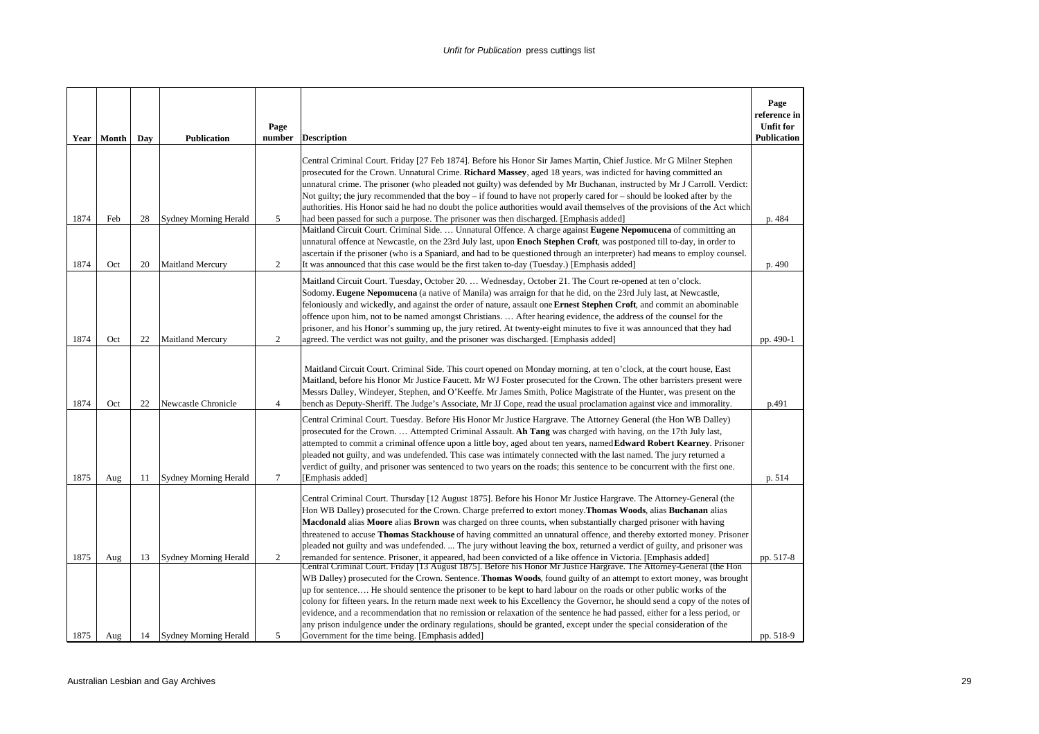| Year | Month | Day | Publication | Page number | Description | Page reference in Unfit for Publication |
|---|---|---|---|---|---|---|
| 1874 | Feb | 28 | Sydney Morning Herald | 5 | Central Criminal Court. Friday [27 Feb 1874]. Before his Honor Sir James Martin, Chief Justice. Mr G Milner Stephen prosecuted for the Crown. Unnatural Crime. **Richard Massey**, aged 18 years, was indicted for having committed an unnatural crime. The prisoner (who pleaded not guilty) was defended by Mr Buchanan, instructed by Mr J Carroll. Verdict: Not guilty; the jury recommended that the boy – if found to have not properly cared for – should be looked after by the authorities. His Honor said he had no doubt the police authorities would avail themselves of the provisions of the Act which had been passed for such a purpose. The prisoner was then discharged. [Emphasis added] | p. 484 |
| 1874 | Oct | 20 | Maitland Mercury | 2 | Maitland Circuit Court. Criminal Side. … Unnatural Offence. A charge against **Eugene Nepomucena** of committing an unnatural offence at Newcastle, on the 23rd July last, upon **Enoch Stephen Croft**, was postponed till to-day, in order to ascertain if the prisoner (who is a Spaniard, and had to be questioned through an interpreter) had means to employ counsel. It was announced that this case would be the first taken to-day (Tuesday.) [Emphasis added] | p. 490 |
| 1874 | Oct | 22 | Maitland Mercury | 2 | Maitland Circuit Court. Tuesday, October 20. … Wednesday, October 21. The Court re-opened at ten o'clock. Sodomy. **Eugene Nepomucena** (a native of Manila) was arraign for that he did, on the 23rd July last, at Newcastle, feloniously and wickedly, and against the order of nature, assault one **Ernest Stephen Croft**, and commit an abominable offence upon him, not to be named amongst Christians. … After hearing evidence, the address of the counsel for the prisoner, and his Honor's summing up, the jury retired. At twenty-eight minutes to five it was announced that they had agreed. The verdict was not guilty, and the prisoner was discharged. [Emphasis added] | pp. 490-1 |
| 1874 | Oct | 22 | Newcastle Chronicle | 4 | Maitland Circuit Court. Criminal Side. This court opened on Monday morning, at ten o'clock, at the court house, East Maitland, before his Honor Mr Justice Faucett. Mr WJ Foster prosecuted for the Crown. The other barristers present were Messrs Dalley, Windeyer, Stephen, and O'Keeffe. Mr James Smith, Police Magistrate of the Hunter, was present on the bench as Deputy-Sheriff. The Judge's Associate, Mr JJ Cope, read the usual proclamation against vice and immorality. | p.491 |
| 1875 | Aug | 11 | Sydney Morning Herald | 7 | Central Criminal Court. Tuesday. Before His Honor Mr Justice Hargrave. The Attorney General (the Hon WB Dalley) prosecuted for the Crown. … Attempted Criminal Assault. **Ah Tang** was charged with having, on the 17th July last, attempted to commit a criminal offence upon a little boy, aged about ten years, named **Edward Robert Kearney**. Prisoner pleaded not guilty, and was undefended. This case was intimately connected with the last named. The jury returned a verdict of guilty, and prisoner was sentenced to two years on the roads; this sentence to be concurrent with the first one. [Emphasis added] | p. 514 |
| 1875 | Aug | 13 | Sydney Morning Herald | 2 | Central Criminal Court. Thursday [12 August 1875]. Before his Honor Mr Justice Hargrave. The Attorney-General (the Hon WB Dalley) prosecuted for the Crown. Charge preferred to extort money. **Thomas Woods**, alias **Buchanan** alias **Macdonald** alias **Moore** alias **Brown** was charged on three counts, when substantially charged prisoner with having threatened to accuse **Thomas Stackhouse** of having committed an unnatural offence, and thereby extorted money. Prisoner pleaded not guilty and was undefended. ... The jury without leaving the box, returned a verdict of guilty, and prisoner was remanded for sentence. Prisoner, it appeared, had been convicted of a like offence in Victoria. [Emphasis added] | pp. 517-8 |
| 1875 | Aug | 14 | Sydney Morning Herald | 5 | Central Criminal Court. Friday [13 August 1875]. Before his Honor Mr Justice Hargrave. The Attorney-General (the Hon WB Dalley) prosecuted for the Crown. Sentence. **Thomas Woods**, found guilty of an attempt to extort money, was brought up for sentence…. He should sentence the prisoner to be kept to hard labour on the roads or other public works of the colony for fifteen years. In the return made next week to his Excellency the Governor, he should send a copy of the notes of evidence, and a recommendation that no remission or relaxation of the sentence he had passed, either for a less period, or any prison indulgence under the ordinary regulations, should be granted, except under the special consideration of the Government for the time being. [Emphasis added] | pp. 518-9 |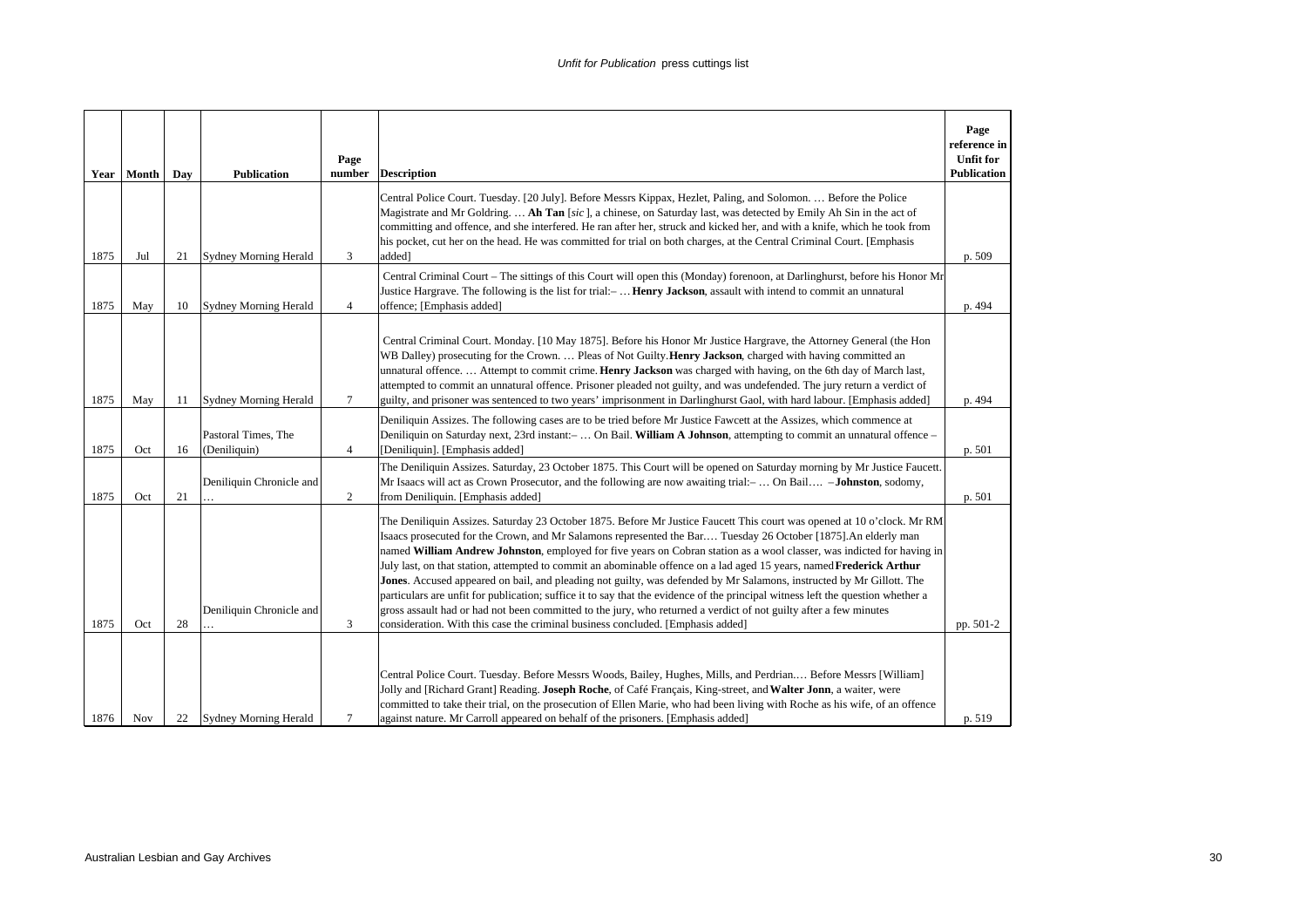| Year | Month | Day | Publication | Page number | Description | Page reference in Unfit for Publication |
|---|---|---|---|---|---|---|
| 1875 | Jul | 21 | Sydney Morning Herald | 3 | Central Police Court. Tuesday. [20 July]. Before Messrs Kippax, Hezlet, Paling, and Solomon. … Before the Police Magistrate and Mr Goldring. … **Ah Tan** [*sic* ], a chinese, on Saturday last, was detected by Emily Ah Sin in the act of committing and offence, and she interfered. He ran after her, struck and kicked her, and with a knife, which he took from his pocket, cut her on the head. He was committed for trial on both charges, at the Central Criminal Court. [Emphasis added] | p. 509 |
| 1875 | May | 10 | Sydney Morning Herald | 4 | Central Criminal Court – The sittings of this Court will open this (Monday) forenoon, at Darlinghurst, before his Honor Mr Justice Hargrave. The following is the list for trial:– … **Henry Jackson**, assault with intend to commit an unnatural offence; [Emphasis added] | p. 494 |
| 1875 | May | 11 | Sydney Morning Herald | 7 | Central Criminal Court. Monday. [10 May 1875]. Before his Honor Mr Justice Hargrave, the Attorney General (the Hon WB Dalley) prosecuting for the Crown. … Pleas of Not Guilty. **Henry Jackson**, charged with having committed an unnatural offence. … Attempt to commit crime. **Henry Jackson** was charged with having, on the 6th day of March last, attempted to commit an unnatural offence. Prisoner pleaded not guilty, and was undefended. The jury return a verdict of guilty, and prisoner was sentenced to two years' imprisonment in Darlinghurst Gaol, with hard labour. [Emphasis added] | p. 494 |
| 1875 | Oct | 16 | Pastoral Times, The (Deniliquin) | 4 | Deniliquin Assizes. The following cases are to be tried before Mr Justice Fawcett at the Assizes, which commence at Deniliquin on Saturday next, 23rd instant:– … On Bail. **William A Johnson**, attempting to commit an unnatural offence – [Deniliquin]. [Emphasis added] | p. 501 |
| 1875 | Oct | 21 | Deniliquin Chronicle and … | 2 | The Deniliquin Assizes. Saturday, 23 October 1875. This Court will be opened on Saturday morning by Mr Justice Faucett. Mr Isaacs will act as Crown Prosecutor, and the following are now awaiting trial:– … On Bail…. – **Johnston**, sodomy, from Deniliquin. [Emphasis added] | p. 501 |
| 1875 | Oct | 28 | Deniliquin Chronicle and … | 3 | The Deniliquin Assizes. Saturday 23 October 1875. Before Mr Justice Faucett This court was opened at 10 o'clock. Mr RM Isaacs prosecuted for the Crown, and Mr Salamons represented the Bar.… Tuesday 26 October [1875].An elderly man named **William Andrew Johnston**, employed for five years on Cobran station as a wool classer, was indicted for having in July last, on that station, attempted to commit an abominable offence on a lad aged 15 years, named **Frederick Arthur Jones**. Accused appeared on bail, and pleading not guilty, was defended by Mr Salamons, instructed by Mr Gillott. The particulars are unfit for publication; suffice it to say that the evidence of the principal witness left the question whether a gross assault had or had not been committed to the jury, who returned a verdict of not guilty after a few minutes consideration. With this case the criminal business concluded. [Emphasis added] | pp. 501-2 |
| 1876 | Nov | 22 | Sydney Morning Herald | 7 | Central Police Court. Tuesday. Before Messrs Woods, Bailey, Hughes, Mills, and Perdrian.… Before Messrs [William] Jolly and [Richard Grant] Reading. **Joseph Roche**, of Café Français, King-street, and **Walter Jonn**, a waiter, were committed to take their trial, on the prosecution of Ellen Marie, who had been living with Roche as his wife, of an offence against nature. Mr Carroll appeared on behalf of the prisoners. [Emphasis added] | p. 519 |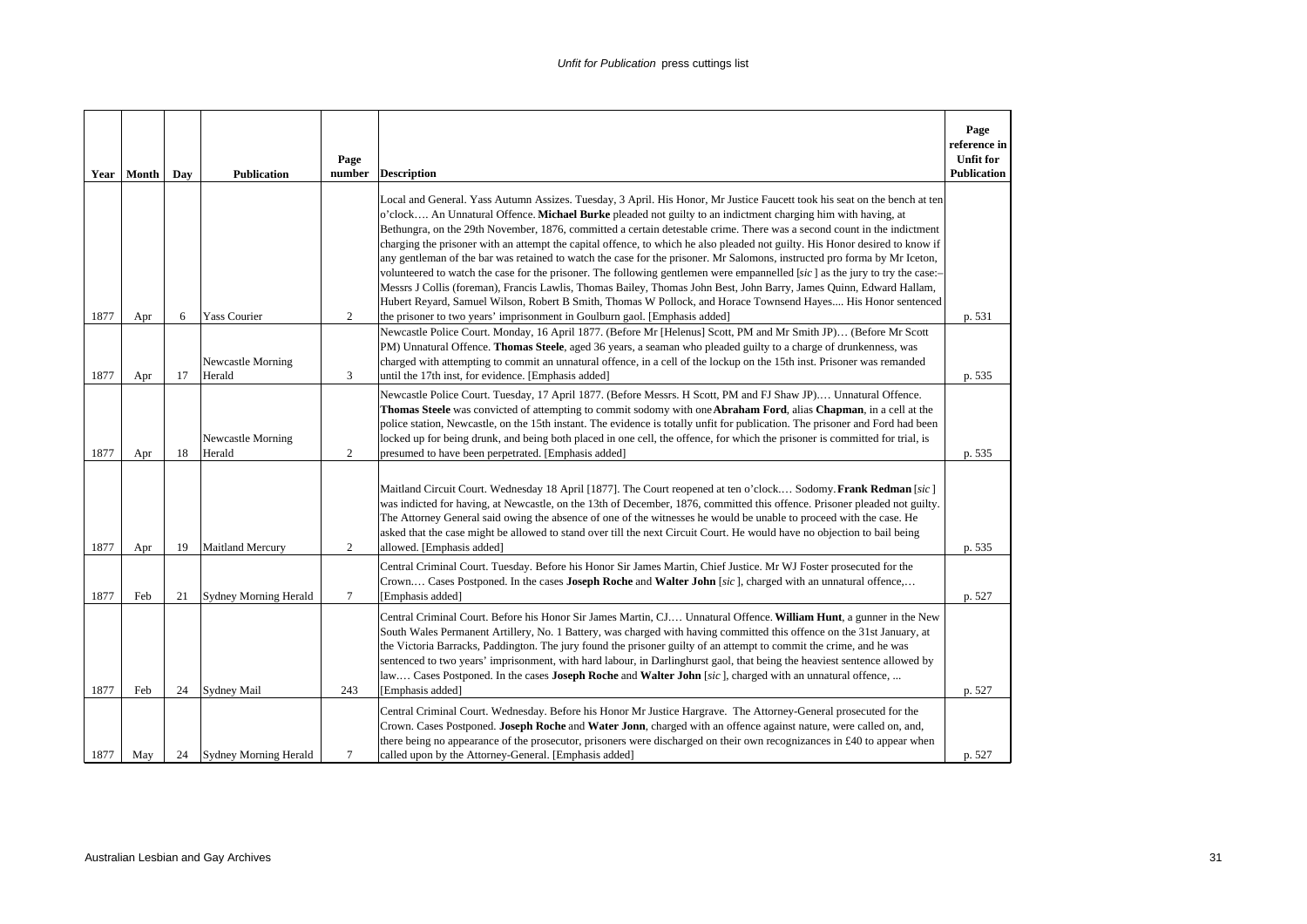| Year | Month | Day | Publication | Page number | Description | Page reference in Unfit for Publication |
|---|---|---|---|---|---|---|
| 1877 | Apr | 6 | Yass Courier | 2 | Local and General. Yass Autumn Assizes. Tuesday, 3 April. His Honor, Mr Justice Faucett took his seat on the bench at ten o'clock…. An Unnatural Offence. **Michael Burke** pleaded not guilty to an indictment charging him with having, at Bethungra, on the 29th November, 1876, committed a certain detestable crime. There was a second count in the indictment charging the prisoner with an attempt the capital offence, to which he also pleaded not guilty. His Honor desired to know if any gentleman of the bar was retained to watch the case for the prisoner. Mr Salomons, instructed pro forma by Mr Iceton, volunteered to watch the case for the prisoner. The following gentlemen were empannelled [*sic* ] as the jury to try the case:– Messrs J Collis (foreman), Francis Lawlis, Thomas Bailey, Thomas John Best, John Barry, James Quinn, Edward Hallam, Hubert Reyard, Samuel Wilson, Robert B Smith, Thomas W Pollock, and Horace Townsend Hayes.... His Honor sentenced the prisoner to two years' imprisonment in Goulburn gaol. [Emphasis added] | p. 531 |
| 1877 | Apr | 17 | Newcastle Morning Herald | 3 | Newcastle Police Court. Monday, 16 April 1877. (Before Mr [Helenus] Scott, PM and Mr Smith JP)… (Before Mr Scott PM) Unnatural Offence. **Thomas Steele**, aged 36 years, a seaman who pleaded guilty to a charge of drunkenness, was charged with attempting to commit an unnatural offence, in a cell of the lockup on the 15th inst. Prisoner was remanded until the 17th inst, for evidence. [Emphasis added] | p. 535 |
| 1877 | Apr | 18 | Newcastle Morning Herald | 2 | Newcastle Police Court. Tuesday, 17 April 1877. (Before Messrs. H Scott, PM and FJ Shaw JP)…. Unnatural Offence. **Thomas Steele** was convicted of attempting to commit sodomy with one **Abraham Ford**, alias **Chapman**, in a cell at the police station, Newcastle, on the 15th instant. The evidence is totally unfit for publication. The prisoner and Ford had been locked up for being drunk, and being both placed in one cell, the offence, for which the prisoner is committed for trial, is presumed to have been perpetrated. [Emphasis added] | p. 535 |
| 1877 | Apr | 19 | Maitland Mercury | 2 | Maitland Circuit Court. Wednesday 18 April [1877]. The Court reopened at ten o'clock.… Sodomy. **Frank Redman** [*sic* ] was indicted for having, at Newcastle, on the 13th of December, 1876, committed this offence. Prisoner pleaded not guilty. The Attorney General said owing the absence of one of the witnesses he would be unable to proceed with the case. He asked that the case might be allowed to stand over till the next Circuit Court. He would have no objection to bail being allowed. [Emphasis added] | p. 535 |
| 1877 | Feb | 21 | Sydney Morning Herald | 7 | Central Criminal Court. Tuesday. Before his Honor Sir James Martin, Chief Justice. Mr WJ Foster prosecuted for the Crown.… Cases Postponed. In the cases **Joseph Roche** and **Walter John** [*sic* ], charged with an unnatural offence,… [Emphasis added] | p. 527 |
| 1877 | Feb | 24 | Sydney Mail | 243 | Central Criminal Court. Before his Honor Sir James Martin, CJ.… Unnatural Offence. **William Hunt**, a gunner in the New South Wales Permanent Artillery, No. 1 Battery, was charged with having committed this offence on the 31st January, at the Victoria Barracks, Paddington. The jury found the prisoner guilty of an attempt to commit the crime, and he was sentenced to two years' imprisonment, with hard labour, in Darlinghurst gaol, that being the heaviest sentence allowed by law.… Cases Postponed. In the cases **Joseph Roche** and **Walter John** [*sic* ], charged with an unnatural offence, ... [Emphasis added] | p. 527 |
| 1877 | May | 24 | Sydney Morning Herald | 7 | Central Criminal Court. Wednesday. Before his Honor Mr Justice Hargrave. The Attorney-General prosecuted for the Crown. Cases Postponed. **Joseph Roche** and **Water Jonn**, charged with an offence against nature, were called on, and, there being no appearance of the prosecutor, prisoners were discharged on their own recognizances in £40 to appear when called upon by the Attorney-General. [Emphasis added] | p. 527 |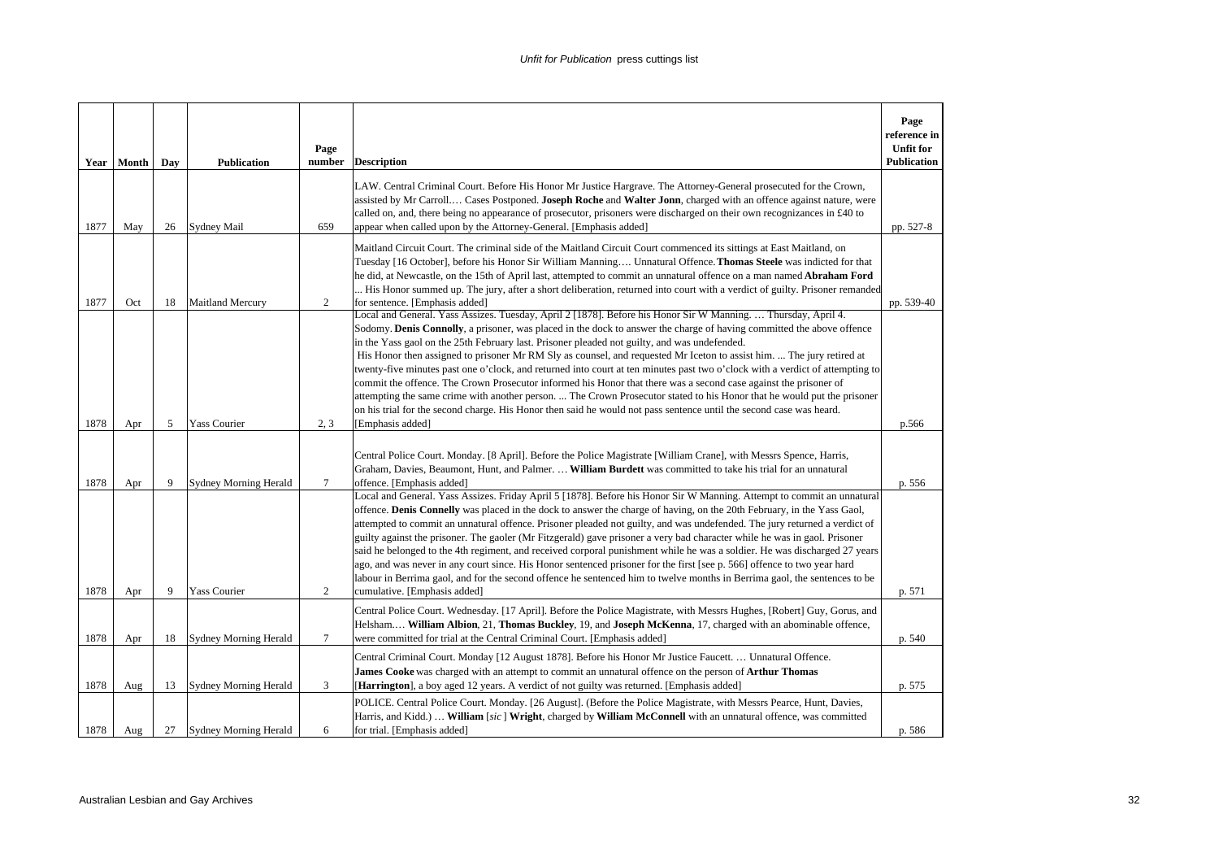| Year | Month | Day | Publication | Page number | Description | Page reference in Unfit for Publication |
|---|---|---|---|---|---|---|
| 1877 | May | 26 | Sydney Mail | 659 | LAW. Central Criminal Court. Before His Honor Mr Justice Hargrave. The Attorney-General prosecuted for the Crown, assisted by Mr Carroll…. Cases Postponed. **Joseph Roche** and **Walter Jonn**, charged with an offence against nature, were called on, and, there being no appearance of prosecutor, prisoners were discharged on their own recognizances in £40 to appear when called upon by the Attorney-General. [Emphasis added] | pp. 527-8 |
| 1877 | Oct | 18 | Maitland Mercury | 2 | Maitland Circuit Court. The criminal side of the Maitland Circuit Court commenced its sittings at East Maitland, on Tuesday [16 October], before his Honor Sir William Manning…. Unnatural Offence. **Thomas Steele** was indicted for that he did, at Newcastle, on the 15th of April last, attempted to commit an unnatural offence on a man named **Abraham Ford** ... His Honor summed up. The jury, after a short deliberation, returned into court with a verdict of guilty. Prisoner remanded for sentence. [Emphasis added] | pp. 539-40 |
| 1878 | Apr | 5 | Yass Courier | 2, 3 | Local and General. Yass Assizes. Tuesday, April 2 [1878]. Before his Honor Sir W Manning. … Thursday, April 4. Sodomy. **Denis Connolly**, a prisoner, was placed in the dock to answer the charge of having committed the above offence in the Yass gaol on the 25th February last. Prisoner pleaded not guilty, and was undefended. His Honor then assigned to prisoner Mr RM Sly as counsel, and requested Mr Iceton to assist him. ... The jury retired at twenty-five minutes past one o'clock, and returned into court at ten minutes past two o'clock with a verdict of attempting to commit the offence. The Crown Prosecutor informed his Honor that there was a second case against the prisoner of attempting the same crime with another person. ... The Crown Prosecutor stated to his Honor that he would put the prisoner on his trial for the second charge. His Honor then said he would not pass sentence until the second case was heard. [Emphasis added] | p.566 |
| 1878 | Apr | 9 | Sydney Morning Herald | 7 | Central Police Court. Monday. [8 April]. Before the Police Magistrate [William Crane], with Messrs Spence, Harris, Graham, Davies, Beaumont, Hunt, and Palmer. … **William Burdett** was committed to take his trial for an unnatural offence. [Emphasis added] | p. 556 |
| 1878 | Apr | 9 | Yass Courier | 2 | Local and General. Yass Assizes. Friday April 5 [1878]. Before his Honor Sir W Manning. Attempt to commit an unnatural offence. **Denis Connelly** was placed in the dock to answer the charge of having, on the 20th February, in the Yass Gaol, attempted to commit an unnatural offence. Prisoner pleaded not guilty, and was undefended. The jury returned a verdict of guilty against the prisoner. The gaoler (Mr Fitzgerald) gave prisoner a very bad character while he was in gaol. Prisoner said he belonged to the 4th regiment, and received corporal punishment while he was a soldier. He was discharged 27 years ago, and was never in any court since. His Honor sentenced prisoner for the first [see p. 566] offence to two year hard labour in Berrima gaol, and for the second offence he sentenced him to twelve months in Berrima gaol, the sentences to be cumulative. [Emphasis added] | p. 571 |
| 1878 | Apr | 18 | Sydney Morning Herald | 7 | Central Police Court. Wednesday. [17 April]. Before the Police Magistrate, with Messrs Hughes, [Robert] Guy, Gorus, and Helsham.… **William Albion**, 21, **Thomas Buckley**, 19, and **Joseph McKenna**, 17, charged with an abominable offence, were committed for trial at the Central Criminal Court. [Emphasis added] | p. 540 |
| 1878 | Aug | 13 | Sydney Morning Herald | 3 | Central Criminal Court. Monday [12 August 1878]. Before his Honor Mr Justice Faucett. … Unnatural Offence. **James Cooke** was charged with an attempt to commit an unnatural offence on the person of **Arthur Thomas** [**Harrington**], a boy aged 12 years. A verdict of not guilty was returned. [Emphasis added] | p. 575 |
| 1878 | Aug | 27 | Sydney Morning Herald | 6 | POLICE. Central Police Court. Monday. [26 August]. (Before the Police Magistrate, with Messrs Pearce, Hunt, Davies, Harris, and Kidd.) … **William** [*sic*] **Wright**, charged by **William McConnell** with an unnatural offence, was committed for trial. [Emphasis added] | p. 586 |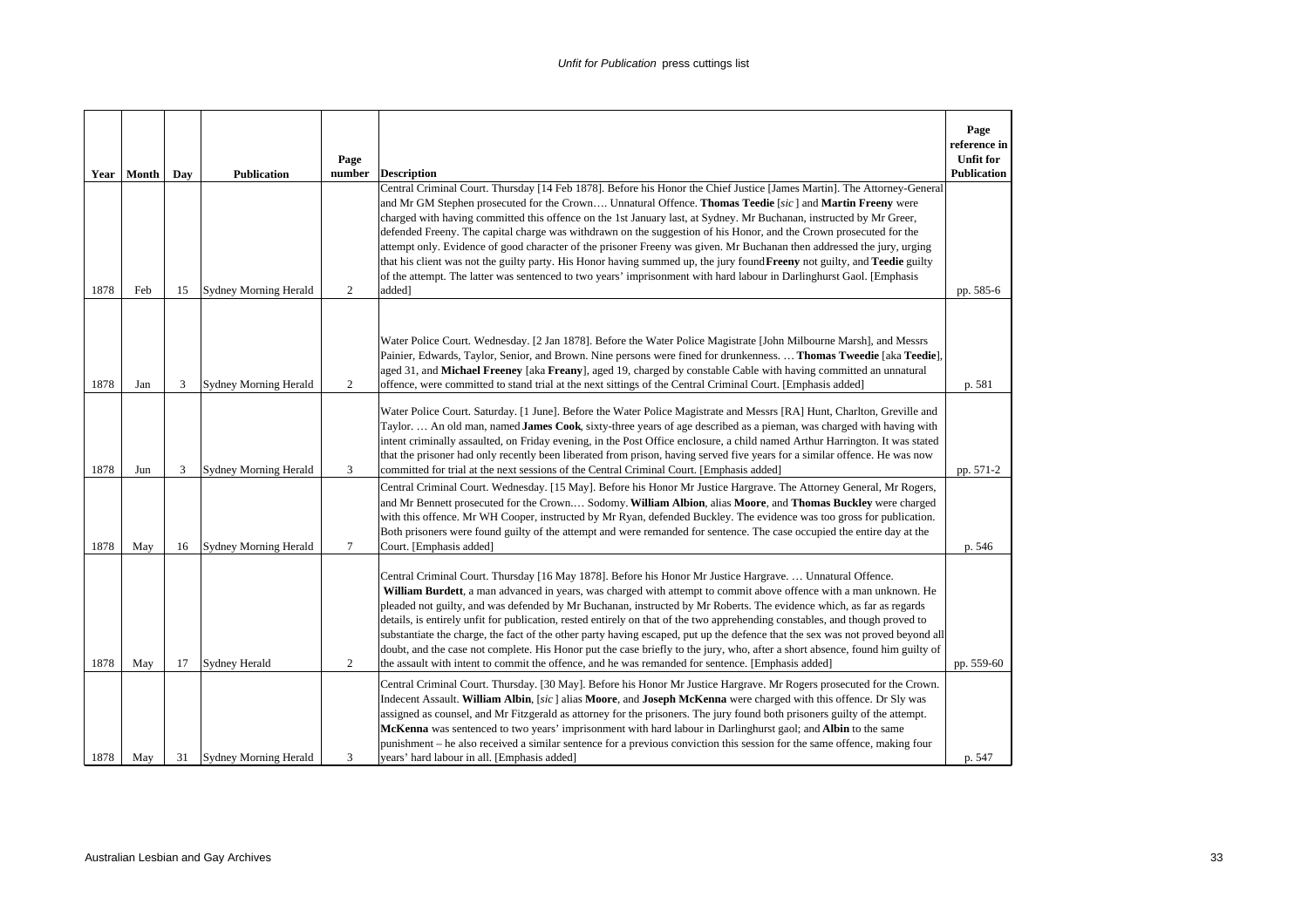| Year | Month | Day | Publication | Page number | Description | Page reference in Unfit for Publication |
|---|---|---|---|---|---|---|
| 1878 | Feb | 15 | Sydney Morning Herald | 2 | Central Criminal Court. Thursday [14 Feb 1878]. Before his Honor the Chief Justice [James Martin]. The Attorney-General and Mr GM Stephen prosecuted for the Crown…. Unnatural Offence. **Thomas Teedie** [*sic*] and **Martin Freeny** were charged with having committed this offence on the 1st January last, at Sydney. Mr Buchanan, instructed by Mr Greer, defended Freeny. The capital charge was withdrawn on the suggestion of his Honor, and the Crown prosecuted for the attempt only. Evidence of good character of the prisoner Freeny was given. Mr Buchanan then addressed the jury, urging that his client was not the guilty party. His Honor having summed up, the jury found **Freeny** not guilty, and **Teedie** guilty of the attempt. The latter was sentenced to two years' imprisonment with hard labour in Darlinghurst Gaol. [Emphasis added] | pp. 585-6 |
| 1878 | Jan | 3 | Sydney Morning Herald | 2 | Water Police Court. Wednesday. [2 Jan 1878]. Before the Water Police Magistrate [John Milbourne Marsh], and Messrs Painier, Edwards, Taylor, Senior, and Brown. Nine persons were fined for drunkenness. … **Thomas Tweedie** [aka **Teedie**], aged 31, and **Michael Freeney** [aka **Freany**], aged 19, charged by constable Cable with having committed an unnatural offence, were committed to stand trial at the next sittings of the Central Criminal Court. [Emphasis added] | p. 581 |
| 1878 | Jun | 3 | Sydney Morning Herald | 3 | Water Police Court. Saturday. [1 June]. Before the Water Police Magistrate and Messrs [RA] Hunt, Charlton, Greville and Taylor. … An old man, named **James Cook**, sixty-three years of age described as a pieman, was charged with having with intent criminally assaulted, on Friday evening, in the Post Office enclosure, a child named Arthur Harrington. It was stated that the prisoner had only recently been liberated from prison, having served five years for a similar offence. He was now committed for trial at the next sessions of the Central Criminal Court. [Emphasis added] | pp. 571-2 |
| 1878 | May | 16 | Sydney Morning Herald | 7 | Central Criminal Court. Wednesday. [15 May]. Before his Honor Mr Justice Hargrave. The Attorney General, Mr Rogers, and Mr Bennett prosecuted for the Crown.… Sodomy. **William Albion**, alias **Moore**, and **Thomas Buckley** were charged with this offence. Mr WH Cooper, instructed by Mr Ryan, defended Buckley. The evidence was too gross for publication. Both prisoners were found guilty of the attempt and were remanded for sentence. The case occupied the entire day at the Court. [Emphasis added] | p. 546 |
| 1878 | May | 17 | Sydney Herald | 2 | Central Criminal Court. Thursday [16 May 1878]. Before his Honor Mr Justice Hargrave. … Unnatural Offence. **William Burdett**, a man advanced in years, was charged with attempt to commit above offence with a man unknown. He pleaded not guilty, and was defended by Mr Buchanan, instructed by Mr Roberts. The evidence which, as far as regards details, is entirely unfit for publication, rested entirely on that of the two apprehending constables, and though proved to substantiate the charge, the fact of the other party having escaped, put up the defence that the sex was not proved beyond all doubt, and the case not complete. His Honor put the case briefly to the jury, who, after a short absence, found him guilty of the assault with intent to commit the offence, and he was remanded for sentence. [Emphasis added] | pp. 559-60 |
| 1878 | May | 31 | Sydney Morning Herald | 3 | Central Criminal Court. Thursday. [30 May]. Before his Honor Mr Justice Hargrave. Mr Rogers prosecuted for the Crown. Indecent Assault. **William Albin**, [*sic*] alias **Moore**, and **Joseph McKenna** were charged with this offence. Dr Sly was assigned as counsel, and Mr Fitzgerald as attorney for the prisoners. The jury found both prisoners guilty of the attempt. **McKenna** was sentenced to two years' imprisonment with hard labour in Darlinghurst gaol; and **Albin** to the same punishment – he also received a similar sentence for a previous conviction this session for the same offence, making four years' hard labour in all. [Emphasis added] | p. 547 |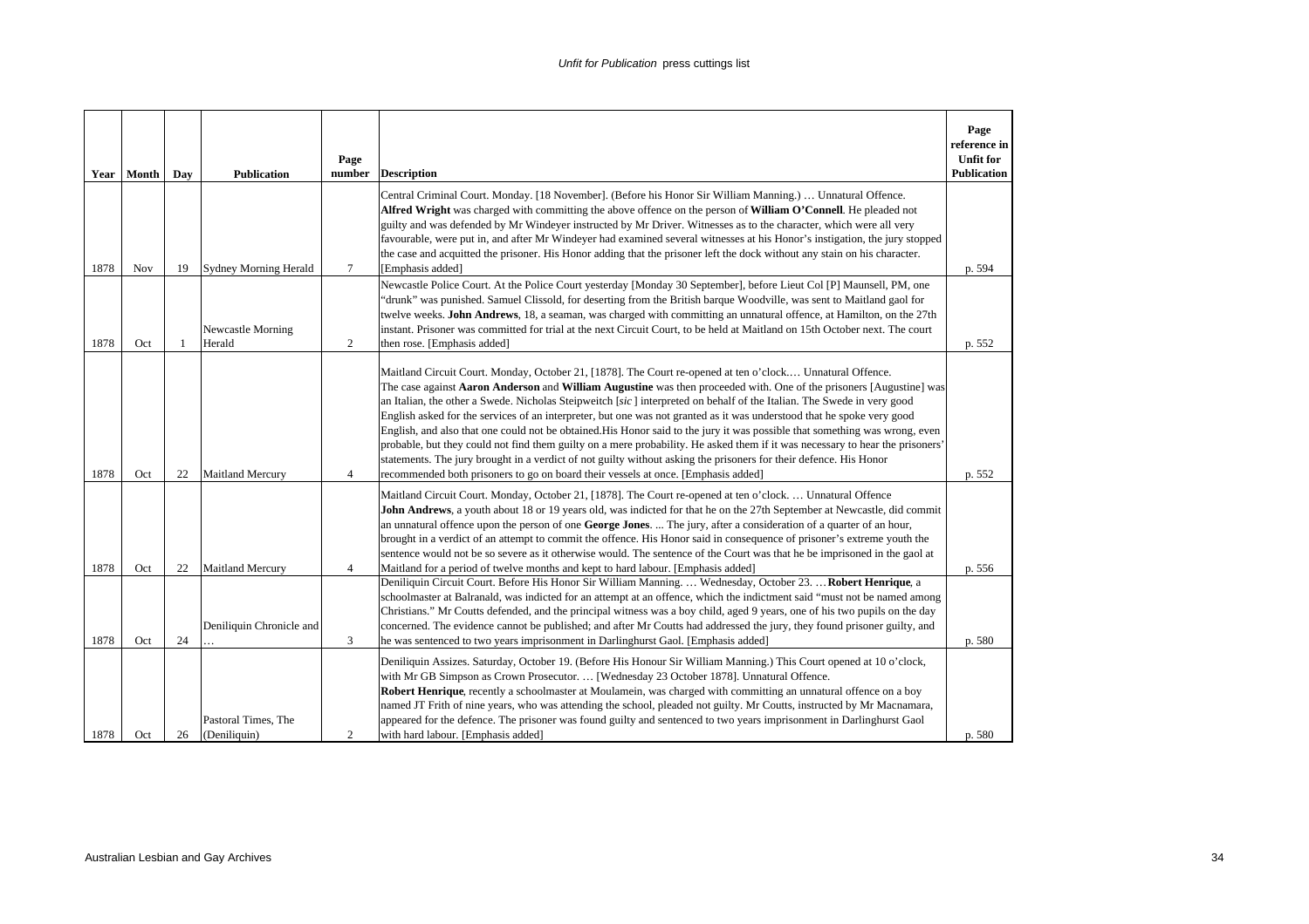| Year | Month | Day | Publication | Page number | Description | Page reference in Unfit for Publication |
|---|---|---|---|---|---|---|
| 1878 | Nov | 19 | Sydney Morning Herald | 7 | Central Criminal Court. Monday. [18 November]. (Before his Honor Sir William Manning.) … Unnatural Offence. **Alfred Wright** was charged with committing the above offence on the person of **William O'Connell**. He pleaded not guilty and was defended by Mr Windeyer instructed by Mr Driver. Witnesses as to the character, which were all very favourable, were put in, and after Mr Windeyer had examined several witnesses at his Honor's instigation, the jury stopped the case and acquitted the prisoner. His Honor adding that the prisoner left the dock without any stain on his character. [Emphasis added] | p. 594 |
| 1878 | Oct | 1 | Newcastle Morning Herald | 2 | Newcastle Police Court. At the Police Court yesterday [Monday 30 September], before Lieut Col [P] Maunsell, PM, one "drunk" was punished. Samuel Clissold, for deserting from the British barque Woodville, was sent to Maitland gaol for twelve weeks. **John Andrews**, 18, a seaman, was charged with committing an unnatural offence, at Hamilton, on the 27th instant. Prisoner was committed for trial at the next Circuit Court, to be held at Maitland on 15th October next. The court then rose. [Emphasis added] | p. 552 |
| 1878 | Oct | 22 | Maitland Mercury | 4 | Maitland Circuit Court. Monday, October 21, [1878]. The Court re-opened at ten o'clock.… Unnatural Offence. The case against **Aaron Anderson** and **William Augustine** was then proceeded with. One of the prisoners [Augustine] was an Italian, the other a Swede. Nicholas Steipweitch [*sic*] interpreted on behalf of the Italian. The Swede in very good English asked for the services of an interpreter, but one was not granted as it was understood that he spoke very good English, and also that one could not be obtained.His Honor said to the jury it was possible that something was wrong, even probable, but they could not find them guilty on a mere probability. He asked them if it was necessary to hear the prisoners' statements. The jury brought in a verdict of not guilty without asking the prisoners for their defence. His Honor recommended both prisoners to go on board their vessels at once. [Emphasis added] | p. 552 |
| 1878 | Oct | 22 | Maitland Mercury | 4 | Maitland Circuit Court. Monday, October 21, [1878]. The Court re-opened at ten o'clock. … Unnatural Offence **John Andrews**, a youth about 18 or 19 years old, was indicted for that he on the 27th September at Newcastle, did commit an unnatural offence upon the person of one **George Jones**. ... The jury, after a consideration of a quarter of an hour, brought in a verdict of an attempt to commit the offence. His Honor said in consequence of prisoner's extreme youth the sentence would not be so severe as it otherwise would. The sentence of the Court was that he be imprisoned in the gaol at Maitland for a period of twelve months and kept to hard labour. [Emphasis added] | p. 556 |
| 1878 | Oct | 24 | Deniliquin Chronicle and … | 3 | Deniliquin Circuit Court. Before His Honor Sir William Manning. … Wednesday, October 23. … **Robert Henrique**, a schoolmaster at Balranald, was indicted for an attempt at an offence, which the indictment said "must not be named among Christians." Mr Coutts defended, and the principal witness was a boy child, aged 9 years, one of his two pupils on the day concerned. The evidence cannot be published; and after Mr Coutts had addressed the jury, they found prisoner guilty, and he was sentenced to two years imprisonment in Darlinghurst Gaol. [Emphasis added] | p. 580 |
| 1878 | Oct | 26 | Pastoral Times, The (Deniliquin) | 2 | Deniliquin Assizes. Saturday, October 19. (Before His Honour Sir William Manning.) This Court opened at 10 o'clock, with Mr GB Simpson as Crown Prosecutor. … [Wednesday 23 October 1878]. Unnatural Offence. **Robert Henrique**, recently a schoolmaster at Moulamein, was charged with committing an unnatural offence on a boy named JT Frith of nine years, who was attending the school, pleaded not guilty. Mr Coutts, instructed by Mr Macnamara, appeared for the defence. The prisoner was found guilty and sentenced to two years imprisonment in Darlinghurst Gaol with hard labour. [Emphasis added] | p. 580 |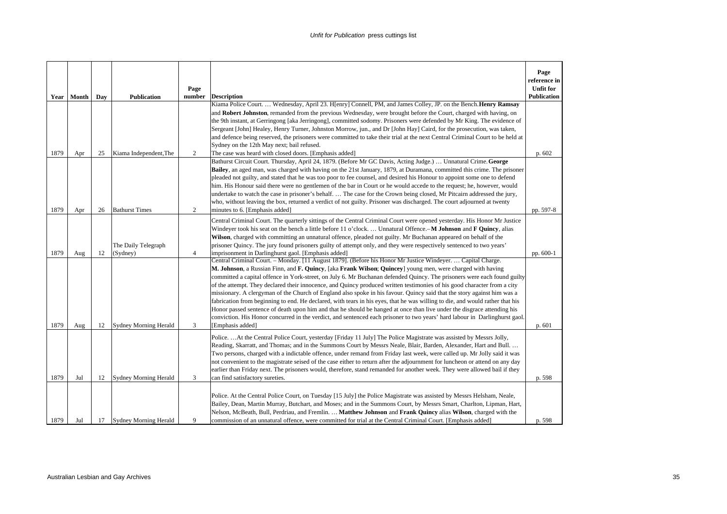| Year | Month | Day | Publication | Page number | Description | Page reference in Unfit for Publication |
|---|---|---|---|---|---|---|
| 1879 | Apr | 25 | Kiama Independent,The | 2 | Kiama Police Court. … Wednesday, April 23. H[enry] Connell, PM, and James Colley, JP. on the Bench. **Henry Ramsay** and **Robert Johnston**, remanded from the previous Wednesday, were brought before the Court, charged with having, on the 9th instant, at Gerringong [aka Jerringong], committed sodomy. Prisoners were defended by Mr King. The evidence of Sergeant [John] Healey, Henry Turner, Johnston Morrow, jun., and Dr [John Hay] Caird, for the prosecution, was taken, and defence being reserved, the prisoners were committed to take their trial at the next Central Criminal Court to be held at Sydney on the 12th May next; bail refused. The case was heard with closed doors. [Emphasis added] | p. 602 |
| 1879 | Apr | 26 | Bathurst Times | 2 | Bathurst Circuit Court. Thursday, April 24, 1879. (Before Mr GC Davis, Acting Judge.) … Unnatural Crime. **George Bailey**, an aged man, was charged with having on the 21st January, 1879, at Duramana, committed this crime. The prisoner pleaded not guilty, and stated that he was too poor to fee counsel, and desired his Honour to appoint some one to defend him. His Honour said there were no gentlemen of the bar in Court or he would accede to the request; he, however, would undertake to watch the case in prisoner's behalf. … The case for the Crown being closed, Mr Pitcairn addressed the jury, who, without leaving the box, returned a verdict of not guilty. Prisoner was discharged. The court adjourned at twenty minutes to 6. [Emphasis added] | pp. 597-8 |
| 1879 | Aug | 12 | The Daily Telegraph (Sydney) | 4 | Central Criminal Court. The quarterly sittings of the Central Criminal Court were opened yesterday. His Honor Mr Justice Windeyer took his seat on the bench a little before 11 o'clock. … Unnatural Offence.–**M Johnson** and **F Quincy**, alias **Wilson**, charged with committing an unnatural offence, pleaded not guilty. Mr Buchanan appeared on behalf of the prisoner Quincy. The jury found prisoners guilty of attempt only, and they were respectively sentenced to two years' imprisonment in Darlinghurst gaol. [Emphasis added] | pp. 600-1 |
| 1879 | Aug | 12 | Sydney Morning Herald | 3 | Central Criminal Court. – Monday. [11 August 1879]. (Before his Honor Mr Justice Windeyer. … Capital Charge. **M. Johnson**, a Russian Finn, and **F. Quincy**, [aka **Frank Wilson**; **Quincey**] young men, were charged with having committed a capital offence in York-street, on July 6. Mr Buchanan defended Quincy. The prisoners were each found guilty of the attempt. They declared their innocence, and Quincy produced written testimonies of his good character from a city missionary. A clergyman of the Church of England also spoke in his favour. Quincy said that the story against him was a fabrication from beginning to end. He declared, with tears in his eyes, that he was willing to die, and would rather that his Honor passed sentence of death upon him and that he should be hanged at once than live under the disgrace attending his conviction. His Honor concurred in the verdict, and sentenced each prisoner to two years' hard labour in Darlinghurst gaol. [Emphasis added] | p. 601 |
| 1879 | Jul | 12 | Sydney Morning Herald | 3 | Police. …At the Central Police Court, yesterday [Friday 11 July] The Police Magistrate was assisted by Messrs Jolly, Reading, Skarratt, and Thomas; and in the Summons Court by Messrs Neale, Blair, Barden, Alexander, Hart and Bull. … Two persons, charged with a indictable offence, under remand from Friday last week, were called up. Mr Jolly said it was not convenient to the magistrate seised of the case either to return after the adjournment for luncheon or attend on any day earlier than Friday next. The prisoners would, therefore, stand remanded for another week. They were allowed bail if they can find satisfactory sureties. | p. 598 |
| 1879 | Jul | 17 | Sydney Morning Herald | 9 | Police. At the Central Police Court, on Tuesday [15 July] the Police Magistrate was assisted by Messrs Helsham, Neale, Bailey, Dean, Martin Murray, Butchart, and Moses; and in the Summons Court, by Messrs Smart, Charlton, Lipman, Hart, Nelson, McBeath, Bull, Perdriau, and Fremlin. … **Matthew Johnson** and **Frank Quincy** alias **Wilson**, charged with the commission of an unnatural offence, were committed for trial at the Central Criminal Court. [Emphasis added] | p. 598 |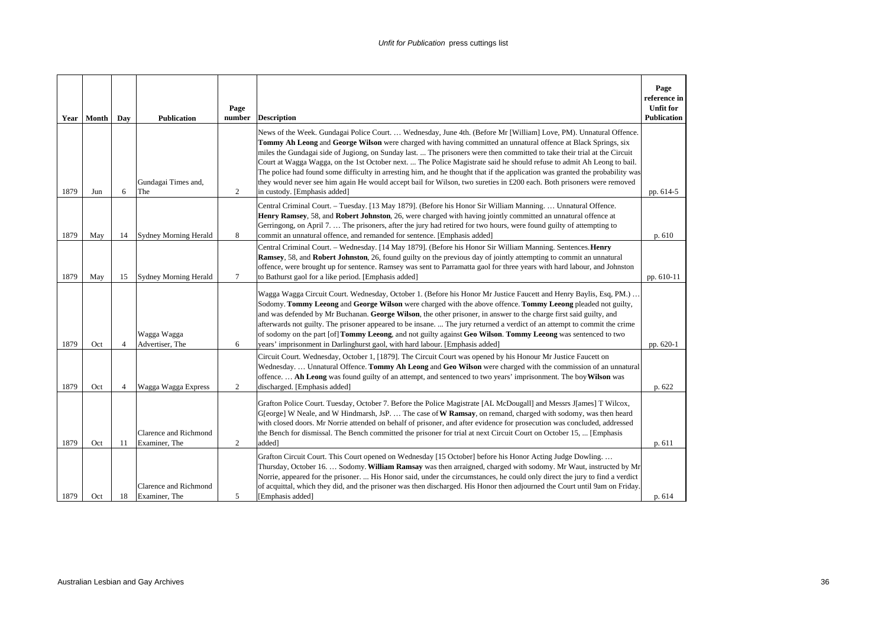| Year | Month | Day | Publication | Page number | Description | Page reference in Unfit for Publication |
|---|---|---|---|---|---|---|
| 1879 | Jun | 6 | Gundagai Times and, The | 2 | News of the Week. Gundagai Police Court. … Wednesday, June 4th. (Before Mr [William] Love, PM). Unnatural Offence. **Tommy Ah Leong** and **George Wilson** were charged with having committed an unnatural offence at Black Springs, six miles the Gundagai side of Jugiong, on Sunday last. ... The prisoners were then committed to take their trial at the Circuit Court at Wagga Wagga, on the 1st October next. ... The Police Magistrate said he should refuse to admit Ah Leong to bail. The police had found some difficulty in arresting him, and he thought that if the application was granted the probability was they would never see him again He would accept bail for Wilson, two sureties in £200 each. Both prisoners were removed in custody. [Emphasis added] | pp. 614-5 |
| 1879 | May | 14 | Sydney Morning Herald | 8 | Central Criminal Court. – Tuesday. [13 May 1879]. (Before his Honor Sir William Manning. … Unnatural Offence. **Henry Ramsey**, 58, and **Robert Johnston**, 26, were charged with having jointly committed an unnatural offence at Gerringong, on April 7. … The prisoners, after the jury had retired for two hours, were found guilty of attempting to commit an unnatural offence, and remanded for sentence. [Emphasis added] | p. 610 |
| 1879 | May | 15 | Sydney Morning Herald | 7 | Central Criminal Court. – Wednesday. [14 May 1879]. (Before his Honor Sir William Manning. Sentences. **Henry Ramsey**, 58, and **Robert Johnston**, 26, found guilty on the previous day of jointly attempting to commit an unnatural offence, were brought up for sentence. Ramsey was sent to Parramatta gaol for three years with hard labour, and Johnston to Bathurst gaol for a like period. [Emphasis added] | pp. 610-11 |
| 1879 | Oct | 4 | Wagga Wagga Advertiser, The | 6 | Wagga Wagga Circuit Court. Wednesday, October 1. (Before his Honor Mr Justice Faucett and Henry Baylis, Esq, PM.) … Sodomy. **Tommy Leeong** and **George Wilson** were charged with the above offence. **Tommy Leeong** pleaded not guilty, and was defended by Mr Buchanan. **George Wilson**, the other prisoner, in answer to the charge first said guilty, and afterwards not guilty. The prisoner appeared to be insane. ... The jury returned a verdict of an attempt to commit the crime of sodomy on the part [of] **Tommy Leeong**, and not guilty against **Geo Wilson**. **Tommy Leeong** was sentenced to two years' imprisonment in Darlinghurst gaol, with hard labour. [Emphasis added] | pp. 620-1 |
| 1879 | Oct | 4 | Wagga Wagga Express | 2 | Circuit Court. Wednesday, October 1, [1879]. The Circuit Court was opened by his Honour Mr Justice Faucett on Wednesday. … Unnatural Offence. **Tommy Ah Leong** and **Geo Wilson** were charged with the commission of an unnatural offence. … **Ah Leong** was found guilty of an attempt, and sentenced to two years' imprisonment. The boy **Wilson** was discharged. [Emphasis added] | p. 622 |
| 1879 | Oct | 11 | Clarence and Richmond Examiner, The | 2 | Grafton Police Court. Tuesday, October 7. Before the Police Magistrate [AL McDougall] and Messrs J[ames] T Wilcox, G[eorge] W Neale, and W Hindmarsh, JsP. … The case of **W Ramsay**, on remand, charged with sodomy, was then heard with closed doors. Mr Norrie attended on behalf of prisoner, and after evidence for prosecution was concluded, addressed the Bench for dismissal. The Bench committed the prisoner for trial at next Circuit Court on October 15, ... [Emphasis added] | p. 611 |
| 1879 | Oct | 18 | Clarence and Richmond Examiner, The | 5 | Grafton Circuit Court. This Court opened on Wednesday [15 October] before his Honor Acting Judge Dowling. … Thursday, October 16. … Sodomy. **William Ramsay** was then arraigned, charged with sodomy. Mr Waut, instructed by Mr Norrie, appeared for the prisoner. ... His Honor said, under the circumstances, he could only direct the jury to find a verdict of acquittal, which they did, and the prisoner was then discharged. His Honor then adjourned the Court until 9am on Friday. [Emphasis added] | p. 614 |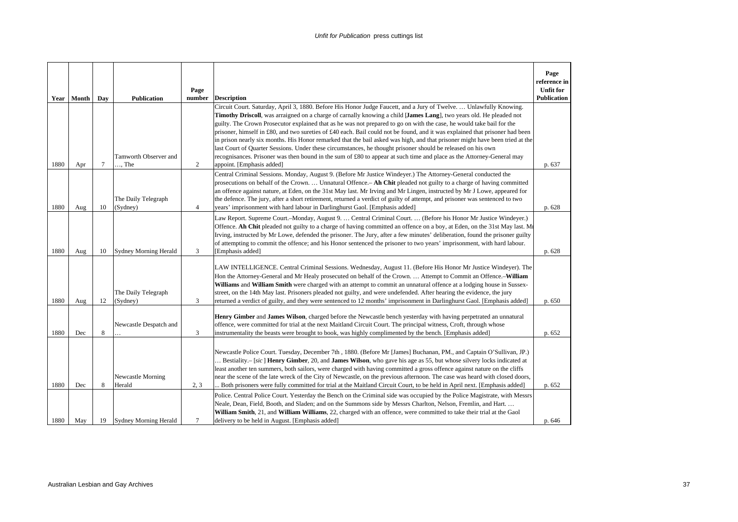| Year | Month | Day | Publication | Page number | Description | Page reference in Unfit for Publication |
|---|---|---|---|---|---|---|
| 1880 | Apr | 7 | Tamworth Observer and …, The | 2 | Circuit Court. Saturday, April 3, 1880. Before His Honor Judge Faucett, and a Jury of Twelve. … Unlawfully Knowing. **Timothy Driscoll**, was arraigned on a charge of carnally knowing a child [**James Lang**], two years old. He pleaded not guilty. The Crown Prosecutor explained that as he was not prepared to go on with the case, he would take bail for the prisoner, himself in £80, and two sureties of £40 each. Bail could not be found, and it was explained that prisoner had been in prison nearly six months. His Honor remarked that the bail asked was high, and that prisoner might have been tried at the last Court of Quarter Sessions. Under these circumstances, he thought prisoner should be released on his own recognisances. Prisoner was then bound in the sum of £80 to appear at such time and place as the Attorney-General may appoint. [Emphasis added] | p. 637 |
| 1880 | Aug | 10 | The Daily Telegraph (Sydney) | 4 | Central Criminal Sessions. Monday, August 9. (Before Mr Justice Windeyer.) The Attorney-General conducted the prosecutions on behalf of the Crown. … Unnatural Offence.– **Ah Chit** pleaded not guilty to a charge of having committed an offence against nature, at Eden, on the 31st May last. Mr Irving and Mr Lingen, instructed by Mr J Lowe, appeared for the defence. The jury, after a short retirement, returned a verdict of guilty of attempt, and prisoner was sentenced to two years' imprisonment with hard labour in Darlinghurst Gaol. [Emphasis added] | p. 628 |
| 1880 | Aug | 10 | Sydney Morning Herald | 3 | Law Report. Supreme Court.–Monday, August 9. … Central Criminal Court. … (Before his Honor Mr Justice Windeyer.) Offence. **Ah Chit** pleaded not guilty to a charge of having committed an offence on a boy, at Eden, on the 31st May last. Mr Irving, instructed by Mr Lowe, defended the prisoner. The Jury, after a few minutes' deliberation, found the prisoner guilty of attempting to commit the offence; and his Honor sentenced the prisoner to two years' imprisonment, with hard labour. [Emphasis added] | p. 628 |
| 1880 | Aug | 12 | The Daily Telegraph (Sydney) | 3 | LAW INTELLIGENCE. Central Criminal Sessions. Wednesday, August 11. (Before His Honor Mr Justice Windeyer). The Hon the Attorney-General and Mr Healy prosecuted on behalf of the Crown. … Attempt to Commit an Offence.–**William Williams** and **William Smith** were charged with an attempt to commit an unnatural offence at a lodging house in Sussex-street, on the 14th May last. Prisoners pleaded not guilty, and were undefended. After hearing the evidence, the jury returned a verdict of guilty, and they were sentenced to 12 months' imprisonment in Darlinghurst Gaol. [Emphasis added] | p. 650 |
| 1880 | Dec | 8 | Newcastle Despatch and … | 3 | **Henry Gimber** and **James Wilson**, charged before the Newcastle bench yesterday with having perpetrated an unnatural offence, were committed for trial at the next Maitland Circuit Court. The principal witness, Croft, through whose instrumentality the beasts were brought to book, was highly complimented by the bench. [Emphasis added] | p. 652 |
| 1880 | Dec | 8 | Newcastle Morning Herald | 2, 3 | Newcastle Police Court. Tuesday, December 7th , 1880. (Before Mr [James] Buchanan, PM., and Captain O'Sullivan, JP.) … Bestiality.– [*sic* ] **Henry Gimber**, 20, and **James Wilson**, who gave his age as 55, but whose silvery locks indicated at least another ten summers, both sailors, were charged with having committed a gross offence against nature on the cliffs near the scene of the late wreck of the City of Newcastle, on the previous afternoon. The case was heard with closed doors, ... Both prisoners were fully committed for trial at the Maitland Circuit Court, to be held in April next. [Emphasis added] | p. 652 |
| 1880 | May | 19 | Sydney Morning Herald | 7 | Police. Central Police Court. Yesterday the Bench on the Criminal side was occupied by the Police Magistrate, with Messrs Neale, Dean, Field, Booth, and Sladen; and on the Summons side by Messrs Charlton, Nelson, Fremlin, and Hart. … **William Smith**, 21, and **William Williams**, 22, charged with an offence, were committed to take their trial at the Gaol delivery to be held in August. [Emphasis added] | p. 646 |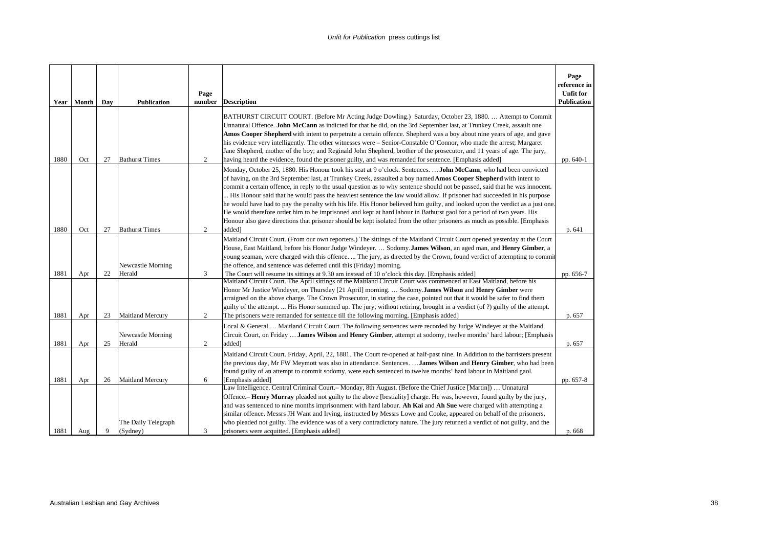| Year | Month | Day | Publication | Page number | Description | Page reference in Unfit for Publication |
|---|---|---|---|---|---|---|
| 1880 | Oct | 27 | Bathurst Times | 2 | BATHURST CIRCUIT COURT. (Before Mr Acting Judge Dowling.) Saturday, October 23, 1880. … Attempt to Commit Unnatural Offence. **John McCann** as indicted for that he did, on the 3rd September last, at Trunkey Creek, assault one **Amos Cooper Shepherd** with intent to perpetrate a certain offence. Shepherd was a boy about nine years of age, and gave his evidence very intelligently. The other witnesses were – Senior-Constable O'Connor, who made the arrest; Margaret Jane Shepherd, mother of the boy; and Reginald John Shepherd, brother of the prosecutor, and 11 years of age. The jury, having heard the evidence, found the prisoner guilty, and was remanded for sentence. [Emphasis added] | pp. 640-1 |
| 1880 | Oct | 27 | Bathurst Times | 2 | Monday, October 25, 1880. His Honour took his seat at 9 o'clock. Sentences. … **John McCann**, who had been convicted of having, on the 3rd September last, at Trunkey Creek, assaulted a boy named **Amos Cooper Shepherd** with intent to commit a certain offence, in reply to the usual question as to why sentence should not be passed, said that he was innocent. ... His Honour said that he would pass the heaviest sentence the law would allow. If prisoner had succeeded in his purpose he would have had to pay the penalty with his life. His Honor believed him guilty, and looked upon the verdict as a just one. He would therefore order him to be imprisoned and kept at hard labour in Bathurst gaol for a period of two years. His Honour also gave directions that prisoner should be kept isolated from the other prisoners as much as possible. [Emphasis added] | p. 641 |
| 1881 | Apr | 22 | Newcastle Morning Herald | 3 | Maitland Circuit Court. (From our own reporters.) The sittings of the Maitland Circuit Court opened yesterday at the Court House, East Maitland, before his Honor Judge Windeyer. … Sodomy. **James Wilson**, an aged man, and **Henry Gimber**, a young seaman, were charged with this offence. ... The jury, as directed by the Crown, found verdict of attempting to commit the offence, and sentence was deferred until this (Friday) morning. The Court will resume its sittings at 9.30 am instead of 10 o'clock this day. [Emphasis added] | pp. 656-7 |
| 1881 | Apr | 23 | Maitland Mercury | 2 | Maitland Circuit Court. The April sittings of the Maitland Circuit Court was commenced at East Maitland, before his Honor Mr Justice Windeyer, on Thursday [21 April] morning. … Sodomy. **James Wilson** and **Henry Gimber** were arraigned on the above charge. The Crown Prosecutor, in stating the case, pointed out that it would be safer to find them guilty of the attempt. ... His Honor summed up. The jury, without retiring, brought in a verdict (of ?) guilty of the attempt. The prisoners were remanded for sentence till the following morning. [Emphasis added] | p. 657 |
| 1881 | Apr | 25 | Newcastle Morning Herald | 2 | Local & General … Maitland Circuit Court. The following sentences were recorded by Judge Windeyer at the Maitland Circuit Court, on Friday … **James Wilson** and **Henry Gimber**, attempt at sodomy, twelve months' hard labour; [Emphasis added] | p. 657 |
| 1881 | Apr | 26 | Maitland Mercury | 6 | Maitland Circuit Court. Friday, April, 22, 1881. The Court re-opened at half-past nine. In Addition to the barristers present the previous day, Mr FW Meymott was also in attendance. Sentences. … **James Wilson** and **Henry Gimber**, who had been found guilty of an attempt to commit sodomy, were each sentenced to twelve months' hard labour in Maitland gaol. [Emphasis added] | pp. 657-8 |
| 1881 | Aug | 9 | The Daily Telegraph (Sydney) | 3 | Law Intelligence. Central Criminal Court.– Monday, 8th August. (Before the Chief Justice [Martin]) … Unnatural Offence.– **Henry Murray** pleaded not guilty to the above [bestiality] charge. He was, however, found guilty by the jury, and was sentenced to nine months imprisonment with hard labour. **Ah Kai** and **Ah Sue** were charged with attempting a similar offence. Messrs JH Want and Irving, instructed by Messrs Lowe and Cooke, appeared on behalf of the prisoners, who pleaded not guilty. The evidence was of a very contradictory nature. The jury returned a verdict of not guilty, and the prisoners were acquitted. [Emphasis added] | p. 668 |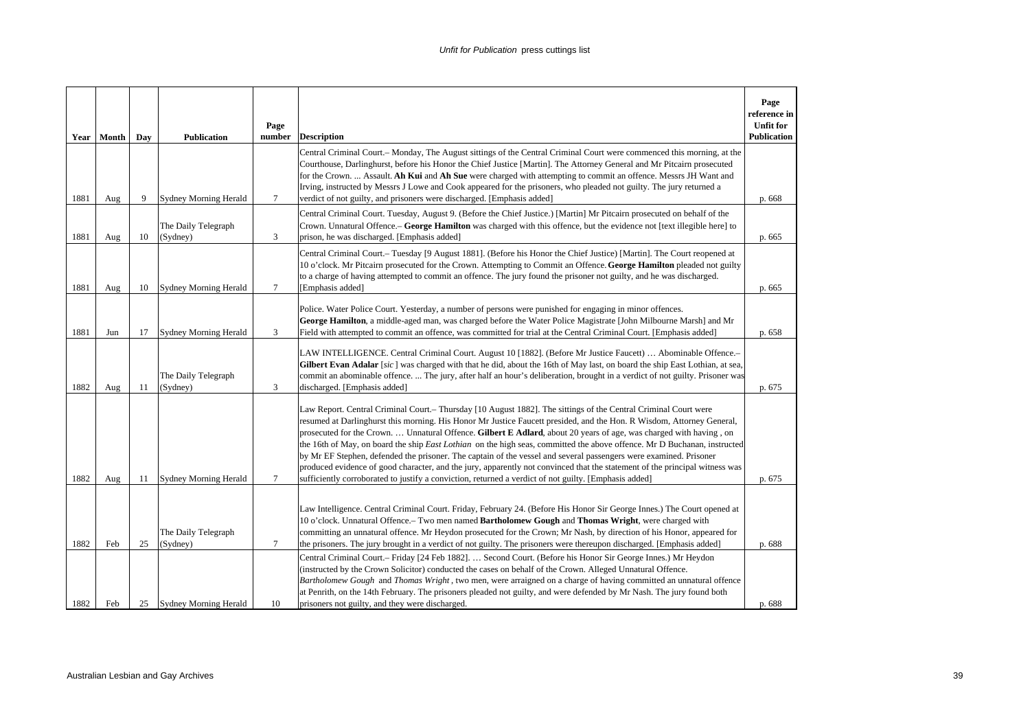| Year | Month | Day | Publication | Page number | Description | Page reference in Unfit for Publication |
|---|---|---|---|---|---|---|
| 1881 | Aug | 9 | Sydney Morning Herald | 7 | Central Criminal Court.– Monday, The August sittings of the Central Criminal Court were commenced this morning, at the Courthouse, Darlinghurst, before his Honor the Chief Justice [Martin]. The Attorney General and Mr Pitcairn prosecuted for the Crown. ... Assault. **Ah Kui** and **Ah Sue** were charged with attempting to commit an offence. Messrs JH Want and Irving, instructed by Messrs J Lowe and Cook appeared for the prisoners, who pleaded not guilty. The jury returned a verdict of not guilty, and prisoners were discharged. [Emphasis added] | p. 668 |
| 1881 | Aug | 10 | The Daily Telegraph (Sydney) | 3 | Central Criminal Court. Tuesday, August 9. (Before the Chief Justice.) [Martin] Mr Pitcairn prosecuted on behalf of the Crown. Unnatural Offence.– **George Hamilton** was charged with this offence, but the evidence not [text illegible here] to prison, he was discharged. [Emphasis added] | p. 665 |
| 1881 | Aug | 10 | Sydney Morning Herald | 7 | Central Criminal Court.– Tuesday [9 August 1881]. (Before his Honor the Chief Justice) [Martin]. The Court reopened at 10 o'clock. Mr Pitcairn prosecuted for the Crown. Attempting to Commit an Offence. **George Hamilton** pleaded not guilty to a charge of having attempted to commit an offence. The jury found the prisoner not guilty, and he was discharged. [Emphasis added] | p. 665 |
| 1881 | Jun | 17 | Sydney Morning Herald | 3 | Police. Water Police Court. Yesterday, a number of persons were punished for engaging in minor offences. **George Hamilton**, a middle-aged man, was charged before the Water Police Magistrate [John Milbourne Marsh] and Mr Field with attempted to commit an offence, was committed for trial at the Central Criminal Court. [Emphasis added] | p. 658 |
| 1882 | Aug | 11 | The Daily Telegraph (Sydney) | 3 | LAW INTELLIGENCE. Central Criminal Court. August 10 [1882]. (Before Mr Justice Faucett) … Abominable Offence.– **Gilbert Evan Adalar** [*sic*] was charged with that he did, about the 16th of May last, on board the ship East Lothian, at sea, commit an abominable offence. ... The jury, after half an hour's deliberation, brought in a verdict of not guilty. Prisoner was discharged. [Emphasis added] | p. 675 |
| 1882 | Aug | 11 | Sydney Morning Herald | 7 | Law Report. Central Criminal Court.– Thursday [10 August 1882]. The sittings of the Central Criminal Court were resumed at Darlinghurst this morning. His Honor Mr Justice Faucett presided, and the Hon. R Wisdom, Attorney General, prosecuted for the Crown. … Unnatural Offence. **Gilbert E Adlard**, about 20 years of age, was charged with having , on the 16th of May, on board the ship *East Lothian* on the high seas, committed the above offence. Mr D Buchanan, instructed by Mr EF Stephen, defended the prisoner. The captain of the vessel and several passengers were examined. Prisoner produced evidence of good character, and the jury, apparently not convinced that the statement of the principal witness was sufficiently corroborated to justify a conviction, returned a verdict of not guilty. [Emphasis added] | p. 675 |
| 1882 | Feb | 25 | The Daily Telegraph (Sydney) | 7 | Law Intelligence. Central Criminal Court. Friday, February 24. (Before His Honor Sir George Innes.) The Court opened at 10 o'clock. Unnatural Offence.– Two men named **Bartholomew Gough** and **Thomas Wright**, were charged with committing an unnatural offence. Mr Heydon prosecuted for the Crown; Mr Nash, by direction of his Honor, appeared for the prisoners. The jury brought in a verdict of not guilty. The prisoners were thereupon discharged. [Emphasis added] | p. 688 |
| 1882 | Feb | 25 | Sydney Morning Herald | 10 | Central Criminal Court.– Friday [24 Feb 1882]. … Second Court. (Before his Honor Sir George Innes.) Mr Heydon (instructed by the Crown Solicitor) conducted the cases on behalf of the Crown. Alleged Unnatural Offence. *Bartholomew Gough* and *Thomas Wright* , two men, were arraigned on a charge of having committed an unnatural offence at Penrith, on the 14th February. The prisoners pleaded not guilty, and were defended by Mr Nash. The jury found both prisoners not guilty, and they were discharged. | p. 688 |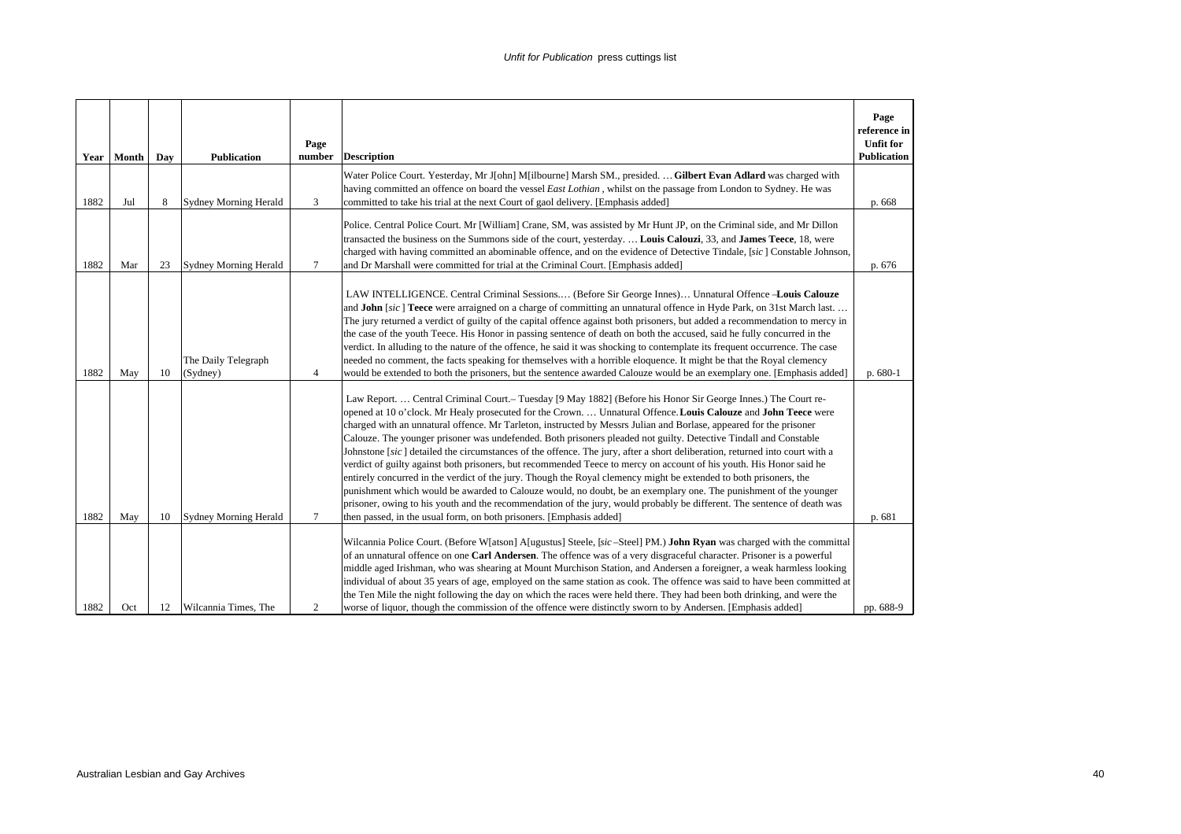| Year | Month | Day | Publication | Page number | Description | Page reference in Unfit for Publication |
|---|---|---|---|---|---|---|
| 1882 | Jul | 8 | Sydney Morning Herald | 3 | Water Police Court. Yesterday, Mr J[ohn] M[ilbourne] Marsh SM., presided. … **Gilbert Evan Adlard** was charged with having committed an offence on board the vessel *East Lothian* , whilst on the passage from London to Sydney. He was committed to take his trial at the next Court of gaol delivery. [Emphasis added] | p. 668 |
| 1882 | Mar | 23 | Sydney Morning Herald | 7 | Police. Central Police Court. Mr [William] Crane, SM, was assisted by Mr Hunt JP, on the Criminal side, and Mr Dillon transacted the business on the Summons side of the court, yesterday. … **Louis Calouzi**, 33, and **James Teece**, 18, were charged with having committed an abominable offence, and on the evidence of Detective Tindale, [*sic* ] Constable Johnson, and Dr Marshall were committed for trial at the Criminal Court. [Emphasis added] | p. 676 |
| 1882 | May | 10 | The Daily Telegraph (Sydney) | 4 | LAW INTELLIGENCE. Central Criminal Sessions.… (Before Sir George Innes)… Unnatural Offence –**Louis Calouze** and **John** [*sic* ] **Teece** were arraigned on a charge of committing an unnatural offence in Hyde Park, on 31st March last. … The jury returned a verdict of guilty of the capital offence against both prisoners, but added a recommendation to mercy in the case of the youth Teece. His Honor in passing sentence of death on both the accused, said he fully concurred in the verdict. In alluding to the nature of the offence, he said it was shocking to contemplate its frequent occurrence. The case needed no comment, the facts speaking for themselves with a horrible eloquence. It might be that the Royal clemency would be extended to both the prisoners, but the sentence awarded Calouze would be an exemplary one. [Emphasis added] | p. 680-1 |
| 1882 | May | 10 | Sydney Morning Herald | 7 | Law Report. … Central Criminal Court.– Tuesday [9 May 1882] (Before his Honor Sir George Innes.) The Court re-opened at 10 o'clock. Mr Healy prosecuted for the Crown. … Unnatural Offence. **Louis Calouze** and **John Teece** were charged with an unnatural offence. Mr Tarleton, instructed by Messrs Julian and Borlase, appeared for the prisoner Calouze. The younger prisoner was undefended. Both prisoners pleaded not guilty. Detective Tindall and Constable Johnstone [*sic* ] detailed the circumstances of the offence. The jury, after a short deliberation, returned into court with a verdict of guilty against both prisoners, but recommended Teece to mercy on account of his youth. His Honor said he entirely concurred in the verdict of the jury. Though the Royal clemency might be extended to both prisoners, the punishment which would be awarded to Calouze would, no doubt, be an exemplary one. The punishment of the younger prisoner, owing to his youth and the recommendation of the jury, would probably be different. The sentence of death was then passed, in the usual form, on both prisoners. [Emphasis added] | p. 681 |
| 1882 | Oct | 12 | Wilcannia Times, The | 2 | Wilcannia Police Court. (Before W[atson] A[ugustus] Steele, [*sic* –Steel] PM.) **John Ryan** was charged with the committal of an unnatural offence on one **Carl Andersen**. The offence was of a very disgraceful character. Prisoner is a powerful middle aged Irishman, who was shearing at Mount Murchison Station, and Andersen a foreigner, a weak harmless looking individual of about 35 years of age, employed on the same station as cook. The offence was said to have been committed at the Ten Mile the night following the day on which the races were held there. They had been both drinking, and were the worse of liquor, though the commission of the offence were distinctly sworn to by Andersen. [Emphasis added] | pp. 688-9 |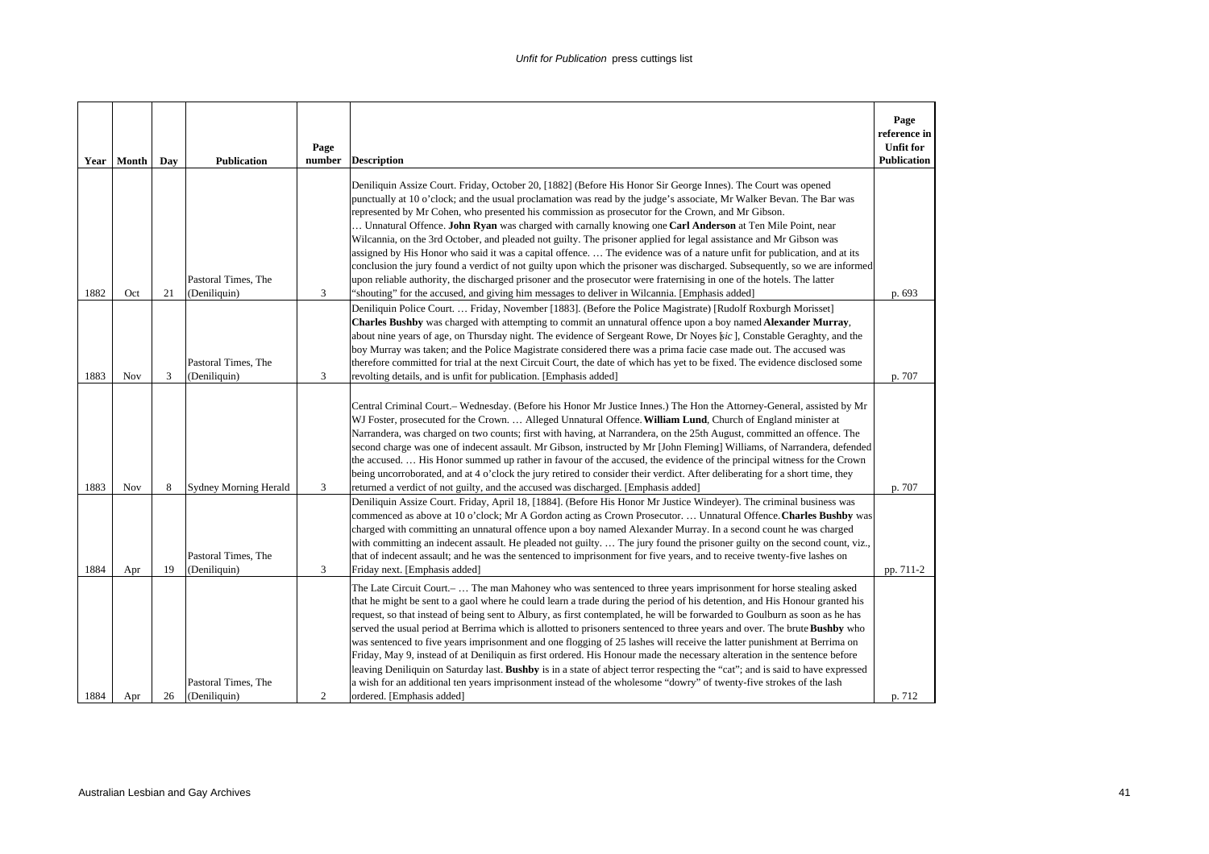| Year | Month | Day | Publication | Page number | Description | Page reference in Unfit for Publication |
|---|---|---|---|---|---|---|
| 1882 | Oct | 21 | Pastoral Times, The (Deniliquin) | 3 | Deniliquin Assize Court. Friday, October 20, [1882] (Before His Honor Sir George Innes). The Court was opened punctually at 10 o'clock; and the usual proclamation was read by the judge's associate, Mr Walker Bevan. The Bar was represented by Mr Cohen, who presented his commission as prosecutor for the Crown, and Mr Gibson. … Unnatural Offence. **John Ryan** was charged with carnally knowing one **Carl Anderson** at Ten Mile Point, near Wilcannia, on the 3rd October, and pleaded not guilty. The prisoner applied for legal assistance and Mr Gibson was assigned by His Honor who said it was a capital offence. … The evidence was of a nature unfit for publication, and at its conclusion the jury found a verdict of not guilty upon which the prisoner was discharged. Subsequently, so we are informed upon reliable authority, the discharged prisoner and the prosecutor were fraternising in one of the hotels. The latter "shouting" for the accused, and giving him messages to deliver in Wilcannia. [Emphasis added] | p. 693 |
| 1883 | Nov | 3 | Pastoral Times, The (Deniliquin) | 3 | Deniliquin Police Court. … Friday, November [1883]. (Before the Police Magistrate) [Rudolf Roxburgh Morisset] **Charles Bushby** was charged with attempting to commit an unnatural offence upon a boy named **Alexander Murray**, about nine years of age, on Thursday night. The evidence of Sergeant Rowe, Dr Noyes [*sic*], Constable Geraghty, and the boy Murray was taken; and the Police Magistrate considered there was a prima facie case made out. The accused was therefore committed for trial at the next Circuit Court, the date of which has yet to be fixed. The evidence disclosed some revolting details, and is unfit for publication. [Emphasis added] | p. 707 |
| 1883 | Nov | 8 | Sydney Morning Herald | 3 | Central Criminal Court.– Wednesday. (Before his Honor Mr Justice Innes.) The Hon the Attorney-General, assisted by Mr WJ Foster, prosecuted for the Crown. … Alleged Unnatural Offence. **William Lund**, Church of England minister at Narrandera, was charged on two counts; first with having, at Narrandera, on the 25th August, committed an offence. The second charge was one of indecent assault. Mr Gibson, instructed by Mr [John Fleming] Williams, of Narrandera, defended the accused. … His Honor summed up rather in favour of the accused, the evidence of the principal witness for the Crown being uncorroborated, and at 4 o'clock the jury retired to consider their verdict. After deliberating for a short time, they returned a verdict of not guilty, and the accused was discharged. [Emphasis added] | p. 707 |
| 1884 | Apr | 19 | Pastoral Times, The (Deniliquin) | 3 | Deniliquin Assize Court. Friday, April 18, [1884]. (Before His Honor Mr Justice Windeyer). The criminal business was commenced as above at 10 o'clock; Mr A Gordon acting as Crown Prosecutor. … Unnatural Offence. **Charles Bushby** was charged with committing an unnatural offence upon a boy named Alexander Murray. In a second count he was charged with committing an indecent assault. He pleaded not guilty. … The jury found the prisoner guilty on the second count, viz., that of indecent assault; and he was sentenced to imprisonment for five years, and to receive twenty-five lashes on Friday next. [Emphasis added] | pp. 711-2 |
| 1884 | Apr | 26 | Pastoral Times, The (Deniliquin) | 2 | The Late Circuit Court.– … The man Mahoney who was sentenced to three years imprisonment for horse stealing asked that he might be sent to a gaol where he could learn a trade during the period of his detention, and His Honour granted his request, so that instead of being sent to Albury, as first contemplated, he will be forwarded to Goulburn as soon as he has served the usual period at Berrima which is allotted to prisoners sentenced to three years and over. The brute **Bushby** who was sentenced to five years imprisonment and one flogging of 25 lashes will receive the latter punishment at Berrima on Friday, May 9, instead of at Deniliquin as first ordered. His Honour made the necessary alteration in the sentence before leaving Deniliquin on Saturday last. **Bushby** is in a state of abject terror respecting the "cat"; and is said to have expressed a wish for an additional ten years imprisonment instead of the wholesome "dowry" of twenty-five strokes of the lash ordered. [Emphasis added] | p. 712 |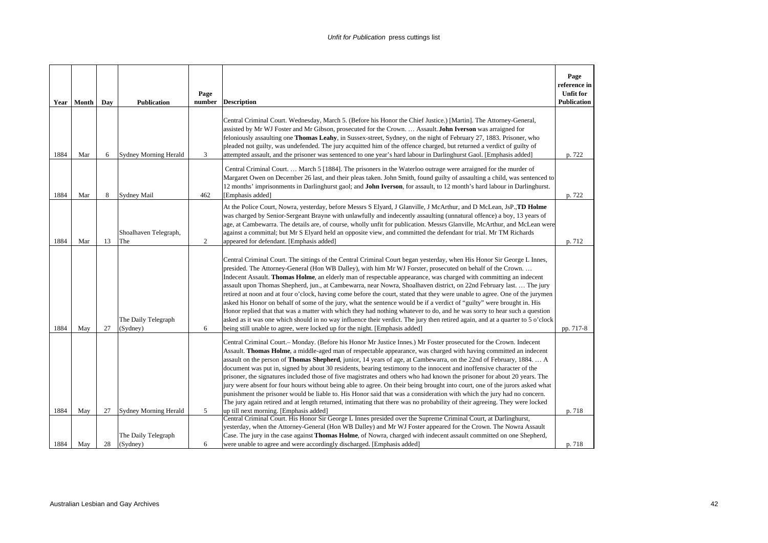| Year | Month | Day | Publication | Page number | Description | Page reference in Unfit for Publication |
|---|---|---|---|---|---|---|
| 1884 | Mar | 6 | Sydney Morning Herald | 3 | Central Criminal Court. Wednesday, March 5. (Before his Honor the Chief Justice.) [Martin]. The Attorney-General, assisted by Mr WJ Foster and Mr Gibson, prosecuted for the Crown. … Assault. **John Iverson** was arraigned for feloniously assaulting one **Thomas Leahy**, in Sussex-street, Sydney, on the night of February 27, 1883. Prisoner, who pleaded not guilty, was undefended. The jury acquitted him of the offence charged, but returned a verdict of guilty of attempted assault, and the prisoner was sentenced to one year's hard labour in Darlinghurst Gaol. [Emphasis added] | p. 722 |
| 1884 | Mar | 8 | Sydney Mail | 462 | Central Criminal Court. … March 5 [1884]. The prisoners in the Waterloo outrage were arraigned for the murder of Margaret Owen on December 26 last, and their pleas taken. John Smith, found guilty of assaulting a child, was sentenced to 12 months' imprisonments in Darlinghurst gaol; and **John Iverson**, for assault, to 12 month's hard labour in Darlinghurst. [Emphasis added] | p. 722 |
| 1884 | Mar | 13 | Shoalhaven Telegraph, The | 2 | At the Police Court, Nowra, yesterday, before Messrs S Elyard, J Glanville, J McArthur, and D McLean, JsP.,**TD Holme** was charged by Senior-Sergeant Brayne with unlawfully and indecently assaulting (unnatural offence) a boy, 13 years of age, at Cambewarra. The details are, of course, wholly unfit for publication. Messrs Glanville, McArthur, and McLean were against a committal; but Mr S Elyard held an opposite view, and committed the defendant for trial. Mr TM Richards appeared for defendant. [Emphasis added] | p. 712 |
| 1884 | May | 27 | The Daily Telegraph (Sydney) | 6 | Central Criminal Court. The sittings of the Central Criminal Court began yesterday, when His Honor Sir George L Innes, presided. The Attorney-General (Hon WB Dalley), with him Mr WJ Forster, prosecuted on behalf of the Crown. … Indecent Assault. **Thomas Holme**, an elderly man of respectable appearance, was charged with committing an indecent assault upon Thomas Shepherd, jun., at Cambewarra, near Nowra, Shoalhaven district, on 22nd February last. … The jury retired at noon and at four o'clock, having come before the court, stated that they were unable to agree. One of the jurymen asked his Honor on behalf of some of the jury, what the sentence would be if a verdict of "guilty" were brought in. His Honor replied that that was a matter with which they had nothing whatever to do, and he was sorry to hear such a question asked as it was one which should in no way influence their verdict. The jury then retired again, and at a quarter to 5 o'clock being still unable to agree, were locked up for the night. [Emphasis added] | pp. 717-8 |
| 1884 | May | 27 | Sydney Morning Herald | 5 | Central Criminal Court.– Monday. (Before his Honor Mr Justice Innes.) Mr Foster prosecuted for the Crown. Indecent Assault. **Thomas Holme**, a middle-aged man of respectable appearance, was charged with having committed an indecent assault on the person of **Thomas Shepherd**, junior, 14 years of age, at Cambewarra, on the 22nd of February, 1884. … A document was put in, signed by about 30 residents, bearing testimony to the innocent and inoffensive character of the prisoner, the signatures included those of five magistrates and others who had known the prisoner for about 20 years. The jury were absent for four hours without being able to agree. On their being brought into court, one of the jurors asked what punishment the prisoner would be liable to. His Honor said that was a consideration with which the jury had no concern. The jury again retired and at length returned, intimating that there was no probability of their agreeing. They were locked up till next morning. [Emphasis added] | p. 718 |
| 1884 | May | 28 | The Daily Telegraph (Sydney) | 6 | Central Criminal Court. His Honor Sir George L Innes presided over the Supreme Criminal Court, at Darlinghurst, yesterday, when the Attorney-General (Hon WB Dalley) and Mr WJ Foster appeared for the Crown. The Nowra Assault Case. The jury in the case against **Thomas Holme**, of Nowra, charged with indecent assault committed on one Shepherd, were unable to agree and were accordingly discharged. [Emphasis added] | p. 718 |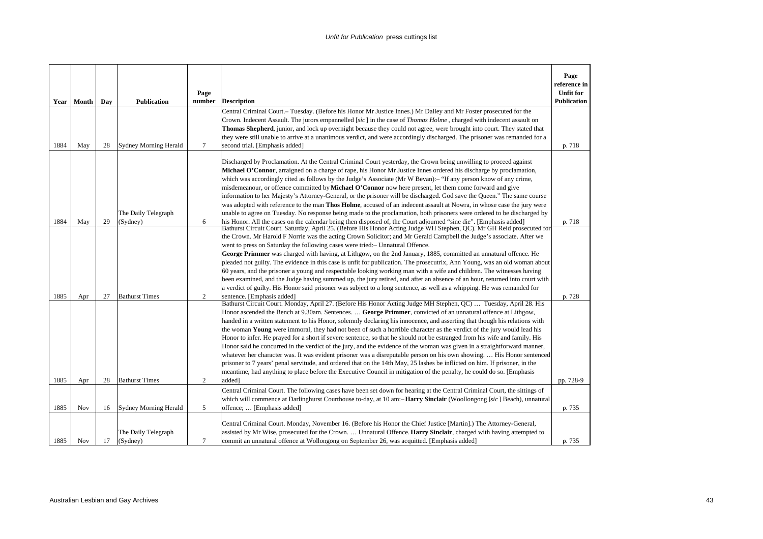| Year | Month | Day | Publication | Page number | Description | Page reference in Unfit for Publication |
|---|---|---|---|---|---|---|
| 1884 | May | 28 | Sydney Morning Herald | 7 | Central Criminal Court.– Tuesday. (Before his Honor Mr Justice Innes.) Mr Dalley and Mr Foster prosecuted for the Crown. Indecent Assault. The jurors empannelled [*sic*] in the case of *Thomas Holme*, charged with indecent assault on **Thomas Shepherd**, junior, and lock up overnight because they could not agree, were brought into court. They stated that they were still unable to arrive at a unanimous verdict, and were accordingly discharged. The prisoner was remanded for a second trial. [Emphasis added] | p. 718 |
| 1884 | May | 29 | The Daily Telegraph (Sydney) | 6 | Discharged by Proclamation. At the Central Criminal Court yesterday, the Crown being unwilling to proceed against **Michael O'Connor**, arraigned on a charge of rape, his Honor Mr Justice Innes ordered his discharge by proclamation, which was accordingly cited as follows by the Judge's Associate (Mr W Bevan):– "If any person know of any crime, misdemeanour, or offence committed by **Michael O'Connor** now here present, let them come forward and give information to her Majesty's Attorney-General, or the prisoner will be discharged. God save the Queen." The same course was adopted with reference to the man **Thos Holme**, accused of an indecent assault at Nowra, in whose case the jury were unable to agree on Tuesday. No response being made to the proclamation, both prisoners were ordered to be discharged by his Honor. All the cases on the calendar being then disposed of, the Court adjourned "sine die". [Emphasis added] | p. 718 |
| 1885 | Apr | 27 | Bathurst Times | 2 | Bathurst Circuit Court. Saturday, April 25. (Before His Honor Acting Judge WH Stephen, QC). Mr GH Reid prosecuted for the Crown. Mr Harold F Norrie was the acting Crown Solicitor; and Mr Gerald Campbell the Judge's associate. After we went to press on Saturday the following cases were tried:– Unnatural Offence. **George Primmer** was charged with having, at Lithgow, on the 2nd January, 1885, committed an unnatural offence. He pleaded not guilty. The evidence in this case is unfit for publication. The prosecutrix, Ann Young, was an old woman about 60 years, and the prisoner a young and respectable looking working man with a wife and children. The witnesses having been examined, and the Judge having summed up, the jury retired, and after an absence of an hour, returned into court with a verdict of guilty. His Honor said prisoner was subject to a long sentence, as well as a whipping. He was remanded for sentence. [Emphasis added] | p. 728 |
| 1885 | Apr | 28 | Bathurst Times | 2 | Bathurst Circuit Court. Monday, April 27. (Before His Honor Acting Judge MH Stephen, QC) … Tuesday, April 28. His Honor ascended the Bench at 9.30am. Sentences. … **George Primmer**, convicted of an unnatural offence at Lithgow, handed in a written statement to his Honor, solemnly declaring his innocence, and asserting that though his relations with the woman **Young** were immoral, they had not been of such a horrible character as the verdict of the jury would lead his Honor to infer. He prayed for a short if severe sentence, so that he should not be estranged from his wife and family. His Honor said he concurred in the verdict of the jury, and the evidence of the woman was given in a straightforward manner, whatever her character was. It was evident prisoner was a disreputable person on his own showing. … His Honor sentenced prisoner to 7 years' penal servitude, and ordered that on the 14th May, 25 lashes be inflicted on him. If prisoner, in the meantime, had anything to place before the Executive Council in mitigation of the penalty, he could do so. [Emphasis added] | pp. 728-9 |
| 1885 | Nov | 16 | Sydney Morning Herald | 5 | Central Criminal Court. The following cases have been set down for hearing at the Central Criminal Court, the sittings of which will commence at Darlinghurst Courthouse to-day, at 10 am:– **Harry Sinclair** (Woollongong [*sic*] Beach), unnatural offence; … [Emphasis added] | p. 735 |
| 1885 | Nov | 17 | The Daily Telegraph (Sydney) | 7 | Central Criminal Court. Monday, November 16. (Before his Honor the Chief Justice [Martin].) The Attorney-General, assisted by Mr Wise, prosecuted for the Crown. … Unnatural Offence. **Harry Sinclair**, charged with having attempted to commit an unnatural offence at Wollongong on September 26, was acquitted. [Emphasis added] | p. 735 |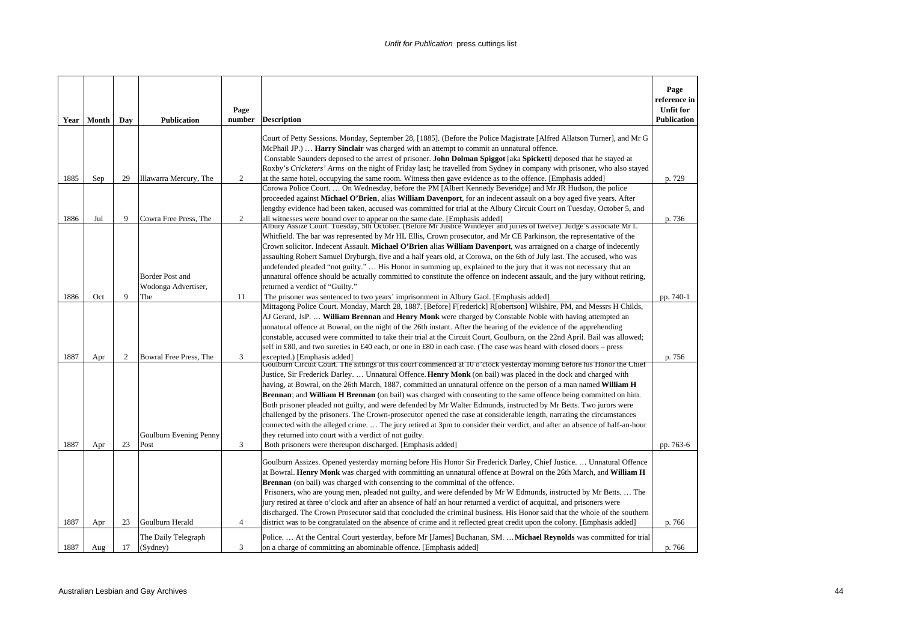| Year | Month | Day | Publication | Page number | Description | Page reference in Unfit for Publication |
|---|---|---|---|---|---|---|
| 1885 | Sep | 29 | Illawarra Mercury, The | 2 | Court of Petty Sessions. Monday, September 28, [1885]. (Before the Police Magistrate [Alfred Allatson Turner], and Mr G McPhail JP.) … **Harry Sinclair** was charged with an attempt to commit an unnatural offence. Constable Saunders deposed to the arrest of prisoner. **John Dolman Spiggot** [aka **Spickett**] deposed that he stayed at Roxby's *Cricketers' Arms* on the night of Friday last; he travelled from Sydney in company with prisoner, who also stayed at the same hotel, occupying the same room. Witness then gave evidence as to the offence. [Emphasis added] | p. 729 |
| 1886 | Jul | 9 | Cowra Free Press, The | 2 | Corowa Police Court. … On Wednesday, before the PM [Albert Kennedy Beveridge] and Mr JR Hudson, the police proceeded against **Michael O'Brien**, alias **William Davenport**, for an indecent assault on a boy aged five years. After lengthy evidence had been taken, accused was committed for trial at the Albury Circuit Court on Tuesday, October 5, and all witnesses were bound over to appear on the same date. [Emphasis added] | p. 736 |
| 1886 | Oct | 9 | Border Post and Wodonga Advertiser, The | 11 | Albury Assize Court. Tuesday, 5th October. (Before Mr Justice Windeyer and juries of twelve). Judge's associate Mr L Whitfield. The bar was represented by Mr HL Ellis, Crown prosecutor, and Mr CE Parkinson, the representative of the Crown solicitor. Indecent Assault. **Michael O'Brien** alias **William Davenport**, was arraigned on a charge of indecently assaulting Robert Samuel Dryburgh, five and a half years old, at Corowa, on the 6th of July last. The accused, who was undefended pleaded "not guilty." … His Honor in summing up, explained to the jury that it was not necessary that an unnatural offence should be actually committed to constitute the offence on indecent assault, and the jury without retiring, returned a verdict of "Guilty." The prisoner was sentenced to two years' imprisonment in Albury Gaol. [Emphasis added] | pp. 740-1 |
| 1887 | Apr | 2 | Bowral Free Press, The | 3 | Mittagong Police Court. Monday, March 28, 1887. [Before] F[rederick] R[obertson] Wilshire, PM, and Messrs H Childs, AJ Gerard, JsP. … **William Brennan** and **Henry Monk** were charged by Constable Noble with having attempted an unnatural offence at Bowral, on the night of the 26th instant. After the hearing of the evidence of the apprehending constable, accused were committed to take their trial at the Circuit Court, Goulburn, on the 22nd April. Bail was allowed; self in £80, and two sureties in £40 each, or one in £80 in each case. (The case was heard with closed doors – press excepted.) [Emphasis added] | p. 756 |
| 1887 | Apr | 23 | Goulburn Evening Penny Post | 3 | Goulburn Circuit Court. The sittings of this court commenced at 10 o'clock yesterday morning before his Honor the Chief Justice, Sir Frederick Darley. … Unnatural Offence. **Henry Monk** (on bail) was placed in the dock and charged with having, at Bowral, on the 26th March, 1887, committed an unnatural offence on the person of a man named **William H Brennan**; and **William H Brennan** (on bail) was charged with consenting to the same offence being committed on him. Both prisoner pleaded not guilty, and were defended by Mr Walter Edmunds, instructed by Mr Betts. Two jurors were challenged by the prisoners. The Crown-prosecutor opened the case at considerable length, narrating the circumstances connected with the alleged crime. … The jury retired at 3pm to consider their verdict, and after an absence of half-an-hour they returned into court with a verdict of not guilty. Both prisoners were thereupon discharged. [Emphasis added] | pp. 763-6 |
| 1887 | Apr | 23 | Goulburn Herald | 4 | Goulburn Assizes. Opened yesterday morning before His Honor Sir Frederick Darley, Chief Justice. … Unnatural Offence at Bowral. **Henry Monk** was charged with committing an unnatural offence at Bowral on the 26th March, and **William H Brennan** (on bail) was charged with consenting to the committal of the offence. Prisoners, who are young men, pleaded not guilty, and were defended by Mr W Edmunds, instructed by Mr Betts. … The jury retired at three o'clock and after an absence of half an hour returned a verdict of acquittal, and prisoners were discharged. The Crown Prosecutor said that concluded the criminal business. His Honor said that the whole of the southern district was to be congratulated on the absence of crime and it reflected great credit upon the colony. [Emphasis added] | p. 766 |
| 1887 | Aug | 17 | The Daily Telegraph (Sydney) | 3 | Police. … At the Central Court yesterday, before Mr [James] Buchanan, SM. … **Michael Reynolds** was committed for trial on a charge of committing an abominable offence. [Emphasis added] | p. 766 |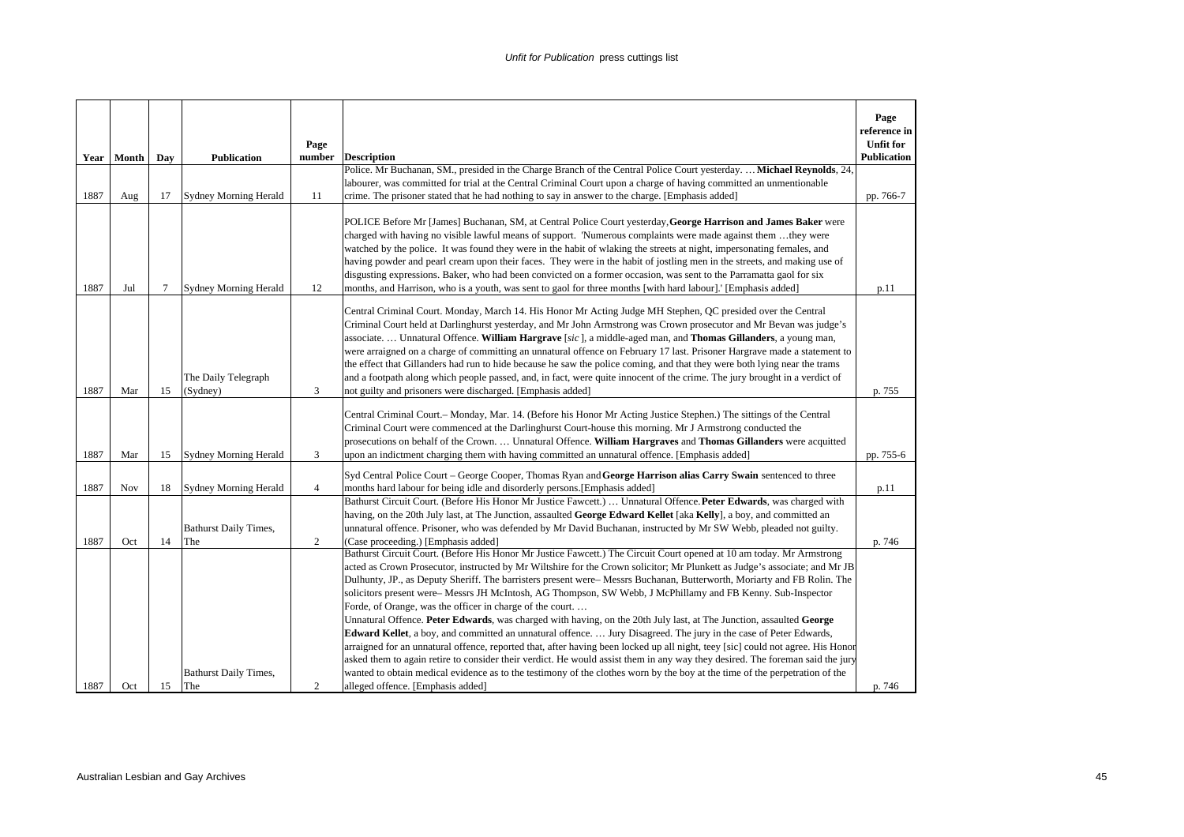| Year | Month | Day | Publication | Page number | Description | Page reference in Unfit for Publication |
|---|---|---|---|---|---|---|
| 1887 | Aug | 17 | Sydney Morning Herald | 11 | Police. Mr Buchanan, SM., presided in the Charge Branch of the Central Police Court yesterday. … **Michael Reynolds**, 24, labourer, was committed for trial at the Central Criminal Court upon a charge of having committed an unmentionable crime. The prisoner stated that he had nothing to say in answer to the charge. [Emphasis added] | pp. 766-7 |
| 1887 | Jul | 7 | Sydney Morning Herald | 12 | POLICE Before Mr [James] Buchanan, SM, at Central Police Court yesterday, **George Harrison and James Baker** were charged with having no visible lawful means of support. 'Numerous complaints were made against them …they were watched by the police. It was found they were in the habit of wlaking the streets at night, impersonating females, and having powder and pearl cream upon their faces. They were in the habit of jostling men in the streets, and making use of disgusting expressions. Baker, who had been convicted on a former occasion, was sent to the Parramatta gaol for six months, and Harrison, who is a youth, was sent to gaol for three months [with hard labour].' [Emphasis added] | p.11 |
| 1887 | Mar | 15 | The Daily Telegraph (Sydney) | 3 | Central Criminal Court. Monday, March 14. His Honor Mr Acting Judge MH Stephen, QC presided over the Central Criminal Court held at Darlinghurst yesterday, and Mr John Armstrong was Crown prosecutor and Mr Bevan was judge's associate. … Unnatural Offence. **William Hargrave** [*sic* ], a middle-aged man, and **Thomas Gillanders**, a young man, were arraigned on a charge of committing an unnatural offence on February 17 last. Prisoner Hargrave made a statement to the effect that Gillanders had run to hide because he saw the police coming, and that they were both lying near the trams and a footpath along which people passed, and, in fact, were quite innocent of the crime. The jury brought in a verdict of not guilty and prisoners were discharged. [Emphasis added] | p. 755 |
| 1887 | Mar | 15 | Sydney Morning Herald | 3 | Central Criminal Court.– Monday, Mar. 14. (Before his Honor Mr Acting Justice Stephen.) The sittings of the Central Criminal Court were commenced at the Darlinghurst Court-house this morning. Mr J Armstrong conducted the prosecutions on behalf of the Crown. … Unnatural Offence. **William Hargraves** and **Thomas Gillanders** were acquitted upon an indictment charging them with having committed an unnatural offence. [Emphasis added] | pp. 755-6 |
| 1887 | Nov | 18 | Sydney Morning Herald | 4 | Syd Central Police Court – George Cooper, Thomas Ryan and **George Harrison alias Carry Swain** sentenced to three months hard labour for being idle and disorderly persons.[Emphasis added] | p.11 |
| 1887 | Oct | 14 | Bathurst Daily Times, The | 2 | Bathurst Circuit Court. (Before His Honor Mr Justice Fawcett.) … Unnatural Offence. **Peter Edwards**, was charged with having, on the 20th July last, at The Junction, assaulted **George Edward Kellet** [aka **Kelly**], a boy, and committed an unnatural offence. Prisoner, who was defended by Mr David Buchanan, instructed by Mr SW Webb, pleaded not guilty. (Case proceeding.) [Emphasis added] | p. 746 |
| 1887 | Oct | 15 | Bathurst Daily Times, The | 2 | Bathurst Circuit Court. (Before His Honor Mr Justice Fawcett.) The Circuit Court opened at 10 am today. Mr Armstrong acted as Crown Prosecutor, instructed by Mr Wiltshire for the Crown solicitor; Mr Plunkett as Judge's associate; and Mr JB Dulhunty, JP., as Deputy Sheriff. The barristers present were– Messrs Buchanan, Butterworth, Moriarty and FB Rolin. The solicitors present were– Messrs JH McIntosh, AG Thompson, SW Webb, J McPhillamy and FB Kenny. Sub-Inspector Forde, of Orange, was the officer in charge of the court. … Unnatural Offence. **Peter Edwards**, was charged with having, on the 20th July last, at The Junction, assaulted **George Edward Kellet**, a boy, and committed an unnatural offence. … Jury Disagreed. The jury in the case of Peter Edwards, arraigned for an unnatural offence, reported that, after having been locked up all night, teey [sic] could not agree. His Honor asked them to again retire to consider their verdict. He would assist them in any way they desired. The foreman said the jury wanted to obtain medical evidence as to the testimony of the clothes worn by the boy at the time of the perpetration of the alleged offence. [Emphasis added] | p. 746 |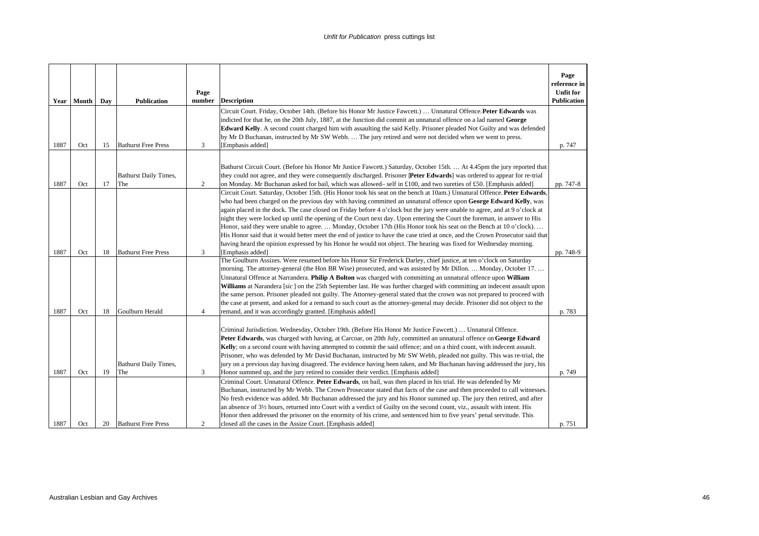| Year | Month | Day | Publication | Page number | Description | Page reference in Unfit for Publication |
|---|---|---|---|---|---|---|
| 1887 | Oct | 15 | Bathurst Free Press | 3 | Circuit Court. Friday, October 14th. (Before his Honor Mr Justice Fawcett.) … Unnatural Offence. **Peter Edwards** was indicted for that he, on the 20th July, 1887, at the Junction did commit an unnatural offence on a lad named **George Edward Kelly**. A second count charged him with assaulting the said Kelly. Prisoner pleaded Not Guilty and was defended by Mr D Buchanan, instructed by Mr SW Webb. … The jury retired and were not decided when we went to press. [Emphasis added] | p. 747 |
| 1887 | Oct | 17 | Bathurst Daily Times, The | 2 | Bathurst Circuit Court. (Before his Honor Mr Justice Fawcett.) Saturday, October 15th. … At 4.45pm the jury reported that they could not agree, and they were consequently discharged. Prisoner [**Peter Edwards**] was ordered to appear for re-trial on Monday. Mr Buchanan asked for bail, which was allowed– self in £100, and two sureties of £50. [Emphasis added] | pp. 747-8 |
| 1887 | Oct | 18 | Bathurst Free Press | 3 | Circuit Court. Saturday, October 15th. (His Honor took his seat on the bench at 10am.) Unnatural Offence. **Peter Edwards**, who had been charged on the previous day with having committed an unnatural offence upon **George Edward Kelly**, was again placed in the dock. The case closed on Friday before 4 o'clock but the jury were unable to agree, and at 9 o'clock at night they were locked up until the opening of the Court next day. Upon entering the Court the foreman, in answer to His Honor, said they were unable to agree. … Monday, October 17th (His Honor took his seat on the Bench at 10 o'clock). … His Honor said that it would better meet the end of justice to have the case tried at once, and the Crown Prosecutor said that having heard the opinion expressed by his Honor he would not object. The hearing was fixed for Wednesday morning. [Emphasis added] | pp. 748-9 |
| 1887 | Oct | 18 | Goulburn Herald | 4 | The Goulburn Assizes. Were resumed before his Honor Sir Frederick Darley, chief justice, at ten o'clock on Saturday morning. The attorney-general (the Hon BR Wise) prosecuted, and was assisted by Mr Dillon. … Monday, October 17. … Unnatural Offence at Narrandera. **Philip A Bolton** was charged with committing an unnatural offence upon **William Williams** at Narandera [*sic*] on the 25th September last. He was further charged with committing an indecent assault upon the same person. Prisoner pleaded not guilty. The Attorney-general stated that the crown was not prepared to proceed with the case at present, and asked for a remand to such court as the attorney-general may decide. Prisoner did not object to the remand, and it was accordingly granted. [Emphasis added] | p. 783 |
| 1887 | Oct | 19 | Bathurst Daily Times, The | 3 | Criminal Jurisdiction. Wednesday, October 19th. (Before His Honor Mr Justice Fawcett.) … Unnatural Offence. **Peter Edwards**, was charged with having, at Carcoar, on 20th July, committed an unnatural offence on **George Edward Kelly**; on a second count with having attempted to commit the said offence; and on a third count, with indecent assault. Prisoner, who was defended by Mr David Buchanan, instructed by Mr SW Webb, pleaded not guilty. This was re-trial, the jury on a previous day having disagreed. The evidence having been taken, and Mr Buchanan having addressed the jury, his Honor summed up, and the jury retired to consider their verdict. [Emphasis added] | p. 749 |
| 1887 | Oct | 20 | Bathurst Free Press | 2 | Criminal Court. Unnatural Offence. **Peter Edwards**, on bail, was then placed in his trial. He was defended by Mr Buchanan, instructed by Mr Webb. The Crown Prosecutor stated that facts of the case and then proceeded to call witnesses. No fresh evidence was added. Mr Buchanan addressed the jury and his Honor summed up. The jury then retired, and after an absence of 3½ hours, returned into Court with a verdict of Guilty on the second count, viz., assault with intent. His Honor then addressed the prisoner on the enormity of his crime, and sentenced him to five years' penal servitude. This closed all the cases in the Assize Court. [Emphasis added] | p. 751 |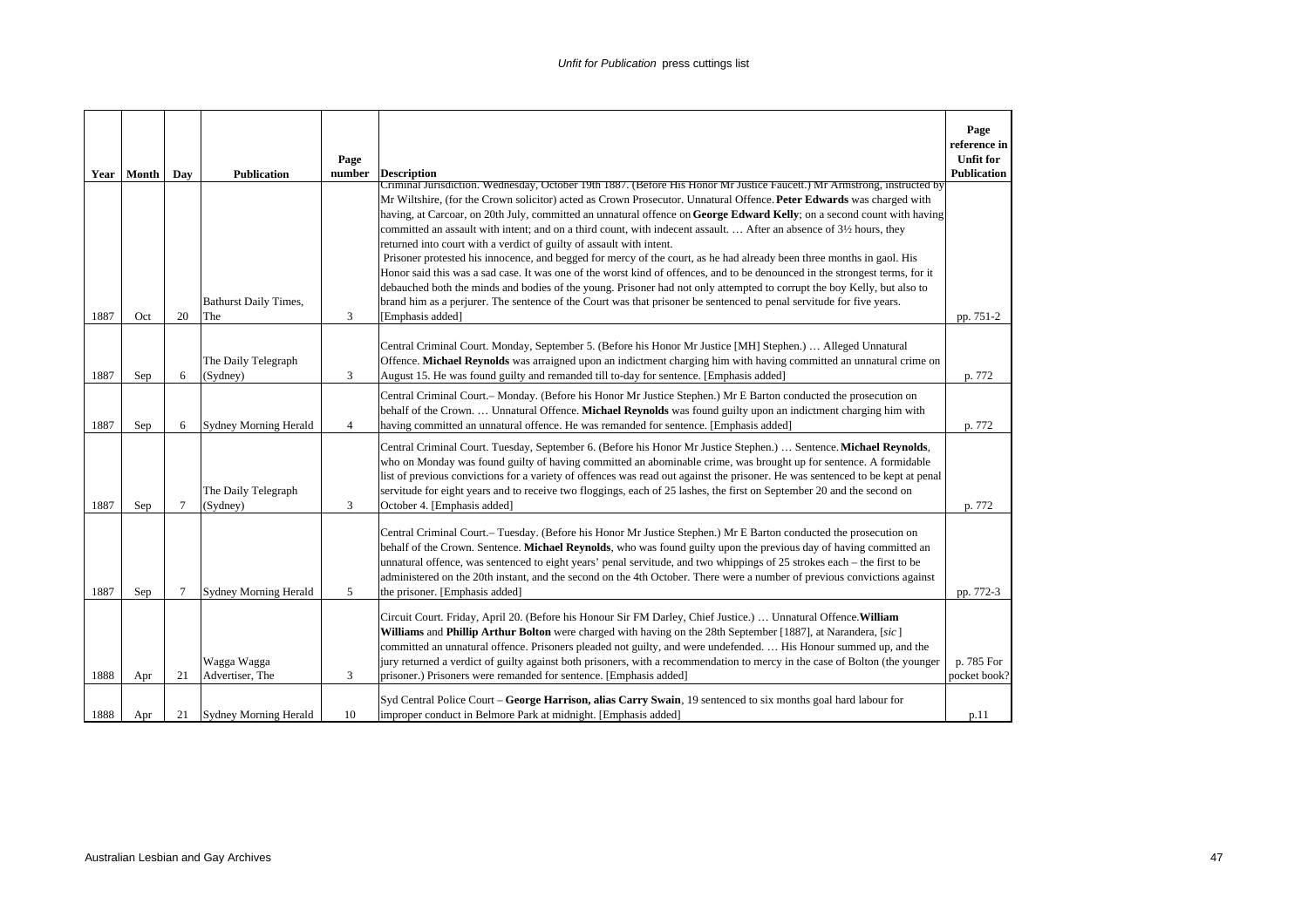| Year | Month | Day | Publication | Page number | Description | Page reference in Unfit for Publication |
|---|---|---|---|---|---|---|
| 1887 | Oct | 20 | Bathurst Daily Times, The | 3 | Criminal Jurisdiction. Wednesday, October 19th 1887. (Before His Honor Mr Justice Faucett.) Mr Armstrong, instructed by Mr Wiltshire, (for the Crown solicitor) acted as Crown Prosecutor. Unnatural Offence. **Peter Edwards** was charged with having, at Carcoar, on 20th July, committed an unnatural offence on **George Edward Kelly**; on a second count with having committed an assault with intent; and on a third count, with indecent assault. … After an absence of 3½ hours, they returned into court with a verdict of guilty of assault with intent. Prisoner protested his innocence, and begged for mercy of the court, as he had already been three months in gaol. His Honor said this was a sad case. It was one of the worst kind of offences, and to be denounced in the strongest terms, for it debauched both the minds and bodies of the young. Prisoner had not only attempted to corrupt the boy Kelly, but also to brand him as a perjurer. The sentence of the Court was that prisoner be sentenced to penal servitude for five years. [Emphasis added] | pp. 751-2 |
| 1887 | Sep | 6 | The Daily Telegraph (Sydney) | 3 | Central Criminal Court. Monday, September 5. (Before his Honor Mr Justice [MH] Stephen.) … Alleged Unnatural Offence. **Michael Reynolds** was arraigned upon an indictment charging him with having committed an unnatural crime on August 15. He was found guilty and remanded till to-day for sentence. [Emphasis added] | p. 772 |
| 1887 | Sep | 6 | Sydney Morning Herald | 4 | Central Criminal Court.– Monday. (Before his Honor Mr Justice Stephen.) Mr E Barton conducted the prosecution on behalf of the Crown. … Unnatural Offence. **Michael Reynolds** was found guilty upon an indictment charging him with having committed an unnatural offence. He was remanded for sentence. [Emphasis added] | p. 772 |
| 1887 | Sep | 7 | The Daily Telegraph (Sydney) | 3 | Central Criminal Court. Tuesday, September 6. (Before his Honor Mr Justice Stephen.) … Sentence. **Michael Reynolds**, who on Monday was found guilty of having committed an abominable crime, was brought up for sentence. A formidable list of previous convictions for a variety of offences was read out against the prisoner. He was sentenced to be kept at penal servitude for eight years and to receive two floggings, each of 25 lashes, the first on September 20 and the second on October 4. [Emphasis added] | p. 772 |
| 1887 | Sep | 7 | Sydney Morning Herald | 5 | Central Criminal Court.– Tuesday. (Before his Honor Mr Justice Stephen.) Mr E Barton conducted the prosecution on behalf of the Crown. Sentence. **Michael Reynolds**, who was found guilty upon the previous day of having committed an unnatural offence, was sentenced to eight years' penal servitude, and two whippings of 25 strokes each – the first to be administered on the 20th instant, and the second on the 4th October. There were a number of previous convictions against the prisoner. [Emphasis added] | pp. 772-3 |
| 1888 | Apr | 21 | Wagga Wagga Advertiser, The | 3 | Circuit Court. Friday, April 20. (Before his Honour Sir FM Darley, Chief Justice.) … Unnatural Offence. **William Williams** and **Phillip Arthur Bolton** were charged with having on the 28th September [1887], at Narandera, [*sic*] committed an unnatural offence. Prisoners pleaded not guilty, and were undefended. … His Honour summed up, and the jury returned a verdict of guilty against both prisoners, with a recommendation to mercy in the case of Bolton (the younger prisoner.) Prisoners were remanded for sentence. [Emphasis added] | p. 785 For pocket book? |
| 1888 | Apr | 21 | Sydney Morning Herald | 10 | Syd Central Police Court – **George Harrison, alias Carry Swain**, 19 sentenced to six months goal hard labour for improper conduct in Belmore Park at midnight. [Emphasis added] | p.11 |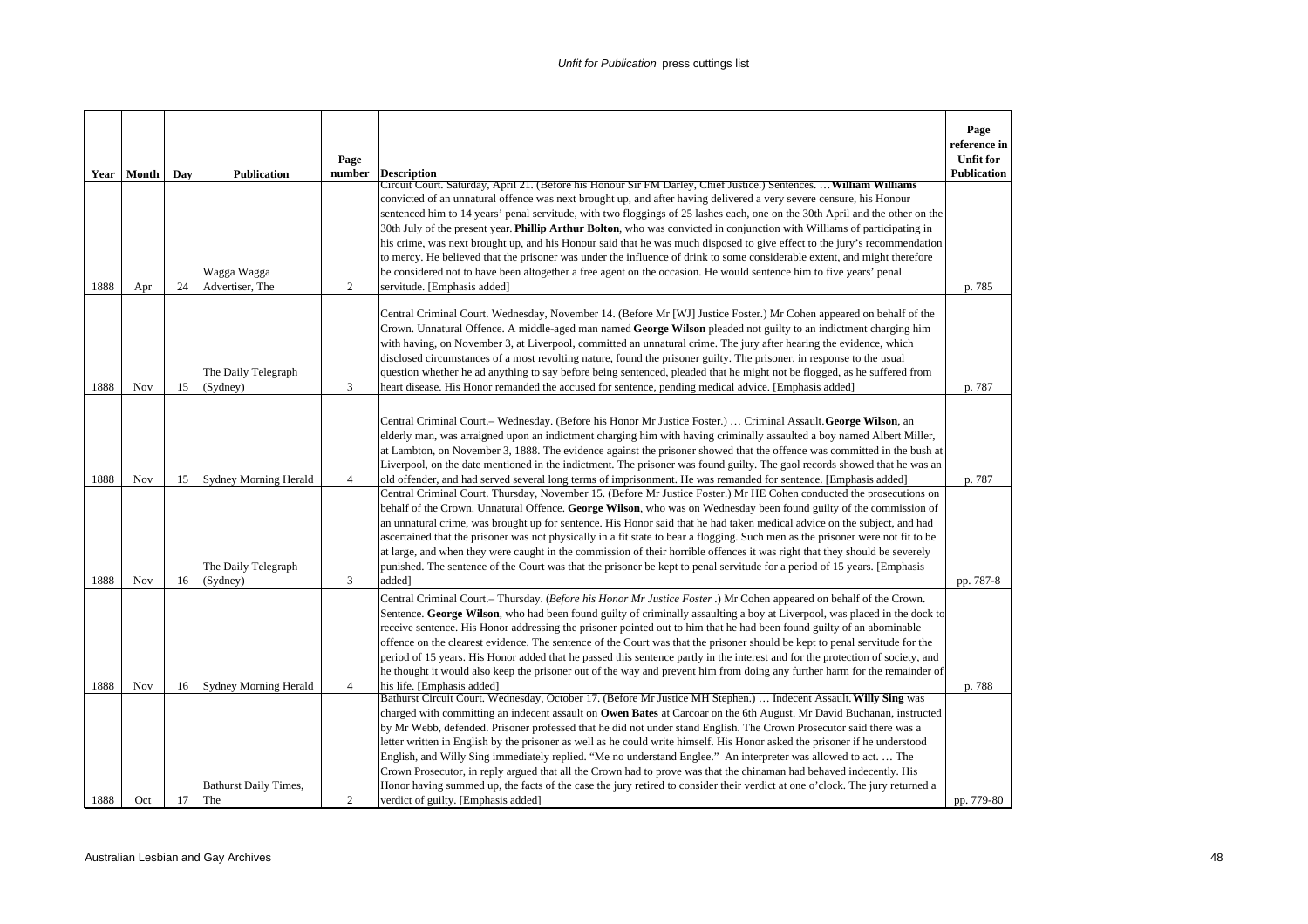| Year | Month | Day | Publication | Page number | Description | Page reference in Unfit for Publication |
|---|---|---|---|---|---|---|
| 1888 | Apr | 24 | Wagga Wagga Advertiser, The | 2 | Circuit Court. Saturday, April 21. (Before his Honour Sir FM Darley, Chief Justice.) Sentences. … **William Williams** convicted of an unnatural offence was next brought up, and after having delivered a very severe censure, his Honour sentenced him to 14 years' penal servitude, with two floggings of 25 lashes each, one on the 30th April and the other on the 30th July of the present year. **Phillip Arthur Bolton**, who was convicted in conjunction with Williams of participating in his crime, was next brought up, and his Honour said that he was much disposed to give effect to the jury's recommendation to mercy. He believed that the prisoner was under the influence of drink to some considerable extent, and might therefore be considered not to have been altogether a free agent on the occasion. He would sentence him to five years' penal servitude. [Emphasis added] | p. 785 |
| 1888 | Nov | 15 | The Daily Telegraph (Sydney) | 3 | Central Criminal Court. Wednesday, November 14. (Before Mr [WJ] Justice Foster.) Mr Cohen appeared on behalf of the Crown. Unnatural Offence. A middle-aged man named **George Wilson** pleaded not guilty to an indictment charging him with having, on November 3, at Liverpool, committed an unnatural crime. The jury after hearing the evidence, which disclosed circumstances of a most revolting nature, found the prisoner guilty. The prisoner, in response to the usual question whether he ad anything to say before being sentenced, pleaded that he might not be flogged, as he suffered from heart disease. His Honor remanded the accused for sentence, pending medical advice. [Emphasis added] | p. 787 |
| 1888 | Nov | 15 | Sydney Morning Herald | 4 | Central Criminal Court.– Wednesday. (Before his Honor Mr Justice Foster.) … Criminal Assault. **George Wilson**, an elderly man, was arraigned upon an indictment charging him with having criminally assaulted a boy named Albert Miller, at Lambton, on November 3, 1888. The evidence against the prisoner showed that the offence was committed in the bush at Liverpool, on the date mentioned in the indictment. The prisoner was found guilty. The gaol records showed that he was an old offender, and had served several long terms of imprisonment. He was remanded for sentence. [Emphasis added] | p. 787 |
| 1888 | Nov | 16 | The Daily Telegraph (Sydney) | 3 | Central Criminal Court. Thursday, November 15. (Before Mr Justice Foster.) Mr HE Cohen conducted the prosecutions on behalf of the Crown. Unnatural Offence. **George Wilson**, who was on Wednesday been found guilty of the commission of an unnatural crime, was brought up for sentence. His Honor said that he had taken medical advice on the subject, and had ascertained that the prisoner was not physically in a fit state to bear a flogging. Such men as the prisoner were not fit to be at large, and when they were caught in the commission of their horrible offences it was right that they should be severely punished. The sentence of the Court was that the prisoner be kept to penal servitude for a period of 15 years. [Emphasis added] | pp. 787-8 |
| 1888 | Nov | 16 | Sydney Morning Herald | 4 | Central Criminal Court.– Thursday. (*Before his Honor Mr Justice Foster*.) Mr Cohen appeared on behalf of the Crown. Sentence. **George Wilson**, who had been found guilty of criminally assaulting a boy at Liverpool, was placed in the dock to receive sentence. His Honor addressing the prisoner pointed out to him that he had been found guilty of an abominable offence on the clearest evidence. The sentence of the Court was that the prisoner should be kept to penal servitude for the period of 15 years. His Honor added that he passed this sentence partly in the interest and for the protection of society, and he thought it would also keep the prisoner out of the way and prevent him from doing any further harm for the remainder of his life. [Emphasis added] | p. 788 |
| 1888 | Oct | 17 | Bathurst Daily Times, The | 2 | Bathurst Circuit Court. Wednesday, October 17. (Before Mr Justice MH Stephen.) … Indecent Assault. **Willy Sing** was charged with committing an indecent assault on **Owen Bates** at Carcoar on the 6th August. Mr David Buchanan, instructed by Mr Webb, defended. Prisoner professed that he did not under stand English. The Crown Prosecutor said there was a letter written in English by the prisoner as well as he could write himself. His Honor asked the prisoner if he understood English, and Willy Sing immediately replied. "Me no understand Englee." An interpreter was allowed to act. … The Crown Prosecutor, in reply argued that all the Crown had to prove was that the chinaman had behaved indecently. His Honor having summed up, the facts of the case the jury retired to consider their verdict at one o'clock. The jury returned a verdict of guilty. [Emphasis added] | pp. 779-80 |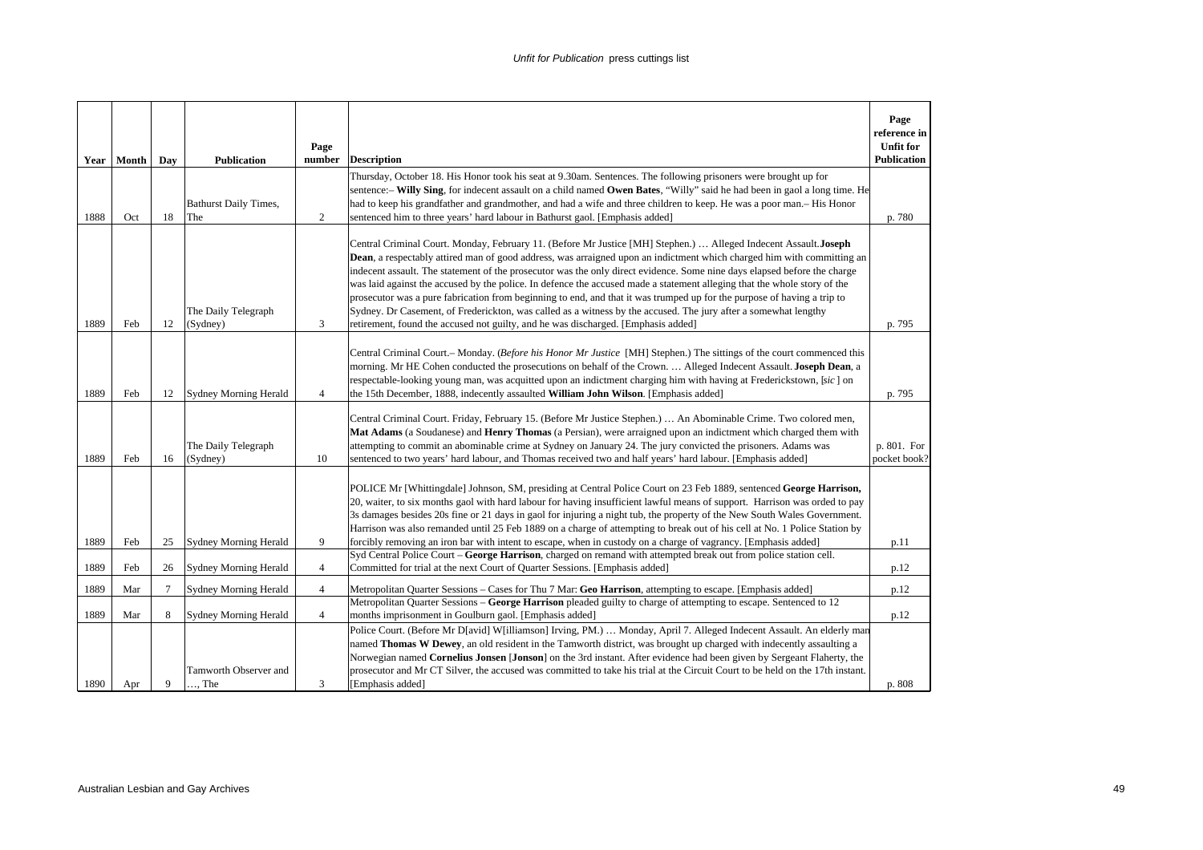| Year | Month | Day | Publication | Page number | Description | Page reference in Unfit for Publication |
|---|---|---|---|---|---|---|
| 1888 | Oct | 18 | Bathurst Daily Times, The | 2 | Thursday, October 18. His Honor took his seat at 9.30am. Sentences. The following prisoners were brought up for sentence:– **Willy Sing**, for indecent assault on a child named **Owen Bates**, "Willy" said he had been in gaol a long time. He had to keep his grandfather and grandmother, and had a wife and three children to keep. He was a poor man.– His Honor sentenced him to three years' hard labour in Bathurst gaol. [Emphasis added] | p. 780 |
| 1889 | Feb | 12 | The Daily Telegraph (Sydney) | 3 | Central Criminal Court. Monday, February 11. (Before Mr Justice [MH] Stephen.) … Alleged Indecent Assault.**Joseph Dean**, a respectably attired man of good address, was arraigned upon an indictment which charged him with committing an indecent assault. The statement of the prosecutor was the only direct evidence. Some nine days elapsed before the charge was laid against the accused by the police. In defence the accused made a statement alleging that the whole story of the prosecutor was a pure fabrication from beginning to end, and that it was trumped up for the purpose of having a trip to Sydney. Dr Casement, of Frederickton, was called as a witness by the accused. The jury after a somewhat lengthy retirement, found the accused not guilty, and he was discharged. [Emphasis added] | p. 795 |
| 1889 | Feb | 12 | Sydney Morning Herald | 4 | Central Criminal Court.– Monday. (*Before his Honor Mr Justice* [MH] Stephen.) The sittings of the court commenced this morning. Mr HE Cohen conducted the prosecutions on behalf of the Crown. … Alleged Indecent Assault. **Joseph Dean**, a respectable-looking young man, was acquitted upon an indictment charging him with having at Frederickstown, [*sic* ] on the 15th December, 1888, indecently assaulted **William John Wilson**. [Emphasis added] | p. 795 |
| 1889 | Feb | 16 | The Daily Telegraph (Sydney) | 10 | Central Criminal Court. Friday, February 15. (Before Mr Justice Stephen.) … An Abominable Crime. Two colored men, **Mat Adams** (a Soudanese) and **Henry Thomas** (a Persian), were arraigned upon an indictment which charged them with attempting to commit an abominable crime at Sydney on January 24. The jury convicted the prisoners. Adams was sentenced to two years' hard labour, and Thomas received two and half years' hard labour. [Emphasis added] | p. 801. For pocket book? |
| 1889 | Feb | 25 | Sydney Morning Herald | 9 | POLICE Mr [Whittingdale] Johnson, SM, presiding at Central Police Court on 23 Feb 1889, sentenced **George Harrison,** 20, waiter, to six months gaol with hard labour for having insufficient lawful means of support. Harrison was orded to pay 3s damages besides 20s fine or 21 days in gaol for injuring a night tub, the property of the New South Wales Government. Harrison was also remanded until 25 Feb 1889 on a charge of attempting to break out of his cell at No. 1 Police Station by forcibly removing an iron bar with intent to escape, when in custody on a charge of vagrancy. [Emphasis added] | p.11 |
| 1889 | Feb | 26 | Sydney Morning Herald | 4 | Syd Central Police Court – **George Harrison**, charged on remand with attempted break out from police station cell. Committed for trial at the next Court of Quarter Sessions. [Emphasis added] | p.12 |
| 1889 | Mar | 7 | Sydney Morning Herald | 4 | Metropolitan Quarter Sessions – Cases for Thu 7 Mar: **Geo Harrison**, attempting to escape. [Emphasis added] | p.12 |
| 1889 | Mar | 8 | Sydney Morning Herald | 4 | Metropolitan Quarter Sessions – **George Harrison** pleaded guilty to charge of attempting to escape. Sentenced to 12 months imprisonment in Goulburn gaol. [Emphasis added] | p.12 |
| 1890 | Apr | 9 | Tamworth Observer and …, The | 3 | Police Court. (Before Mr D[avid] W[illiamson] Irving, PM.) … Monday, April 7. Alleged Indecent Assault. An elderly man named **Thomas W Dewey**, an old resident in the Tamworth district, was brought up charged with indecently assaulting a Norwegian named **Cornelius Jonsen** [**Jonson**] on the 3rd instant. After evidence had been given by Sergeant Flaherty, the prosecutor and Mr CT Silver, the accused was committed to take his trial at the Circuit Court to be held on the 17th instant. [Emphasis added] | p. 808 |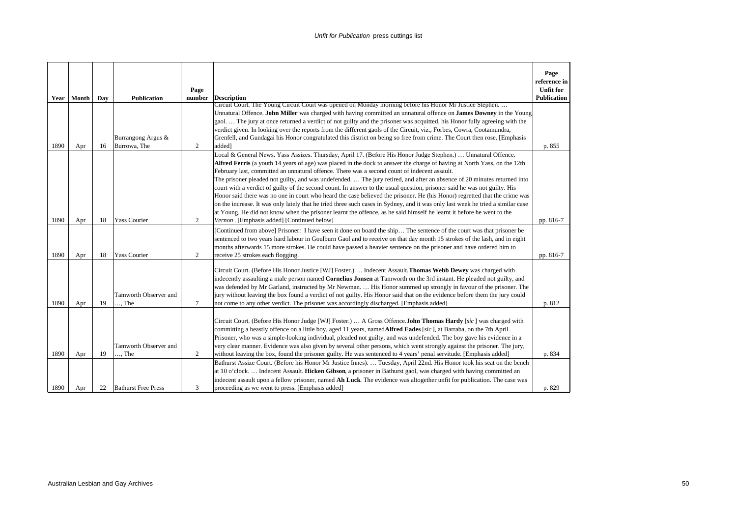| Year | Month | Day | Publication | Page number | Description | Page reference in Unfit for Publication |
|---|---|---|---|---|---|---|
| 1890 | Apr | 16 | Burrangong Argus & Burrowa, The | 2 | Circuit Court. The Young Circuit Court was opened on Monday morning before his Honor Mr Justice Stephen. … Unnatural Offence. **John Miller** was charged with having committed an unnatural offence on **James Downey** in the Young gaol. … The jury at once returned a verdict of not guilty and the prisoner was acquitted, his Honor fully agreeing with the verdict given. In looking over the reports from the different gaols of the Circuit, viz., Forbes, Cowra, Cootamundra, Grenfell, and Gundagai his Honor congratulated this district on being so free from crime. The Court then rose. [Emphasis added] | p. 855 |
| 1890 | Apr | 18 | Yass Courier | 2 | Local & General News. Yass Assizes. Thursday, April 17. (Before His Honor Judge Stephen.) … Unnatural Offence. **Alfred Ferris** (a youth 14 years of age) was placed in the dock to answer the charge of having at North Yass, on the 12th February last, committed an unnatural offence. There was a second count of indecent assault. The prisoner pleaded not guilty, and was undefended. … The jury retired, and after an absence of 20 minutes returned into court with a verdict of guilty of the second count. In answer to the usual question, prisoner said he was not guilty. His Honor said there was no one in court who heard the case believed the prisoner. He (his Honor) regretted that the crime was on the increase. It was only lately that he tried three such cases in Sydney, and it was only last week he tried a similar case at Young. He did not know when the prisoner learnt the offence, as he said himself he learnt it before he went to the *Vernon*. [Emphasis added] [Continued below] | pp. 816-7 |
| 1890 | Apr | 18 | Yass Courier | 2 | [Continued from above] Prisoner: I have seen it done on board the ship… The sentence of the court was that prisoner be sentenced to two years hard labour in Goulburn Gaol and to receive on that day month 15 strokes of the lash, and in eight months afterwards 15 more strokes. He could have passed a heavier sentence on the prisoner and have ordered him to receive 25 strokes each flogging. | pp. 816-7 |
| 1890 | Apr | 19 | Tamworth Observer and …, The | 7 | Circuit Court. (Before His Honor Justice [WJ] Foster.) … Indecent Assault. **Thomas Webb Dewey** was charged with indecently assaulting a male person named **Cornelius Jonsen** at Tamworth on the 3rd instant. He pleaded not guilty, and was defended by Mr Garland, instructed by Mr Newman. … His Honor summed up strongly in favour of the prisoner. The jury without leaving the box found a verdict of not guilty. His Honor said that on the evidence before them the jury could not come to any other verdict. The prisoner was accordingly discharged. [Emphasis added] | p. 812 |
| 1890 | Apr | 19 | Tamworth Observer and …, The | 2 | Circuit Court. (Before His Honor Judge [WJ] Foster.) … A Gross Offence. **John Thomas Hardy** [*sic*] was charged with committing a beastly offence on a little boy, aged 11 years, named **Alfred Eades** [*sic*], at Barraba, on the 7th April. Prisoner, who was a simple-looking individual, pleaded not guilty, and was undefended. The boy gave his evidence in a very clear manner. Evidence was also given by several other persons, which went strongly against the prisoner. The jury, without leaving the box, found the prisoner guilty. He was sentenced to 4 years' penal servitude. [Emphasis added] | p. 834 |
| 1890 | Apr | 22 | Bathurst Free Press | 3 | Bathurst Assize Court. (Before his Honor Mr Justice Innes). … Tuesday, April 22nd. His Honor took his seat on the bench at 10 o'clock. … Indecent Assault. **Hicken Gibson**, a prisoner in Bathurst gaol, was charged with having committed an indecent assault upon a fellow prisoner, named **Ah Luck**. The evidence was altogether unfit for publication. The case was proceeding as we went to press. [Emphasis added] | p. 829 |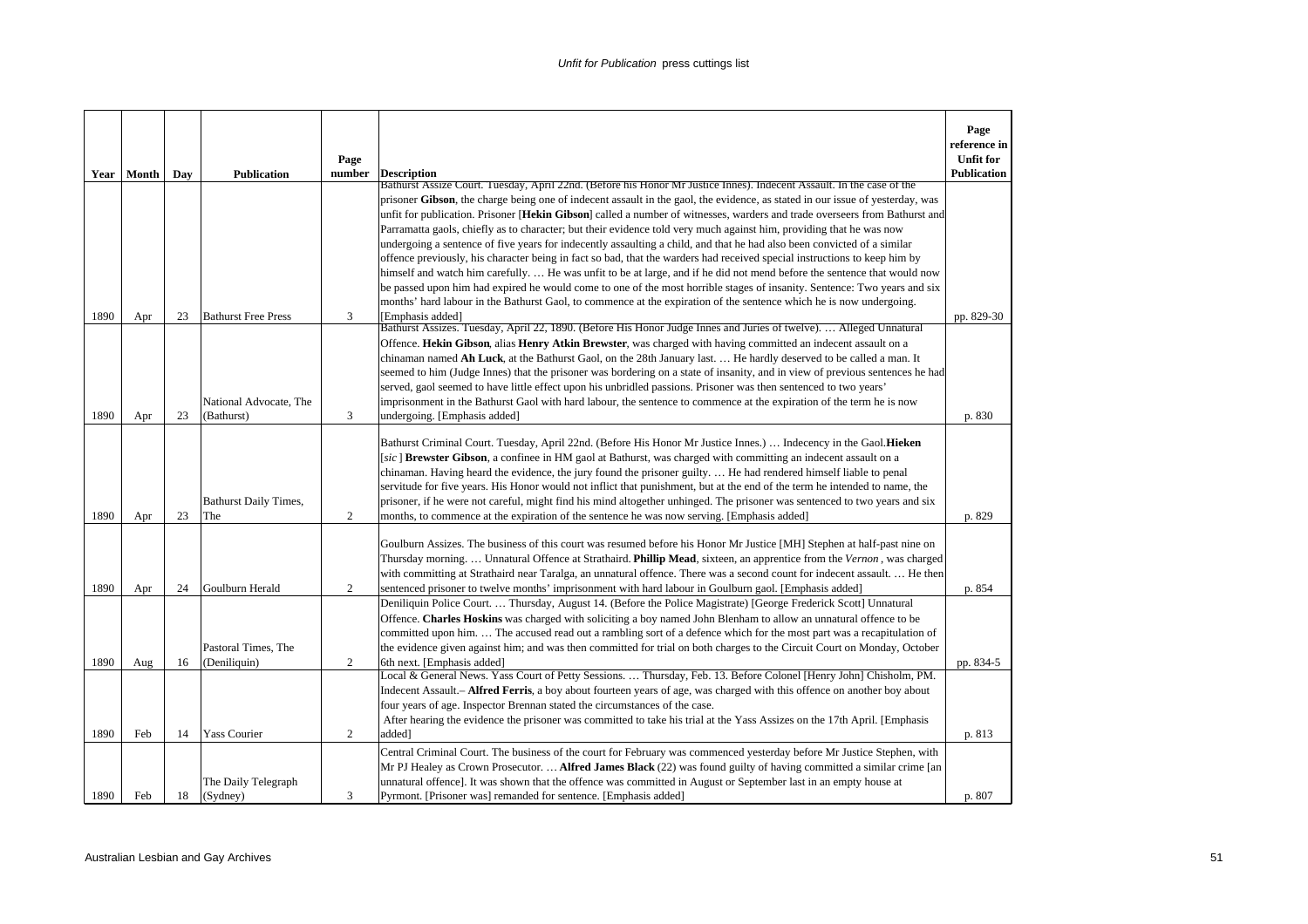| Year | Month | Day | Publication | Page number | Description | Page reference in Unfit for Publication |
|---|---|---|---|---|---|---|
| 1890 | Apr | 23 | Bathurst Free Press | 3 | Bathurst Assize Court. Tuesday, April 22nd. (Before his Honor Mr Justice Innes). Indecent Assault. In the case of the prisoner **Gibson**, the charge being one of indecent assault in the gaol, the evidence, as stated in our issue of yesterday, was unfit for publication. Prisoner [**Hekin Gibson**] called a number of witnesses, warders and trade overseers from Bathurst and Parramatta gaols, chiefly as to character; but their evidence told very much against him, providing that he was now undergoing a sentence of five years for indecently assaulting a child, and that he had also been convicted of a similar offence previously, his character being in fact so bad, that the warders had received special instructions to keep him by himself and watch him carefully. … He was unfit to be at large, and if he did not mend before the sentence that would now be passed upon him had expired he would come to one of the most horrible stages of insanity. Sentence: Two years and six months' hard labour in the Bathurst Gaol, to commence at the expiration of the sentence which he is now undergoing. [Emphasis added] | pp. 829-30 |
| 1890 | Apr | 23 | National Advocate, The (Bathurst) | 3 | Bathurst Assizes. Tuesday, April 22, 1890. (Before His Honor Judge Innes and Juries of twelve). … Alleged Unnatural Offence. **Hekin Gibson**, alias **Henry Atkin Brewster**, was charged with having committed an indecent assault on a chinaman named **Ah Luck**, at the Bathurst Gaol, on the 28th January last. … He hardly deserved to be called a man. It seemed to him (Judge Innes) that the prisoner was bordering on a state of insanity, and in view of previous sentences he had served, gaol seemed to have little effect upon his unbridled passions. Prisoner was then sentenced to two years' imprisonment in the Bathurst Gaol with hard labour, the sentence to commence at the expiration of the term he is now undergoing. [Emphasis added] | p. 830 |
| 1890 | Apr | 23 | Bathurst Daily Times, The | 2 | Bathurst Criminal Court. Tuesday, April 22nd. (Before His Honor Mr Justice Innes.) … Indecency in the Gaol.**Hieken** [*sic*] **Brewster Gibson**, a confinee in HM gaol at Bathurst, was charged with committing an indecent assault on a chinaman. Having heard the evidence, the jury found the prisoner guilty. … He had rendered himself liable to penal servitude for five years. His Honor would not inflict that punishment, but at the end of the term he intended to name, the prisoner, if he were not careful, might find his mind altogether unhinged. The prisoner was sentenced to two years and six months, to commence at the expiration of the sentence he was now serving. [Emphasis added] | p. 829 |
| 1890 | Apr | 24 | Goulburn Herald | 2 | Goulburn Assizes. The business of this court was resumed before his Honor Mr Justice [MH] Stephen at half-past nine on Thursday morning. … Unnatural Offence at Strathaird. **Phillip Mead**, sixteen, an apprentice from the *Vernon*, was charged with committing at Strathaird near Taralga, an unnatural offence. There was a second count for indecent assault. … He then sentenced prisoner to twelve months' imprisonment with hard labour in Goulburn gaol. [Emphasis added] | p. 854 |
| 1890 | Aug | 16 | Pastoral Times, The (Deniliquin) | 2 | Deniliquin Police Court. … Thursday, August 14. (Before the Police Magistrate) [George Frederick Scott] Unnatural Offence. **Charles Hoskins** was charged with soliciting a boy named John Blenham to allow an unnatural offence to be committed upon him. … The accused read out a rambling sort of a defence which for the most part was a recapitulation of the evidence given against him; and was then committed for trial on both charges to the Circuit Court on Monday, October 6th next. [Emphasis added] | pp. 834-5 |
| 1890 | Feb | 14 | Yass Courier | 2 | Local & General News. Yass Court of Petty Sessions. … Thursday, Feb. 13. Before Colonel [Henry John] Chisholm, PM. Indecent Assault.– **Alfred Ferris**, a boy about fourteen years of age, was charged with this offence on another boy about four years of age. Inspector Brennan stated the circumstances of the case. After hearing the evidence the prisoner was committed to take his trial at the Yass Assizes on the 17th April. [Emphasis added] | p. 813 |
| 1890 | Feb | 18 | The Daily Telegraph (Sydney) | 3 | Central Criminal Court. The business of the court for February was commenced yesterday before Mr Justice Stephen, with Mr PJ Healey as Crown Prosecutor. … **Alfred James Black** (22) was found guilty of having committed a similar crime [an unnatural offence]. It was shown that the offence was committed in August or September last in an empty house at Pyrmont. [Prisoner was] remanded for sentence. [Emphasis added] | p. 807 |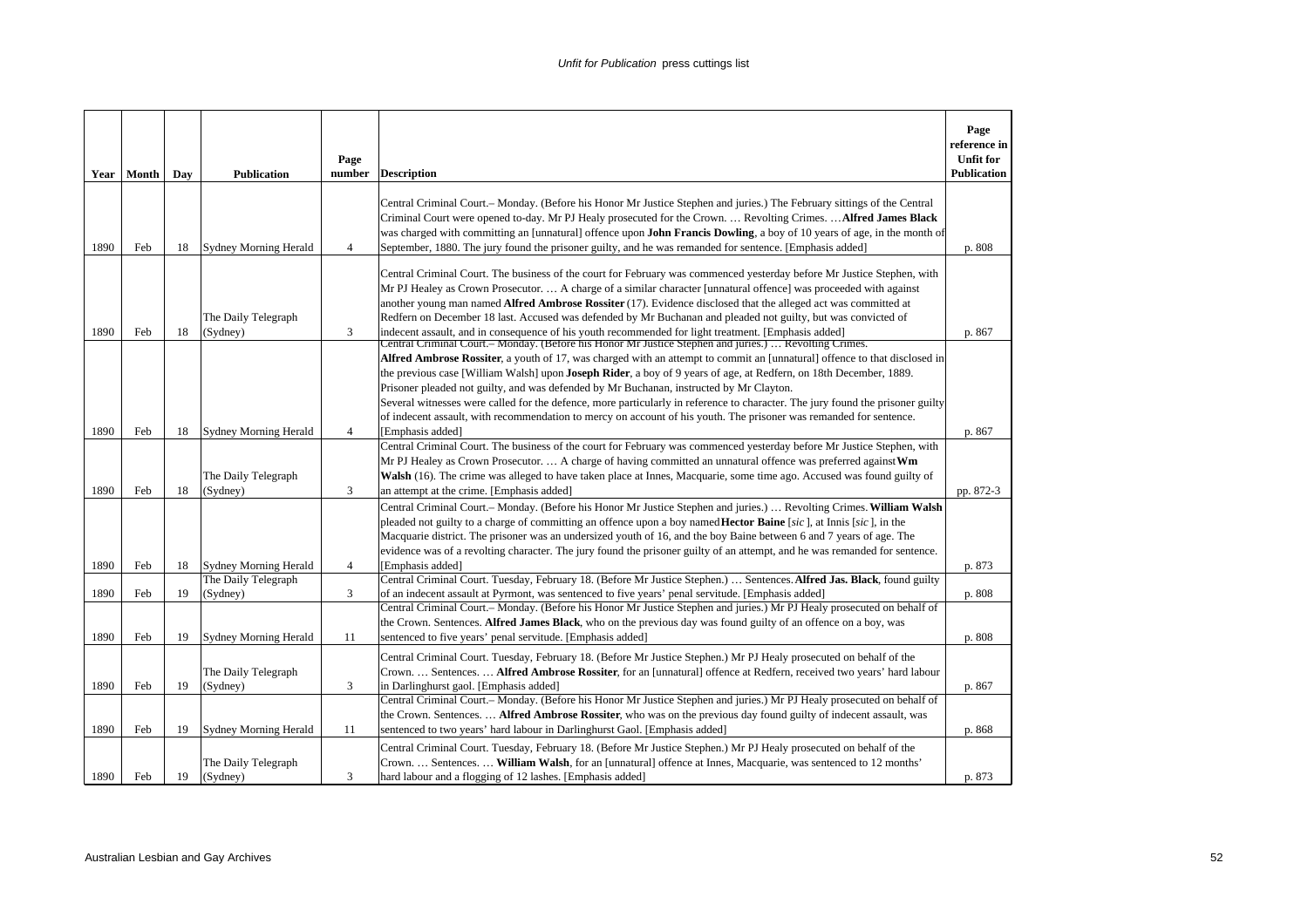| Year | Month | Day | Publication | Page number | Description | Page reference in Unfit for Publication |
|---|---|---|---|---|---|---|
| 1890 | Feb | 18 | Sydney Morning Herald | 4 | Central Criminal Court.– Monday. (Before his Honor Mr Justice Stephen and juries.) The February sittings of the Central Criminal Court were opened to-day. Mr PJ Healy prosecuted for the Crown. … Revolting Crimes. … **Alfred James Black** was charged with committing an [unnatural] offence upon **John Francis Dowling**, a boy of 10 years of age, in the month of September, 1880. The jury found the prisoner guilty, and he was remanded for sentence. [Emphasis added] | p. 808 |
| 1890 | Feb | 18 | The Daily Telegraph (Sydney) | 3 | Central Criminal Court. The business of the court for February was commenced yesterday before Mr Justice Stephen, with Mr PJ Healey as Crown Prosecutor. … A charge of a similar character [unnatural offence] was proceeded with against another young man named **Alfred Ambrose Rossiter** (17). Evidence disclosed that the alleged act was committed at Redfern on December 18 last. Accused was defended by Mr Buchanan and pleaded not guilty, but was convicted of indecent assault, and in consequence of his youth recommended for light treatment. [Emphasis added] | p. 867 |
| 1890 | Feb | 18 | Sydney Morning Herald | 4 | Central Criminal Court.– Monday. (Before his Honor Mr Justice Stephen and juries.) … Revolting Crimes. **Alfred Ambrose Rossiter**, a youth of 17, was charged with an attempt to commit an [unnatural] offence to that disclosed in the previous case [William Walsh] upon **Joseph Rider**, a boy of 9 years of age, at Redfern, on 18th December, 1889. Prisoner pleaded not guilty, and was defended by Mr Buchanan, instructed by Mr Clayton. Several witnesses were called for the defence, more particularly in reference to character. The jury found the prisoner guilty of indecent assault, with recommendation to mercy on account of his youth. The prisoner was remanded for sentence. [Emphasis added] | p. 867 |
| 1890 | Feb | 18 | The Daily Telegraph (Sydney) | 3 | Central Criminal Court. The business of the court for February was commenced yesterday before Mr Justice Stephen, with Mr PJ Healey as Crown Prosecutor. … A charge of having committed an unnatural offence was preferred against **Wm Walsh** (16). The crime was alleged to have taken place at Innes, Macquarie, some time ago. Accused was found guilty of an attempt at the crime. [Emphasis added] | pp. 872-3 |
| 1890 | Feb | 18 | Sydney Morning Herald | 4 | Central Criminal Court.– Monday. (Before his Honor Mr Justice Stephen and juries.) … Revolting Crimes. **William Walsh** pleaded not guilty to a charge of committing an offence upon a boy named **Hector Baine** [*sic*], at Innis [*sic*], in the Macquarie district. The prisoner was an undersized youth of 16, and the boy Baine between 6 and 7 years of age. The evidence was of a revolting character. The jury found the prisoner guilty of an attempt, and he was remanded for sentence. [Emphasis added] | p. 873 |
| 1890 | Feb | 19 | The Daily Telegraph (Sydney) | 3 | Central Criminal Court. Tuesday, February 18. (Before Mr Justice Stephen.) … Sentences. **Alfred Jas. Black**, found guilty of an indecent assault at Pyrmont, was sentenced to five years' penal servitude. [Emphasis added] | p. 808 |
| 1890 | Feb | 19 | Sydney Morning Herald | 11 | Central Criminal Court.– Monday. (Before his Honor Mr Justice Stephen and juries.) Mr PJ Healy prosecuted on behalf of the Crown. Sentences. **Alfred James Black**, who on the previous day was found guilty of an offence on a boy, was sentenced to five years' penal servitude. [Emphasis added] | p. 808 |
| 1890 | Feb | 19 | The Daily Telegraph (Sydney) | 3 | Central Criminal Court. Tuesday, February 18. (Before Mr Justice Stephen.) Mr PJ Healy prosecuted on behalf of the Crown. … Sentences. … **Alfred Ambrose Rossiter**, for an [unnatural] offence at Redfern, received two years' hard labour in Darlinghurst gaol. [Emphasis added] | p. 867 |
| 1890 | Feb | 19 | Sydney Morning Herald | 11 | Central Criminal Court.– Monday. (Before his Honor Mr Justice Stephen and juries.) Mr PJ Healy prosecuted on behalf of the Crown. Sentences. … **Alfred Ambrose Rossiter**, who was on the previous day found guilty of indecent assault, was sentenced to two years' hard labour in Darlinghurst Gaol. [Emphasis added] | p. 868 |
| 1890 | Feb | 19 | The Daily Telegraph (Sydney) | 3 | Central Criminal Court. Tuesday, February 18. (Before Mr Justice Stephen.) Mr PJ Healy prosecuted on behalf of the Crown. … Sentences. … **William Walsh**, for an [unnatural] offence at Innes, Macquarie, was sentenced to 12 months' hard labour and a flogging of 12 lashes. [Emphasis added] | p. 873 |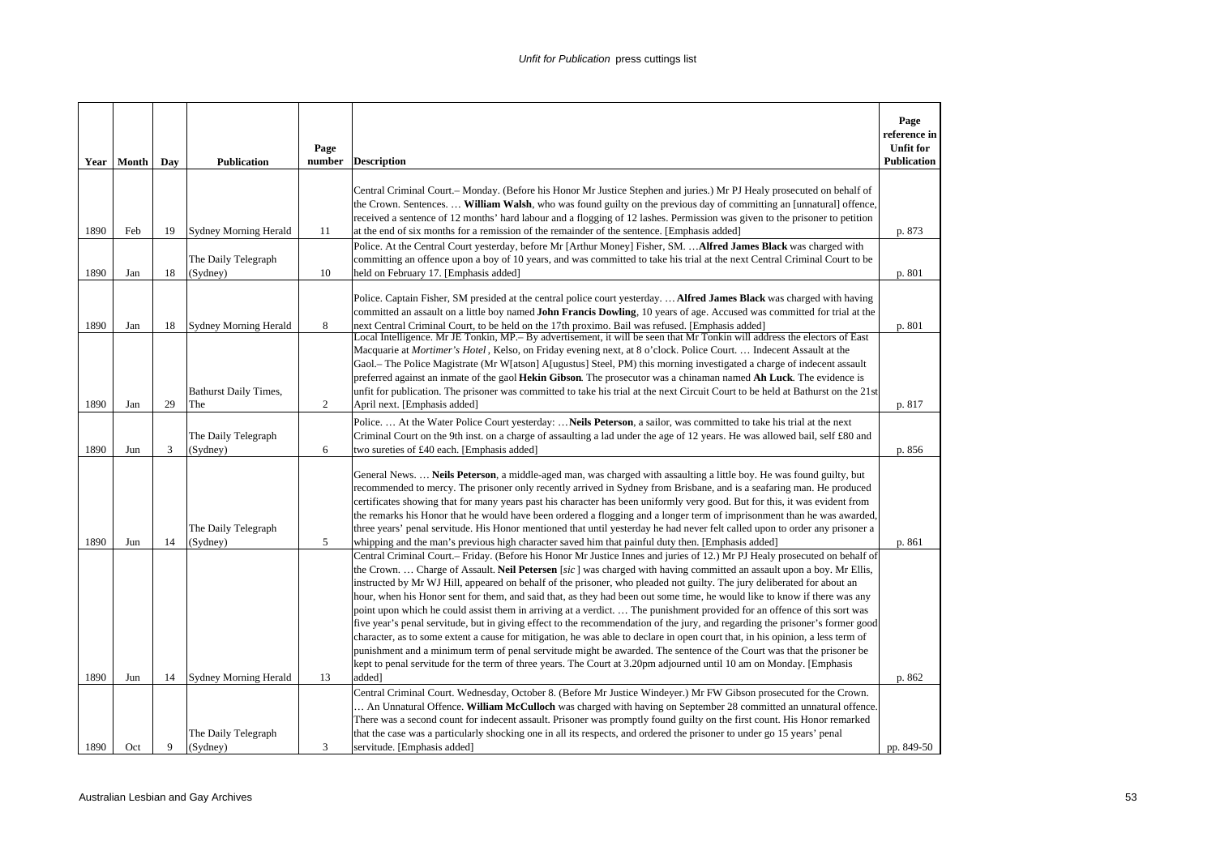| Year | Month | Day | Publication | Page number | Description | Page reference in Unfit for Publication |
|---|---|---|---|---|---|---|
| 1890 | Feb | 19 | Sydney Morning Herald | 11 | Central Criminal Court.– Monday. (Before his Honor Mr Justice Stephen and juries.) Mr PJ Healy prosecuted on behalf of the Crown. Sentences. … **William Walsh**, who was found guilty on the previous day of committing an [unnatural] offence, received a sentence of 12 months' hard labour and a flogging of 12 lashes. Permission was given to the prisoner to petition at the end of six months for a remission of the remainder of the sentence. [Emphasis added] | p. 873 |
| 1890 | Jan | 18 | The Daily Telegraph (Sydney) | 10 | Police. At the Central Court yesterday, before Mr [Arthur Money] Fisher, SM. …**Alfred James Black** was charged with committing an offence upon a boy of 10 years, and was committed to take his trial at the next Central Criminal Court to be held on February 17. [Emphasis added] | p. 801 |
| 1890 | Jan | 18 | Sydney Morning Herald | 8 | Police. Captain Fisher, SM presided at the central police court yesterday. … **Alfred James Black** was charged with having committed an assault on a little boy named **John Francis Dowling**, 10 years of age. Accused was committed for trial at the next Central Criminal Court, to be held on the 17th proximo. Bail was refused. [Emphasis added] | p. 801 |
| 1890 | Jan | 29 | Bathurst Daily Times, The | 2 | Local Intelligence. Mr JE Tonkin, MP.– By advertisement, it will be seen that Mr Tonkin will address the electors of East Macquarie at *Mortimer's Hotel* , Kelso, on Friday evening next, at 8 o'clock. Police Court. … Indecent Assault at the Gaol.– The Police Magistrate (Mr W[atson] A[ugustus] Steel, PM) this morning investigated a charge of indecent assault preferred against an inmate of the gaol **Hekin Gibson**. The prosecutor was a chinaman named **Ah Luck**. The evidence is unfit for publication. The prisoner was committed to take his trial at the next Circuit Court to be held at Bathurst on the 21st April next. [Emphasis added] | p. 817 |
| 1890 | Jun | 3 | The Daily Telegraph (Sydney) | 6 | Police. … At the Water Police Court yesterday: …**Neils Peterson**, a sailor, was committed to take his trial at the next Criminal Court on the 9th inst. on a charge of assaulting a lad under the age of 12 years. He was allowed bail, self £80 and two sureties of £40 each. [Emphasis added] | p. 856 |
| 1890 | Jun | 14 | The Daily Telegraph (Sydney) | 5 | General News. … **Neils Peterson**, a middle-aged man, was charged with assaulting a little boy. He was found guilty, but recommended to mercy. The prisoner only recently arrived in Sydney from Brisbane, and is a seafaring man. He produced certificates showing that for many years past his character has been uniformly very good. But for this, it was evident from the remarks his Honor that he would have been ordered a flogging and a longer term of imprisonment than he was awarded, three years' penal servitude. His Honor mentioned that until yesterday he had never felt called upon to order any prisoner a whipping and the man's previous high character saved him that painful duty then. [Emphasis added] | p. 861 |
| 1890 | Jun | 14 | Sydney Morning Herald | 13 | Central Criminal Court.– Friday. (Before his Honor Mr Justice Innes and juries of 12.) Mr PJ Healy prosecuted on behalf of the Crown. … Charge of Assault. **Neil Petersen** [*sic* ] was charged with having committed an assault upon a boy. Mr Ellis, instructed by Mr WJ Hill, appeared on behalf of the prisoner, who pleaded not guilty. The jury deliberated for about an hour, when his Honor sent for them, and said that, as they had been out some time, he would like to know if there was any point upon which he could assist them in arriving at a verdict. … The punishment provided for an offence of this sort was five year's penal servitude, but in giving effect to the recommendation of the jury, and regarding the prisoner's former good character, as to some extent a cause for mitigation, he was able to declare in open court that, in his opinion, a less term of punishment and a minimum term of penal servitude might be awarded. The sentence of the Court was that the prisoner be kept to penal servitude for the term of three years. The Court at 3.20pm adjourned until 10 am on Monday. [Emphasis added] | p. 862 |
| 1890 | Oct | 9 | The Daily Telegraph (Sydney) | 3 | Central Criminal Court. Wednesday, October 8. (Before Mr Justice Windeyer.) Mr FW Gibson prosecuted for the Crown. … An Unnatural Offence. **William McCulloch** was charged with having on September 28 committed an unnatural offence. There was a second count for indecent assault. Prisoner was promptly found guilty on the first count. His Honor remarked that the case was a particularly shocking one in all its respects, and ordered the prisoner to under go 15 years' penal servitude. [Emphasis added] | pp. 849-50 |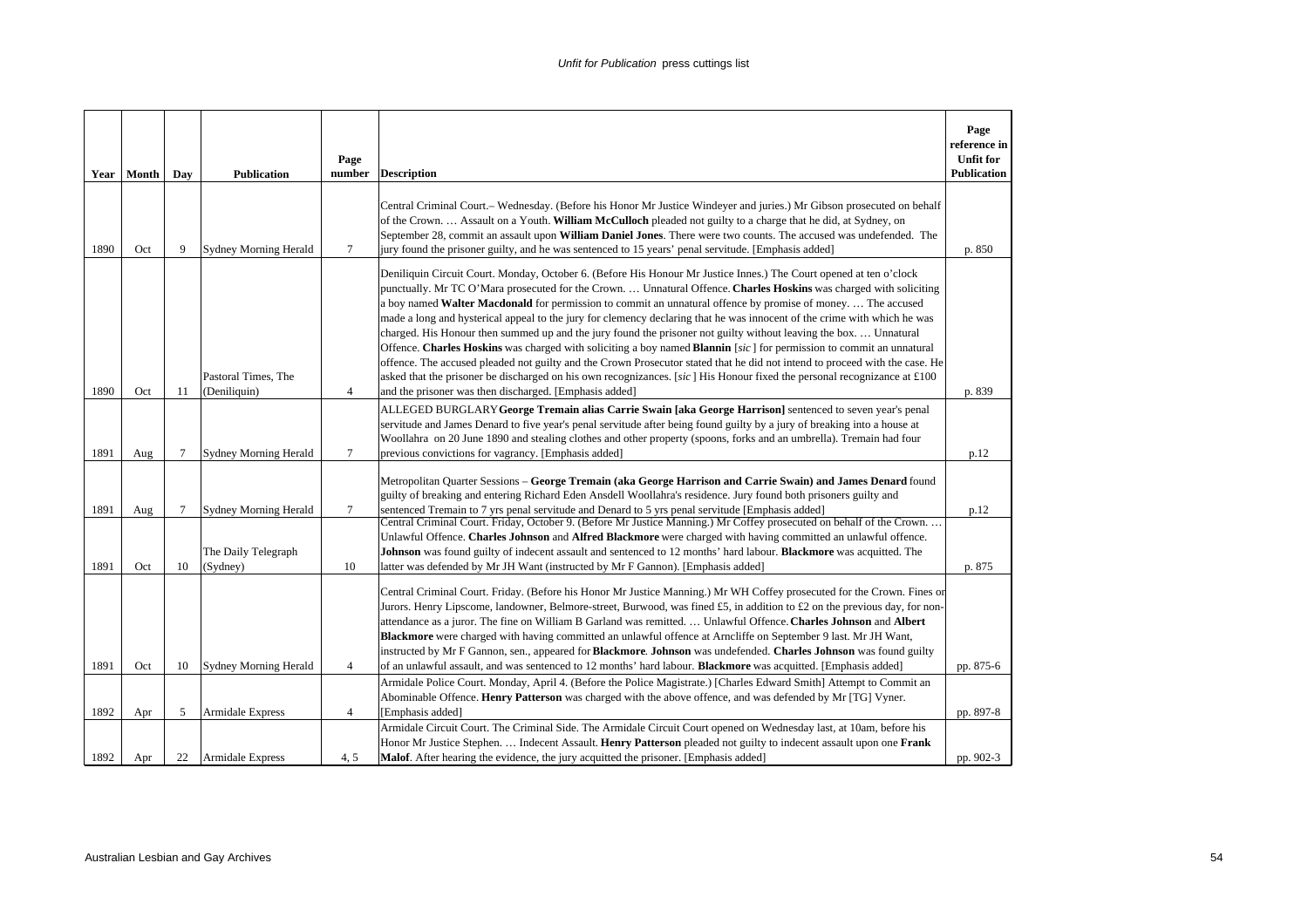| Year | Month | Day | Publication | Page number | Description | Page reference in Unfit for Publication |
|---|---|---|---|---|---|---|
| 1890 | Oct | 9 | Sydney Morning Herald | 7 | Central Criminal Court.– Wednesday. (Before his Honor Mr Justice Windeyer and juries.) Mr Gibson prosecuted on behalf of the Crown. … Assault on a Youth. **William McCulloch** pleaded not guilty to a charge that he did, at Sydney, on September 28, commit an assault upon **William Daniel Jones**. There were two counts. The accused was undefended. The jury found the prisoner guilty, and he was sentenced to 15 years' penal servitude. [Emphasis added] | p. 850 |
| 1890 | Oct | 11 | Pastoral Times, The (Deniliquin) | 4 | Deniliquin Circuit Court. Monday, October 6. (Before His Honour Mr Justice Innes.) The Court opened at ten o'clock punctually. Mr TC O'Mara prosecuted for the Crown. … Unnatural Offence. **Charles Hoskins** was charged with soliciting a boy named **Walter Macdonald** for permission to commit an unnatural offence by promise of money. … The accused made a long and hysterical appeal to the jury for clemency declaring that he was innocent of the crime with which he was charged. His Honour then summed up and the jury found the prisoner not guilty without leaving the box. … Unnatural Offence. **Charles Hoskins** was charged with soliciting a boy named **Blannin** [*sic*] for permission to commit an unnatural offence. The accused pleaded not guilty and the Crown Prosecutor stated that he did not intend to proceed with the case. He asked that the prisoner be discharged on his own recognizances. [*sic*] His Honour fixed the personal recognizance at £100 and the prisoner was then discharged. [Emphasis added] | p. 839 |
| 1891 | Aug | 7 | Sydney Morning Herald | 7 | ALLEGED BURGLARY **George Tremain alias Carrie Swain [aka George Harrison]** sentenced to seven year's penal servitude and James Denard to five year's penal servitude after being found guilty by a jury of breaking into a house at Woollahra on 20 June 1890 and stealing clothes and other property (spoons, forks and an umbrella). Tremain had four previous convictions for vagrancy. [Emphasis added] | p.12 |
| 1891 | Aug | 7 | Sydney Morning Herald | 7 | Metropolitan Quarter Sessions – **George Tremain (aka George Harrison and Carrie Swain) and James Denard** found guilty of breaking and entering Richard Eden Ansdell Woollahra's residence. Jury found both prisoners guilty and sentenced Tremain to 7 yrs penal servitude and Denard to 5 yrs penal servitude [Emphasis added] | p.12 |
| 1891 | Oct | 10 | The Daily Telegraph (Sydney) | 10 | Central Criminal Court. Friday, October 9. (Before Mr Justice Manning.) Mr Coffey prosecuted on behalf of the Crown. … Unlawful Offence. **Charles Johnson** and **Alfred Blackmore** were charged with having committed an unlawful offence. **Johnson** was found guilty of indecent assault and sentenced to 12 months' hard labour. **Blackmore** was acquitted. The latter was defended by Mr JH Want (instructed by Mr F Gannon). [Emphasis added] | p. 875 |
| 1891 | Oct | 10 | Sydney Morning Herald | 4 | Central Criminal Court. Friday. (Before his Honor Mr Justice Manning.) Mr WH Coffey prosecuted for the Crown. Fines on Jurors. Henry Lipscome, landowner, Belmore-street, Burwood, was fined £5, in addition to £2 on the previous day, for non-attendance as a juror. The fine on William B Garland was remitted. … Unlawful Offence. **Charles Johnson** and **Albert Blackmore** were charged with having committed an unlawful offence at Arncliffe on September 9 last. Mr JH Want, instructed by Mr F Gannon, sen., appeared for **Blackmore**. **Johnson** was undefended. **Charles Johnson** was found guilty of an unlawful assault, and was sentenced to 12 months' hard labour. **Blackmore** was acquitted. [Emphasis added] | pp. 875-6 |
| 1892 | Apr | 5 | Armidale Express | 4 | Armidale Police Court. Monday, April 4. (Before the Police Magistrate.) [Charles Edward Smith] Attempt to Commit an Abominable Offence. **Henry Patterson** was charged with the above offence, and was defended by Mr [TG] Vyner. [Emphasis added] | pp. 897-8 |
| 1892 | Apr | 22 | Armidale Express | 4, 5 | Armidale Circuit Court. The Criminal Side. The Armidale Circuit Court opened on Wednesday last, at 10am, before his Honor Mr Justice Stephen. … Indecent Assault. **Henry Patterson** pleaded not guilty to indecent assault upon one **Frank Malof**. After hearing the evidence, the jury acquitted the prisoner. [Emphasis added] | pp. 902-3 |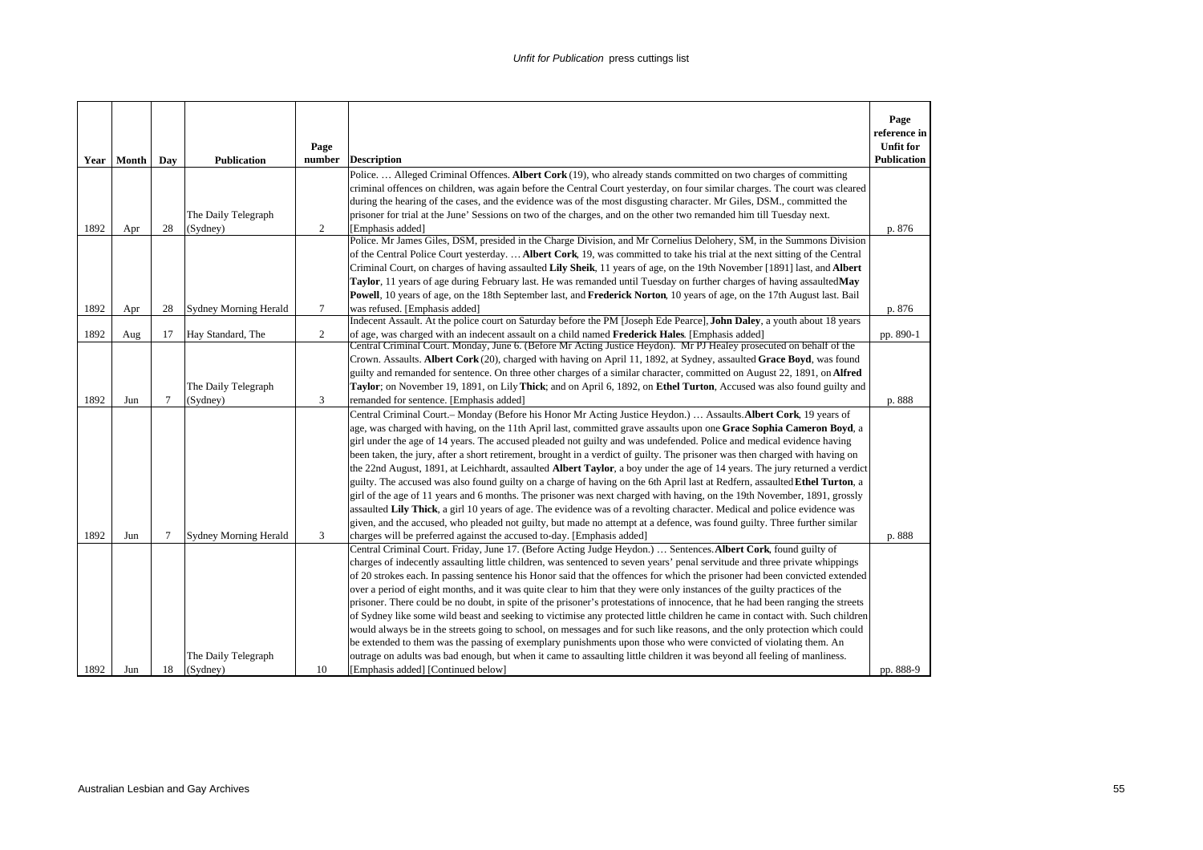*Unfit for Publication* press cuttings list

| Year | Month | Day | Publication | Page number | Description | Page reference in Unfit for Publication |
|---|---|---|---|---|---|---|
| 1892 | Apr | 28 | The Daily Telegraph (Sydney) | 2 | Police. … Alleged Criminal Offences. **Albert Cork** (19), who already stands committed on two charges of committing criminal offences on children, was again before the Central Court yesterday, on four similar charges. The court was cleared during the hearing of the cases, and the evidence was of the most disgusting character. Mr Giles, DSM., committed the prisoner for trial at the June' Sessions on two of the charges, and on the other two remanded him till Tuesday next. [Emphasis added] | p. 876 |
| 1892 | Apr | 28 | Sydney Morning Herald | 7 | Police. Mr James Giles, DSM, presided in the Charge Division, and Mr Cornelius Delohery, SM, in the Summons Division of the Central Police Court yesterday. … **Albert Cork**, 19, was committed to take his trial at the next sitting of the Central Criminal Court, on charges of having assaulted **Lily Sheik**, 11 years of age, on the 19th November [1891] last, and **Albert Taylor**, 11 years of age during February last. He was remanded until Tuesday on further charges of having assaulted **May Powell**, 10 years of age, on the 18th September last, and **Frederick Norton**, 10 years of age, on the 17th August last. Bail was refused. [Emphasis added] | p. 876 |
| 1892 | Aug | 17 | Hay Standard, The | 2 | Indecent Assault. At the police court on Saturday before the PM [Joseph Ede Pearce], **John Daley**, a youth about 18 years of age, was charged with an indecent assault on a child named **Frederick Hales**. [Emphasis added] | pp. 890-1 |
| 1892 | Jun | 7 | The Daily Telegraph (Sydney) | 3 | Central Criminal Court. Monday, June 6. (Before Mr Acting Justice Heydon). Mr PJ Healey prosecuted on behalf of the Crown. Assaults. **Albert Cork** (20), charged with having on April 11, 1892, at Sydney, assaulted **Grace Boyd**, was found guilty and remanded for sentence. On three other charges of a similar character, committed on August 22, 1891, on **Alfred Taylor**; on November 19, 1891, on Lily **Thick**; and on April 6, 1892, on **Ethel Turton**, Accused was also found guilty and remanded for sentence. [Emphasis added] | p. 888 |
| 1892 | Jun | 7 | Sydney Morning Herald | 3 | Central Criminal Court.– Monday (Before his Honor Mr Acting Justice Heydon.) … Assaults. **Albert Cork**, 19 years of age, was charged with having, on the 11th April last, committed grave assaults upon one **Grace Sophia Cameron Boyd**, a girl under the age of 14 years. The accused pleaded not guilty and was undefended. Police and medical evidence having been taken, the jury, after a short retirement, brought in a verdict of guilty. The prisoner was then charged with having on the 22nd August, 1891, at Leichhardt, assaulted **Albert Taylor**, a boy under the age of 14 years. The jury returned a verdict guilty. The accused was also found guilty on a charge of having on the 6th April last at Redfern, assaulted **Ethel Turton**, a girl of the age of 11 years and 6 months. The prisoner was next charged with having, on the 19th November, 1891, grossly assaulted **Lily Thick**, a girl 10 years of age. The evidence was of a revolting character. Medical and police evidence was given, and the accused, who pleaded not guilty, but made no attempt at a defence, was found guilty. Three further similar charges will be preferred against the accused to-day. [Emphasis added] | p. 888 |
| 1892 | Jun | 18 | The Daily Telegraph (Sydney) | 10 | Central Criminal Court. Friday, June 17. (Before Acting Judge Heydon.) … Sentences. **Albert Cork**, found guilty of charges of indecently assaulting little children, was sentenced to seven years' penal servitude and three private whippings of 20 strokes each. In passing sentence his Honor said that the offences for which the prisoner had been convicted extended over a period of eight months, and it was quite clear to him that they were only instances of the guilty practices of the prisoner. There could be no doubt, in spite of the prisoner's protestations of innocence, that he had been ranging the streets of Sydney like some wild beast and seeking to victimise any protected little children he came in contact with. Such children would always be in the streets going to school, on messages and for such like reasons, and the only protection which could be extended to them was the passing of exemplary punishments upon those who were convicted of violating them. An outrage on adults was bad enough, but when it came to assaulting little children it was beyond all feeling of manliness. [Emphasis added] [Continued below] | pp. 888-9 |

Australian Lesbian and Gay Archives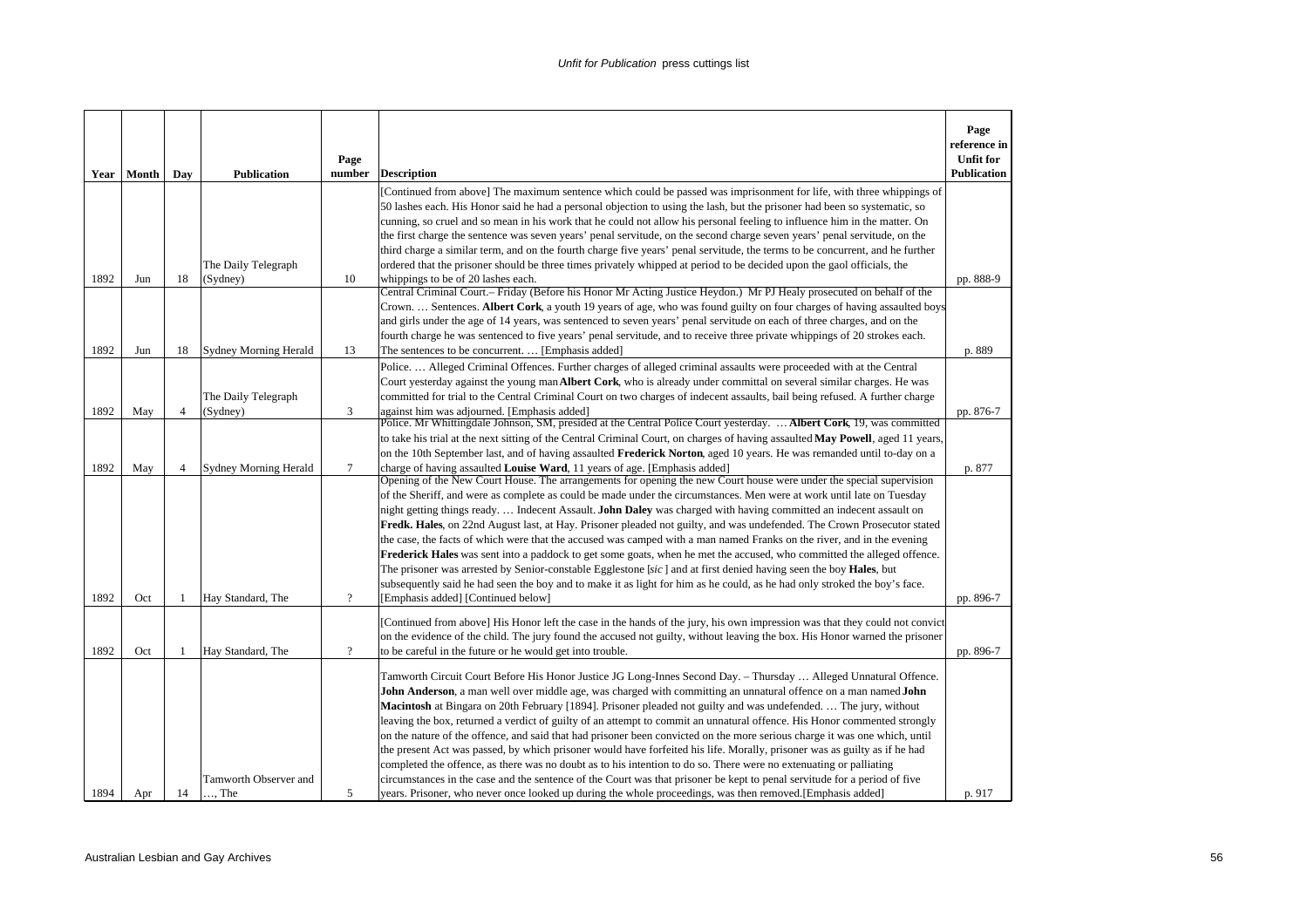| Year | Month | Day | Publication | Page number | Description | Page reference in Unfit for Publication |
|---|---|---|---|---|---|---|
| 1892 | Jun | 18 | The Daily Telegraph (Sydney) | 10 | [Continued from above] The maximum sentence which could be passed was imprisonment for life, with three whippings of 50 lashes each. His Honor said he had a personal objection to using the lash, but the prisoner had been so systematic, so cunning, so cruel and so mean in his work that he could not allow his personal feeling to influence him in the matter. On the first charge the sentence was seven years' penal servitude, on the second charge seven years' penal servitude, on the third charge a similar term, and on the fourth charge five years' penal servitude, the terms to be concurrent, and he further ordered that the prisoner should be three times privately whipped at period to be decided upon the gaol officials, the whippings to be of 20 lashes each. | pp. 888-9 |
| 1892 | Jun | 18 | Sydney Morning Herald | 13 | Central Criminal Court.– Friday (Before his Honor Mr Acting Justice Heydon.) Mr PJ Healy prosecuted on behalf of the Crown. … Sentences. **Albert Cork**, a youth 19 years of age, who was found guilty on four charges of having assaulted boys and girls under the age of 14 years, was sentenced to seven years' penal servitude on each of three charges, and on the fourth charge he was sentenced to five years' penal servitude, and to receive three private whippings of 20 strokes each. The sentences to be concurrent. … [Emphasis added] | p. 889 |
| 1892 | May | 4 | The Daily Telegraph (Sydney) | 3 | Police. … Alleged Criminal Offences. Further charges of alleged criminal assaults were proceeded with at the Central Court yesterday against the young man **Albert Cork**, who is already under committal on several similar charges. He was committed for trial to the Central Criminal Court on two charges of indecent assaults, bail being refused. A further charge against him was adjourned. [Emphasis added] | pp. 876-7 |
| 1892 | May | 4 | Sydney Morning Herald | 7 | Police. Mr Whittingdale Johnson, SM, presided at the Central Police Court yesterday. … **Albert Cork**, 19, was committed to take his trial at the next sitting of the Central Criminal Court, on charges of having assaulted **May Powell**, aged 11 years, on the 10th September last, and of having assaulted **Frederick Norton**, aged 10 years. He was remanded until to-day on a charge of having assaulted **Louise Ward**, 11 years of age. [Emphasis added] | p. 877 |
| 1892 | Oct | 1 | Hay Standard, The | ? | Opening of the New Court House. The arrangements for opening the new Court house were under the special supervision of the Sheriff, and were as complete as could be made under the circumstances. Men were at work until late on Tuesday night getting things ready. … Indecent Assault. **John Daley** was charged with having committed an indecent assault on **Fredk. Hales**, on 22nd August last, at Hay. Prisoner pleaded not guilty, and was undefended. The Crown Prosecutor stated the case, the facts of which were that the accused was camped with a man named Franks on the river, and in the evening **Frederick Hales** was sent into a paddock to get some goats, when he met the accused, who committed the alleged offence. The prisoner was arrested by Senior-constable Egglestone [*sic*] and at first denied having seen the boy **Hales**, but subsequently said he had seen the boy and to make it as light for him as he could, as he had only stroked the boy's face. [Emphasis added] [Continued below] | pp. 896-7 |
| 1892 | Oct | 1 | Hay Standard, The | ? | [Continued from above] His Honor left the case in the hands of the jury, his own impression was that they could not convict on the evidence of the child. The jury found the accused not guilty, without leaving the box. His Honor warned the prisoner to be careful in the future or he would get into trouble. | pp. 896-7 |
| 1894 | Apr | 14 | Tamworth Observer and …, The | 5 | Tamworth Circuit Court Before His Honor Justice JG Long-Innes Second Day. – Thursday … Alleged Unnatural Offence. **John Anderson**, a man well over middle age, was charged with committing an unnatural offence on a man named **John Macintosh** at Bingara on 20th February [1894]. Prisoner pleaded not guilty and was undefended. … The jury, without leaving the box, returned a verdict of guilty of an attempt to commit an unnatural offence. His Honor commented strongly on the nature of the offence, and said that had prisoner been convicted on the more serious charge it was one which, until the present Act was passed, by which prisoner would have forfeited his life. Morally, prisoner was as guilty as if he had completed the offence, as there was no doubt as to his intention to do so. There were no extenuating or palliating circumstances in the case and the sentence of the Court was that prisoner be kept to penal servitude for a period of five years. Prisoner, who never once looked up during the whole proceedings, was then removed.[Emphasis added] | p. 917 |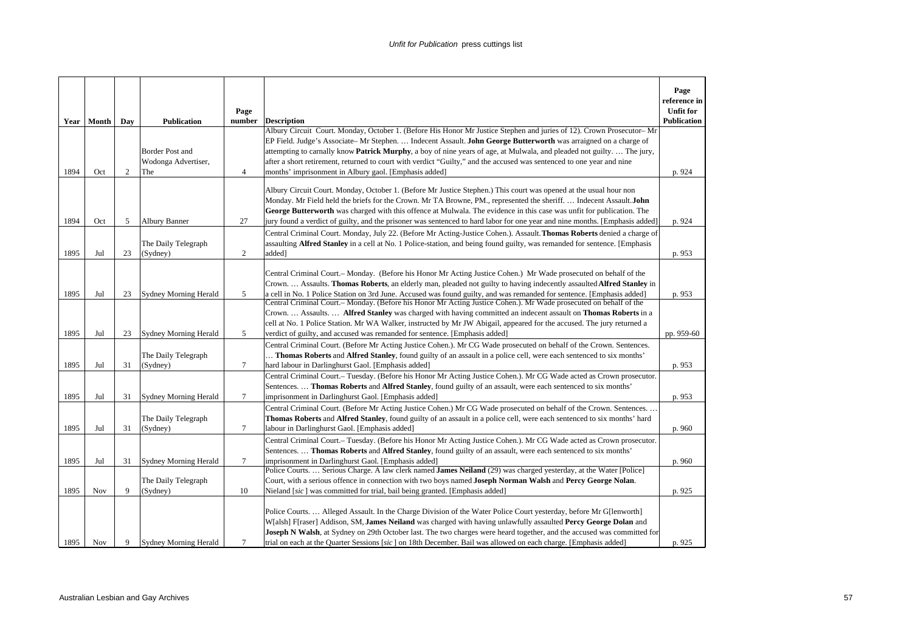| Year | Month | Day | Publication | Page number | Description | Page reference in Unfit for Publication |
|---|---|---|---|---|---|---|
| 1894 | Oct | 2 | Border Post and Wodonga Advertiser, The | 4 | Albury Circuit Court. Monday, October 1. (Before His Honor Mr Justice Stephen and juries of 12). Crown Prosecutor– Mr EP Field. Judge's Associate– Mr Stephen. … Indecent Assault. **John George Butterworth** was arraigned on a charge of attempting to carnally know **Patrick Murphy**, a boy of nine years of age, at Mulwala, and pleaded not guilty. … The jury, after a short retirement, returned to court with verdict "Guilty," and the accused was sentenced to one year and nine months' imprisonment in Albury gaol. [Emphasis added] | p. 924 |
| 1894 | Oct | 5 | Albury Banner | 27 | Albury Circuit Court. Monday, October 1. (Before Mr Justice Stephen.) This court was opened at the usual hour non Monday. Mr Field held the briefs for the Crown. Mr TA Browne, PM., represented the sheriff. … Indecent Assault. **John George Butterworth** was charged with this offence at Mulwala. The evidence in this case was unfit for publication. The jury found a verdict of guilty, and the prisoner was sentenced to hard labor for one year and nine months. [Emphasis added] | p. 924 |
| 1895 | Jul | 23 | The Daily Telegraph (Sydney) | 2 | Central Criminal Court. Monday, July 22. (Before Mr Acting-Justice Cohen.). Assault. **Thomas Roberts** denied a charge of assaulting **Alfred Stanley** in a cell at No. 1 Police-station, and being found guilty, was remanded for sentence. [Emphasis added] | p. 953 |
| 1895 | Jul | 23 | Sydney Morning Herald | 5 | Central Criminal Court.– Monday. (Before his Honor Mr Acting Justice Cohen.) Mr Wade prosecuted on behalf of the Crown. … Assaults. **Thomas Roberts**, an elderly man, pleaded not guilty to having indecently assaulted **Alfred Stanley** in a cell in No. 1 Police Station on 3rd June. Accused was found guilty, and was remanded for sentence. [Emphasis added] | p. 953 |
| 1895 | Jul | 23 | Sydney Morning Herald | 5 | Central Criminal Court.– Monday. (Before his Honor Mr Acting Justice Cohen.). Mr Wade prosecuted on behalf of the Crown. … Assaults. … **Alfred Stanley** was charged with having committed an indecent assault on **Thomas Roberts** in a cell at No. 1 Police Station. Mr WA Walker, instructed by Mr JW Abigail, appeared for the accused. The jury returned a verdict of guilty, and accused was remanded for sentence. [Emphasis added] | pp. 959-60 |
| 1895 | Jul | 31 | The Daily Telegraph (Sydney) | 7 | Central Criminal Court. (Before Mr Acting Justice Cohen.). Mr CG Wade prosecuted on behalf of the Crown. Sentences. … **Thomas Roberts** and **Alfred Stanley**, found guilty of an assault in a police cell, were each sentenced to six months' hard labour in Darlinghurst Gaol. [Emphasis added] | p. 953 |
| 1895 | Jul | 31 | Sydney Morning Herald | 7 | Central Criminal Court.– Tuesday. (Before his Honor Mr Acting Justice Cohen.). Mr CG Wade acted as Crown prosecutor. Sentences. … **Thomas Roberts** and **Alfred Stanley**, found guilty of an assault, were each sentenced to six months' imprisonment in Darlinghurst Gaol. [Emphasis added] | p. 953 |
| 1895 | Jul | 31 | The Daily Telegraph (Sydney) | 7 | Central Criminal Court. (Before Mr Acting Justice Cohen.) Mr CG Wade prosecuted on behalf of the Crown. Sentences. … **Thomas Roberts** and **Alfred Stanley**, found guilty of an assault in a police cell, were each sentenced to six months' hard labour in Darlinghurst Gaol. [Emphasis added] | p. 960 |
| 1895 | Jul | 31 | Sydney Morning Herald | 7 | Central Criminal Court.– Tuesday. (Before his Honor Mr Acting Justice Cohen.). Mr CG Wade acted as Crown prosecutor. Sentences. … **Thomas Roberts** and **Alfred Stanley**, found guilty of an assault, were each sentenced to six months' imprisonment in Darlinghurst Gaol. [Emphasis added] | p. 960 |
| 1895 | Nov | 9 | The Daily Telegraph (Sydney) | 10 | Police Courts. … Serious Charge. A law clerk named **James Neiland** (29) was charged yesterday, at the Water [Police] Court, with a serious offence in connection with two boys named **Joseph Norman Walsh** and **Percy George Nolan**. Nieland [*sic*] was committed for trial, bail being granted. [Emphasis added] | p. 925 |
| 1895 | Nov | 9 | Sydney Morning Herald | 7 | Police Courts. … Alleged Assault. In the Charge Division of the Water Police Court yesterday, before Mr G[lenworth] W[alsh] F[raser] Addison, SM, **James Neiland** was charged with having unlawfully assaulted **Percy George Dolan** and **Joseph N Walsh**, at Sydney on 29th October last. The two charges were heard together, and the accused was committed for trial on each at the Quarter Sessions [*sic*] on 18th December. Bail was allowed on each charge. [Emphasis added] | p. 925 |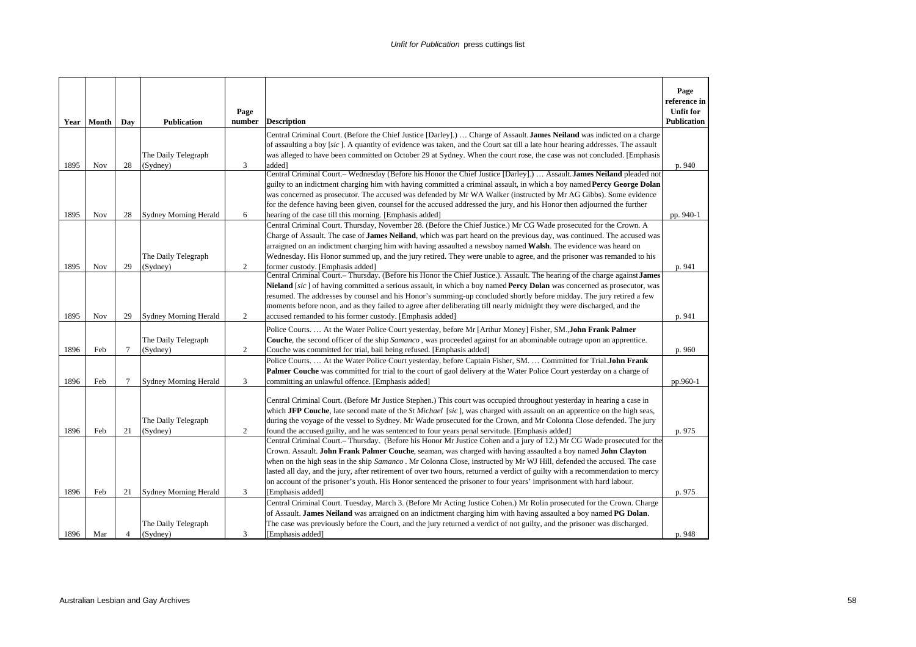| Year | Month | Day | Publication | Page number | Description | Page reference in Unfit for Publication |
|---|---|---|---|---|---|---|
| 1895 | Nov | 28 | The Daily Telegraph (Sydney) | 3 | Central Criminal Court. (Before the Chief Justice [Darley].) … Charge of Assault. **James Neiland** was indicted on a charge of assaulting a boy [*sic* ]. A quantity of evidence was taken, and the Court sat till a late hour hearing addresses. The assault was alleged to have been committed on October 29 at Sydney. When the court rose, the case was not concluded. [Emphasis added] | p. 940 |
| 1895 | Nov | 28 | Sydney Morning Herald | 6 | Central Criminal Court.– Wednesday (Before his Honor the Chief Justice [Darley].) … Assault. **James Neiland** pleaded not guilty to an indictment charging him with having committed a criminal assault, in which a boy named **Percy George Dolan** was concerned as prosecutor. The accused was defended by Mr WA Walker (instructed by Mr AG Gibbs). Some evidence for the defence having been given, counsel for the accused addressed the jury, and his Honor then adjourned the further hearing of the case till this morning. [Emphasis added] | pp. 940-1 |
| 1895 | Nov | 29 | The Daily Telegraph (Sydney) | 2 | Central Criminal Court. Thursday, November 28. (Before the Chief Justice.) Mr CG Wade prosecuted for the Crown. A Charge of Assault. The case of **James Neiland**, which was part heard on the previous day, was continued. The accused was arraigned on an indictment charging him with having assaulted a newsboy named **Walsh**. The evidence was heard on Wednesday. His Honor summed up, and the jury retired. They were unable to agree, and the prisoner was remanded to his former custody. [Emphasis added] | p. 941 |
| 1895 | Nov | 29 | Sydney Morning Herald | 2 | Central Criminal Court.– Thursday. (Before his Honor the Chief Justice.). Assault. The hearing of the charge against **James Nieland** [*sic* ] of having committed a serious assault, in which a boy named **Percy Dolan** was concerned as prosecutor, was resumed. The addresses by counsel and his Honor's summing-up concluded shortly before midday. The jury retired a few moments before noon, and as they failed to agree after deliberating till nearly midnight they were discharged, and the accused remanded to his former custody. [Emphasis added] | p. 941 |
| 1896 | Feb | 7 | The Daily Telegraph (Sydney) | 2 | Police Courts. … At the Water Police Court yesterday, before Mr [Arthur Money] Fisher, SM., **John Frank Palmer Couche**, the second officer of the ship *Samanco* , was proceeded against for an abominable outrage upon an apprentice. Couche was committed for trial, bail being refused. [Emphasis added] | p. 960 |
| 1896 | Feb | 7 | Sydney Morning Herald | 3 | Police Courts. … At the Water Police Court yesterday, before Captain Fisher, SM. … Committed for Trial. **John Frank Palmer Couche** was committed for trial to the court of gaol delivery at the Water Police Court yesterday on a charge of committing an unlawful offence. [Emphasis added] | pp.960-1 |
| 1896 | Feb | 21 | The Daily Telegraph (Sydney) | 2 | Central Criminal Court. (Before Mr Justice Stephen.) This court was occupied throughout yesterday in hearing a case in which **JFP Couche**, late second mate of the *St Michael* [*sic* ], was charged with assault on an apprentice on the high seas, during the voyage of the vessel to Sydney. Mr Wade prosecuted for the Crown, and Mr Colonna Close defended. The jury found the accused guilty, and he was sentenced to four years penal servitude. [Emphasis added] | p. 975 |
| 1896 | Feb | 21 | Sydney Morning Herald | 3 | Central Criminal Court.– Thursday. (Before his Honor Mr Justice Cohen and a jury of 12.) Mr CG Wade prosecuted for the Crown. Assault. **John Frank Palmer Couche**, seaman, was charged with having assaulted a boy named **John Clayton** when on the high seas in the ship *Samanco* . Mr Colonna Close, instructed by Mr WJ Hill, defended the accused. The case lasted all day, and the jury, after retirement of over two hours, returned a verdict of guilty with a recommendation to mercy on account of the prisoner's youth. His Honor sentenced the prisoner to four years' imprisonment with hard labour. [Emphasis added] | p. 975 |
| 1896 | Mar | 4 | The Daily Telegraph (Sydney) | 3 | Central Criminal Court. Tuesday, March 3. (Before Mr Acting Justice Cohen.) Mr Rolin prosecuted for the Crown. Charge of Assault. **James Neiland** was arraigned on an indictment charging him with having assaulted a boy named **PG Dolan**. The case was previously before the Court, and the jury returned a verdict of not guilty, and the prisoner was discharged. [Emphasis added] | p. 948 |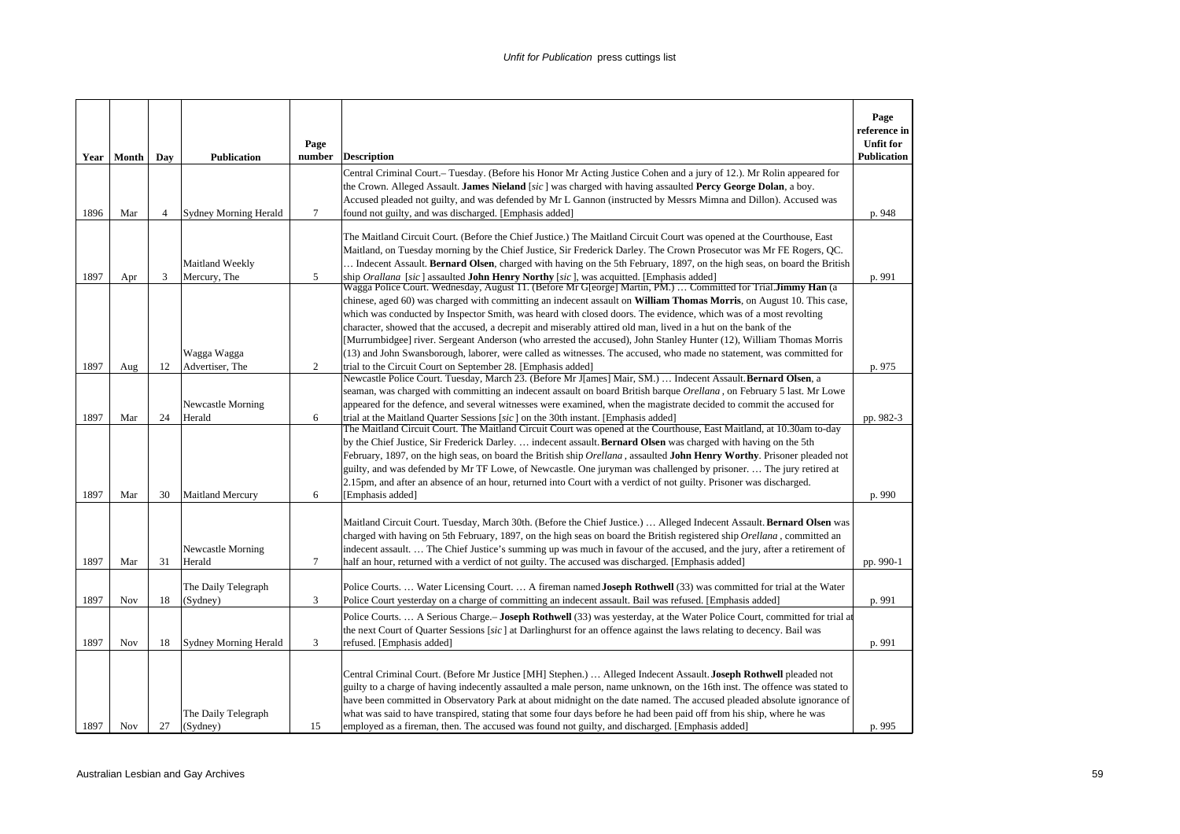| Year | Month | Day | Publication | Page number | Description | Page reference in Unfit for Publication |
|---|---|---|---|---|---|---|
| 1896 | Mar | 4 | Sydney Morning Herald | 7 | Central Criminal Court.– Tuesday. (Before his Honor Mr Acting Justice Cohen and a jury of 12.). Mr Rolin appeared for the Crown. Alleged Assault. **James Nieland** [*sic*] was charged with having assaulted **Percy George Dolan**, a boy. Accused pleaded not guilty, and was defended by Mr L Gannon (instructed by Messrs Mimna and Dillon). Accused was found not guilty, and was discharged. [Emphasis added] | p. 948 |
| 1897 | Apr | 3 | Maitland Weekly Mercury, The | 5 | The Maitland Circuit Court. (Before the Chief Justice.) The Maitland Circuit Court was opened at the Courthouse, East Maitland, on Tuesday morning by the Chief Justice, Sir Frederick Darley. The Crown Prosecutor was Mr FE Rogers, QC. … Indecent Assault. **Bernard Olsen**, charged with having on the 5th February, 1897, on the high seas, on board the British ship *Orallana* [*sic*] assaulted **John Henry Northy** [*sic*], was acquitted. [Emphasis added] | p. 991 |
| 1897 | Aug | 12 | Wagga Wagga Advertiser, The | 2 | Wagga Police Court. Wednesday, August 11. (Before Mr G[eorge] Martin, PM.) … Committed for Trial.**Jimmy Han** (a chinese, aged 60) was charged with committing an indecent assault on **William Thomas Morris**, on August 10. This case, which was conducted by Inspector Smith, was heard with closed doors. The evidence, which was of a most revolting character, showed that the accused, a decrepit and miserably attired old man, lived in a hut on the bank of the [Murrumbidgee] river. Sergeant Anderson (who arrested the accused), John Stanley Hunter (12), William Thomas Morris (13) and John Swansborough, laborer, were called as witnesses. The accused, who made no statement, was committed for trial to the Circuit Court on September 28. [Emphasis added] | p. 975 |
| 1897 | Mar | 24 | Newcastle Morning Herald | 6 | Newcastle Police Court. Tuesday, March 23. (Before Mr J[ames] Mair, SM.) … Indecent Assault.**Bernard Olsen**, a seaman, was charged with committing an indecent assault on board British barque *Orellana*, on February 5 last. Mr Lowe appeared for the defence, and several witnesses were examined, when the magistrate decided to commit the accused for trial at the Maitland Quarter Sessions [*sic*] on the 30th instant. [Emphasis added] | pp. 982-3 |
| 1897 | Mar | 30 | Maitland Mercury | 6 | The Maitland Circuit Court. The Maitland Circuit Court was opened at the Courthouse, East Maitland, at 10.30am to-day by the Chief Justice, Sir Frederick Darley. … indecent assault.**Bernard Olsen** was charged with having on the 5th February, 1897, on the high seas, on board the British ship *Orellana*, assaulted **John Henry Worthy**. Prisoner pleaded not guilty, and was defended by Mr TF Lowe, of Newcastle. One juryman was challenged by prisoner. … The jury retired at 2.15pm, and after an absence of an hour, returned into Court with a verdict of not guilty. Prisoner was discharged. [Emphasis added] | p. 990 |
| 1897 | Mar | 31 | Newcastle Morning Herald | 7 | Maitland Circuit Court. Tuesday, March 30th. (Before the Chief Justice.) … Alleged Indecent Assault.**Bernard Olsen** was charged with having on 5th February, 1897, on the high seas on board the British registered ship *Orellana*, committed an indecent assault. … The Chief Justice's summing up was much in favour of the accused, and the jury, after a retirement of half an hour, returned with a verdict of not guilty. The accused was discharged. [Emphasis added] | pp. 990-1 |
| 1897 | Nov | 18 | The Daily Telegraph (Sydney) | 3 | Police Courts. … Water Licensing Court. … A fireman named **Joseph Rothwell** (33) was committed for trial at the Water Police Court yesterday on a charge of committing an indecent assault. Bail was refused. [Emphasis added] | p. 991 |
| 1897 | Nov | 18 | Sydney Morning Herald | 3 | Police Courts. … A Serious Charge.– **Joseph Rothwell** (33) was yesterday, at the Water Police Court, committed for trial at the next Court of Quarter Sessions [*sic*] at Darlinghurst for an offence against the laws relating to decency. Bail was refused. [Emphasis added] | p. 991 |
| 1897 | Nov | 27 | The Daily Telegraph (Sydney) | 15 | Central Criminal Court. (Before Mr Justice [MH] Stephen.) … Alleged Indecent Assault.**Joseph Rothwell** pleaded not guilty to a charge of having indecently assaulted a male person, name unknown, on the 16th inst. The offence was stated to have been committed in Observatory Park at about midnight on the date named. The accused pleaded absolute ignorance of what was said to have transpired, stating that some four days before he had been paid off from his ship, where he was employed as a fireman, then. The accused was found not guilty, and discharged. [Emphasis added] | p. 995 |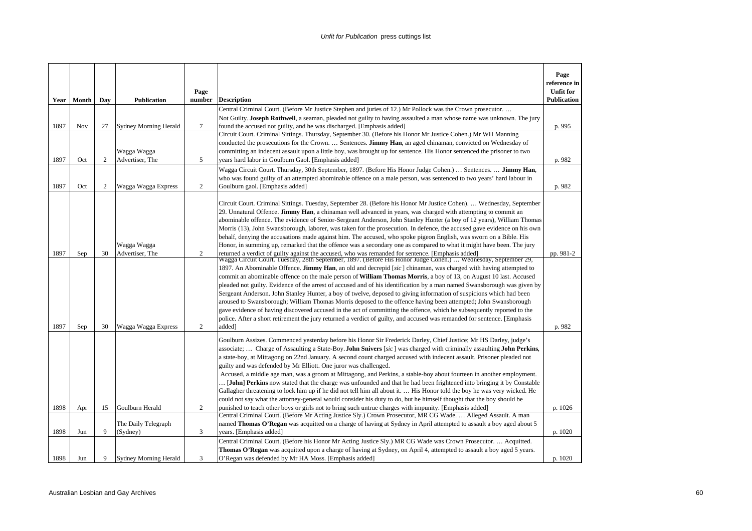| Year | Month | Day | Publication | Page number | Description | Page reference in Unfit for Publication |
|---|---|---|---|---|---|---|
| 1897 | Nov | 27 | Sydney Morning Herald | 7 | Central Criminal Court. (Before Mr Justice Stephen and juries of 12.) Mr Pollock was the Crown prosecutor. … Not Guilty. **Joseph Rothwell**, a seaman, pleaded not guilty to having assaulted a man whose name was unknown. The jury found the accused not guilty, and he was discharged. [Emphasis added] | p. 995 |
| 1897 | Oct | 2 | Wagga Wagga Advertiser, The | 5 | Circuit Court. Criminal Sittings. Thursday, September 30. (Before his Honor Mr Justice Cohen.) Mr WH Manning conducted the prosecutions for the Crown. … Sentences. **Jimmy Han**, an aged chinaman, convicted on Wednesday of committing an indecent assault upon a little boy, was brought up for sentence. His Honor sentenced the prisoner to two years hard labor in Goulburn Gaol. [Emphasis added] | p. 982 |
| 1897 | Oct | 2 | Wagga Wagga Express | 2 | Wagga Circuit Court. Thursday, 30th September, 1897. (Before His Honor Judge Cohen.) … Sentences. … **Jimmy Han**, who was found guilty of an attempted abominable offence on a male person, was sentenced to two years' hard labour in Goulburn gaol. [Emphasis added] | p. 982 |
| 1897 | Sep | 30 | Wagga Wagga Advertiser, The | 2 | Circuit Court. Criminal Sittings. Tuesday, September 28. (Before his Honor Mr Justice Cohen). … Wednesday, September 29. Unnatural Offence. **Jimmy Han**, a chinaman well advanced in years, was charged with attempting to commit an abominable offence. The evidence of Senior-Sergeant Anderson, John Stanley Hunter (a boy of 12 years), William Thomas Morris (13), John Swansborough, laborer, was taken for the prosecution. In defence, the accused gave evidence on his own behalf, denying the accusations made against him. The accused, who spoke pigeon English, was sworn on a Bible. His Honor, in summing up, remarked that the offence was a secondary one as compared to what it might have been. The jury returned a verdict of guilty against the accused, who was remanded for sentence. [Emphasis added] | pp. 981-2 |
| 1897 | Sep | 30 | Wagga Wagga Express | 2 | Wagga Circuit Court. Tuesday, 28th September, 1897. (Before His Honor Judge Cohen.) … Wednesday, September 29, 1897. An Abominable Offence. **Jimmy Han**, an old and decrepid [*sic*] chinaman, was charged with having attempted to commit an abominable offence on the male person of **William Thomas Morris**, a boy of 13, on August 10 last. Accused pleaded not guilty. Evidence of the arrest of accused and of his identification by a man named Swansborough was given by Sergeant Anderson. John Stanley Hunter, a boy of twelve, deposed to giving information of suspicions which had been aroused to Swansborough; William Thomas Morris deposed to the offence having been attempted; John Swansborough gave evidence of having discovered accused in the act of committing the offence, which he subsequently reported to the police. After a short retirement the jury returned a verdict of guilty, and accused was remanded for sentence. [Emphasis added] | p. 982 |
| 1898 | Apr | 15 | Goulburn Herald | 2 | Goulburn Assizes. Commenced yesterday before his Honor Sir Frederick Darley, Chief Justice; Mr HS Darley, judge's associate; … Charge of Assaulting a State-Boy. **John Snivers** [*sic*] was charged with criminally assaulting **John Perkins**, a state-boy, at Mittagong on 22nd January. A second count charged accused with indecent assault. Prisoner pleaded not guilty and was defended by Mr Elliott. One juror was challenged. Accused, a middle age man, was a groom at Mittagong, and Perkins, a stable-boy about fourteen in another employment. … [**John**] **Perkins** now stated that the charge was unfounded and that he had been frightened into bringing it by Constable Gallagher threatening to lock him up if he did not tell him all about it. … His Honor told the boy he was very wicked. He could not say what the attorney-general would consider his duty to do, but he himself thought that the boy should be punished to teach other boys or girls not to bring such untrue charges with impunity. [Emphasis added] | p. 1026 |
| 1898 | Jun | 9 | The Daily Telegraph (Sydney) | 3 | Central Criminal Court. (Before Mr Acting Justice Sly.) Crown Prosecutor, MR CG Wade. … Alleged Assault. A man named **Thomas O'Regan** was acquitted on a charge of having at Sydney in April attempted to assault a boy aged about 5 years. [Emphasis added] | p. 1020 |
| 1898 | Jun | 9 | Sydney Morning Herald | 3 | Central Criminal Court. (Before his Honor Mr Acting Justice Sly.) MR CG Wade was Crown Prosecutor. … Acquitted. **Thomas O'Regan** was acquitted upon a charge of having at Sydney, on April 4, attempted to assault a boy aged 5 years. O'Regan was defended by Mr HA Moss. [Emphasis added] | p. 1020 |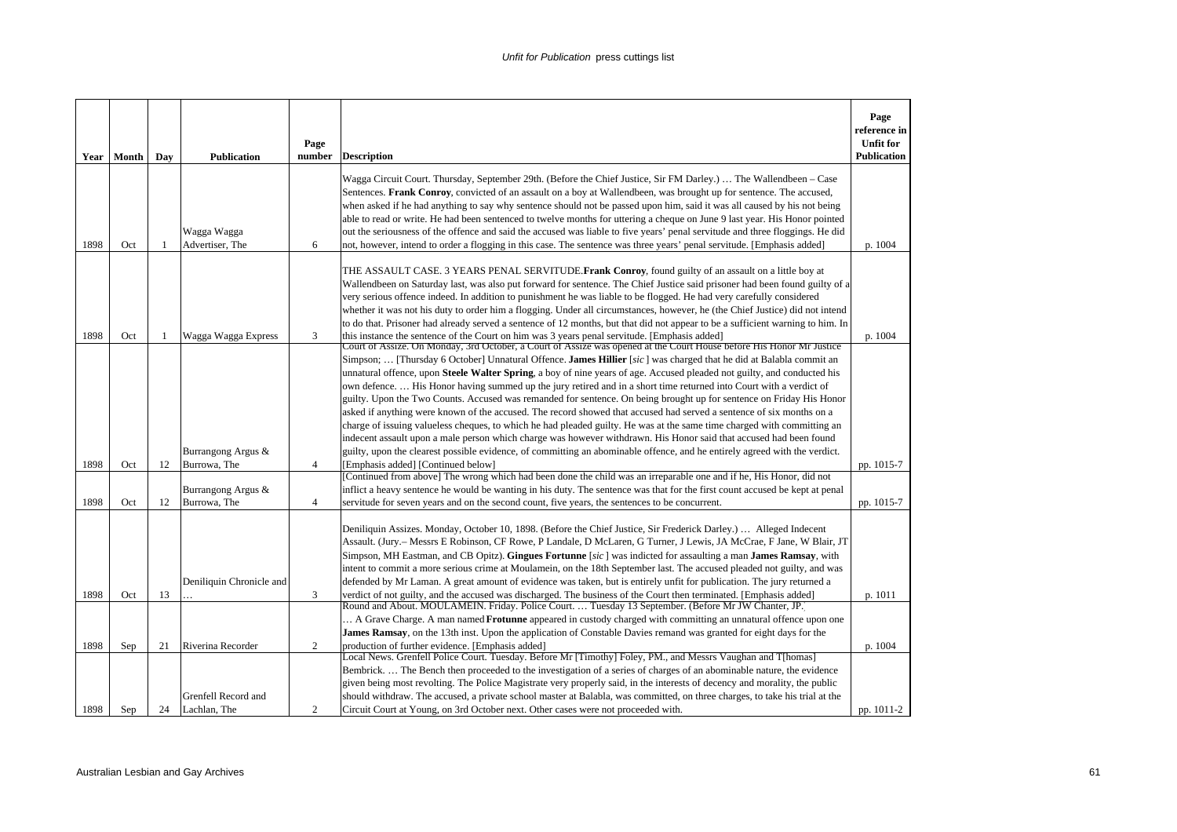| Year | Month | Day | Publication | Page number | Description | Page reference in Unfit for Publication |
|---|---|---|---|---|---|---|
| 1898 | Oct | 1 | Wagga Wagga Advertiser, The | 6 | Wagga Circuit Court. Thursday, September 29th. (Before the Chief Justice, Sir FM Darley.) … The Wallendbeen – Case Sentences. **Frank Conroy**, convicted of an assault on a boy at Wallendbeen, was brought up for sentence. The accused, when asked if he had anything to say why sentence should not be passed upon him, said it was all caused by his not being able to read or write. He had been sentenced to twelve months for uttering a cheque on June 9 last year. His Honor pointed out the seriousness of the offence and said the accused was liable to five years' penal servitude and three floggings. He did not, however, intend to order a flogging in this case. The sentence was three years' penal servitude. [Emphasis added] | p. 1004 |
| 1898 | Oct | 1 | Wagga Wagga Express | 3 | THE ASSAULT CASE. 3 YEARS PENAL SERVITUDE.**Frank Conroy**, found guilty of an assault on a little boy at Wallendbeen on Saturday last, was also put forward for sentence. The Chief Justice said prisoner had been found guilty of a very serious offence indeed. In addition to punishment he was liable to be flogged. He had very carefully considered whether it was not his duty to order him a flogging. Under all circumstances, however, he (the Chief Justice) did not intend to do that. Prisoner had already served a sentence of 12 months, but that did not appear to be a sufficient warning to him. In this instance the sentence of the Court on him was 3 years penal servitude. [Emphasis added] | p. 1004 |
| 1898 | Oct | 12 | Burrangong Argus & Burrowa, The | 4 | Court of Assize. On Monday, 3rd October, a Court of Assize was opened at the Court House before His Honor Mr Justice Simpson; … [Thursday 6 October] Unnatural Offence. **James Hillier** [*sic* ] was charged that he did at Balabla commit an unnatural offence, upon **Steele Walter Spring**, a boy of nine years of age. Accused pleaded not guilty, and conducted his own defence. … His Honor having summed up the jury retired and in a short time returned into Court with a verdict of guilty. Upon the Two Counts. Accused was remanded for sentence. On being brought up for sentence on Friday His Honor asked if anything were known of the accused. The record showed that accused had served a sentence of six months on a charge of issuing valueless cheques, to which he had pleaded guilty. He was at the same time charged with committing an indecent assault upon a male person which charge was however withdrawn. His Honor said that accused had been found guilty, upon the clearest possible evidence, of committing an abominable offence, and he entirely agreed with the verdict. [Emphasis added] [Continued below] | pp. 1015-7 |
| 1898 | Oct | 12 | Burrangong Argus & Burrowa, The | 4 | [Continued from above] The wrong which had been done the child was an irreparable one and if he, His Honor, did not inflict a heavy sentence he would be wanting in his duty. The sentence was that for the first count accused be kept at penal servitude for seven years and on the second count, five years, the sentences to be concurrent. | pp. 1015-7 |
| 1898 | Oct | 13 | Deniliquin Chronicle and … | 3 | Deniliquin Assizes. Monday, October 10, 1898. (Before the Chief Justice, Sir Frederick Darley.) … Alleged Indecent Assault. (Jury.– Messrs E Robinson, CF Rowe, P Landale, D McLaren, G Turner, J Lewis, JA McCrae, F Jane, W Blair, JT Simpson, MH Eastman, and CB Opitz). **Gingues Fortunne** [*sic* ] was indicted for assaulting a man **James Ramsay**, with intent to commit a more serious crime at Moulamein, on the 18th September last. The accused pleaded not guilty, and was defended by Mr Laman. A great amount of evidence was taken, but is entirely unfit for publication. The jury returned a verdict of not guilty, and the accused was discharged. The business of the Court then terminated. [Emphasis added] | p. 1011 |
| 1898 | Sep | 21 | Riverina Recorder | 2 | Round and About. MOULAMEIN. Friday. Police Court. … Tuesday 13 September. (Before Mr JW Chanter, JP. … A Grave Charge. A man named **Frotunne** appeared in custody charged with committing an unnatural offence upon one **James Ramsay**, on the 13th inst. Upon the application of Constable Davies remand was granted for eight days for the production of further evidence. [Emphasis added] | p. 1004 |
| 1898 | Sep | 24 | Grenfell Record and Lachlan, The | 2 | Local News. Grenfell Police Court. Tuesday. Before Mr [Timothy] Foley, PM., and Messrs Vaughan and T[homas] Bembrick. … The Bench then proceeded to the investigation of a series of charges of an abominable nature, the evidence given being most revolting. The Police Magistrate very properly said, in the interests of decency and morality, the public should withdraw. The accused, a private school master at Balabla, was committed, on three charges, to take his trial at the Circuit Court at Young, on 3rd October next. Other cases were not proceeded with. | pp. 1011-2 |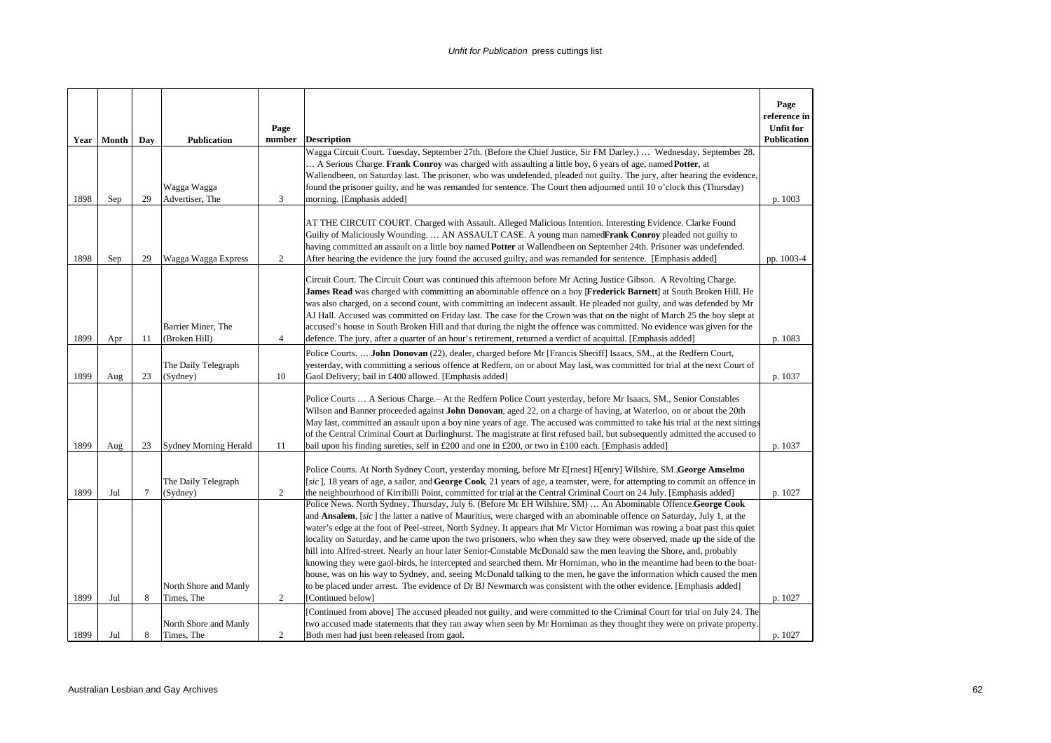| Year | Month | Day | Publication | Page number | Description | Page reference in Unfit for Publication |
|---|---|---|---|---|---|---|
| 1898 | Sep | 29 | Wagga Wagga Advertiser, The | 3 | Wagga Circuit Court. Tuesday, September 27th. (Before the Chief Justice, Sir FM Darley.) … Wednesday, September 28. … A Serious Charge. **Frank Conroy** was charged with assaulting a little boy, 6 years of age, named **Potter**, at Wallendbeen, on Saturday last. The prisoner, who was undefended, pleaded not guilty. The jury, after hearing the evidence, found the prisoner guilty, and he was remanded for sentence. The Court then adjourned until 10 o'clock this (Thursday) morning. [Emphasis added] | p. 1003 |
| 1898 | Sep | 29 | Wagga Wagga Express | 2 | AT THE CIRCUIT COURT. Charged with Assault. Alleged Malicious Intention. Interesting Evidence. Clarke Found Guilty of Maliciously Wounding. … AN ASSAULT CASE. A young man named **Frank Conroy** pleaded not guilty to having committed an assault on a little boy named **Potter** at Wallendbeen on September 24th. Prisoner was undefended. After hearing the evidence the jury found the accused guilty, and was remanded for sentence. [Emphasis added] | pp. 1003-4 |
| 1899 | Apr | 11 | Barrier Miner, The (Broken Hill) | 4 | Circuit Court. The Circuit Court was continued this afternoon before Mr Acting Justice Gibson. A Revolting Charge. **James Read** was charged with committing an abominable offence on a boy [**Frederick Barnett**] at South Broken Hill. He was also charged, on a second count, with committing an indecent assault. He pleaded not guilty, and was defended by Mr AJ Hall. Accused was committed on Friday last. The case for the Crown was that on the night of March 25 the boy slept at accused's house in South Broken Hill and that during the night the offence was committed. No evidence was given for the defence. The jury, after a quarter of an hour's retirement, returned a verdict of acquittal. [Emphasis added] | p. 1083 |
| 1899 | Aug | 23 | The Daily Telegraph (Sydney) | 10 | Police Courts. … **John Donovan** (22), dealer, charged before Mr [Francis Sheriff] Isaacs, SM., at the Redfern Court, yesterday, with committing a serious offence at Redfern, on or about May last, was committed for trial at the next Court of Gaol Delivery; bail in £400 allowed. [Emphasis added] | p. 1037 |
| 1899 | Aug | 23 | Sydney Morning Herald | 11 | Police Courts … A Serious Charge.– At the Redfern Police Court yesterday, before Mr Isaacs, SM., Senior Constables Wilson and Banner proceeded against **John Donovan**, aged 22, on a charge of having, at Waterloo, on or about the 20th May last, committed an assault upon a boy nine years of age. The accused was committed to take his trial at the next sittings of the Central Criminal Court at Darlinghurst. The magistrate at first refused bail, but subsequently admitted the accused to bail upon his finding sureties, self in £200 and one in £200, or two in £100 each. [Emphasis added] | p. 1037 |
| 1899 | Jul | 7 | The Daily Telegraph (Sydney) | 2 | Police Courts. At North Sydney Court, yesterday morning, before Mr E[rnest] H[enry] Wilshire, SM., **George Amselmo** [*sic* ], 18 years of age, a sailor, and **George Cook**, 21 years of age, a teamster, were, for attempting to commit an offence in the neighbourhood of Kirribilli Point, committed for trial at the Central Criminal Court on 24 July. [Emphasis added] | p. 1027 |
| 1899 | Jul | 8 | North Shore and Manly Times, The | 2 | Police News. North Sydney, Thursday, July 6. (Before Mr EH Wilshire, SM) … An Abominable Offence. **George Cook** and **Ansalem**, [*sic* ] the latter a native of Mauritius, were charged with an abominable offence on Saturday, July 1, at the water's edge at the foot of Peel-street, North Sydney. It appears that Mr Victor Horniman was rowing a boat past this quiet locality on Saturday, and he came upon the two prisoners, who when they saw they were observed, made up the side of the hill into Alfred-street. Nearly an hour later Senior-Constable McDonald saw the men leaving the Shore, and, probably knowing they were gaol-birds, he intercepted and searched them. Mr Horniman, who in the meantime had been to the boat-house, was on his way to Sydney, and, seeing McDonald talking to the men, he gave the information which caused the men to be placed under arrest. The evidence of Dr BJ Newmarch was consistent with the other evidence. [Emphasis added] [Continued below] | p. 1027 |
| 1899 | Jul | 8 | North Shore and Manly Times, The | 2 | [Continued from above] The accused pleaded not guilty, and were committed to the Criminal Court for trial on July 24. The two accused made statements that they ran away when seen by Mr Horniman as they thought they were on private property. Both men had just been released from gaol. | p. 1027 |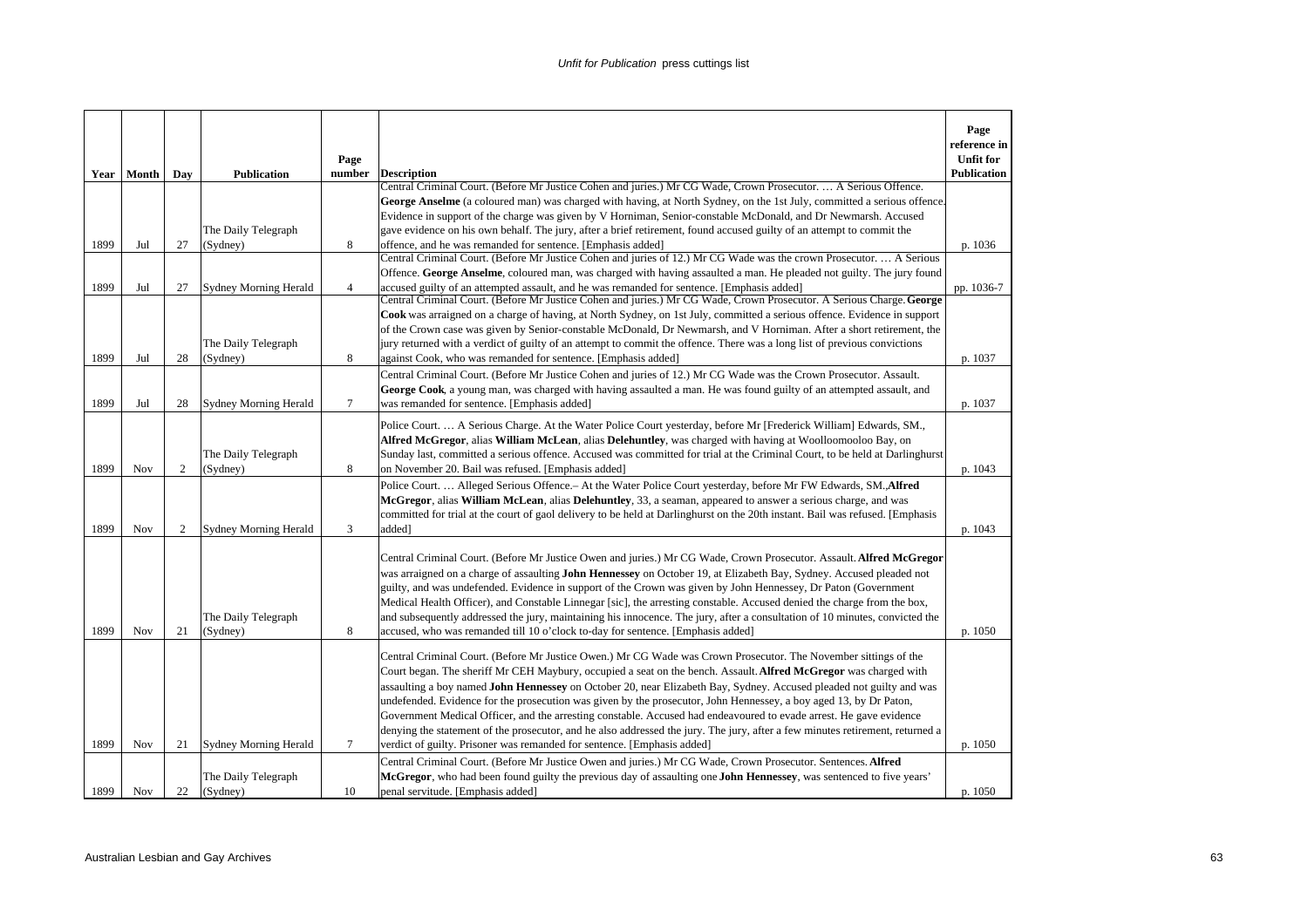| Year | Month | Day | Publication | Page number | Description | Page reference in Unfit for Publication |
|---|---|---|---|---|---|---|
| 1899 | Jul | 27 | The Daily Telegraph (Sydney) | 8 | Central Criminal Court. (Before Mr Justice Cohen and juries.) Mr CG Wade, Crown Prosecutor. … A Serious Offence. **George Anselme** (a coloured man) was charged with having, at North Sydney, on the 1st July, committed a serious offence. Evidence in support of the charge was given by V Horniman, Senior-constable McDonald, and Dr Newmarsh. Accused gave evidence on his own behalf. The jury, after a brief retirement, found accused guilty of an attempt to commit the offence, and he was remanded for sentence. [Emphasis added] | p. 1036 |
| 1899 | Jul | 27 | Sydney Morning Herald | 4 | Central Criminal Court. (Before Mr Justice Cohen and juries of 12.) Mr CG Wade was the crown Prosecutor. … A Serious Offence. **George Anselme**, coloured man, was charged with having assaulted a man. He pleaded not guilty. The jury found accused guilty of an attempted assault, and he was remanded for sentence. [Emphasis added] | pp. 1036-7 |
| 1899 | Jul | 28 | The Daily Telegraph (Sydney) | 8 | Central Criminal Court. (Before Mr Justice Cohen and juries.) Mr CG Wade, Crown Prosecutor. A Serious Charge. **George Cook** was arraigned on a charge of having, at North Sydney, on 1st July, committed a serious offence. Evidence in support of the Crown case was given by Senior-constable McDonald, Dr Newmarsh, and V Horniman. After a short retirement, the jury returned with a verdict of guilty of an attempt to commit the offence. There was a long list of previous convictions against Cook, who was remanded for sentence. [Emphasis added] | p. 1037 |
| 1899 | Jul | 28 | Sydney Morning Herald | 7 | Central Criminal Court. (Before Mr Justice Cohen and juries of 12.) Mr CG Wade was the Crown Prosecutor. Assault. **George Cook**, a young man, was charged with having assaulted a man. He was found guilty of an attempted assault, and was remanded for sentence. [Emphasis added] | p. 1037 |
| 1899 | Nov | 2 | The Daily Telegraph (Sydney) | 8 | Police Court. … A Serious Charge. At the Water Police Court yesterday, before Mr [Frederick William] Edwards, SM., **Alfred McGregor**, alias **William McLean**, alias **Delehuntley**, was charged with having at Woolloomooloo Bay, on Sunday last, committed a serious offence. Accused was committed for trial at the Criminal Court, to be held at Darlinghurst on November 20. Bail was refused. [Emphasis added] | p. 1043 |
| 1899 | Nov | 2 | Sydney Morning Herald | 3 | Police Court. … Alleged Serious Offence.– At the Water Police Court yesterday, before Mr FW Edwards, SM., **Alfred McGregor**, alias **William McLean**, alias **Delehuntley**, 33, a seaman, appeared to answer a serious charge, and was committed for trial at the court of gaol delivery to be held at Darlinghurst on the 20th instant. Bail was refused. [Emphasis added] | p. 1043 |
| 1899 | Nov | 21 | The Daily Telegraph (Sydney) | 8 | Central Criminal Court. (Before Mr Justice Owen and juries.) Mr CG Wade, Crown Prosecutor. Assault. **Alfred McGregor** was arraigned on a charge of assaulting **John Hennessey** on October 19, at Elizabeth Bay, Sydney. Accused pleaded not guilty, and was undefended. Evidence in support of the Crown was given by John Hennessey, Dr Paton (Government Medical Health Officer), and Constable Linnegar [sic], the arresting constable. Accused denied the charge from the box, and subsequently addressed the jury, maintaining his innocence. The jury, after a consultation of 10 minutes, convicted the accused, who was remanded till 10 o'clock to-day for sentence. [Emphasis added] | p. 1050 |
| 1899 | Nov | 21 | Sydney Morning Herald | 7 | Central Criminal Court. (Before Mr Justice Owen.) Mr CG Wade was Crown Prosecutor. The November sittings of the Court began. The sheriff Mr CEH Maybury, occupied a seat on the bench. Assault. **Alfred McGregor** was charged with assaulting a boy named **John Hennessey** on October 20, near Elizabeth Bay, Sydney. Accused pleaded not guilty and was undefended. Evidence for the prosecution was given by the prosecutor, John Hennessey, a boy aged 13, by Dr Paton, Government Medical Officer, and the arresting constable. Accused had endeavoured to evade arrest. He gave evidence denying the statement of the prosecutor, and he also addressed the jury. The jury, after a few minutes retirement, returned a verdict of guilty. Prisoner was remanded for sentence. [Emphasis added] | p. 1050 |
| 1899 | Nov | 22 | The Daily Telegraph (Sydney) | 10 | Central Criminal Court. (Before Mr Justice Owen and juries.) Mr CG Wade, Crown Prosecutor. Sentences. **Alfred McGregor**, who had been found guilty the previous day of assaulting one **John Hennessey**, was sentenced to five years' penal servitude. [Emphasis added] | p. 1050 |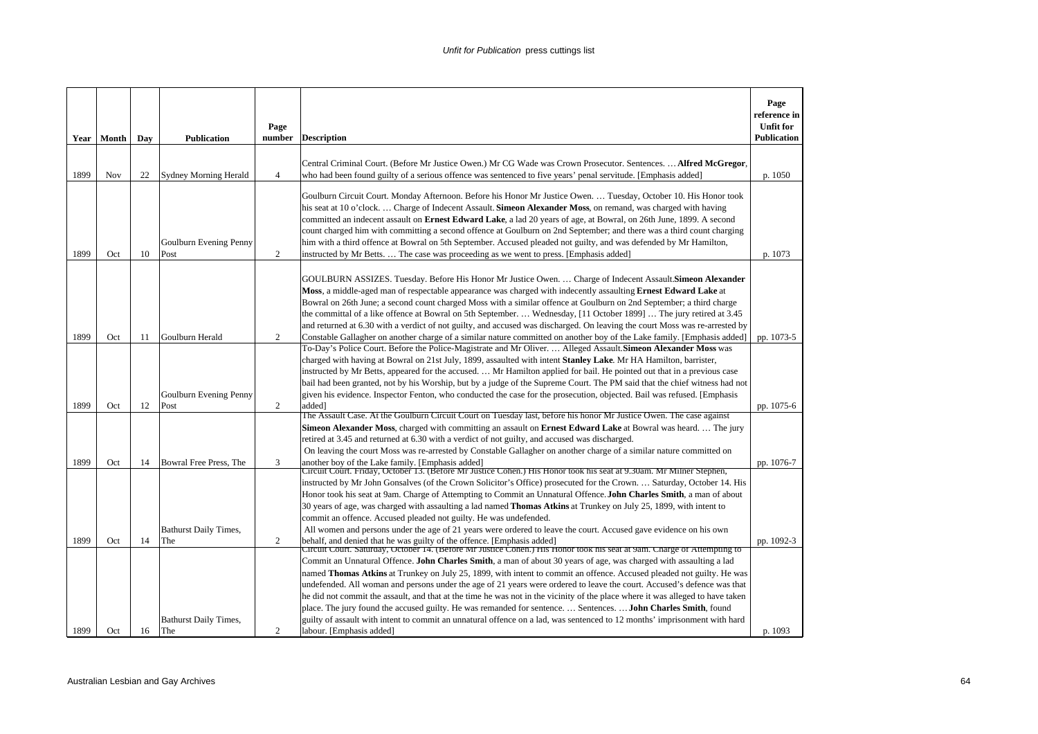| Year | Month | Day | Publication | Page number | Description | Page reference in Unfit for Publication |
|---|---|---|---|---|---|---|
| 1899 | Nov | 22 | Sydney Morning Herald | 4 | Central Criminal Court. (Before Mr Justice Owen.) Mr CG Wade was Crown Prosecutor. Sentences. … **Alfred McGregor**, who had been found guilty of a serious offence was sentenced to five years' penal servitude. [Emphasis added] | p. 1050 |
| 1899 | Oct | 10 | Goulburn Evening Penny Post | 2 | Goulburn Circuit Court. Monday Afternoon. Before his Honor Mr Justice Owen. … Tuesday, October 10. His Honor took his seat at 10 o'clock. … Charge of Indecent Assault. **Simeon Alexander Moss**, on remand, was charged with having committed an indecent assault on **Ernest Edward Lake**, a lad 20 years of age, at Bowral, on 26th June, 1899. A second count charged him with committing a second offence at Goulburn on 2nd September; and there was a third count charging him with a third offence at Bowral on 5th September. Accused pleaded not guilty, and was defended by Mr Hamilton, instructed by Mr Betts. … The case was proceeding as we went to press. [Emphasis added] | p. 1073 |
| 1899 | Oct | 11 | Goulburn Herald | 2 | GOULBURN ASSIZES. Tuesday. Before His Honor Mr Justice Owen. … Charge of Indecent Assault.**Simeon Alexander Moss**, a middle-aged man of respectable appearance was charged with indecently assaulting **Ernest Edward Lake** at Bowral on 26th June; a second count charged Moss with a similar offence at Goulburn on 2nd September; a third charge the committal of a like offence at Bowral on 5th September. … Wednesday, [11 October 1899] … The jury retired at 3.45 and returned at 6.30 with a verdict of not guilty, and accused was discharged. On leaving the court Moss was re-arrested by Constable Gallagher on another charge of a similar nature committed on another boy of the Lake family. [Emphasis added] | pp. 1073-5 |
| 1899 | Oct | 12 | Goulburn Evening Penny Post | 2 | To-Day's Police Court. Before the Police-Magistrate and Mr Oliver. … Alleged Assault.**Simeon Alexander Moss** was charged with having at Bowral on 21st July, 1899, assaulted with intent **Stanley Lake**. Mr HA Hamilton, barrister, instructed by Mr Betts, appeared for the accused. … Mr Hamilton applied for bail. He pointed out that in a previous case bail had been granted, not by his Worship, but by a judge of the Supreme Court. The PM said that the chief witness had not given his evidence. Inspector Fenton, who conducted the case for the prosecution, objected. Bail was refused. [Emphasis added] | pp. 1075-6 |
| 1899 | Oct | 14 | Bowral Free Press, The | 3 | The Assault Case. At the Goulburn Circuit Court on Tuesday last, before his honor Mr Justice Owen. The case against **Simeon Alexander Moss**, charged with committing an assault on **Ernest Edward Lake** at Bowral was heard. … The jury retired at 3.45 and returned at 6.30 with a verdict of not guilty, and accused was discharged.<br>On leaving the court Moss was re-arrested by Constable Gallagher on another charge of a similar nature committed on another boy of the Lake family. [Emphasis added] | pp. 1076-7 |
| 1899 | Oct | 14 | Bathurst Daily Times, The | 2 | Circuit Court. Friday, October 13. (Before Mr Justice Cohen.) His Honor took his seat at 9.30am. Mr Milner Stephen, instructed by Mr John Gonsalves (of the Crown Solicitor's Office) prosecuted for the Crown. … Saturday, October 14. His Honor took his seat at 9am. Charge of Attempting to Commit an Unnatural Offence.**John Charles Smith**, a man of about 30 years of age, was charged with assaulting a lad named **Thomas Atkins** at Trunkey on July 25, 1899, with intent to commit an offence. Accused pleaded not guilty. He was undefended.<br>All women and persons under the age of 21 years were ordered to leave the court. Accused gave evidence on his own behalf, and denied that he was guilty of the offence. [Emphasis added] | pp. 1092-3 |
| 1899 | Oct | 16 | Bathurst Daily Times, The | 2 | Circuit Court. Saturday, October 14. (Before Mr Justice Cohen.) His Honor took his seat at 9am. Charge of Attempting to Commit an Unnatural Offence. **John Charles Smith**, a man of about 30 years of age, was charged with assaulting a lad named **Thomas Atkins** at Trunkey on July 25, 1899, with intent to commit an offence. Accused pleaded not guilty. He was undefended. All woman and persons under the age of 21 years were ordered to leave the court. Accused's defence was that he did not commit the assault, and that at the time he was not in the vicinity of the place where it was alleged to have taken place. The jury found the accused guilty. He was remanded for sentence. … Sentences. … **John Charles Smith**, found guilty of assault with intent to commit an unnatural offence on a lad, was sentenced to 12 months' imprisonment with hard labour. [Emphasis added] | p. 1093 |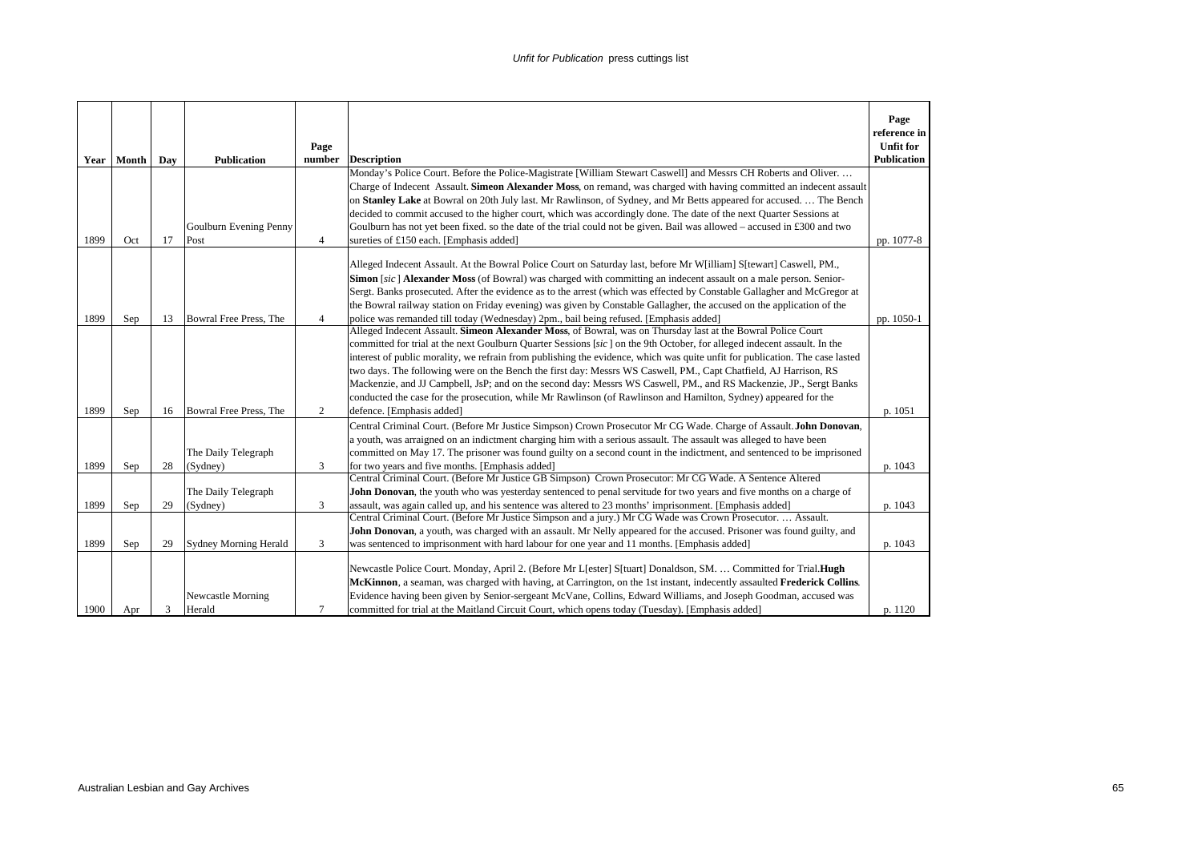| Year | Month | Day | Publication | Page number | Description | Page reference in Unfit for Publication |
|---|---|---|---|---|---|---|
| 1899 | Oct | 17 | Goulburn Evening Penny Post | 4 | Monday's Police Court. Before the Police-Magistrate [William Stewart Caswell] and Messrs CH Roberts and Oliver. … Charge of Indecent Assault. **Simeon Alexander Moss**, on remand, was charged with having committed an indecent assault on **Stanley Lake** at Bowral on 20th July last. Mr Rawlinson, of Sydney, and Mr Betts appeared for accused. … The Bench decided to commit accused to the higher court, which was accordingly done. The date of the next Quarter Sessions at Goulburn has not yet been fixed. so the date of the trial could not be given. Bail was allowed – accused in £300 and two sureties of £150 each. [Emphasis added] | pp. 1077-8 |
| 1899 | Sep | 13 | Bowral Free Press, The | 4 | Alleged Indecent Assault. At the Bowral Police Court on Saturday last, before Mr W[illiam] S[tewart] Caswell, PM., **Simon** [*sic*] **Alexander Moss** (of Bowral) was charged with committing an indecent assault on a male person. Senior-Sergt. Banks prosecuted. After the evidence as to the arrest (which was effected by Constable Gallagher and McGregor at the Bowral railway station on Friday evening) was given by Constable Gallagher, the accused on the application of the police was remanded till today (Wednesday) 2pm., bail being refused. [Emphasis added] | pp. 1050-1 |
| 1899 | Sep | 16 | Bowral Free Press, The | 2 | Alleged Indecent Assault. **Simeon Alexander Moss**, of Bowral, was on Thursday last at the Bowral Police Court committed for trial at the next Goulburn Quarter Sessions [*sic*] on the 9th October, for alleged indecent assault. In the interest of public morality, we refrain from publishing the evidence, which was quite unfit for publication. The case lasted two days. The following were on the Bench the first day: Messrs WS Caswell, PM., Capt Chatfield, AJ Harrison, RS Mackenzie, and JJ Campbell, JsP; and on the second day: Messrs WS Caswell, PM., and RS Mackenzie, JP., Sergt Banks conducted the case for the prosecution, while Mr Rawlinson (of Rawlinson and Hamilton, Sydney) appeared for the defence. [Emphasis added] | p. 1051 |
| 1899 | Sep | 28 | The Daily Telegraph (Sydney) | 3 | Central Criminal Court. (Before Mr Justice Simpson) Crown Prosecutor Mr CG Wade. Charge of Assault. **John Donovan**, a youth, was arraigned on an indictment charging him with a serious assault. The assault was alleged to have been committed on May 17. The prisoner was found guilty on a second count in the indictment, and sentenced to be imprisoned for two years and five months. [Emphasis added] | p. 1043 |
| 1899 | Sep | 29 | The Daily Telegraph (Sydney) | 3 | Central Criminal Court. (Before Mr Justice GB Simpson) Crown Prosecutor: Mr CG Wade. A Sentence Altered **John Donovan**, the youth who was yesterday sentenced to penal servitude for two years and five months on a charge of assault, was again called up, and his sentence was altered to 23 months' imprisonment. [Emphasis added] | p. 1043 |
| 1899 | Sep | 29 | Sydney Morning Herald | 3 | Central Criminal Court. (Before Mr Justice Simpson and a jury.) Mr CG Wade was Crown Prosecutor. … Assault. **John Donovan**, a youth, was charged with an assault. Mr Nelly appeared for the accused. Prisoner was found guilty, and was sentenced to imprisonment with hard labour for one year and 11 months. [Emphasis added] | p. 1043 |
| 1900 | Apr | 3 | Newcastle Morning Herald | 7 | Newcastle Police Court. Monday, April 2. (Before Mr L[ester] S[tuart] Donaldson, SM. … Committed for Trial. **Hugh McKinnon**, a seaman, was charged with having, at Carrington, on the 1st instant, indecently assaulted **Frederick Collins**. Evidence having been given by Senior-sergeant McVane, Collins, Edward Williams, and Joseph Goodman, accused was committed for trial at the Maitland Circuit Court, which opens today (Tuesday). [Emphasis added] | p. 1120 |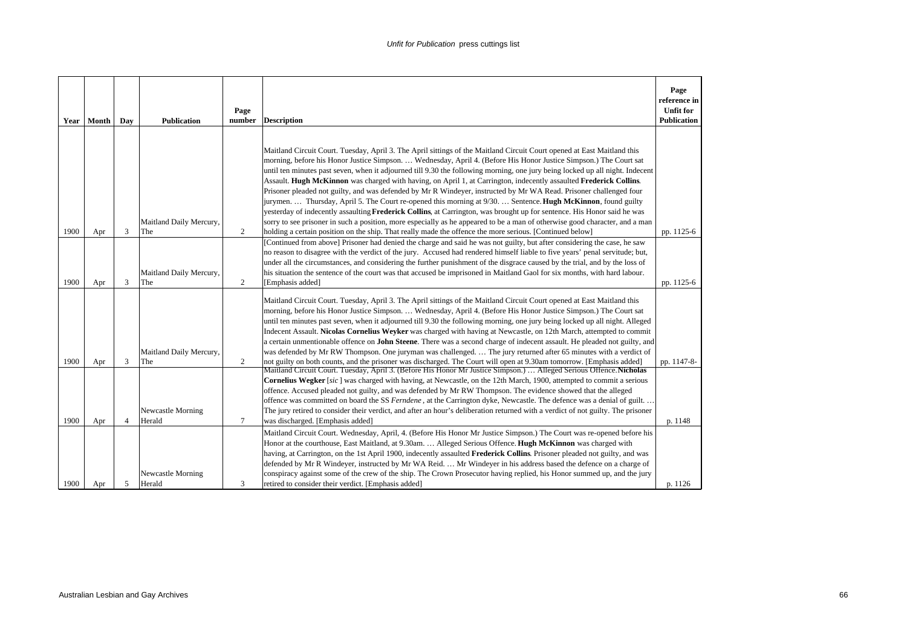| Year | Month | Day | Publication | Page number | Description | Page reference in Unfit for Publication |
|---|---|---|---|---|---|---|
| 1900 | Apr | 3 | Maitland Daily Mercury, The | 2 | Maitland Circuit Court. Tuesday, April 3. The April sittings of the Maitland Circuit Court opened at East Maitland this morning, before his Honor Justice Simpson. … Wednesday, April 4. (Before His Honor Justice Simpson.) The Court sat until ten minutes past seven, when it adjourned till 9.30 the following morning, one jury being locked up all night. Indecent Assault. **Hugh McKinnon** was charged with having, on April 1, at Carrington, indecently assaulted **Frederick Collins**. Prisoner pleaded not guilty, and was defended by Mr R Windeyer, instructed by Mr WA Read. Prisoner challenged four jurymen. … Thursday, April 5. The Court re-opened this morning at 9/30. … Sentence. **Hugh McKinnon**, found guilty yesterday of indecently assaulting **Frederick Collins**, at Carrington, was brought up for sentence. His Honor said he was sorry to see prisoner in such a position, more especially as he appeared to be a man of otherwise good character, and a man holding a certain position on the ship. That really made the offence the more serious. [Continued below] | pp. 1125-6 |
| 1900 | Apr | 3 | Maitland Daily Mercury, The | 2 | [Continued from above] Prisoner had denied the charge and said he was not guilty, but after considering the case, he saw no reason to disagree with the verdict of the jury. Accused had rendered himself liable to five years' penal servitude; but, under all the circumstances, and considering the further punishment of the disgrace caused by the trial, and by the loss of his situation the sentence of the court was that accused be imprisoned in Maitland Gaol for six months, with hard labour. [Emphasis added] | pp. 1125-6 |
| 1900 | Apr | 3 | Maitland Daily Mercury, The | 2 | Maitland Circuit Court. Tuesday, April 3. The April sittings of the Maitland Circuit Court opened at East Maitland this morning, before his Honor Justice Simpson. … Wednesday, April 4. (Before His Honor Justice Simpson.) The Court sat until ten minutes past seven, when it adjourned till 9.30 the following morning, one jury being locked up all night. Alleged Indecent Assault. **Nicolas Cornelius Weyker** was charged with having at Newcastle, on 12th March, attempted to commit a certain unmentionable offence on **John Steene**. There was a second charge of indecent assault. He pleaded not guilty, and was defended by Mr RW Thompson. One juryman was challenged. … The jury returned after 65 minutes with a verdict of not guilty on both counts, and the prisoner was discharged. The Court will open at 9.30am tomorrow. [Emphasis added] | pp. 1147-8- |
| 1900 | Apr | 4 | Newcastle Morning Herald | 7 | Maitland Circuit Court. Tuesday, April 3. (Before His Honor Mr Justice Simpson.) … Alleged Serious Offence. **Nicholas Cornelius Wegker** [*sic* ] was charged with having, at Newcastle, on the 12th March, 1900, attempted to commit a serious offence. Accused pleaded not guilty, and was defended by Mr RW Thompson. The evidence showed that the alleged offence was committed on board the SS *Ferndene* , at the Carrington dyke, Newcastle. The defence was a denial of guilt. … The jury retired to consider their verdict, and after an hour's deliberation returned with a verdict of not guilty. The prisoner was discharged. [Emphasis added] | p. 1148 |
| 1900 | Apr | 5 | Newcastle Morning Herald | 3 | Maitland Circuit Court. Wednesday, April, 4. (Before His Honor Mr Justice Simpson.) The Court was re-opened before his Honor at the courthouse, East Maitland, at 9.30am. … Alleged Serious Offence. **Hugh McKinnon** was charged with having, at Carrington, on the 1st April 1900, indecently assaulted **Frederick Collins**. Prisoner pleaded not guilty, and was defended by Mr R Windeyer, instructed by Mr WA Reid. … Mr Windeyer in his address based the defence on a charge of conspiracy against some of the crew of the ship. The Crown Prosecutor having replied, his Honor summed up, and the jury retired to consider their verdict. [Emphasis added] | p. 1126 |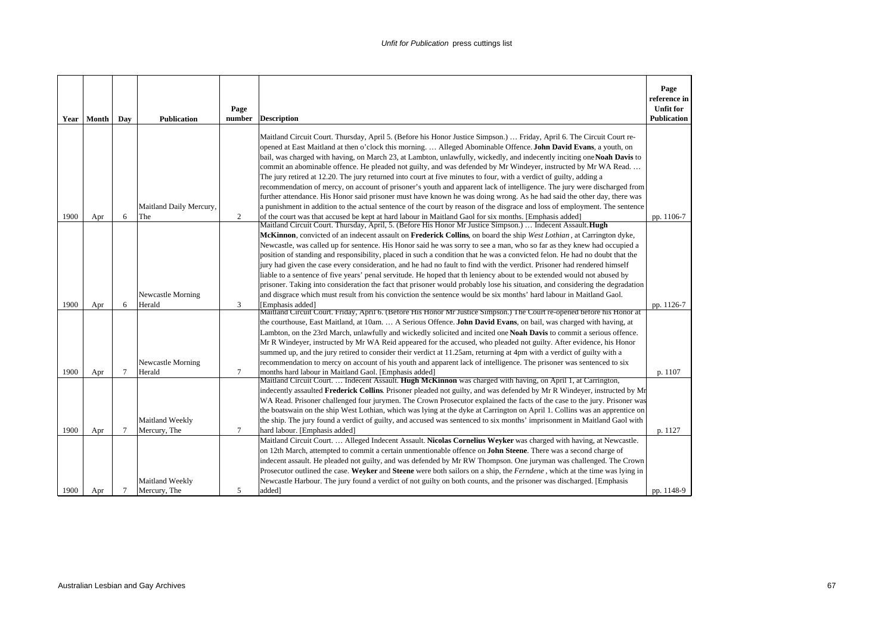| Year | Month | Day | Publication | Page number | Description | Page reference in Unfit for Publication |
|---|---|---|---|---|---|---|
| 1900 | Apr | 6 | Maitland Daily Mercury, The | 2 | Maitland Circuit Court. Thursday, April 5. (Before his Honor Justice Simpson.) … Friday, April 6. The Circuit Court re-opened at East Maitland at then o'clock this morning. … Alleged Abominable Offence. **John David Evans**, a youth, on bail, was charged with having, on March 23, at Lambton, unlawfully, wickedly, and indecently inciting one **Noah Davis** to commit an abominable offence. He pleaded not guilty, and was defended by Mr Windeyer, instructed by Mr WA Read. … The jury retired at 12.20. The jury returned into court at five minutes to four, with a verdict of guilty, adding a recommendation of mercy, on account of prisoner's youth and apparent lack of intelligence. The jury were discharged from further attendance. His Honor said prisoner must have known he was doing wrong. As he had said the other day, there was a punishment in addition to the actual sentence of the court by reason of the disgrace and loss of employment. The sentence of the court was that accused be kept at hard labour in Maitland Gaol for six months. [Emphasis added] | pp. 1106-7 |
| 1900 | Apr | 6 | Newcastle Morning Herald | 3 | Maitland Circuit Court. Thursday, April, 5. (Before His Honor Mr Justice Simpson.) … Indecent Assault. **Hugh McKinnon**, convicted of an indecent assault on **Frederick Collins**, on board the ship *West Lothian*, at Carrington dyke, Newcastle, was called up for sentence. His Honor said he was sorry to see a man, who so far as they knew had occupied a position of standing and responsibility, placed in such a condition that he was a convicted felon. He had no doubt that the jury had given the case every consideration, and he had no fault to find with the verdict. Prisoner had rendered himself liable to a sentence of five years' penal servitude. He hoped that th leniency about to be extended would not abused by prisoner. Taking into consideration the fact that prisoner would probably lose his situation, and considering the degradation and disgrace which must result from his conviction the sentence would be six months' hard labour in Maitland Gaol. [Emphasis added] | pp. 1126-7 |
| 1900 | Apr | 7 | Newcastle Morning Herald | 7 | Maitland Circuit Court. Friday, April 6. (Before His Honor Mr Justice Simpson.) The Court re-opened before his Honor at the courthouse, East Maitland, at 10am. … A Serious Offence. **John David Evans**, on bail, was charged with having, at Lambton, on the 23rd March, unlawfully and wickedly solicited and incited one **Noah Davis** to commit a serious offence. Mr R Windeyer, instructed by Mr WA Reid appeared for the accused, who pleaded not guilty. After evidence, his Honor summed up, and the jury retired to consider their verdict at 11.25am, returning at 4pm with a verdict of guilty with a recommendation to mercy on account of his youth and apparent lack of intelligence. The prisoner was sentenced to six months hard labour in Maitland Gaol. [Emphasis added] | p. 1107 |
| 1900 | Apr | 7 | Maitland Weekly Mercury, The | 7 | Maitland Circuit Court. … Indecent Assault. **Hugh McKinnon** was charged with having, on April 1, at Carrington, indecently assaulted **Frederick Collins**. Prisoner pleaded not guilty, and was defended by Mr R Windeyer, instructed by Mr WA Read. Prisoner challenged four jurymen. The Crown Prosecutor explained the facts of the case to the jury. Prisoner was the boatswain on the ship West Lothian, which was lying at the dyke at Carrington on April 1. Collins was an apprentice on the ship. The jury found a verdict of guilty, and accused was sentenced to six months' imprisonment in Maitland Gaol with hard labour. [Emphasis added] | p. 1127 |
| 1900 | Apr | 7 | Maitland Weekly Mercury, The | 5 | Maitland Circuit Court. … Alleged Indecent Assault. **Nicolas Cornelius Weyker** was charged with having, at Newcastle. on 12th March, attempted to commit a certain unmentionable offence on **John Steene**. There was a second charge of indecent assault. He pleaded not guilty, and was defended by Mr RW Thompson. One juryman was challenged. The Crown Prosecutor outlined the case. **Weyker** and **Steene** were both sailors on a ship, the *Ferndene*, which at the time was lying in Newcastle Harbour. The jury found a verdict of not guilty on both counts, and the prisoner was discharged. [Emphasis added] | pp. 1148-9 |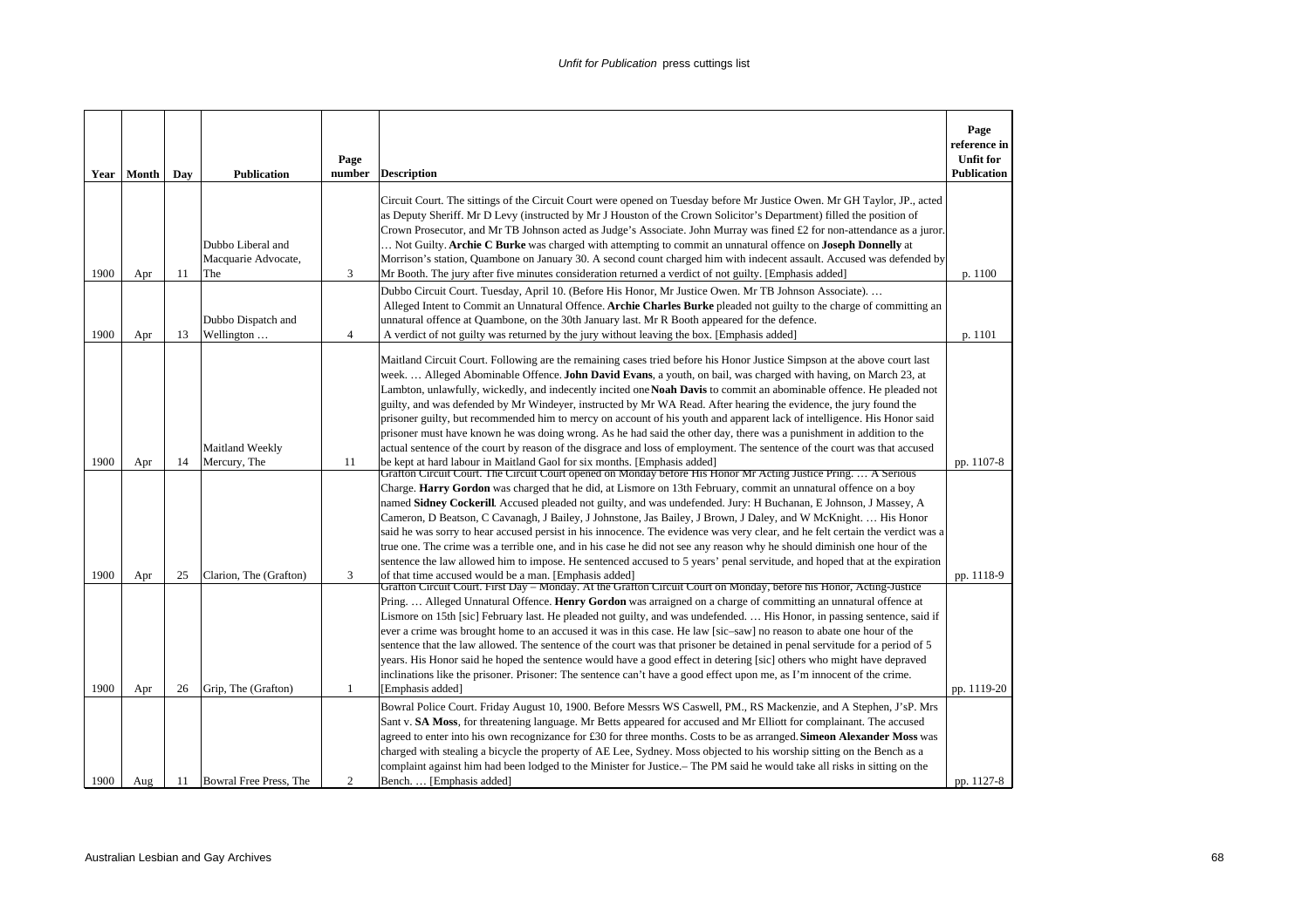| Year | Month | Day | Publication | Page number | Description | Page reference in Unfit for Publication |
|---|---|---|---|---|---|---|
| 1900 | Apr | 11 | Dubbo Liberal and Macquarie Advocate, The | 3 | Circuit Court. The sittings of the Circuit Court were opened on Tuesday before Mr Justice Owen. Mr GH Taylor, JP., acted as Deputy Sheriff. Mr D Levy (instructed by Mr J Houston of the Crown Solicitor's Department) filled the position of Crown Prosecutor, and Mr TB Johnson acted as Judge's Associate. John Murray was fined £2 for non-attendance as a juror. … Not Guilty. **Archie C Burke** was charged with attempting to commit an unnatural offence on **Joseph Donnelly** at Morrison's station, Quambone on January 30. A second count charged him with indecent assault. Accused was defended by Mr Booth. The jury after five minutes consideration returned a verdict of not guilty. [Emphasis added] | p. 1100 |
| 1900 | Apr | 13 | Dubbo Dispatch and Wellington … | 4 | Dubbo Circuit Court. Tuesday, April 10. (Before His Honor, Mr Justice Owen. Mr TB Johnson Associate). … Alleged Intent to Commit an Unnatural Offence. **Archie Charles Burke** pleaded not guilty to the charge of committing an unnatural offence at Quambone, on the 30th January last. Mr R Booth appeared for the defence. A verdict of not guilty was returned by the jury without leaving the box. [Emphasis added] | p. 1101 |
| 1900 | Apr | 14 | Maitland Weekly Mercury, The | 11 | Maitland Circuit Court. Following are the remaining cases tried before his Honor Justice Simpson at the above court last week. … Alleged Abominable Offence. **John David Evans**, a youth, on bail, was charged with having, on March 23, at Lambton, unlawfully, wickedly, and indecently incited one **Noah Davis** to commit an abominable offence. He pleaded not guilty, and was defended by Mr Windeyer, instructed by Mr WA Read. After hearing the evidence, the jury found the prisoner guilty, but recommended him to mercy on account of his youth and apparent lack of intelligence. His Honor said prisoner must have known he was doing wrong. As he had said the other day, there was a punishment in addition to the actual sentence of the court by reason of the disgrace and loss of employment. The sentence of the court was that accused be kept at hard labour in Maitland Gaol for six months. [Emphasis added] | pp. 1107-8 |
| 1900 | Apr | 25 | Clarion, The (Grafton) | 3 | Grafton Circuit Court. The Circuit Court opened on Monday before His Honor Mr Acting Justice Pring. … A Serious Charge. **Harry Gordon** was charged that he did, at Lismore on 13th February, commit an unnatural offence on a boy named **Sidney Cockerill**. Accused pleaded not guilty, and was undefended. Jury: H Buchanan, E Johnson, J Massey, A Cameron, D Beatson, C Cavanagh, J Bailey, J Johnstone, Jas Bailey, J Brown, J Daley, and W McKnight. … His Honor said he was sorry to hear accused persist in his innocence. The evidence was very clear, and he felt certain the verdict was a true one. The crime was a terrible one, and in his case he did not see any reason why he should diminish one hour of the sentence the law allowed him to impose. He sentenced accused to 5 years' penal servitude, and hoped that at the expiration of that time accused would be a man. [Emphasis added] | pp. 1118-9 |
| 1900 | Apr | 26 | Grip, The (Grafton) | 1 | Grafton Circuit Court. First Day – Monday. At the Grafton Circuit Court on Monday, before his Honor, Acting-Justice Pring. … Alleged Unnatural Offence. **Henry Gordon** was arraigned on a charge of committing an unnatural offence at Lismore on 15th [sic] February last. He pleaded not guilty, and was undefended. … His Honor, in passing sentence, said if ever a crime was brought home to an accused it was in this case. He law [sic–saw] no reason to abate one hour of the sentence that the law allowed. The sentence of the court was that prisoner be detained in penal servitude for a period of 5 years. His Honor said he hoped the sentence would have a good effect in detering [sic] others who might have depraved inclinations like the prisoner. Prisoner: The sentence can't have a good effect upon me, as I'm innocent of the crime. [Emphasis added] | pp. 1119-20 |
| 1900 | Aug | 11 | Bowral Free Press, The | 2 | Bowral Police Court. Friday August 10, 1900. Before Messrs WS Caswell, PM., RS Mackenzie, and A Stephen, J'sP. Mrs Sant v. **SA Moss**, for threatening language. Mr Betts appeared for accused and Mr Elliott for complainant. The accused agreed to enter into his own recognizance for £30 for three months. Costs to be as arranged. **Simeon Alexander Moss** was charged with stealing a bicycle the property of AE Lee, Sydney. Moss objected to his worship sitting on the Bench as a complaint against him had been lodged to the Minister for Justice.– The PM said he would take all risks in sitting on the Bench. … [Emphasis added] | pp. 1127-8 |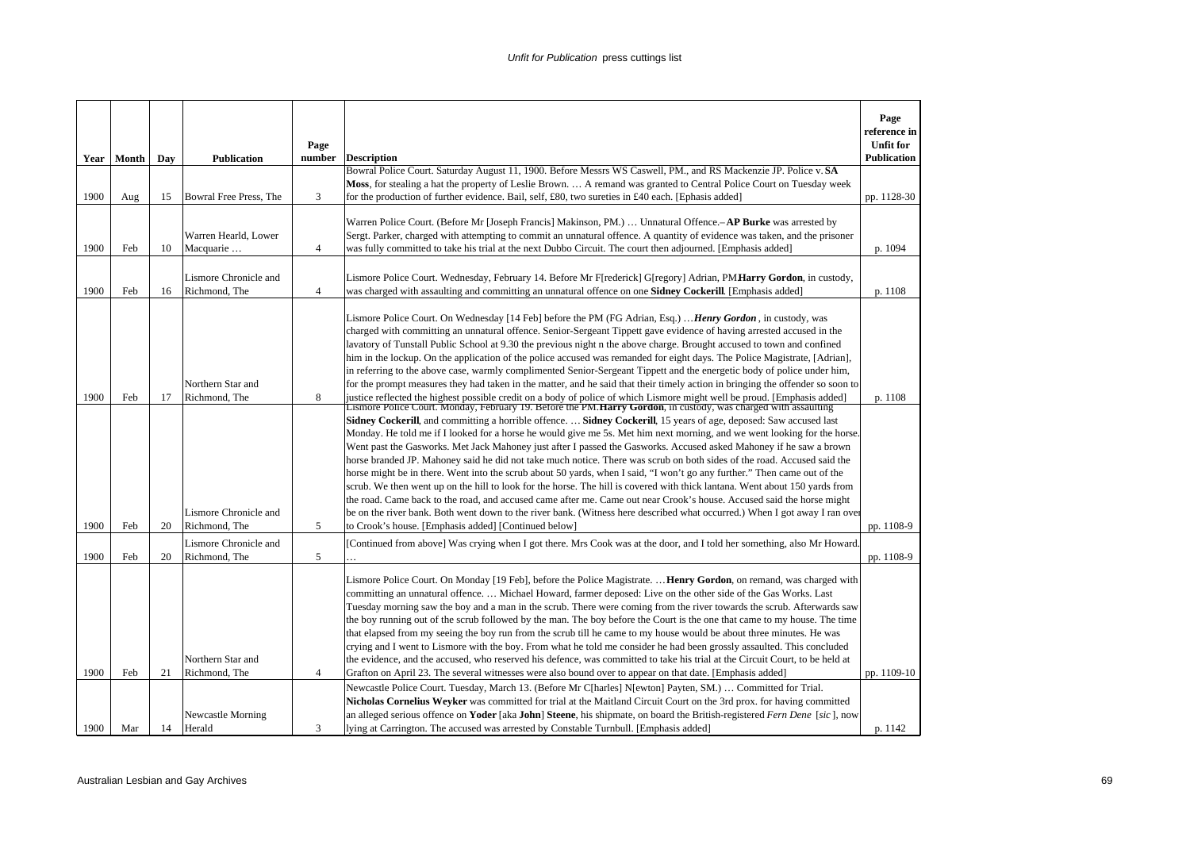| Year | Month | Day | Publication | Page number | Description | Page reference in Unfit for Publication |
|---|---|---|---|---|---|---|
| 1900 | Aug | 15 | Bowral Free Press, The | 3 | Bowral Police Court. Saturday August 11, 1900. Before Messrs WS Caswell, PM., and RS Mackenzie JP. Police v. **SA Moss**, for stealing a hat the property of Leslie Brown. … A remand was granted to Central Police Court on Tuesday week for the production of further evidence. Bail, self, £80, two sureties in £40 each. [Ephasis added] | pp. 1128-30 |
| 1900 | Feb | 10 | Warren Hearld, Lower Macquarie … | 4 | Warren Police Court. (Before Mr [Joseph Francis] Makinson, PM.) … Unnatural Offence.– **AP Burke** was arrested by Sergt. Parker, charged with attempting to commit an unnatural offence. A quantity of evidence was taken, and the prisoner was fully committed to take his trial at the next Dubbo Circuit. The court then adjourned. [Emphasis added] | p. 1094 |
| 1900 | Feb | 16 | Lismore Chronicle and Richmond, The | 4 | Lismore Police Court. Wednesday, February 14. Before Mr F[rederick] G[regory] Adrian, PM.**Harry Gordon**, in custody, was charged with assaulting and committing an unnatural offence on one **Sidney Cockerill**. [Emphasis added] | p. 1108 |
| 1900 | Feb | 17 | Northern Star and Richmond, The | 8 | Lismore Police Court. On Wednesday [14 Feb] before the PM (FG Adrian, Esq.) …***Henry Gordon***, in custody, was charged with committing an unnatural offence. Senior-Sergeant Tippett gave evidence of having arrested accused in the lavatory of Tunstall Public School at 9.30 the previous night n the above charge. Brought accused to town and confined him in the lockup. On the application of the police accused was remanded for eight days. The Police Magistrate, [Adrian], in referring to the above case, warmly complimented Senior-Sergeant Tippett and the energetic body of police under him, for the prompt measures they had taken in the matter, and he said that their timely action in bringing the offender so soon to justice reflected the highest possible credit on a body of police of which Lismore might well be proud. [Emphasis added] | p. 1108 |
| 1900 | Feb | 20 | Lismore Chronicle and Richmond, The | 5 | Lismore Police Court. Monday, February 19. Before the PM.**Harry Gordon**, in custody, was charged with assaulting **Sidney Cockerill**, and committing a horrible offence. … **Sidney Cockerill**, 15 years of age, deposed: Saw accused last Monday. He told me if I looked for a horse he would give me 5s. Met him next morning, and we went looking for the horse. Went past the Gasworks. Met Jack Mahoney just after I passed the Gasworks. Accused asked Mahoney if he saw a brown horse branded JP. Mahoney said he did not take much notice. There was scrub on both sides of the road. Accused said the horse might be in there. Went into the scrub about 50 yards, when I said, "I won't go any further." Then came out of the scrub. We then went up on the hill to look for the horse. The hill is covered with thick lantana. Went about 150 yards from the road. Came back to the road, and accused came after me. Came out near Crook's house. Accused said the horse might be on the river bank. Both went down to the river bank. (Witness here described what occurred.) When I got away I ran over to Crook's house. [Emphasis added] [Continued below] | pp. 1108-9 |
| 1900 | Feb | 20 | Lismore Chronicle and Richmond, The | 5 | [Continued from above] Was crying when I got there. Mrs Cook was at the door, and I told her something, also Mr Howard. … | pp. 1108-9 |
| 1900 | Feb | 21 | Northern Star and Richmond, The | 4 | Lismore Police Court. On Monday [19 Feb], before the Police Magistrate. …**Henry Gordon**, on remand, was charged with committing an unnatural offence. … Michael Howard, farmer deposed: Live on the other side of the Gas Works. Last Tuesday morning saw the boy and a man in the scrub. There were coming from the river towards the scrub. Afterwards saw the boy running out of the scrub followed by the man. The boy before the Court is the one that came to my house. The time that elapsed from my seeing the boy run from the scrub till he came to my house would be about three minutes. He was crying and I went to Lismore with the boy. From what he told me consider he had been grossly assaulted. This concluded the evidence, and the accused, who reserved his defence, was committed to take his trial at the Circuit Court, to be held at Grafton on April 23. The several witnesses were also bound over to appear on that date. [Emphasis added] | pp. 1109-10 |
| 1900 | Mar | 14 | Newcastle Morning Herald | 3 | Newcastle Police Court. Tuesday, March 13. (Before Mr C[harles] N[ewton] Payten, SM.) … Committed for Trial. **Nicholas Cornelius Weyker** was committed for trial at the Maitland Circuit Court on the 3rd prox. for having committed an alleged serious offence on **Yoder** [aka **John**] **Steene**, his shipmate, on board the British-registered *Fern Dene* [*sic*], now lying at Carrington. The accused was arrested by Constable Turnbull. [Emphasis added] | p. 1142 |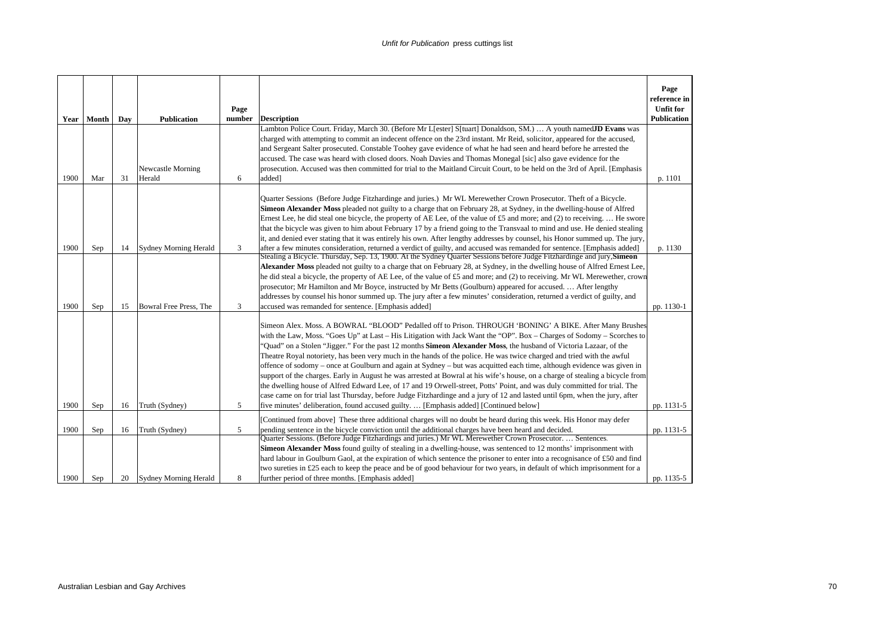| Year | Month | Day | Publication | Page number | Description | Page reference in Unfit for Publication |
|---|---|---|---|---|---|---|
| 1900 | Mar | 31 | Newcastle Morning Herald | 6 | Lambton Police Court. Friday, March 30. (Before Mr L[ester] S[tuart] Donaldson, SM.) … A youth named **JD Evans** was charged with attempting to commit an indecent offence on the 23rd instant. Mr Reid, solicitor, appeared for the accused, and Sergeant Salter prosecuted. Constable Toohey gave evidence of what he had seen and heard before he arrested the accused. The case was heard with closed doors. Noah Davies and Thomas Monegal [sic] also gave evidence for the prosecution. Accused was then committed for trial to the Maitland Circuit Court, to be held on the 3rd of April. [Emphasis added] | p. 1101 |
| 1900 | Sep | 14 | Sydney Morning Herald | 3 | Quarter Sessions (Before Judge Fitzhardinge and juries.) Mr WL Merewether Crown Prosecutor. Theft of a Bicycle. **Simeon Alexander Moss** pleaded not guilty to a charge that on February 28, at Sydney, in the dwelling-house of Alfred Ernest Lee, he did steal one bicycle, the property of AE Lee, of the value of £5 and more; and (2) to receiving. … He swore that the bicycle was given to him about February 17 by a friend going to the Transvaal to mind and use. He denied stealing it, and denied ever stating that it was entirely his own. After lengthy addresses by counsel, his Honor summed up. The jury, after a few minutes consideration, returned a verdict of guilty, and accused was remanded for sentence. [Emphasis added] | p. 1130 |
| 1900 | Sep | 15 | Bowral Free Press, The | 3 | Stealing a Bicycle. Thursday, Sep. 13, 1900. At the Sydney Quarter Sessions before Judge Fitzhardinge and jury, **Simeon Alexander Moss** pleaded not guilty to a charge that on February 28, at Sydney, in the dwelling house of Alfred Ernest Lee, he did steal a bicycle, the property of AE Lee, of the value of £5 and more; and (2) to receiving. Mr WL Merewether, crown prosecutor; Mr Hamilton and Mr Boyce, instructed by Mr Betts (Goulburn) appeared for accused. … After lengthy addresses by counsel his honor summed up. The jury after a few minutes' consideration, returned a verdict of guilty, and accused was remanded for sentence. [Emphasis added] | pp. 1130-1 |
| 1900 | Sep | 16 | Truth (Sydney) | 5 | Simeon Alex. Moss. A BOWRAL "BLOOD" Pedalled off to Prison. THROUGH 'BONING' A BIKE. After Many Brushes with the Law, Moss. "Goes Up" at Last – His Litigation with Jack Want the "OP". Box – Charges of Sodomy – Scorches to "Quad" on a Stolen "Jigger." For the past 12 months **Simeon Alexander Moss**, the husband of Victoria Lazaar, of the Theatre Royal notoriety, has been very much in the hands of the police. He was twice charged and tried with the awful offence of sodomy – once at Goulburn and again at Sydney – but was acquitted each time, although evidence was given in support of the charges. Early in August he was arrested at Bowral at his wife's house, on a charge of stealing a bicycle from the dwelling house of Alfred Edward Lee, of 17 and 19 Orwell-street, Potts' Point, and was duly committed for trial. The case came on for trial last Thursday, before Judge Fitzhardinge and a jury of 12 and lasted until 6pm, when the jury, after five minutes' deliberation, found accused guilty. … [Emphasis added] [Continued below] | pp. 1131-5 |
| 1900 | Sep | 16 | Truth (Sydney) | 5 | [Continued from above] These three additional charges will no doubt be heard during this week. His Honor may defer pending sentence in the bicycle conviction until the additional charges have been heard and decided. | pp. 1131-5 |
| 1900 | Sep | 20 | Sydney Morning Herald | 8 | Quarter Sessions. (Before Judge Fitzhardings and juries.) Mr WL Merewether Crown Prosecutor. … Sentences. **Simeon Alexander Moss** found guilty of stealing in a dwelling-house, was sentenced to 12 months' imprisonment with hard labour in Goulburn Gaol, at the expiration of which sentence the prisoner to enter into a recognisance of £50 and find two sureties in £25 each to keep the peace and be of good behaviour for two years, in default of which imprisonment for a further period of three months. [Emphasis added] | pp. 1135-5 |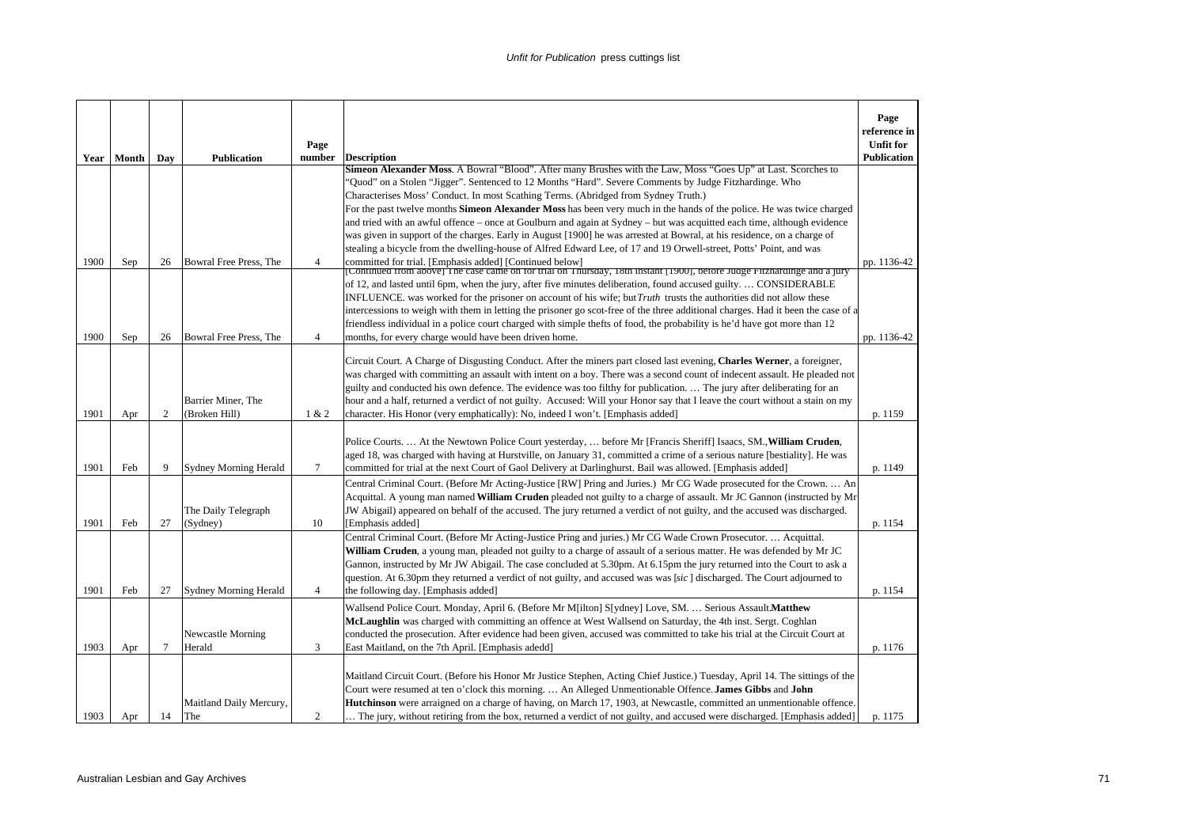| Year | Month | Day | Publication | Page number | Description | Page reference in Unfit for Publication |
|---|---|---|---|---|---|---|
| 1900 | Sep | 26 | Bowral Free Press, The | 4 | **Simeon Alexander Moss**. A Bowral "Blood". After many Brushes with the Law, Moss "Goes Up" at Last. Scorches to "Quod" on a Stolen "Jigger". Sentenced to 12 Months "Hard". Severe Comments by Judge Fitzhardinge. Who Characterises Moss' Conduct. In most Scathing Terms. (Abridged from Sydney Truth.) For the past twelve months **Simeon Alexander Moss** has been very much in the hands of the police. He was twice charged and tried with an awful offence – once at Goulburn and again at Sydney – but was acquitted each time, although evidence was given in support of the charges. Early in August [1900] he was arrested at Bowral, at his residence, on a charge of stealing a bicycle from the dwelling-house of Alfred Edward Lee, of 17 and 19 Orwell-street, Potts' Point, and was committed for trial. [Emphasis added] [Continued below] | pp. 1136-42 |
| 1900 | Sep | 26 | Bowral Free Press, The | 4 | [Continued from above] The case came on for trial on Thursday, 18th instant [1900], before Judge Fitzhardinge and a jury of 12, and lasted until 6pm, when the jury, after five minutes deliberation, found accused guilty. … CONSIDERABLE INFLUENCE. was worked for the prisoner on account of his wife; but *Truth* trusts the authorities did not allow these intercessions to weigh with them in letting the prisoner go scot-free of the three additional charges. Had it been the case of a friendless individual in a police court charged with simple thefts of food, the probability is he'd have got more than 12 months, for every charge would have been driven home. | pp. 1136-42 |
| 1901 | Apr | 2 | Barrier Miner, The (Broken Hill) | 1 & 2 | Circuit Court. A Charge of Disgusting Conduct. After the miners part closed last evening, **Charles Werner**, a foreigner, was charged with committing an assault with intent on a boy. There was a second count of indecent assault. He pleaded not guilty and conducted his own defence. The evidence was too filthy for publication. … The jury after deliberating for an hour and a half, returned a verdict of not guilty. Accused: Will your Honor say that I leave the court without a stain on my character. His Honor (very emphatically): No, indeed I won't. [Emphasis added] | p. 1159 |
| 1901 | Feb | 9 | Sydney Morning Herald | 7 | Police Courts. … At the Newtown Police Court yesterday, … before Mr [Francis Sheriff] Isaacs, SM., **William Cruden**, aged 18, was charged with having at Hurstville, on January 31, committed a crime of a serious nature [bestiality]. He was committed for trial at the next Court of Gaol Delivery at Darlinghurst. Bail was allowed. [Emphasis added] | p. 1149 |
| 1901 | Feb | 27 | The Daily Telegraph (Sydney) | 10 | Central Criminal Court. (Before Mr Acting-Justice [RW] Pring and Juries.) Mr CG Wade prosecuted for the Crown. … An Acquittal. A young man named **William Cruden** pleaded not guilty to a charge of assault. Mr JC Gannon (instructed by Mr JW Abigail) appeared on behalf of the accused. The jury returned a verdict of not guilty, and the accused was discharged. [Emphasis added] | p. 1154 |
| 1901 | Feb | 27 | Sydney Morning Herald | 4 | Central Criminal Court. (Before Mr Acting-Justice Pring and juries.) Mr CG Wade Crown Prosecutor. … Acquittal. **William Cruden**, a young man, pleaded not guilty to a charge of assault of a serious matter. He was defended by Mr JC Gannon, instructed by Mr JW Abigail. The case concluded at 5.30pm. At 6.15pm the jury returned into the Court to ask a question. At 6.30pm they returned a verdict of not guilty, and accused was was [*sic*] discharged. The Court adjourned to the following day. [Emphasis added] | p. 1154 |
| 1903 | Apr | 7 | Newcastle Morning Herald | 3 | Wallsend Police Court. Monday, April 6. (Before Mr M[ilton] S[ydney] Love, SM. … Serious Assault. **Matthew McLaughlin** was charged with committing an offence at West Wallsend on Saturday, the 4th inst. Sergt. Coghlan conducted the prosecution. After evidence had been given, accused was committed to take his trial at the Circuit Court at East Maitland, on the 7th April. [Emphasis adedd] | p. 1176 |
| 1903 | Apr | 14 | Maitland Daily Mercury, The | 2 | Maitland Circuit Court. (Before his Honor Mr Justice Stephen, Acting Chief Justice.) Tuesday, April 14. The sittings of the Court were resumed at ten o'clock this morning. … An Alleged Unmentionable Offence. **James Gibbs** and **John Hutchinson** were arraigned on a charge of having, on March 17, 1903, at Newcastle, committed an unmentionable offence. … The jury, without retiring from the box, returned a verdict of not guilty, and accused were discharged. [Emphasis added] | p. 1175 |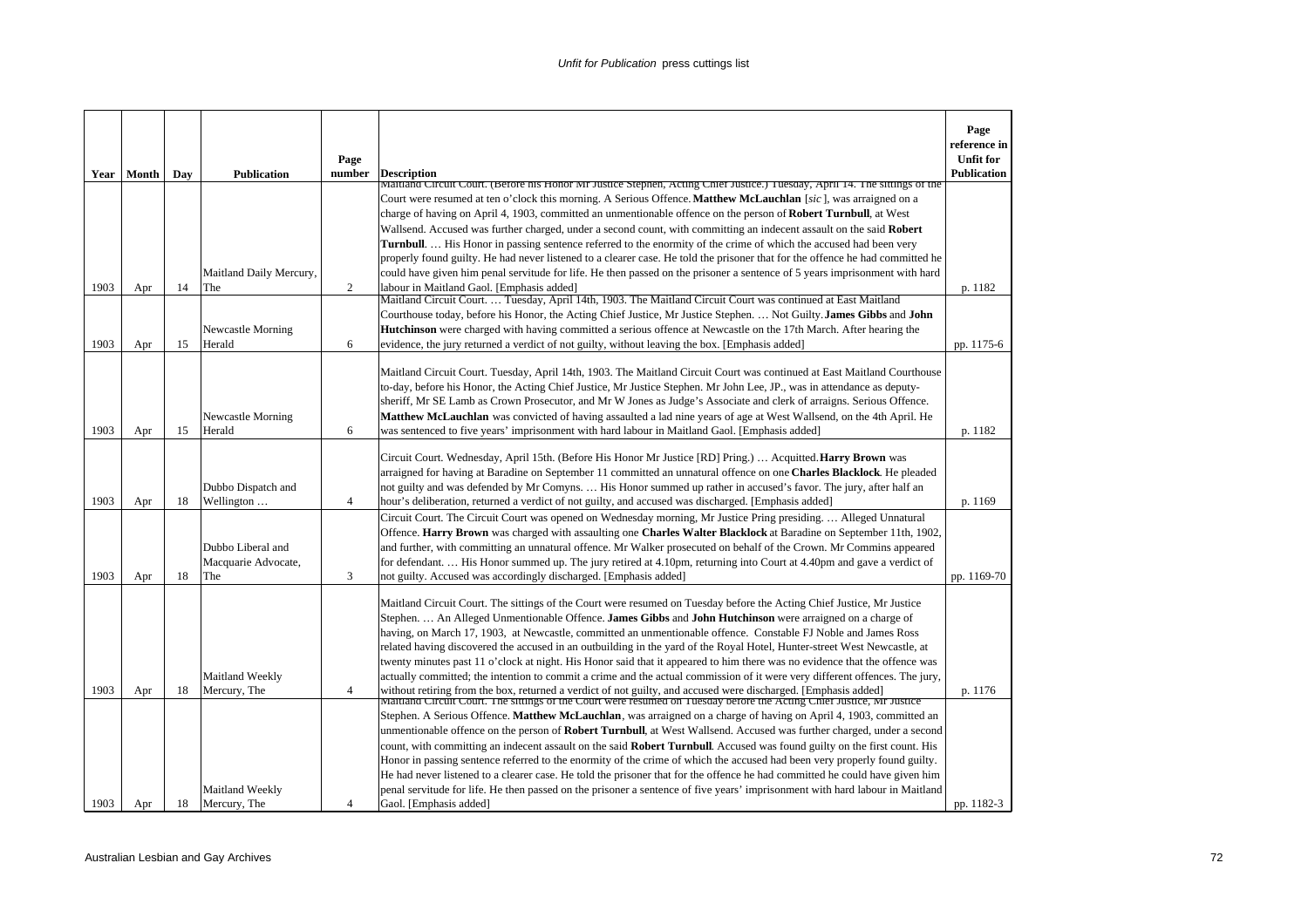| Year | Month | Day | Publication | Page number | Description | Page reference in Unfit for Publication |
|---|---|---|---|---|---|---|
| 1903 | Apr | 14 | Maitland Daily Mercury, The | 2 | Maitland Circuit Court. (Before his Honor Mr Justice Stephen, Acting Chief Justice.) Tuesday, April 14. The sittings of the Court were resumed at ten o'clock this morning. A Serious Offence. **Matthew McLauchlan** [*sic*], was arraigned on a charge of having on April 4, 1903, committed an unmentionable offence on the person of **Robert Turnbull**, at West Wallsend. Accused was further charged, under a second count, with committing an indecent assault on the said **Robert Turnbull**. … His Honor in passing sentence referred to the enormity of the crime of which the accused had been very properly found guilty. He had never listened to a clearer case. He told the prisoner that for the offence he had committed he could have given him penal servitude for life. He then passed on the prisoner a sentence of 5 years imprisonment with hard labour in Maitland Gaol. [Emphasis added] | p. 1182 |
| 1903 | Apr | 15 | Newcastle Morning Herald | 6 | Maitland Circuit Court. … Tuesday, April 14th, 1903. The Maitland Circuit Court was continued at East Maitland Courthouse today, before his Honor, the Acting Chief Justice, Mr Justice Stephen. … Not Guilty. **James Gibbs** and **John Hutchinson** were charged with having committed a serious offence at Newcastle on the 17th March. After hearing the evidence, the jury returned a verdict of not guilty, without leaving the box. [Emphasis added] | pp. 1175-6 |
| 1903 | Apr | 15 | Newcastle Morning Herald | 6 | Maitland Circuit Court. Tuesday, April 14th, 1903. The Maitland Circuit Court was continued at East Maitland Courthouse to-day, before his Honor, the Acting Chief Justice, Mr Justice Stephen. Mr John Lee, JP., was in attendance as deputy-sheriff, Mr SE Lamb as Crown Prosecutor, and Mr W Jones as Judge's Associate and clerk of arraigns. Serious Offence. **Matthew McLauchlan** was convicted of having assaulted a lad nine years of age at West Wallsend, on the 4th April. He was sentenced to five years' imprisonment with hard labour in Maitland Gaol. [Emphasis added] | p. 1182 |
| 1903 | Apr | 18 | Dubbo Dispatch and Wellington … | 4 | Circuit Court. Wednesday, April 15th. (Before His Honor Mr Justice [RD] Pring.) … Acquitted. **Harry Brown** was arraigned for having at Baradine on September 11 committed an unnatural offence on one **Charles Blacklock**. He pleaded not guilty and was defended by Mr Comyns. … His Honor summed up rather in accused's favor. The jury, after half an hour's deliberation, returned a verdict of not guilty, and accused was discharged. [Emphasis added] | p. 1169 |
| 1903 | Apr | 18 | Dubbo Liberal and Macquarie Advocate, The | 3 | Circuit Court. The Circuit Court was opened on Wednesday morning, Mr Justice Pring presiding. … Alleged Unnatural Offence. **Harry Brown** was charged with assaulting one **Charles Walter Blacklock** at Baradine on September 11th, 1902, and further, with committing an unnatural offence. Mr Walker prosecuted on behalf of the Crown. Mr Commins appeared for defendant. … His Honor summed up. The jury retired at 4.10pm, returning into Court at 4.40pm and gave a verdict of not guilty. Accused was accordingly discharged. [Emphasis added] | pp. 1169-70 |
| 1903 | Apr | 18 | Maitland Weekly Mercury, The | 4 | Maitland Circuit Court. The sittings of the Court were resumed on Tuesday before the Acting Chief Justice, Mr Justice Stephen. … An Alleged Unmentionable Offence. **James Gibbs** and **John Hutchinson** were arraigned on a charge of having, on March 17, 1903, at Newcastle, committed an unmentionable offence. Constable FJ Noble and James Ross related having discovered the accused in an outbuilding in the yard of the Royal Hotel, Hunter-street West Newcastle, at twenty minutes past 11 o'clock at night. His Honor said that it appeared to him there was no evidence that the offence was actually committed; the intention to commit a crime and the actual commission of it were very different offences. The jury, without retiring from the box, returned a verdict of not guilty, and accused were discharged. [Emphasis added] | p. 1176 |
| 1903 | Apr | 18 | Maitland Weekly Mercury, The | 4 | Maitland Circuit Court. The sittings of the Court were resumed on Tuesday before the Acting Chief Justice, Mr Justice Stephen. A Serious Offence. **Matthew McLauchlan**, was arraigned on a charge of having on April 4, 1903, committed an unmentionable offence on the person of **Robert Turnbull**, at West Wallsend. Accused was further charged, under a second count, with committing an indecent assault on the said **Robert Turnbull**. Accused was found guilty on the first count. His Honor in passing sentence referred to the enormity of the crime of which the accused had been very properly found guilty. He had never listened to a clearer case. He told the prisoner that for the offence he had committed he could have given him penal servitude for life. He then passed on the prisoner a sentence of five years' imprisonment with hard labour in Maitland Gaol. [Emphasis added] | pp. 1182-3 |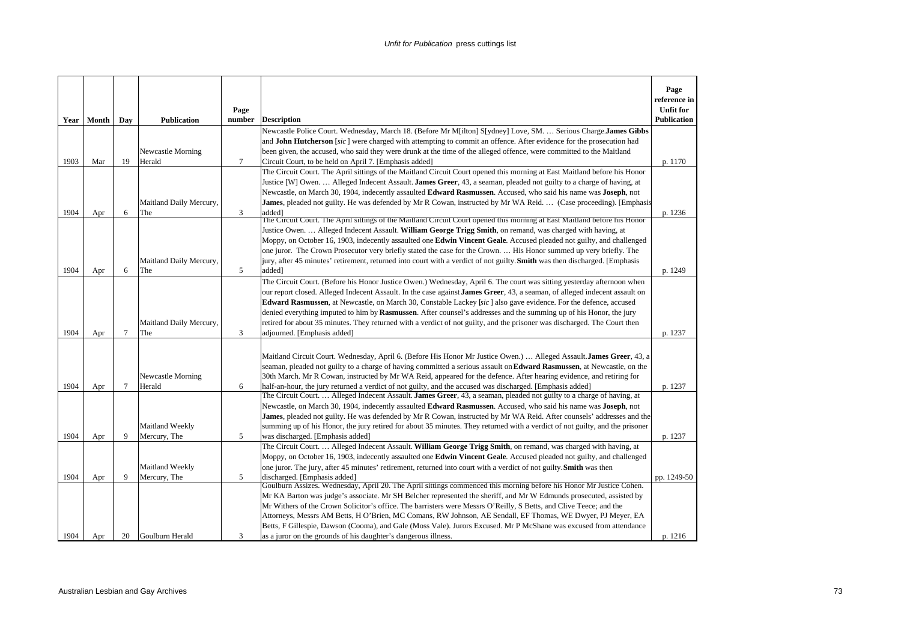| Year | Month | Day | Publication | Page number | Description | Page reference in Unfit for Publication |
|---|---|---|---|---|---|---|
| 1903 | Mar | 19 | Newcastle Morning Herald | 7 | Newcastle Police Court. Wednesday, March 18. (Before Mr M[ilton] S[ydney] Love, SM. … Serious Charge. **James Gibbs** and **John Hutcherson** [*sic* ] were charged with attempting to commit an offence. After evidence for the prosecution had been given, the accused, who said they were drunk at the time of the alleged offence, were committed to the Maitland Circuit Court, to be held on April 7. [Emphasis added] | p. 1170 |
| 1904 | Apr | 6 | Maitland Daily Mercury, The | 3 | The Circuit Court. The April sittings of the Maitland Circuit Court opened this morning at East Maitland before his Honor Justice [W] Owen. … Alleged Indecent Assault. **James Greer**, 43, a seaman, pleaded not guilty to a charge of having, at Newcastle, on March 30, 1904, indecently assaulted **Edward Rasmussen**. Accused, who said his name was **Joseph**, not **James**, pleaded not guilty. He was defended by Mr R Cowan, instructed by Mr WA Reid. … (Case proceeding). [Emphasis added] | p. 1236 |
| 1904 | Apr | 6 | Maitland Daily Mercury, The | 5 | The Circuit Court. The April sittings of the Maitland Circuit Court opened this morning at East Maitland before his Honor Justice Owen. … Alleged Indecent Assault. **William George Trigg Smith**, on remand, was charged with having, at Moppy, on October 16, 1903, indecently assaulted one **Edwin Vincent Geale**. Accused pleaded not guilty, and challenged one juror. The Crown Prosecutor very briefly stated the case for the Crown. … His Honor summed up very briefly. The jury, after 45 minutes' retirement, returned into court with a verdict of not guilty. **Smith** was then discharged. [Emphasis added] | p. 1249 |
| 1904 | Apr | 7 | Maitland Daily Mercury, The | 3 | The Circuit Court. (Before his Honor Justice Owen.) Wednesday, April 6. The court was sitting yesterday afternoon when our report closed. Alleged Indecent Assault. In the case against **James Greer**, 43, a seaman, of alleged indecent assault on **Edward Rasmussen**, at Newcastle, on March 30, Constable Lackey [*sic* ] also gave evidence. For the defence, accused denied everything imputed to him by **Rasmussen**. After counsel's addresses and the summing up of his Honor, the jury retired for about 35 minutes. They returned with a verdict of not guilty, and the prisoner was discharged. The Court then adjourned. [Emphasis added] | p. 1237 |
| 1904 | Apr | 7 | Newcastle Morning Herald | 6 | Maitland Circuit Court. Wednesday, April 6. (Before His Honor Mr Justice Owen.) … Alleged Assault. **James Greer**, 43, a seaman, pleaded not guilty to a charge of having committed a serious assault on **Edward Rasmussen**, at Newcastle, on the 30th March. Mr R Cowan, instructed by Mr WA Reid, appeared for the defence. After hearing evidence, and retiring for half-an-hour, the jury returned a verdict of not guilty, and the accused was discharged. [Emphasis added] | p. 1237 |
| 1904 | Apr | 9 | Maitland Weekly Mercury, The | 5 | The Circuit Court. … Alleged Indecent Assault. **James Greer**, 43, a seaman, pleaded not guilty to a charge of having, at Newcastle, on March 30, 1904, indecently assaulted **Edward Rasmussen**. Accused, who said his name was **Joseph**, not **James**, pleaded not guilty. He was defended by Mr R Cowan, instructed by Mr WA Reid. After counsels' addresses and the summing up of his Honor, the jury retired for about 35 minutes. They returned with a verdict of not guilty, and the prisoner was discharged. [Emphasis added] | p. 1237 |
| 1904 | Apr | 9 | Maitland Weekly Mercury, The | 5 | The Circuit Court. … Alleged Indecent Assault. **William George Trigg Smith**, on remand, was charged with having, at Moppy, on October 16, 1903, indecently assaulted one **Edwin Vincent Geale**. Accused pleaded not guilty, and challenged one juror. The jury, after 45 minutes' retirement, returned into court with a verdict of not guilty. **Smith** was then discharged. [Emphasis added] | pp. 1249-50 |
| 1904 | Apr | 20 | Goulburn Herald | 3 | Goulburn Assizes. Wednesday, April 20. The April sittings commenced this morning before his Honor Mr Justice Cohen. Mr KA Barton was judge's associate. Mr SH Belcher represented the sheriff, and Mr W Edmunds prosecuted, assisted by Mr Withers of the Crown Solicitor's office. The barristers were Messrs O'Reilly, S Betts, and Clive Teece; and the Attorneys, Messrs AM Betts, H O'Brien, MC Comans, RW Johnson, AE Sendall, EF Thomas, WE Dwyer, PJ Meyer, EA Betts, F Gillespie, Dawson (Cooma), and Gale (Moss Vale). Jurors Excused. Mr P McShane was excused from attendance as a juror on the grounds of his daughter's dangerous illness. | p. 1216 |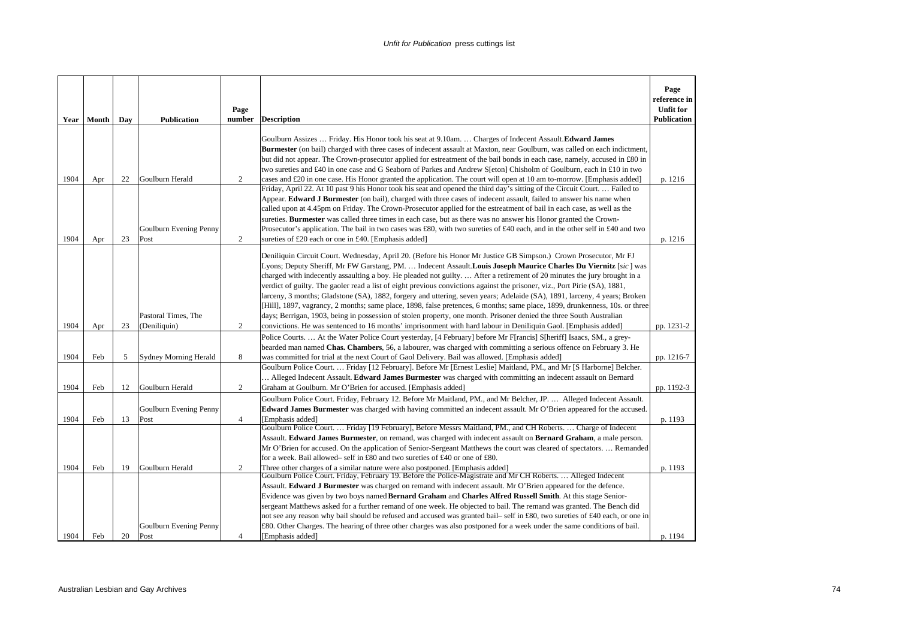| Year | Month | Day | Publication | Page number | Description | Page reference in Unfit for Publication |
|---|---|---|---|---|---|---|
| 1904 | Apr | 22 | Goulburn Herald | 2 | Goulburn Assizes … Friday. His Honor took his seat at 9.10am. … Charges of Indecent Assault. **Edward James Burmester** (on bail) charged with three cases of indecent assault at Maxton, near Goulburn, was called on each indictment, but did not appear. The Crown-prosecutor applied for estreatment of the bail bonds in each case, namely, accused in £80 in two sureties and £40 in one case and G Seaborn of Parkes and Andrew S[eton] Chisholm of Goulburn, each in £10 in two cases and £20 in one case. His Honor granted the application. The court will open at 10 am to-morrow. [Emphasis added] | p. 1216 |
| 1904 | Apr | 23 | Goulburn Evening Penny Post | 2 | Friday, April 22. At 10 past 9 his Honor took his seat and opened the third day's sitting of the Circuit Court. … Failed to Appear. **Edward J Burmester** (on bail), charged with three cases of indecent assault, failed to answer his name when called upon at 4.45pm on Friday. The Crown-Prosecutor applied for the estreatment of bail in each case, as well as the sureties. **Burmester** was called three times in each case, but as there was no answer his Honor granted the Crown-Prosecutor's application. The bail in two cases was £80, with two sureties of £40 each, and in the other self in £40 and two sureties of £20 each or one in £40. [Emphasis added] | p. 1216 |
| 1904 | Apr | 23 | Pastoral Times, The (Deniliquin) | 2 | Deniliquin Circuit Court. Wednesday, April 20. (Before his Honor Mr Justice GB Simpson.) Crown Prosecutor, Mr FJ Lyons; Deputy Sheriff, Mr FW Garstang, PM. … Indecent Assault. **Louis Joseph Maurice Charles Du Viernitz** [*sic*] was charged with indecently assaulting a boy. He pleaded not guilty. … After a retirement of 20 minutes the jury brought in a verdict of guilty. The gaoler read a list of eight previous convictions against the prisoner, viz., Port Pirie (SA), 1881, larceny, 3 months; Gladstone (SA), 1882, forgery and uttering, seven years; Adelaide (SA), 1891, larceny, 4 years; Broken [Hill], 1897, vagrancy, 2 months; same place, 1898, false pretences, 6 months; same place, 1899, drunkenness, 10s. or three days; Berrigan, 1903, being in possession of stolen property, one month. Prisoner denied the three South Australian convictions. He was sentenced to 16 months' imprisonment with hard labour in Deniliquin Gaol. [Emphasis added] | pp. 1231-2 |
| 1904 | Feb | 5 | Sydney Morning Herald | 8 | Police Courts. … At the Water Police Court yesterday, [4 February] before Mr F[rancis] S[heriff] Isaacs, SM., a grey-bearded man named **Chas. Chambers**, 56, a labourer, was charged with committing a serious offence on February 3. He was committed for trial at the next Court of Gaol Delivery. Bail was allowed. [Emphasis added] | pp. 1216-7 |
| 1904 | Feb | 12 | Goulburn Herald | 2 | Goulburn Police Court. … Friday [12 February]. Before Mr [Ernest Leslie] Maitland, PM., and Mr [S Harborne] Belcher. … Alleged Indecent Assault. **Edward James Burmester** was charged with committing an indecent assault on Bernard Graham at Goulburn. Mr O'Brien for accused. [Emphasis added] | pp. 1192-3 |
| 1904 | Feb | 13 | Goulburn Evening Penny Post | 4 | Goulburn Police Court. Friday, February 12. Before Mr Maitland, PM., and Mr Belcher, JP. … Alleged Indecent Assault. **Edward James Burmester** was charged with having committed an indecent assault. Mr O'Brien appeared for the accused. [Emphasis added] | p. 1193 |
| 1904 | Feb | 19 | Goulburn Herald | 2 | Goulburn Police Court. … Friday [19 February], Before Messrs Maitland, PM., and CH Roberts. … Charge of Indecent Assault. **Edward James Burmester**, on remand, was charged with indecent assault on **Bernard Graham**, a male person. Mr O'Brien for accused. On the application of Senior-Sergeant Matthews the court was cleared of spectators. … Remanded for a week. Bail allowed– self in £80 and two sureties of £40 or one of £80. Three other charges of a similar nature were also postponed. [Emphasis added] | p. 1193 |
| 1904 | Feb | 20 | Goulburn Evening Penny Post | 4 | Goulburn Police Court. Friday, February 19. Before the Police-Magistrate and Mr CH Roberts. … Alleged Indecent Assault. **Edward J Burmester** was charged on remand with indecent assault. Mr O'Brien appeared for the defence. Evidence was given by two boys named **Bernard Graham** and **Charles Alfred Russell Smith**. At this stage Senior-sergeant Matthews asked for a further remand of one week. He objected to bail. The remand was granted. The Bench did not see any reason why bail should be refused and accused was granted bail– self in £80, two sureties of £40 each, or one in £80. Other Charges. The hearing of three other charges was also postponed for a week under the same conditions of bail. [Emphasis added] | p. 1194 |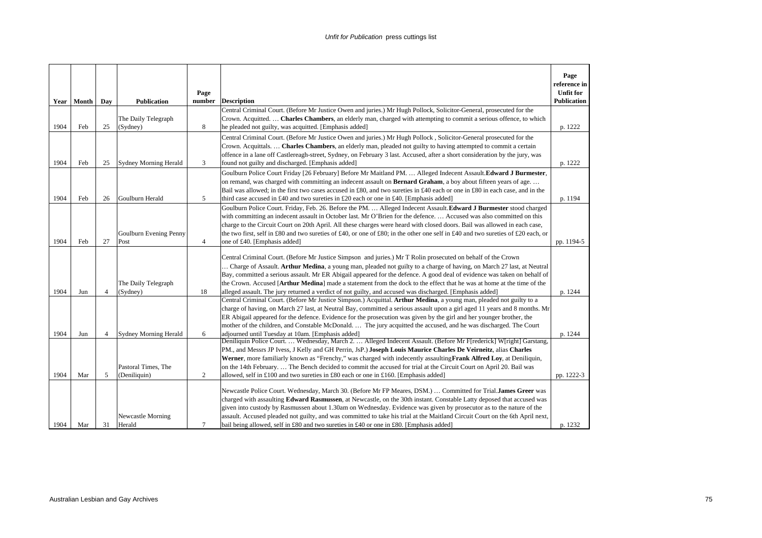| Year | Month | Day | Publication | Page number | Description | Page reference in Unfit for Publication |
|---|---|---|---|---|---|---|
| 1904 | Feb | 25 | The Daily Telegraph (Sydney) | 8 | Central Criminal Court. (Before Mr Justice Owen and juries.) Mr Hugh Pollock, Solicitor-General, prosecuted for the Crown. Acquitted. … **Charles Chambers**, an elderly man, charged with attempting to commit a serious offence, to which he pleaded not guilty, was acquitted. [Emphasis added] | p. 1222 |
| 1904 | Feb | 25 | Sydney Morning Herald | 3 | Central Criminal Court. (Before Mr Justice Owen and juries.) Mr Hugh Pollock , Solicitor-General prosecuted for the Crown. Acquittals. … **Charles Chambers**, an elderly man, pleaded not guilty to having attempted to commit a certain offence in a lane off Castlereagh-street, Sydney, on February 3 last. Accused, after a short consideration by the jury, was found not guilty and discharged. [Emphasis added] | p. 1222 |
| 1904 | Feb | 26 | Goulburn Herald | 5 | Goulburn Police Court Friday [26 February] Before Mr Maitland PM. … Alleged Indecent Assault.**Edward J Burmester**, on remand, was charged with committing an indecent assault on **Bernard Graham**, a boy about fifteen years of age. … Bail was allowed; in the first two cases accused in £80, and two sureties in £40 each or one in £80 in each case, and in the third case accused in £40 and two sureties in £20 each or one in £40. [Emphasis added] | p. 1194 |
| 1904 | Feb | 27 | Goulburn Evening Penny Post | 4 | Goulburn Police Court. Friday, Feb. 26. Before the PM. … Alleged Indecent Assault.**Edward J Burmester** stood charged with committing an indecent assault in October last. Mr O'Brien for the defence. … Accused was also committed on this charge to the Circuit Court on 20th April. All these charges were heard with closed doors. Bail was allowed in each case, the two first, self in £80 and two sureties of £40, or one of £80; in the other one self in £40 and two sureties of £20 each, or one of £40. [Emphasis added] | pp. 1194-5 |
| 1904 | Jun | 4 | The Daily Telegraph (Sydney) | 18 | Central Criminal Court. (Before Mr Justice Simpson and juries.) Mr T Rolin prosecuted on behalf of the Crown … Charge of Assault. **Arthur Medina**, a young man, pleaded not guilty to a charge of having, on March 27 last, at Neutral Bay, committed a serious assault. Mr ER Abigail appeared for the defence. A good deal of evidence was taken on behalf of the Crown. Accused [**Arthur Medina**] made a statement from the dock to the effect that he was at home at the time of the alleged assault. The jury returned a verdict of not guilty, and accused was discharged. [Emphasis added] | p. 1244 |
| 1904 | Jun | 4 | Sydney Morning Herald | 6 | Central Criminal Court. (Before Mr Justice Simpson.) Acquittal. **Arthur Medina**, a young man, pleaded not guilty to a charge of having, on March 27 last, at Neutral Bay, committed a serious assault upon a girl aged 11 years and 8 months. Mr ER Abigail appeared for the defence. Evidence for the prosecution was given by the girl and her younger brother, the mother of the children, and Constable McDonald. … The jury acquitted the accused, and he was discharged. The Court adjourned until Tuesday at 10am. [Emphasis added] | p. 1244 |
| 1904 | Mar | 5 | Pastoral Times, The (Deniliquin) | 2 | Deniliquin Police Court. … Wednesday, March 2. … Alleged Indecent Assault. (Before Mr F[rederick] W[right] Garstang, PM., and Messrs JP Ivess, J Kelly and GH Perrin, JsP.) **Joseph Louis Maurice Charles De Veirneitz**, alias **Charles Werner**, more familiarly known as "Frenchy," was charged with indecently assaulting**Frank Alfred Loy**, at Deniliquin, on the 14th February. … The Bench decided to commit the accused for trial at the Circuit Court on April 20. Bail was allowed, self in £100 and two sureties in £80 each or one in £160. [Emphasis added] | pp. 1222-3 |
| 1904 | Mar | 31 | Newcastle Morning Herald | 7 | Newcastle Police Court. Wednesday, March 30. (Before Mr FP Meares, DSM.) … Committed for Trial.**James Greer** was charged with assaulting **Edward Rasmussen**, at Newcastle, on the 30th instant. Constable Latty deposed that accused was given into custody by Rasmussen about 1.30am on Wednesday. Evidence was given by prosecutor as to the nature of the assault. Accused pleaded not guilty, and was committed to take his trial at the Maitland Circuit Court on the 6th April next, bail being allowed, self in £80 and two sureties in £40 or one in £80. [Emphasis added] | p. 1232 |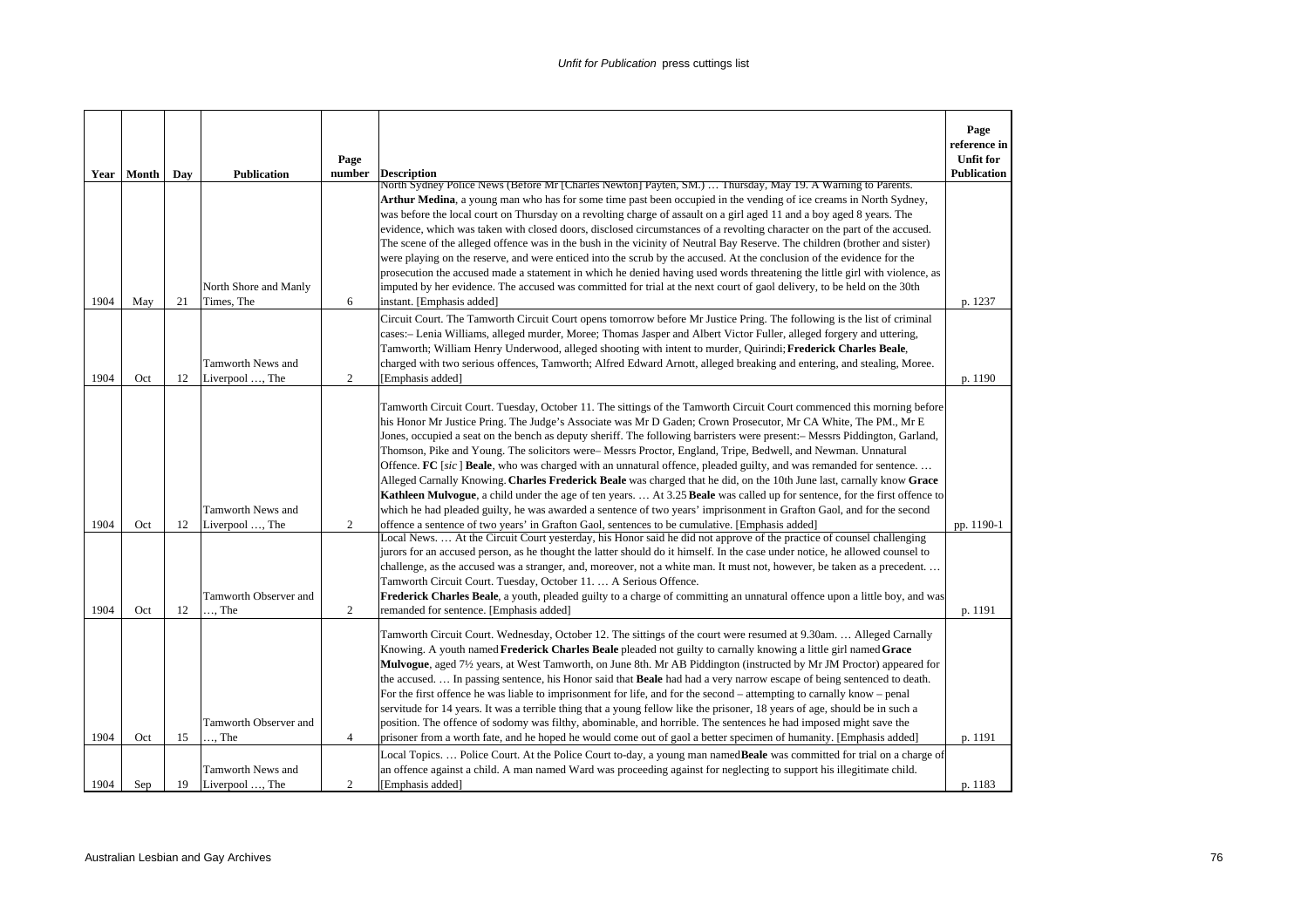*Unfit for Publication* press cuttings list

| Year | Month | Day | Publication | Page number | Description | Page reference in Unfit for Publication |
|---|---|---|---|---|---|---|
| 1904 | May | 21 | North Shore and Manly Times, The | 6 | North Sydney Police News (Before Mr [Charles Newton] Payten, SM.) … Thursday, May 19. A Warning to Parents. **Arthur Medina**, a young man who has for some time past been occupied in the vending of ice creams in North Sydney, was before the local court on Thursday on a revolting charge of assault on a girl aged 11 and a boy aged 8 years. The evidence, which was taken with closed doors, disclosed circumstances of a revolting character on the part of the accused. The scene of the alleged offence was in the bush in the vicinity of Neutral Bay Reserve. The children (brother and sister) were playing on the reserve, and were enticed into the scrub by the accused. At the conclusion of the evidence for the prosecution the accused made a statement in which he denied having used words threatening the little girl with violence, as imputed by her evidence. The accused was committed for trial at the next court of gaol delivery, to be held on the 30th instant. [Emphasis added] | p. 1237 |
| 1904 | Oct | 12 | Tamworth News and Liverpool …, The | 2 | Circuit Court. The Tamworth Circuit Court opens tomorrow before Mr Justice Pring. The following is the list of criminal cases:– Lenia Williams, alleged murder, Moree; Thomas Jasper and Albert Victor Fuller, alleged forgery and uttering, Tamworth; William Henry Underwood, alleged shooting with intent to murder, Quirindi; **Frederick Charles Beale**, charged with two serious offences, Tamworth; Alfred Edward Arnott, alleged breaking and entering, and stealing, Moree. [Emphasis added] | p. 1190 |
| 1904 | Oct | 12 | Tamworth News and Liverpool …, The | 2 | Tamworth Circuit Court. Tuesday, October 11. The sittings of the Tamworth Circuit Court commenced this morning before his Honor Mr Justice Pring. The Judge's Associate was Mr D Gaden; Crown Prosecutor, Mr CA White, The PM., Mr E Jones, occupied a seat on the bench as deputy sheriff. The following barristers were present:– Messrs Piddington, Garland, Thomson, Pike and Young. The solicitors were– Messrs Proctor, England, Tripe, Bedwell, and Newman. Unnatural Offence. **FC** [*sic*] **Beale**, who was charged with an unnatural offence, pleaded guilty, and was remanded for sentence. … Alleged Carnally Knowing. **Charles Frederick Beale** was charged that he did, on the 10th June last, carnally know **Grace Kathleen Mulvogue**, a child under the age of ten years. … At 3.25 **Beale** was called up for sentence, for the first offence to which he had pleaded guilty, he was awarded a sentence of two years' imprisonment in Grafton Gaol, and for the second offence a sentence of two years' in Grafton Gaol, sentences to be cumulative. [Emphasis added] | pp. 1190-1 |
| 1904 | Oct | 12 | Tamworth Observer and …, The | 2 | Local News. … At the Circuit Court yesterday, his Honor said he did not approve of the practice of counsel challenging jurors for an accused person, as he thought the latter should do it himself. In the case under notice, he allowed counsel to challenge, as the accused was a stranger, and, moreover, not a white man. It must not, however, be taken as a precedent. … Tamworth Circuit Court. Tuesday, October 11. … A Serious Offence. **Frederick Charles Beale**, a youth, pleaded guilty to a charge of committing an unnatural offence upon a little boy, and was remanded for sentence. [Emphasis added] | p. 1191 |
| 1904 | Oct | 15 | Tamworth Observer and …, The | 4 | Tamworth Circuit Court. Wednesday, October 12. The sittings of the court were resumed at 9.30am. … Alleged Carnally Knowing. A youth named **Frederick Charles Beale** pleaded not guilty to carnally knowing a little girl named **Grace Mulvogue**, aged 7½ years, at West Tamworth, on June 8th. Mr AB Piddington (instructed by Mr JM Proctor) appeared for the accused. … In passing sentence, his Honor said that **Beale** had had a very narrow escape of being sentenced to death. For the first offence he was liable to imprisonment for life, and for the second – attempting to carnally know – penal servitude for 14 years. It was a terrible thing that a young fellow like the prisoner, 18 years of age, should be in such a position. The offence of sodomy was filthy, abominable, and horrible. The sentences he had imposed might save the prisoner from a worth fate, and he hoped he would come out of gaol a better specimen of humanity. [Emphasis added] | p. 1191 |
| 1904 | Sep | 19 | Tamworth News and Liverpool …, The | 2 | Local Topics. … Police Court. At the Police Court to-day, a young man named **Beale** was committed for trial on a charge of an offence against a child. A man named Ward was proceeding against for neglecting to support his illegitimate child. [Emphasis added] | p. 1183 |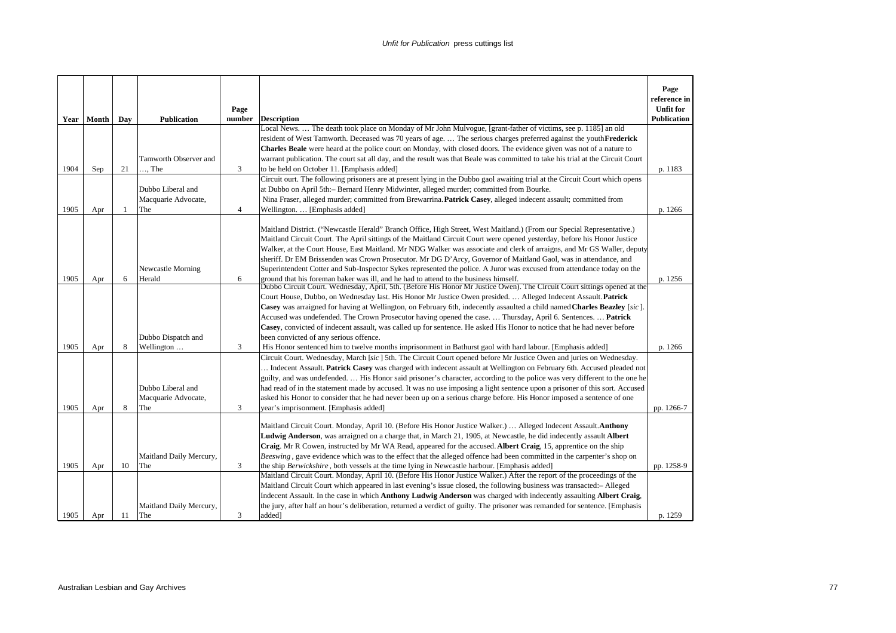| Year | Month | Day | Publication | Page number | Description | Page reference in Unfit for Publication |
|---|---|---|---|---|---|---|
| 1904 | Sep | 21 | Tamworth Observer and …, The | 3 | Local News. … The death took place on Monday of Mr John Mulvogue, [grant-father of victims, see p. 1185] an old resident of West Tamworth. Deceased was 70 years of age. … The serious charges preferred against the youth **Frederick Charles Beale** were heard at the police court on Monday, with closed doors. The evidence given was not of a nature to warrant publication. The court sat all day, and the result was that Beale was committed to take his trial at the Circuit Court to be held on October 11. [Emphasis added] | p. 1183 |
| 1905 | Apr | 1 | Dubbo Liberal and Macquarie Advocate, The | 4 | Circuit ourt. The following prisoners are at present lying in the Dubbo gaol awaiting trial at the Circuit Court which opens at Dubbo on April 5th:– Bernard Henry Midwinter, alleged murder; committed from Bourke. Nina Fraser, alleged murder; committed from Brewarrina. **Patrick Casey**, alleged indecent assault; committed from Wellington. … [Emphasis added] | p. 1266 |
| 1905 | Apr | 6 | Newcastle Morning Herald | 6 | Maitland District. ("Newcastle Herald" Branch Office, High Street, West Maitland.) (From our Special Representative.) Maitland Circuit Court. The April sittings of the Maitland Circuit Court were opened yesterday, before his Honor Justice Walker, at the Court House, East Maitland. Mr NDG Walker was associate and clerk of arraigns, and Mr GS Waller, deputy sheriff. Dr EM Brissenden was Crown Prosecutor. Mr DG D'Arcy, Governor of Maitland Gaol, was in attendance, and Superintendent Cotter and Sub-Inspector Sykes represented the police. A Juror was excused from attendance today on the ground that his foreman baker was ill, and he had to attend to the business himself. | p. 1256 |
| 1905 | Apr | 8 | Dubbo Dispatch and Wellington … | 3 | Dubbo Circuit Court. Wednesday, April, 5th. (Before His Honor Mr Justice Owen). The Circuit Court sittings opened at the Court House, Dubbo, on Wednesday last. His Honor Mr Justice Owen presided. … Alleged Indecent Assault. **Patrick Casey** was arraigned for having at Wellington, on February 6th, indecently assaulted a child named **Charles Beazley** [*sic*]. Accused was undefended. The Crown Prosecutor having opened the case. … Thursday, April 6. Sentences. … **Patrick Casey**, convicted of indecent assault, was called up for sentence. He asked His Honor to notice that he had never before been convicted of any serious offence. His Honor sentenced him to twelve months imprisonment in Bathurst gaol with hard labour. [Emphasis added] | p. 1266 |
| 1905 | Apr | 8 | Dubbo Liberal and Macquarie Advocate, The | 3 | Circuit Court. Wednesday, March [*sic*] 5th. The Circuit Court opened before Mr Justice Owen and juries on Wednesday. … Indecent Assault. **Patrick Casey** was charged with indecent assault at Wellington on February 6th. Accused pleaded not guilty, and was undefended. … His Honor said prisoner's character, according to the police was very different to the one he had read of in the statement made by accused. It was no use imposing a light sentence upon a prisoner of this sort. Accused asked his Honor to consider that he had never been up on a serious charge before. His Honor imposed a sentence of one year's imprisonment. [Emphasis added] | pp. 1266-7 |
| 1905 | Apr | 10 | Maitland Daily Mercury, The | 3 | Maitland Circuit Court. Monday, April 10. (Before His Honor Justice Walker.) … Alleged Indecent Assault. **Anthony Ludwig Anderson**, was arraigned on a charge that, in March 21, 1905, at Newcastle, he did indecently assault **Albert Craig**. Mr R Cowen, instructed by Mr WA Read, appeared for the accused. **Albert Craig**, 15, apprentice on the ship *Beeswing*, gave evidence which was to the effect that the alleged offence had been committed in the carpenter's shop on the ship *Berwickshire*, both vessels at the time lying in Newcastle harbour. [Emphasis added] | pp. 1258-9 |
| 1905 | Apr | 11 | Maitland Daily Mercury, The | 3 | Maitland Circuit Court. Monday, April 10. (Before His Honor Justice Walker.) After the report of the proceedings of the Maitland Circuit Court which appeared in last evening's issue closed, the following business was transacted:– Alleged Indecent Assault. In the case in which **Anthony Ludwig Anderson** was charged with indecently assaulting **Albert Craig**, the jury, after half an hour's deliberation, returned a verdict of guilty. The prisoner was remanded for sentence. [Emphasis added] | p. 1259 |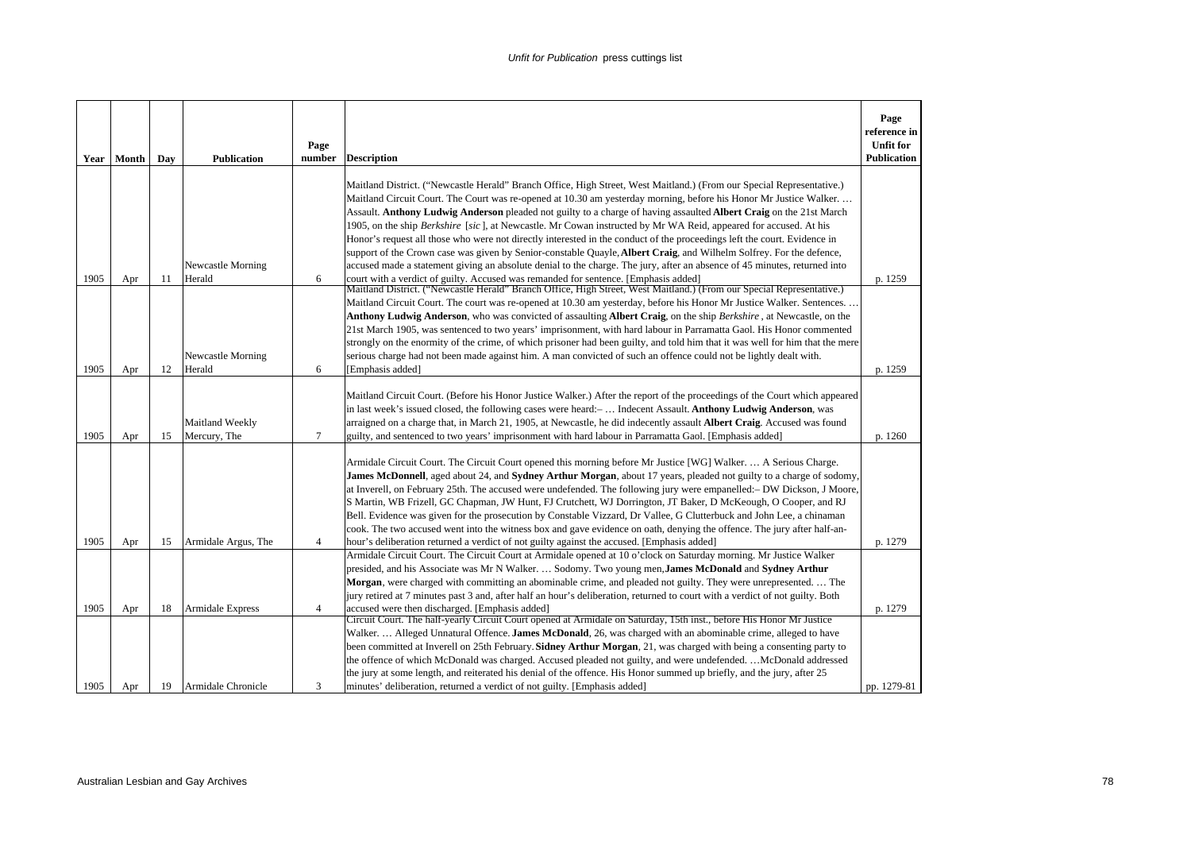| Year | Month | Day | Publication | Page number | Description | Page reference in Unfit for Publication |
|---|---|---|---|---|---|---|
| 1905 | Apr | 11 | Newcastle Morning Herald | 6 | Maitland District. ("Newcastle Herald" Branch Office, High Street, West Maitland.) (From our Special Representative.) Maitland Circuit Court. The Court was re-opened at 10.30 am yesterday morning, before his Honor Mr Justice Walker. … Assault. **Anthony Ludwig Anderson** pleaded not guilty to a charge of having assaulted **Albert Craig** on the 21st March 1905, on the ship *Berkshire* [*sic*], at Newcastle. Mr Cowan instructed by Mr WA Reid, appeared for accused. At his Honor's request all those who were not directly interested in the conduct of the proceedings left the court. Evidence in support of the Crown case was given by Senior-constable Quayle, **Albert Craig**, and Wilhelm Solfrey. For the defence, accused made a statement giving an absolute denial to the charge. The jury, after an absence of 45 minutes, returned into court with a verdict of guilty. Accused was remanded for sentence. [Emphasis added] | p. 1259 |
| 1905 | Apr | 12 | Newcastle Morning Herald | 6 | Maitland District. ("Newcastle Herald" Branch Office, High Street, West Maitland.) (From our Special Representative.) Maitland Circuit Court. The court was re-opened at 10.30 am yesterday, before his Honor Mr Justice Walker. Sentences. … **Anthony Ludwig Anderson**, who was convicted of assaulting **Albert Craig**, on the ship *Berkshire*, at Newcastle, on the 21st March 1905, was sentenced to two years' imprisonment, with hard labour in Parramatta Gaol. His Honor commented strongly on the enormity of the crime, of which prisoner had been guilty, and told him that it was well for him that the mere serious charge had not been made against him. A man convicted of such an offence could not be lightly dealt with. [Emphasis added] | p. 1259 |
| 1905 | Apr | 15 | Maitland Weekly Mercury, The | 7 | Maitland Circuit Court. (Before his Honor Justice Walker.) After the report of the proceedings of the Court which appeared in last week's issued closed, the following cases were heard:– … Indecent Assault. **Anthony Ludwig Anderson**, was arraigned on a charge that, in March 21, 1905, at Newcastle, he did indecently assault **Albert Craig**. Accused was found guilty, and sentenced to two years' imprisonment with hard labour in Parramatta Gaol. [Emphasis added] | p. 1260 |
| 1905 | Apr | 15 | Armidale Argus, The | 4 | Armidale Circuit Court. The Circuit Court opened this morning before Mr Justice [WG] Walker. … A Serious Charge. **James McDonnell**, aged about 24, and **Sydney Arthur Morgan**, about 17 years, pleaded not guilty to a charge of sodomy, at Inverell, on February 25th. The accused were undefended. The following jury were empanelled:– DW Dickson, J Moore, S Martin, WB Frizell, GC Chapman, JW Hunt, FJ Crutchett, WJ Dorrington, JT Baker, D McKeough, O Cooper, and RJ Bell. Evidence was given for the prosecution by Constable Vizzard, Dr Vallee, G Clutterbuck and John Lee, a chinaman cook. The two accused went into the witness box and gave evidence on oath, denying the offence. The jury after half-an-hour's deliberation returned a verdict of not guilty against the accused. [Emphasis added] | p. 1279 |
| 1905 | Apr | 18 | Armidale Express | 4 | Armidale Circuit Court. The Circuit Court at Armidale opened at 10 o'clock on Saturday morning. Mr Justice Walker presided, and his Associate was Mr N Walker. … Sodomy. Two young men, **James McDonald** and **Sydney Arthur Morgan**, were charged with committing an abominable crime, and pleaded not guilty. They were unrepresented. … The jury retired at 7 minutes past 3 and, after half an hour's deliberation, returned to court with a verdict of not guilty. Both accused were then discharged. [Emphasis added] | p. 1279 |
| 1905 | Apr | 19 | Armidale Chronicle | 3 | Circuit Court. The half-yearly Circuit Court opened at Armidale on Saturday, 15th inst., before His Honor Mr Justice Walker. … Alleged Unnatural Offence. **James McDonald**, 26, was charged with an abominable crime, alleged to have been committed at Inverell on 25th February. **Sidney Arthur Morgan**, 21, was charged with being a consenting party to the offence of which McDonald was charged. Accused pleaded not guilty, and were undefended. …McDonald addressed the jury at some length, and reiterated his denial of the offence. His Honor summed up briefly, and the jury, after 25 minutes' deliberation, returned a verdict of not guilty. [Emphasis added] | pp. 1279-81 |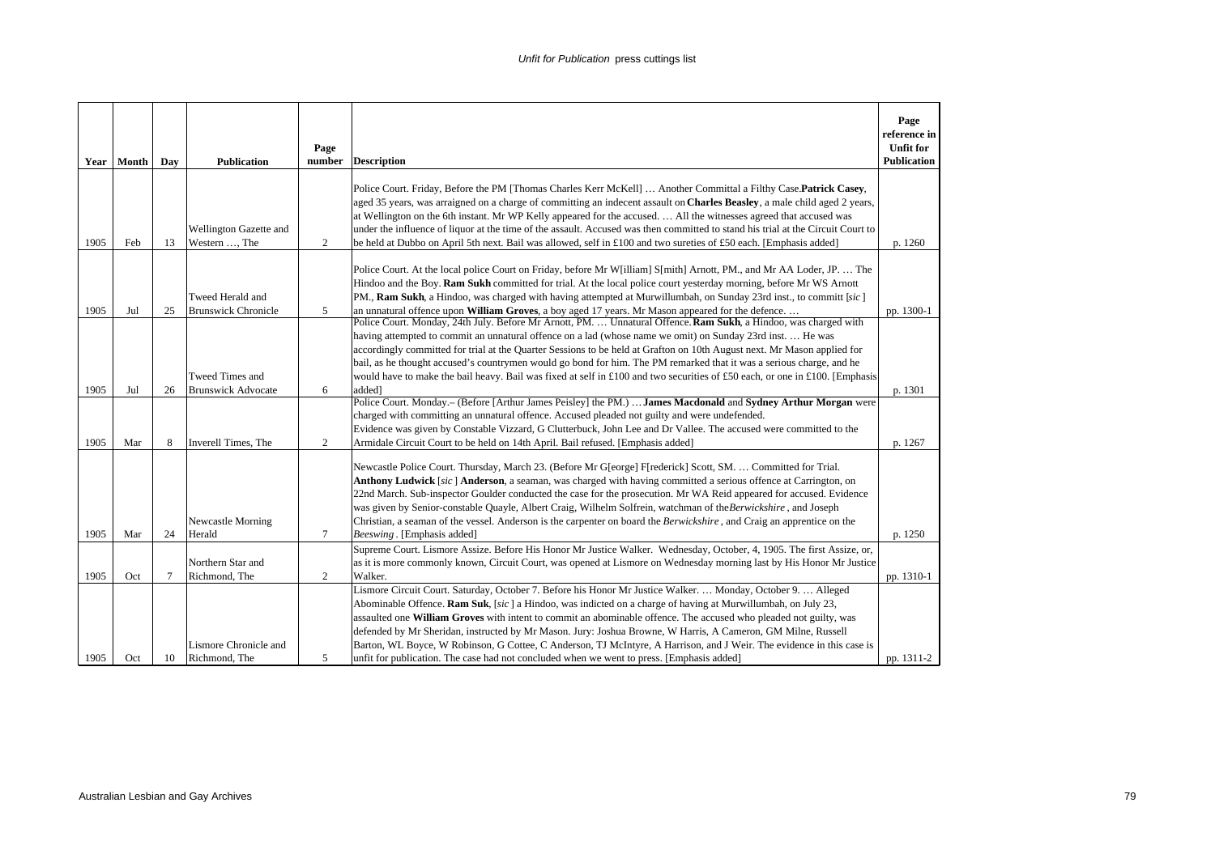| Year | Month | Day | Publication | Page number | Description | Page reference in Unfit for Publication |
|---|---|---|---|---|---|---|
| 1905 | Feb | 13 | Wellington Gazette and Western …, The | 2 | Police Court. Friday, Before the PM [Thomas Charles Kerr McKell] … Another Committal a Filthy Case. **Patrick Casey**, aged 35 years, was arraigned on a charge of committing an indecent assault on **Charles Beasley**, a male child aged 2 years, at Wellington on the 6th instant. Mr WP Kelly appeared for the accused. … All the witnesses agreed that accused was under the influence of liquor at the time of the assault. Accused was then committed to stand his trial at the Circuit Court to be held at Dubbo on April 5th next. Bail was allowed, self in £100 and two sureties of £50 each. [Emphasis added] | p. 1260 |
| 1905 | Jul | 25 | Tweed Herald and Brunswick Chronicle | 5 | Police Court. At the local police Court on Friday, before Mr W[illiam] S[mith] Arnott, PM., and Mr AA Loder, JP. … The Hindoo and the Boy. **Ram Sukh** committed for trial. At the local police court yesterday morning, before Mr WS Arnott PM., **Ram Sukh**, a Hindoo, was charged with having attempted at Murwillumbah, on Sunday 23rd inst., to committ [*sic*] an unnatural offence upon **William Groves**, a boy aged 17 years. Mr Mason appeared for the defence. … | pp. 1300-1 |
| 1905 | Jul | 26 | Tweed Times and Brunswick Advocate | 6 | Police Court. Monday, 24th July. Before Mr Arnott, PM. … Unnatural Offence. **Ram Sukh**, a Hindoo, was charged with having attempted to commit an unnatural offence on a lad (whose name we omit) on Sunday 23rd inst. … He was accordingly committed for trial at the Quarter Sessions to be held at Grafton on 10th August next. Mr Mason applied for bail, as he thought accused's countrymen would go bond for him. The PM remarked that it was a serious charge, and he would have to make the bail heavy. Bail was fixed at self in £100 and two securities of £50 each, or one in £100. [Emphasis added] | p. 1301 |
| 1905 | Mar | 8 | Inverell Times, The | 2 | Police Court. Monday.– (Before [Arthur James Peisley] the PM.) … **James Macdonald** and **Sydney Arthur Morgan** were charged with committing an unnatural offence. Accused pleaded not guilty and were undefended. Evidence was given by Constable Vizzard, G Clutterbuck, John Lee and Dr Vallee. The accused were committed to the Armidale Circuit Court to be held on 14th April. Bail refused. [Emphasis added] | p. 1267 |
| 1905 | Mar | 24 | Newcastle Morning Herald | 7 | Newcastle Police Court. Thursday, March 23. (Before Mr G[eorge] F[rederick] Scott, SM. … Committed for Trial. **Anthony Ludwick** [*sic*] **Anderson**, a seaman, was charged with having committed a serious offence at Carrington, on 22nd March. Sub-inspector Goulder conducted the case for the prosecution. Mr WA Reid appeared for accused. Evidence was given by Senior-constable Quayle, Albert Craig, Wilhelm Solfrein, watchman of the *Berwickshire*, and Joseph Christian, a seaman of the vessel. Anderson is the carpenter on board the *Berwickshire*, and Craig an apprentice on the *Beeswing*. [Emphasis added] | p. 1250 |
| 1905 | Oct | 7 | Northern Star and Richmond, The | 2 | Supreme Court. Lismore Assize. Before His Honor Mr Justice Walker. Wednesday, October, 4, 1905. The first Assize, or, as it is more commonly known, Circuit Court, was opened at Lismore on Wednesday morning last by His Honor Mr Justice Walker. | pp. 1310-1 |
| 1905 | Oct | 10 | Lismore Chronicle and Richmond, The | 5 | Lismore Circuit Court. Saturday, October 7. Before his Honor Mr Justice Walker. … Monday, October 9. … Alleged Abominable Offence. **Ram Suk**, [*sic*] a Hindoo, was indicted on a charge of having at Murwillumbah, on July 23, assaulted one **William Groves** with intent to commit an abominable offence. The accused who pleaded not guilty, was defended by Mr Sheridan, instructed by Mr Mason. Jury: Joshua Browne, W Harris, A Cameron, GM Milne, Russell Barton, WL Boyce, W Robinson, G Cottee, C Anderson, TJ McIntyre, A Harrison, and J Weir. The evidence in this case is unfit for publication. The case had not concluded when we went to press. [Emphasis added] | pp. 1311-2 |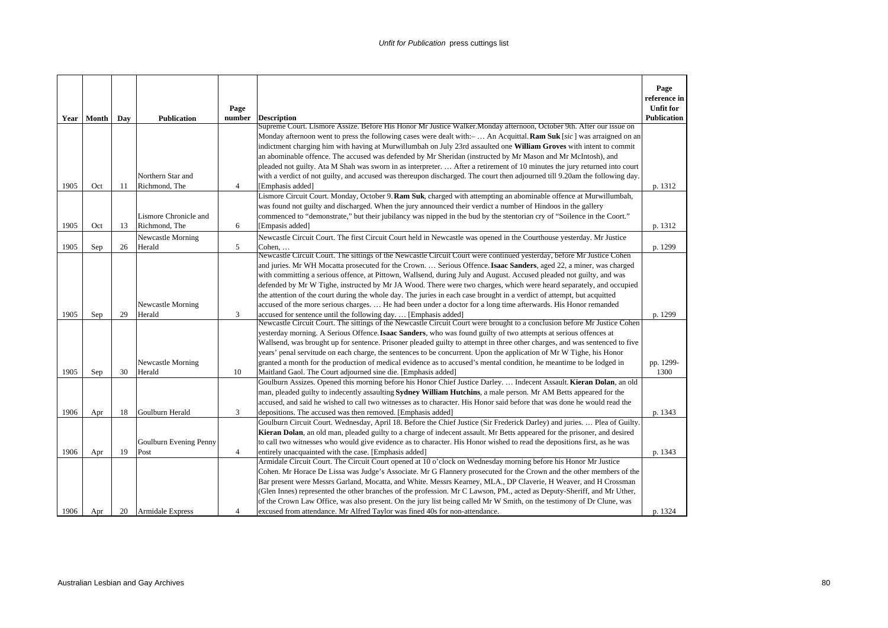| Year | Month | Day | Publication | Page number | Description | Page reference in Unfit for Publication |
|---|---|---|---|---|---|---|
| 1905 | Oct | 11 | Northern Star and Richmond, The | 4 | Supreme Court. Lismore Assize. Before His Honor Mr Justice Walker.Monday afternoon, October 9th. After our issue on Monday afternoon went to press the following cases were dealt with:– … An Acquittal. **Ram Suk** [*sic*] was arraigned on an indictment charging him with having at Murwillumbah on July 23rd assaulted one **William Groves** with intent to commit an abominable offence. The accused was defended by Mr Sheridan (instructed by Mr Mason and Mr McIntosh), and pleaded not guilty. Ata M Shah was sworn in as interpreter. … After a retirement of 10 minutes the jury returned into court with a verdict of not guilty, and accused was thereupon discharged. The court then adjourned till 9.20am the following day. [Emphasis added] | p. 1312 |
| 1905 | Oct | 13 | Lismore Chronicle and Richmond, The | 6 | Lismore Circuit Court. Monday, October 9. **Ram Suk**, charged with attempting an abominable offence at Murwillumbah, was found not guilty and discharged. When the jury announced their verdict a number of Hindoos in the gallery commenced to "demonstrate," but their jubilancy was nipped in the bud by the stentorian cry of "Soilence in the Coort." [Empasis added] | p. 1312 |
| 1905 | Sep | 26 | Newcastle Morning Herald | 5 | Newcastle Circuit Court. The first Circuit Court held in Newcastle was opened in the Courthouse yesterday. Mr Justice Cohen, … | p. 1299 |
| 1905 | Sep | 29 | Newcastle Morning Herald | 3 | Newcastle Circuit Court. The sittings of the Newcastle Circuit Court were continued yesterday, before Mr Justice Cohen and juries. Mr WH Mocatta prosecuted for the Crown. … Serious Offence. **Isaac Sanders**, aged 22, a miner, was charged with committing a serious offence, at Pittown, Wallsend, during July and August. Accused pleaded not guilty, and was defended by Mr W Tighe, instructed by Mr JA Wood. There were two charges, which were heard separately, and occupied the attention of the court during the whole day. The juries in each case brought in a verdict of attempt, but acquitted accused of the more serious charges. … He had been under a doctor for a long time afterwards. His Honor remanded accused for sentence until the following day. … [Emphasis added] | p. 1299 |
| 1905 | Sep | 30 | Newcastle Morning Herald | 10 | Newcastle Circuit Court. The sittings of the Newcastle Circuit Court were brought to a conclusion before Mr Justice Cohen yesterday morning. A Serious Offence. **Isaac Sanders**, who was found guilty of two attempts at serious offences at Wallsend, was brought up for sentence. Prisoner pleaded guilty to attempt in three other charges, and was sentenced to five years' penal servitude on each charge, the sentences to be concurrent. Upon the application of Mr W Tighe, his Honor granted a month for the production of medical evidence as to accused's mental condition, he meantime to be lodged in Maitland Gaol. The Court adjourned sine die. [Emphasis added] | pp. 1299-1300 |
| 1906 | Apr | 18 | Goulburn Herald | 3 | Goulburn Assizes. Opened this morning before his Honor Chief Justice Darley. … Indecent Assault. **Kieran Dolan**, an old man, pleaded guilty to indecently assaulting **Sydney William Hutchins**, a male person. Mr AM Betts appeared for the accused, and said he wished to call two witnesses as to character. His Honor said before that was done he would read the depositions. The accused was then removed. [Emphasis added] | p. 1343 |
| 1906 | Apr | 19 | Goulburn Evening Penny Post | 4 | Goulburn Circuit Court. Wednesday, April 18. Before the Chief Justice (Sir Frederick Darley) and juries. … Plea of Guilty. **Kieran Dolan**, an old man, pleaded guilty to a charge of indecent assault. Mr Betts appeared for the prisoner, and desired to call two witnesses who would give evidence as to character. His Honor wished to read the depositions first, as he was entirely unacquainted with the case. [Emphasis added] | p. 1343 |
| 1906 | Apr | 20 | Armidale Express | 4 | Armidale Circuit Court. The Circuit Court opened at 10 o'clock on Wednesday morning before his Honor Mr Justice Cohen. Mr Horace De Lissa was Judge's Associate. Mr G Flannery prosecuted for the Crown and the other members of the Bar present were Messrs Garland, Mocatta, and White. Messrs Kearney, MLA., DP Claverie, H Weaver, and H Crossman (Glen Innes) represented the other branches of the profession. Mr C Lawson, PM., acted as Deputy-Sheriff, and Mr Uther, of the Crown Law Office, was also present. On the jury list being called Mr W Smith, on the testimony of Dr Clune, was excused from attendance. Mr Alfred Taylor was fined 40s for non-attendance. | p. 1324 |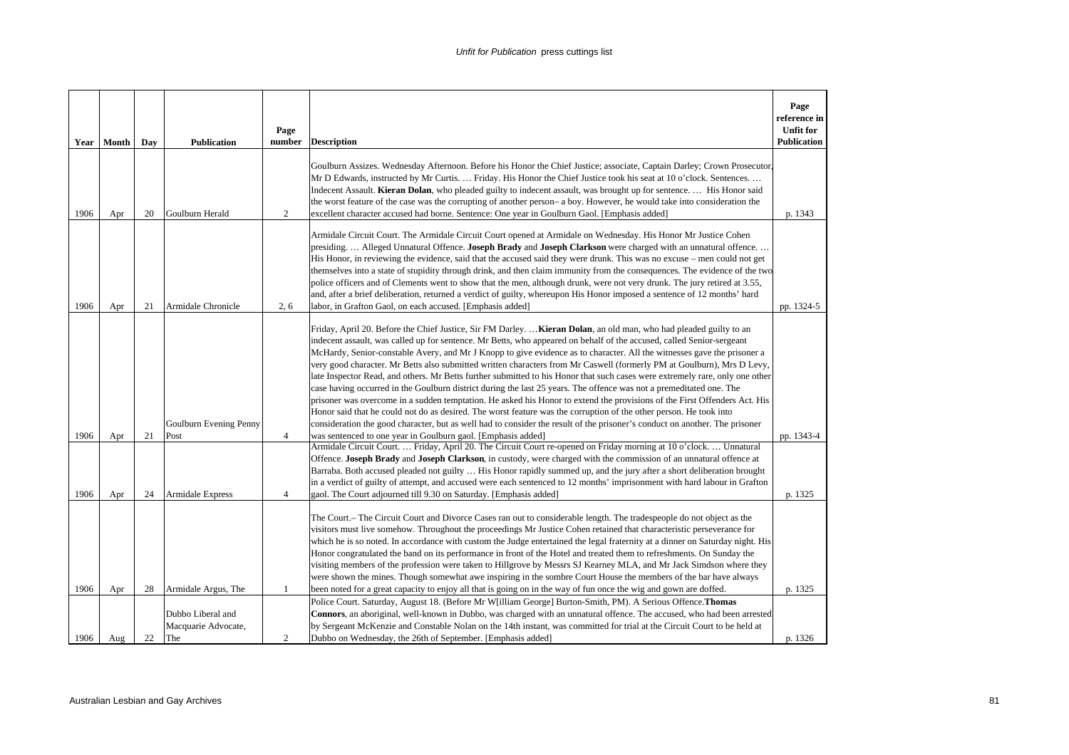| Year | Month | Day | Publication | Page number | Description | Page reference in Unfit for Publication |
|---|---|---|---|---|---|---|
| 1906 | Apr | 20 | Goulburn Herald | 2 | Goulburn Assizes. Wednesday Afternoon. Before his Honor the Chief Justice; associate, Captain Darley; Crown Prosecutor, Mr D Edwards, instructed by Mr Curtis. … Friday. His Honor the Chief Justice took his seat at 10 o'clock. Sentences. … Indecent Assault. **Kieran Dolan**, who pleaded guilty to indecent assault, was brought up for sentence. … His Honor said the worst feature of the case was the corrupting of another person– a boy. However, he would take into consideration the excellent character accused had borne. Sentence: One year in Goulburn Gaol. [Emphasis added] | p. 1343 |
| 1906 | Apr | 21 | Armidale Chronicle | 2, 6 | Armidale Circuit Court. The Armidale Circuit Court opened at Armidale on Wednesday. His Honor Mr Justice Cohen presiding. … Alleged Unnatural Offence. **Joseph Brady** and **Joseph Clarkson** were charged with an unnatural offence. … His Honor, in reviewing the evidence, said that the accused said they were drunk. This was no excuse – men could not get themselves into a state of stupidity through drink, and then claim immunity from the consequences. The evidence of the two police officers and of Clements went to show that the men, although drunk, were not very drunk. The jury retired at 3.55, and, after a brief deliberation, returned a verdict of guilty, whereupon His Honor imposed a sentence of 12 months' hard labor, in Grafton Gaol, on each accused. [Emphasis added] | pp. 1324-5 |
| 1906 | Apr | 21 | Goulburn Evening Penny Post | 4 | Friday, April 20. Before the Chief Justice, Sir FM Darley. …**Kieran Dolan**, an old man, who had pleaded guilty to an indecent assault, was called up for sentence. Mr Betts, who appeared on behalf of the accused, called Senior-sergeant McHardy, Senior-constable Avery, and Mr J Knopp to give evidence as to character. All the witnesses gave the prisoner a very good character. Mr Betts also submitted written characters from Mr Caswell (formerly PM at Goulburn), Mrs D Levy, late Inspector Read, and others. Mr Betts further submitted to his Honor that such cases were extremely rare, only one other case having occurred in the Goulburn district during the last 25 years. The offence was not a premeditated one. The prisoner was overcome in a sudden temptation. He asked his Honor to extend the provisions of the First Offenders Act. His Honor said that he could not do as desired. The worst feature was the corruption of the other person. He took into consideration the good character, but as well had to consider the result of the prisoner's conduct on another. The prisoner was sentenced to one year in Goulburn gaol. [Emphasis added] | pp. 1343-4 |
| 1906 | Apr | 24 | Armidale Express | 4 | Armidale Circuit Court. … Friday, April 20. The Circuit Court re-opened on Friday morning at 10 o'clock. … Unnatural Offence. **Joseph Brady** and **Joseph Clarkson**, in custody, were charged with the commission of an unnatural offence at Barraba. Both accused pleaded not guilty … His Honor rapidly summed up, and the jury after a short deliberation brought in a verdict of guilty of attempt, and accused were each sentenced to 12 months' imprisonment with hard labour in Grafton gaol. The Court adjourned till 9.30 on Saturday. [Emphasis added] | p. 1325 |
| 1906 | Apr | 28 | Armidale Argus, The | 1 | The Court.– The Circuit Court and Divorce Cases ran out to considerable length. The tradespeople do not object as the visitors must live somehow. Throughout the proceedings Mr Justice Cohen retained that characteristic perseverance for which he is so noted. In accordance with custom the Judge entertained the legal fraternity at a dinner on Saturday night. His Honor congratulated the band on its performance in front of the Hotel and treated them to refreshments. On Sunday the visiting members of the profession were taken to Hillgrove by Messrs SJ Kearney MLA, and Mr Jack Simdson where they were shown the mines. Though somewhat awe inspiring in the sombre Court House the members of the bar have always been noted for a great capacity to enjoy all that is going on in the way of fun once the wig and gown are doffed. | p. 1325 |
| 1906 | Aug | 22 | Dubbo Liberal and Macquarie Advocate, The | 2 | Police Court. Saturday, August 18. (Before Mr W[illiam George] Burton-Smith, PM). A Serious Offence.**Thomas Connors**, an aboriginal, well-known in Dubbo, was charged with an unnatural offence. The accused, who had been arrested by Sergeant McKenzie and Constable Nolan on the 14th instant, was committed for trial at the Circuit Court to be held at Dubbo on Wednesday, the 26th of September. [Emphasis added] | p. 1326 |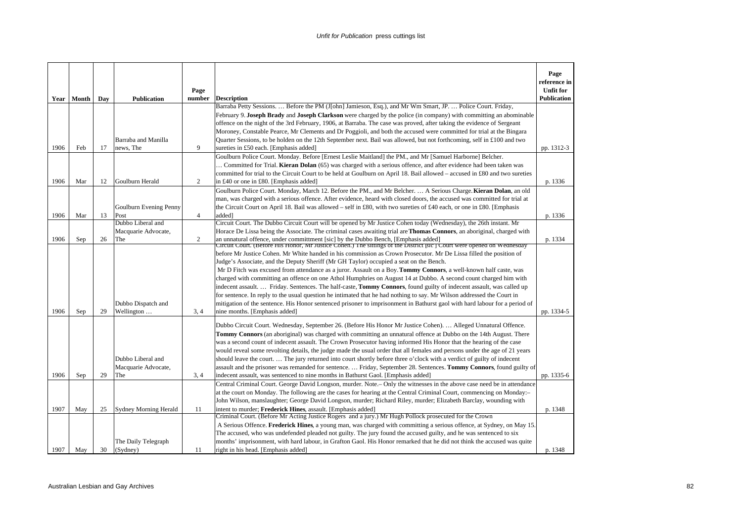| Year | Month | Day | Publication | Page number | Description | Page reference in Unfit for Publication |
|---|---|---|---|---|---|---|
| 1906 | Feb | 17 | Barraba and Manilla news, The | 9 | Barraba Petty Sessions. … Before the PM (J[ohn] Jamieson, Esq.), and Mr Wm Smart, JP. … Police Court. Friday, February 9. **Joseph Brady** and **Joseph Clarkson** were charged by the police (in company) with committing an abominable offence on the night of the 3rd February, 1906, at Barraba. The case was proved, after taking the evidence of Sergeant Moroney, Constable Pearce, Mr Clements and Dr Poggioli, and both the accused were committed for trial at the Bingara Quarter Sessions, to be holden on the 12th September next. Bail was allowed, but not forthcoming, self in £100 and two sureties in £50 each. [Emphasis added] | pp. 1312-3 |
| 1906 | Mar | 12 | Goulburn Herald | 2 | Goulburn Police Court. Monday. Before [Ernest Leslie Maitland] the PM., and Mr [Samuel Harborne] Belcher. … Committed for Trial. **Kieran Dolan** (65) was charged with a serious offence, and after evidence had been taken was committed for trial to the Circuit Court to be held at Goulburn on April 18. Bail allowed – accused in £80 and two sureties in £40 or one in £80. [Emphasis added] | p. 1336 |
| 1906 | Mar | 13 | Goulburn Evening Penny Post | 4 | Goulburn Police Court. Monday, March 12. Before the PM., and Mr Belcher. … A Serious Charge. **Kieran Dolan**, an old man, was charged with a serious offence. After evidence, heard with closed doors, the accused was committed for trial at the Circuit Court on April 18. Bail was allowed – self in £80, with two sureties of £40 each, or one in £80. [Emphasis added] | p. 1336 |
| 1906 | Sep | 26 | Dubbo Liberal and Macquarie Advocate, The | 2 | Circuit Court. The Dubbo Circuit Court will be opened by Mr Justice Cohen today (Wednesday), the 26th instant. Mr Horace De Lissa being the Associate. The criminal cases awaiting trial are **Thomas Connors**, an aboriginal, charged with an unnatural offence, under committment [sic] by the Dubbo Bench, [Emphasis added] | p. 1334 |
| 1906 | Sep | 29 | Dubbo Dispatch and Wellington … | 3, 4 | Circuit Court. (Before His Honor, Mr Justice Cohen.) The sittings of the District [*sic*] Court were opened on Wednesday before Mr Justice Cohen. Mr White handed in his commission as Crown Prosecutor. Mr De Lissa filled the position of Judge's Associate, and the Deputy Sheriff (Mr GH Taylor) occupied a seat on the Bench. Mr D Fitch was excused from attendance as a juror. Assault on a Boy. **Tommy Connors**, a well-known half caste, was charged with committing an offence on one Athol Humphries on August 14 at Dubbo. A second count charged him with indecent assault. … Friday. Sentences. The half-caste, **Tommy Connors**, found guilty of indecent assault, was called up for sentence. In reply to the usual question he intimated that he had nothing to say. Mr Wilson addressed the Court in mitigation of the sentence. His Honor sentenced prisoner to imprisonment in Bathurst gaol with hard labour for a period of nine months. [Emphasis added] | pp. 1334-5 |
| 1906 | Sep | 29 | Dubbo Liberal and Macquarie Advocate, The | 3, 4 | Dubbo Circuit Court. Wednesday, September 26. (Before His Honor Mr Justice Cohen). … Alleged Unnatural Offence. **Tommy Connors** (an aboriginal) was charged with committing an unnatural offence at Dubbo on the 14th August. There was a second count of indecent assault. The Crown Prosecutor having informed His Honor that the hearing of the case would reveal some revolting details, the judge made the usual order that all females and persons under the age of 21 years should leave the court. … The jury returned into court shortly before three o'clock with a verdict of guilty of indecent assault and the prisoner was remanded for sentence. … Friday, September 28. Sentences. **Tommy Connors**, found guilty of indecent assault, was sentenced to nine months in Bathurst Gaol. [Emphasis added] | pp. 1335-6 |
| 1907 | May | 25 | Sydney Morning Herald | 11 | Central Criminal Court. George David Longson, murder. Note.– Only the witnesses in the above case need be in attendance at the court on Monday. The following are the cases for hearing at the Central Criminal Court, commencing on Monday:– John Wilson, manslaughter; George David Longson, murder; Richard Riley, murder; Elizabeth Barclay, wounding with intent to murder; **Frederick Hines**, assault. [Emphasis added] | p. 1348 |
| 1907 | May | 30 | The Daily Telegraph (Sydney) | 11 | Criminal Court. (Before Mr Acting Justice Rogers and a jury.) Mr Hugh Pollock prosecuted for the Crown. A Serious Offence. **Frederick Hines**, a young man, was charged with committing a serious offence, at Sydney, on May 15. The accused, who was undefended pleaded not guilty. The jury found the accused guilty, and he was sentenced to six months' imprisonment, with hard labour, in Grafton Gaol. His Honor remarked that he did not think the accused was quite right in his head. [Emphasis added] | p. 1348 |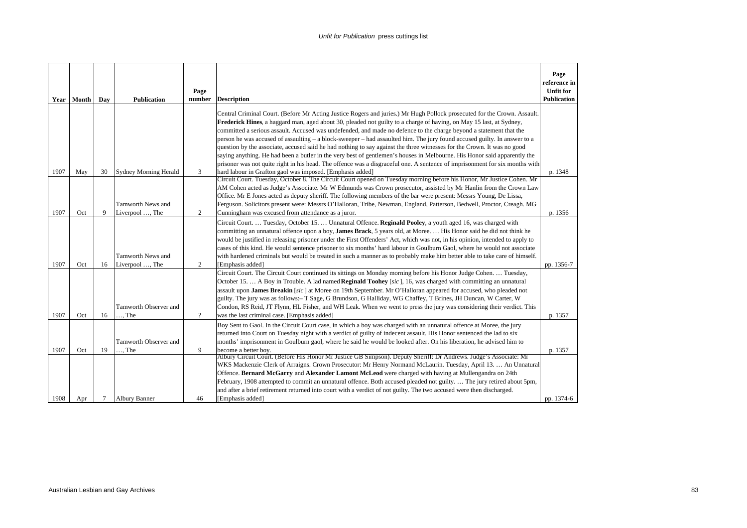| Year | Month | Day | Publication | Page number | Description | Page reference in Unfit for Publication |
|---|---|---|---|---|---|---|
| 1907 | May | 30 | Sydney Morning Herald | 3 | Central Criminal Court. (Before Mr Acting Justice Rogers and juries.) Mr Hugh Pollock prosecuted for the Crown. Assault. **Frederick Hines**, a haggard man, aged about 30, pleaded not guilty to a charge of having, on May 15 last, at Sydney, committed a serious assault. Accused was undefended, and made no defence to the charge beyond a statement that the person he was accused of assaulting – a block-sweeper – had assaulted him. The jury found accused guilty. In answer to a question by the associate, accused said he had nothing to say against the three witnesses for the Crown. It was no good saying anything. He had been a butler in the very best of gentlemen's houses in Melbourne. His Honor said apparently the prisoner was not quite right in his head. The offence was a disgraceful one. A sentence of imprisonment for six months with hard labour in Grafton gaol was imposed. [Emphasis added] | p. 1348 |
| 1907 | Oct | 9 | Tamworth News and Liverpool …, The | 2 | Circuit Court. Tuesday, October 8. The Circuit Court opened on Tuesday morning before his Honor, Mr Justice Cohen. Mr AM Cohen acted as Judge's Associate. Mr W Edmunds was Crown prosecutor, assisted by Mr Hanlin from the Crown Law Office. Mr E Jones acted as deputy sheriff. The following members of the bar were present: Messrs Young, De Lissa, Ferguson. Solicitors present were: Messrs O'Halloran, Tribe, Newman, England, Patterson, Bedwell, Proctor, Creagh. MG Cunningham was excused from attendance as a juror. | p. 1356 |
| 1907 | Oct | 16 | Tamworth News and Liverpool …, The | 2 | Circuit Court. … Tuesday, October 15. … Unnatural Offence. **Reginald Pooley**, a youth aged 16, was charged with committing an unnatural offence upon a boy, **James Brack**, 5 years old, at Moree. … His Honor said he did not think he would be justified in releasing prisoner under the First Offenders' Act, which was not, in his opinion, intended to apply to cases of this kind. He would sentence prisoner to six months' hard labour in Goulburn Gaol, where he would not associate with hardened criminals but would be treated in such a manner as to probably make him better able to take care of himself. [Emphasis added] | pp. 1356-7 |
| 1907 | Oct | 16 | Tamworth Observer and …, The | ? | Circuit Court. The Circuit Court continued its sittings on Monday morning before his Honor Judge Cohen. … Tuesday, October 15. … A Boy in Trouble. A lad named **Reginald Toohey** [*sic* ], 16, was charged with committing an unnatural assault upon **James Breakin** [*sic* ] at Moree on 19th September. Mr O'Halloran appeared for accused, who pleaded not guilty. The jury was as follows:– T Sage, G Brundson, G Halliday, WG Chaffey, T Brines, JH Duncan, W Carter, W Condon, RS Reid, JT Flynn, HL Fisher, and WH Leak. When we went to press the jury was considering their verdict. This was the last criminal case. [Emphasis added] | p. 1357 |
| 1907 | Oct | 19 | Tamworth Observer and …, The | 9 | Boy Sent to Gaol. In the Circuit Court case, in which a boy was charged with an unnatural offence at Moree, the jury returned into Court on Tuesday night with a verdict of guilty of indecent assault. His Honor sentenced the lad to six months' imprisonment in Goulburn gaol, where he said he would be looked after. On his liberation, he advised him to become a better boy. | p. 1357 |
| 1908 | Apr | 7 | Albury Banner | 46 | Albury Circuit Court. (Before His Honor Mr Justice GB Simpson). Deputy Sheriff: Dr Andrews. Judge's Associate: Mr WKS Mackenzie Clerk of Arraigns. Crown Prosecutor: Mr Henry Normand McLaurin. Tuesday, April 13. … An Unnatural Offence. **Bernard McGarry** and **Alexander Lamont McLeod** were charged with having at Mullengandra on 24th February, 1908 attempted to commit an unnatural offence. Both accused pleaded not guilty. … The jury retired about 5pm, and after a brief retirement returned into court with a verdict of not guilty. The two accused were then discharged. [Emphasis added] | pp. 1374-6 |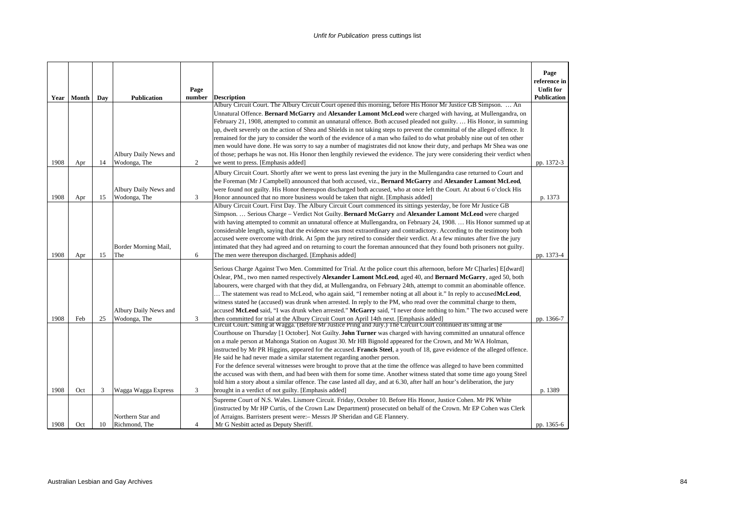| Year | Month | Day | Publication | Page number | Description | Page reference in Unfit for Publication |
|---|---|---|---|---|---|---|
| 1908 | Apr | 14 | Albury Daily News and Wodonga, The | 2 | Albury Circuit Court. The Albury Circuit Court opened this morning, before His Honor Mr Justice GB Simpson. … An Unnatural Offence. **Bernard McGarry** and **Alexander Lamont McLeod** were charged with having, at Mullengandra, on February 21, 1908, attempted to commit an unnatural offence. Both accused pleaded not guilty. … His Honor, in summing up, dwelt severely on the action of Shea and Shields in not taking steps to prevent the committal of the alleged offence. It remained for the jury to consider the worth of the evidence of a man who failed to do what probably nine out of ten other men would have done. He was sorry to say a number of magistrates did not know their duty, and perhaps Mr Shea was one of those; perhaps he was not. His Honor then lengthily reviewed the evidence. The jury were considering their verdict when we went to press. [Emphasis added] | pp. 1372-3 |
| 1908 | Apr | 15 | Albury Daily News and Wodonga, The | 3 | Albury Circuit Court. Shortly after we went to press last evening the jury in the Mullengandra case returned to Court and the Foreman (Mr J Campbell) announced that both accused, viz., **Bernard McGarry** and **Alexander Lamont McLeod**, were found not guilty. His Honor thereupon discharged both accused, who at once left the Court. At about 6 o'clock His Honor announced that no more business would be taken that night. [Emphasis added] | p. 1373 |
| 1908 | Apr | 15 | Border Morning Mail, The | 6 | Albury Circuit Court. First Day. The Albury Circuit Court commenced its sittings yesterday, be fore Mr Justice GB Simpson. … Serious Charge – Verdict Not Guilty. **Bernard McGarry** and **Alexander Lamont McLeod** were charged with having attempted to commit an unnatural offence at Mullengandra, on February 24, 1908. … His Honor summed up at considerable length, saying that the evidence was most extraordinary and contradictory. According to the testimony both accused were overcome with drink. At 5pm the jury retired to consider their verdict. At a few minutes after five the jury intimated that they had agreed and on returning to court the foreman announced that they found both prisoners not guilty. The men were thereupon discharged. [Emphasis added] | pp. 1373-4 |
| 1908 | Feb | 25 | Albury Daily News and Wodonga, The | 3 | Serious Charge Against Two Men. Committed for Trial. At the police court this afternoon, before Mr C[harles] E[dward] Oslear, PM., two men named respectively **Alexander Lamont McLeod**, aged 40, and **Bernard McGarry**, aged 50, both labourers, were charged with that they did, at Mullengandra, on February 24th, attempt to commit an abominable offence. … The statement was read to McLeod, who again said, "I remember noting at all about it." In reply to accused **McLeod**, witness stated he (accused) was drunk when arrested. In reply to the PM, who read over the committal charge to them, accused **McLeod** said, "I was drunk when arrested." **McGarry** said, "I never done nothing to him." The two accused were then committed for trial at the Albury Circuit Court on April 14th next. [Emphasis added] | pp. 1366-7 |
| 1908 | Oct | 3 | Wagga Wagga Express | 3 | Circuit Court. Sitting at Wagga. (Before Mr Justice Pring and Jury.) The Circuit Court continued its sitting at the Courthouse on Thursday [1 October]. Not Guilty. **John Turner** was charged with having committed an unnatural offence on a male person at Mahonga Station on August 30. Mr HB Bignold appeared for the Crown, and Mr WA Holman, instructed by Mr PR Higgins, appeared for the accused. **Francis Steel**, a youth of 18, gave evidence of the alleged offence. He said he had never made a similar statement regarding another person. For the defence several witnesses were brought to prove that at the time the offence was alleged to have been committed the accused was with them, and had been with them for some time. Another witness stated that some time ago young Steel told him a story about a similar offence. The case lasted all day, and at 6.30, after half an hour's deliberation, the jury brought in a verdict of not guilty. [Emphasis added] | p. 1389 |
| 1908 | Oct | 10 | Northern Star and Richmond, The | 4 | Supreme Court of N.S. Wales. Lismore Circuit. Friday, October 10. Before His Honor, Justice Cohen. Mr PK White (instructed by Mr HP Curtis, of the Crown Law Department) prosecuted on behalf of the Crown. Mr EP Cohen was Clerk of Arraigns. Barristers present were:– Messrs JP Sheridan and GE Flannery. Mr G Nesbitt acted as Deputy Sheriff. | pp. 1365-6 |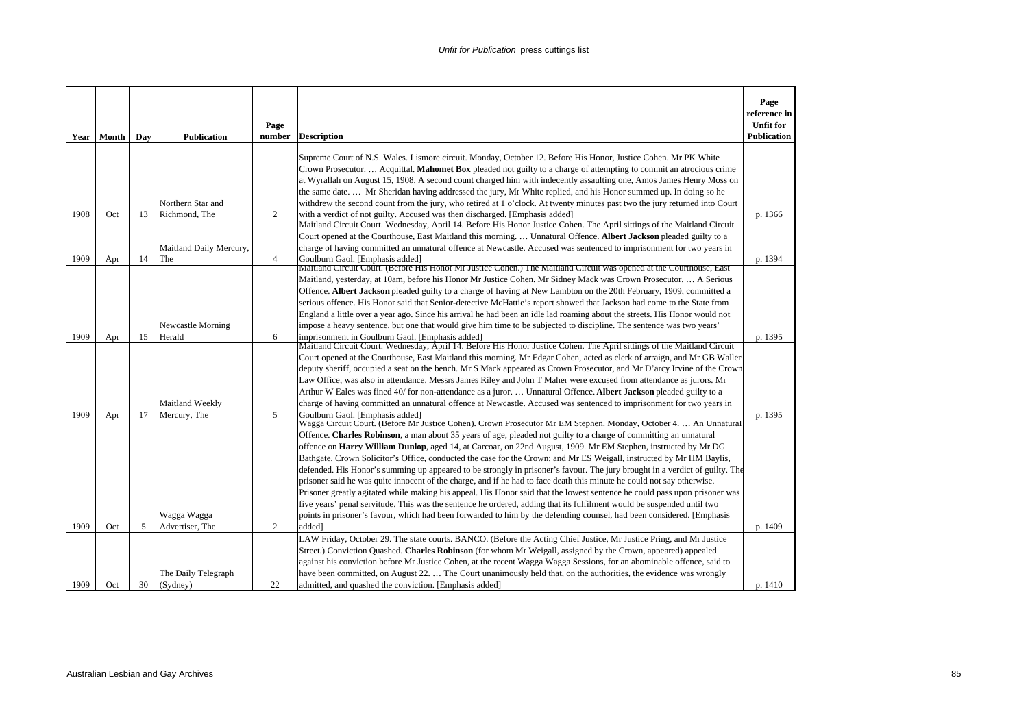| Year | Month | Day | Publication | Page number | Description | Page reference in Unfit for Publication |
|---|---|---|---|---|---|---|
| 1908 | Oct | 13 | Northern Star and Richmond, The | 2 | Supreme Court of N.S. Wales. Lismore circuit. Monday, October 12. Before His Honor, Justice Cohen. Mr PK White Crown Prosecutor. … Acquittal. **Mahomet Box** pleaded not guilty to a charge of attempting to commit an atrocious crime at Wyrallah on August 15, 1908. A second count charged him with indecently assaulting one, Amos James Henry Moss on the same date. … Mr Sheridan having addressed the jury, Mr White replied, and his Honor summed up. In doing so he withdrew the second count from the jury, who retired at 1 o'clock. At twenty minutes past two the jury returned into Court with a verdict of not guilty. Accused was then discharged. [Emphasis added] | p. 1366 |
| 1909 | Apr | 14 | Maitland Daily Mercury, The | 4 | Maitland Circuit Court. Wednesday, April 14. Before His Honor Justice Cohen. The April sittings of the Maitland Circuit Court opened at the Courthouse, East Maitland this morning. … Unnatural Offence. **Albert Jackson** pleaded guilty to a charge of having committed an unnatural offence at Newcastle. Accused was sentenced to imprisonment for two years in Goulburn Gaol. [Emphasis added] | p. 1394 |
| 1909 | Apr | 15 | Newcastle Morning Herald | 6 | Maitland Circuit Court. (Before His Honor Mr Justice Cohen.) The Maitland Circuit was opened at the Courthouse, East Maitland, yesterday, at 10am, before his Honor Mr Justice Cohen. Mr Sidney Mack was Crown Prosecutor. … A Serious Offence. **Albert Jackson** pleaded guilty to a charge of having at New Lambton on the 20th February, 1909, committed a serious offence. His Honor said that Senior-detective McHattie's report showed that Jackson had come to the State from England a little over a year ago. Since his arrival he had been an idle lad roaming about the streets. His Honor would not impose a heavy sentence, but one that would give him time to be subjected to discipline. The sentence was two years' imprisonment in Goulburn Gaol. [Emphasis added] | p. 1395 |
| 1909 | Apr | 17 | Maitland Weekly Mercury, The | 5 | Maitland Circuit Court. Wednesday, April 14. Before His Honor Justice Cohen. The April sittings of the Maitland Circuit Court opened at the Courthouse, East Maitland this morning. Mr Edgar Cohen, acted as clerk of arraign, and Mr GB Waller deputy sheriff, occupied a seat on the bench. Mr S Mack appeared as Crown Prosecutor, and Mr D'arcy Irvine of the Crown Law Office, was also in attendance. Messrs James Riley and John T Maher were excused from attendance as jurors. Mr Arthur W Eales was fined 40/ for non-attendance as a juror. … Unnatural Offence. **Albert Jackson** pleaded guilty to a charge of having committed an unnatural offence at Newcastle. Accused was sentenced to imprisonment for two years in Goulburn Gaol. [Emphasis added] | p. 1395 |
| 1909 | Oct | 5 | Wagga Wagga Advertiser, The | 2 | Wagga Circuit Court. (Before Mr Justice Cohen). Crown Prosecutor Mr EM Stephen. Monday, October 4. … An Unnatural Offence. **Charles Robinson**, a man about 35 years of age, pleaded not guilty to a charge of committing an unnatural offence on **Harry William Dunlop**, aged 14, at Carcoar, on 22nd August, 1909. Mr EM Stephen, instructed by Mr DG Bathgate, Crown Solicitor's Office, conducted the case for the Crown; and Mr ES Weigall, instructed by Mr HM Baylis, defended. His Honor's summing up appeared to be strongly in prisoner's favour. The jury brought in a verdict of guilty. The prisoner said he was quite innocent of the charge, and if he had to face death this minute he could not say otherwise. Prisoner greatly agitated while making his appeal. His Honor said that the lowest sentence he could pass upon prisoner was five years' penal servitude. This was the sentence he ordered, adding that its fulfilment would be suspended until two points in prisoner's favour, which had been forwarded to him by the defending counsel, had been considered. [Emphasis added] | p. 1409 |
| 1909 | Oct | 30 | The Daily Telegraph (Sydney) | 22 | LAW Friday, October 29. The state courts. BANCO. (Before the Acting Chief Justice, Mr Justice Pring, and Mr Justice Street.) Conviction Quashed. **Charles Robinson** (for whom Mr Weigall, assigned by the Crown, appeared) appealed against his conviction before Mr Justice Cohen, at the recent Wagga Wagga Sessions, for an abominable offence, said to have been committed, on August 22. … The Court unanimously held that, on the authorities, the evidence was wrongly admitted, and quashed the conviction. [Emphasis added] | p. 1410 |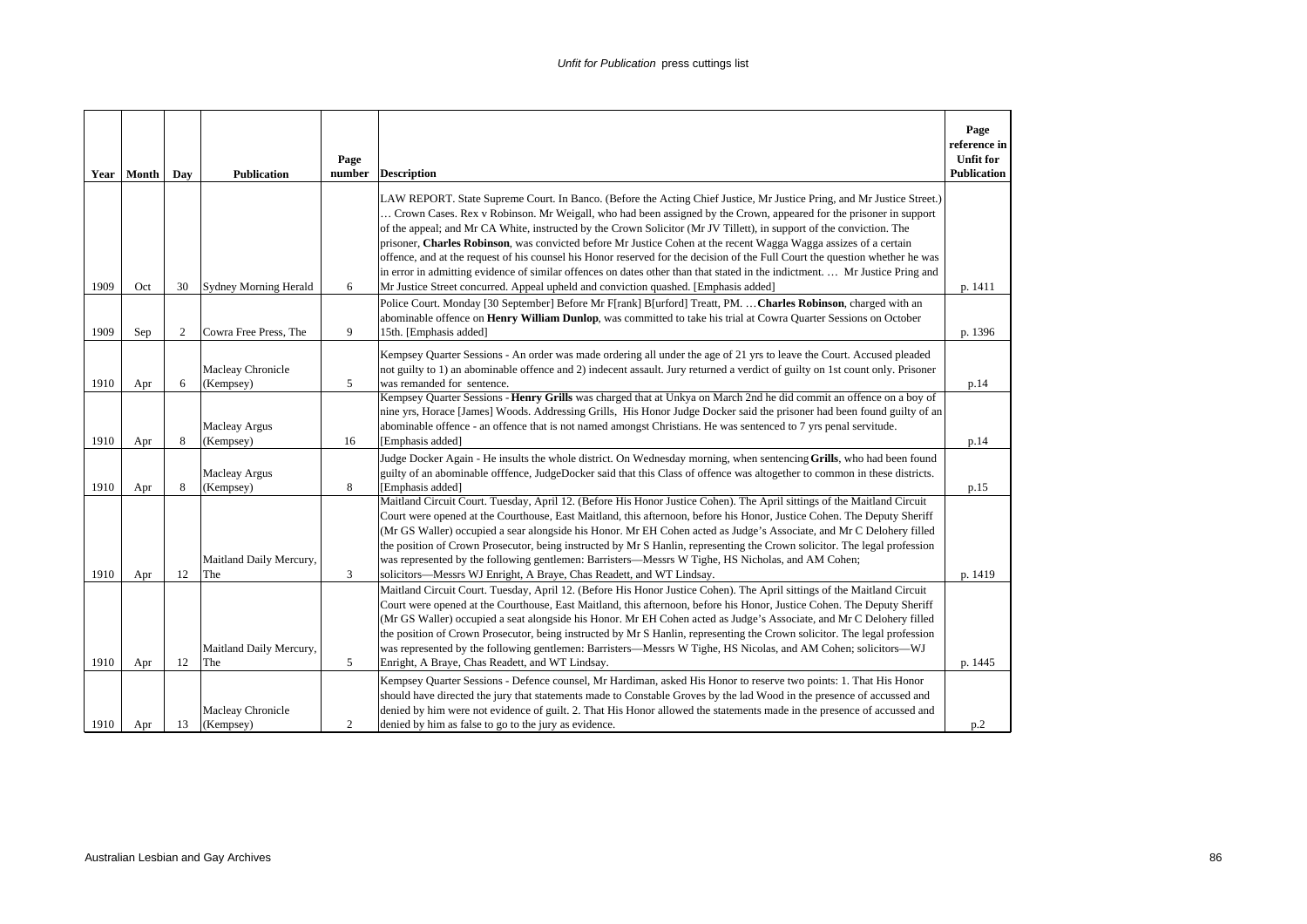| Year | Month | Day | Publication | Page number | Description | Page reference in Unfit for Publication |
|---|---|---|---|---|---|---|
| 1909 | Oct | 30 | Sydney Morning Herald | 6 | LAW REPORT. State Supreme Court. In Banco. (Before the Acting Chief Justice, Mr Justice Pring, and Mr Justice Street.) … Crown Cases. Rex v Robinson. Mr Weigall, who had been assigned by the Crown, appeared for the prisoner in support of the appeal; and Mr CA White, instructed by the Crown Solicitor (Mr JV Tillett), in support of the conviction. The prisoner, **Charles Robinson**, was convicted before Mr Justice Cohen at the recent Wagga Wagga assizes of a certain offence, and at the request of his counsel his Honor reserved for the decision of the Full Court the question whether he was in error in admitting evidence of similar offences on dates other than that stated in the indictment. … Mr Justice Pring and Mr Justice Street concurred. Appeal upheld and conviction quashed. [Emphasis added] | p. 1411 |
| 1909 | Sep | 2 | Cowra Free Press, The | 9 | Police Court. Monday [30 September] Before Mr F[rank] B[urford] Treatt, PM. …**Charles Robinson**, charged with an abominable offence on **Henry William Dunlop**, was committed to take his trial at Cowra Quarter Sessions on October 15th. [Emphasis added] | p. 1396 |
| 1910 | Apr | 6 | Macleay Chronicle (Kempsey) | 5 | Kempsey Quarter Sessions - An order was made ordering all under the age of 21 yrs to leave the Court. Accused pleaded not guilty to 1) an abominable offence and 2) indecent assault. Jury returned a verdict of guilty on 1st count only. Prisoner was remanded for sentence. | p.14 |
| 1910 | Apr | 8 | Macleay Argus (Kempsey) | 16 | Kempsey Quarter Sessions - **Henry Grills** was charged that at Unkya on March 2nd he did commit an offence on a boy of nine yrs, Horace [James] Woods. Addressing Grills, His Honor Judge Docker said the prisoner had been found guilty of an abominable offence - an offence that is not named amongst Christians. He was sentenced to 7 yrs penal servitude. [Emphasis added] | p.14 |
| 1910 | Apr | 8 | Macleay Argus (Kempsey) | 8 | Judge Docker Again - He insults the whole district. On Wednesday morning, when sentencing **Grills**, who had been found guilty of an abominable offfence, JudgeDocker said that this Class of offence was altogether to common in these districts. [Emphasis added] | p.15 |
| 1910 | Apr | 12 | Maitland Daily Mercury, The | 3 | Maitland Circuit Court. Tuesday, April 12. (Before His Honor Justice Cohen). The April sittings of the Maitland Circuit Court were opened at the Courthouse, East Maitland, this afternoon, before his Honor, Justice Cohen. The Deputy Sheriff (Mr GS Waller) occupied a sear alongside his Honor. Mr EH Cohen acted as Judge's Associate, and Mr C Delohery filled the position of Crown Prosecutor, being instructed by Mr S Hanlin, representing the Crown solicitor. The legal profession was represented by the following gentlemen: Barristers—Messrs W Tighe, HS Nicholas, and AM Cohen; solicitors—Messrs WJ Enright, A Braye, Chas Readett, and WT Lindsay. | p. 1419 |
| 1910 | Apr | 12 | Maitland Daily Mercury, The | 5 | Maitland Circuit Court. Tuesday, April 12. (Before His Honor Justice Cohen). The April sittings of the Maitland Circuit Court were opened at the Courthouse, East Maitland, this afternoon, before his Honor, Justice Cohen. The Deputy Sheriff (Mr GS Waller) occupied a seat alongside his Honor. Mr EH Cohen acted as Judge's Associate, and Mr C Delohery filled the position of Crown Prosecutor, being instructed by Mr S Hanlin, representing the Crown solicitor. The legal profession was represented by the following gentlemen: Barristers—Messrs W Tighe, HS Nicolas, and AM Cohen; solicitors—WJ Enright, A Braye, Chas Readett, and WT Lindsay. | p. 1445 |
| 1910 | Apr | 13 | Macleay Chronicle (Kempsey) | 2 | Kempsey Quarter Sessions - Defence counsel, Mr Hardiman, asked His Honor to reserve two points: 1. That His Honor should have directed the jury that statements made to Constable Groves by the lad Wood in the presence of accussed and denied by him were not evidence of guilt. 2. That His Honor allowed the statements made in the presence of accussed and denied by him as false to go to the jury as evidence. | p.2 |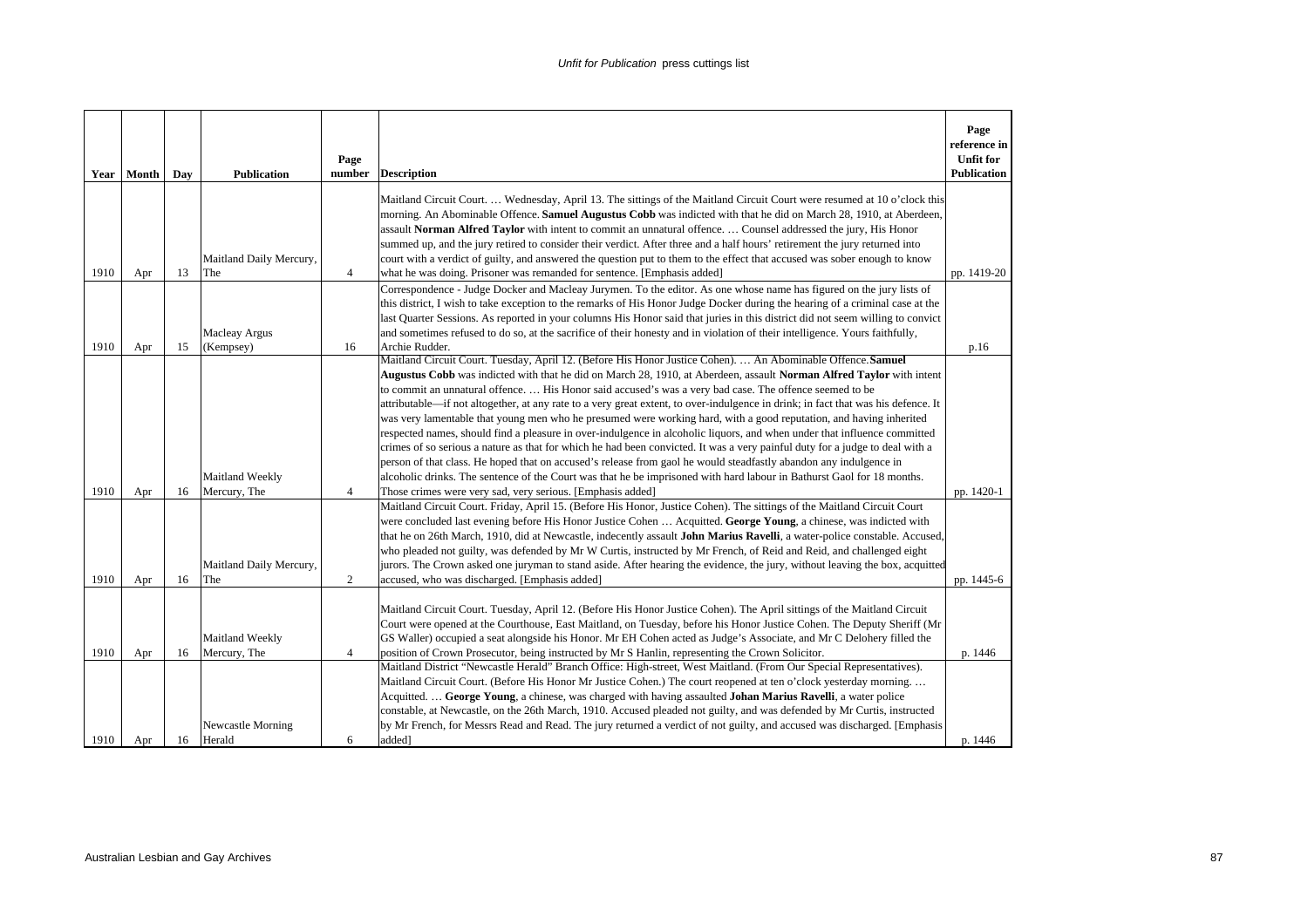| Year | Month | Day | Publication | Page number | Description | Page reference in Unfit for Publication |
|---|---|---|---|---|---|---|
| 1910 | Apr | 13 | Maitland Daily Mercury, The | 4 | Maitland Circuit Court. … Wednesday, April 13. The sittings of the Maitland Circuit Court were resumed at 10 o'clock this morning. An Abominable Offence. **Samuel Augustus Cobb** was indicted with that he did on March 28, 1910, at Aberdeen, assault **Norman Alfred Taylor** with intent to commit an unnatural offence. … Counsel addressed the jury, His Honor summed up, and the jury retired to consider their verdict. After three and a half hours' retirement the jury returned into court with a verdict of guilty, and answered the question put to them to the effect that accused was sober enough to know what he was doing. Prisoner was remanded for sentence. [Emphasis added] | pp. 1419-20 |
| 1910 | Apr | 15 | Macleay Argus (Kempsey) | 16 | Correspondence - Judge Docker and Macleay Jurymen. To the editor. As one whose name has figured on the jury lists of this district, I wish to take exception to the remarks of His Honor Judge Docker during the hearing of a criminal case at the last Quarter Sessions. As reported in your columns His Honor said that juries in this district did not seem willing to convict and sometimes refused to do so, at the sacrifice of their honesty and in violation of their intelligence. Yours faithfully, Archie Rudder. | p.16 |
| 1910 | Apr | 16 | Maitland Weekly Mercury, The | 4 | Maitland Circuit Court. Tuesday, April 12. (Before His Honor Justice Cohen). … An Abominable Offence. **Samuel Augustus Cobb** was indicted with that he did on March 28, 1910, at Aberdeen, assault **Norman Alfred Taylor** with intent to commit an unnatural offence. … His Honor said accused's was a very bad case. The offence seemed to be attributable—if not altogether, at any rate to a very great extent, to over-indulgence in drink; in fact that was his defence. It was very lamentable that young men who he presumed were working hard, with a good reputation, and having inherited respected names, should find a pleasure in over-indulgence in alcoholic liquors, and when under that influence committed crimes of so serious a nature as that for which he had been convicted. It was a very painful duty for a judge to deal with a person of that class. He hoped that on accused's release from gaol he would steadfastly abandon any indulgence in alcoholic drinks. The sentence of the Court was that he be imprisoned with hard labour in Bathurst Gaol for 18 months. Those crimes were very sad, very serious. [Emphasis added] | pp. 1420-1 |
| 1910 | Apr | 16 | Maitland Daily Mercury, The | 2 | Maitland Circuit Court. Friday, April 15. (Before His Honor, Justice Cohen). The sittings of the Maitland Circuit Court were concluded last evening before His Honor Justice Cohen … Acquitted. **George Young**, a chinese, was indicted with that he on 26th March, 1910, did at Newcastle, indecently assault **John Marius Ravelli**, a water-police constable. Accused, who pleaded not guilty, was defended by Mr W Curtis, instructed by Mr French, of Reid and Reid, and challenged eight jurors. The Crown asked one juryman to stand aside. After hearing the evidence, the jury, without leaving the box, acquitted accused, who was discharged. [Emphasis added] | pp. 1445-6 |
| 1910 | Apr | 16 | Maitland Weekly Mercury, The | 4 | Maitland Circuit Court. Tuesday, April 12. (Before His Honor Justice Cohen). The April sittings of the Maitland Circuit Court were opened at the Courthouse, East Maitland, on Tuesday, before his Honor Justice Cohen. The Deputy Sheriff (Mr GS Waller) occupied a seat alongside his Honor. Mr EH Cohen acted as Judge's Associate, and Mr C Delohery filled the position of Crown Prosecutor, being instructed by Mr S Hanlin, representing the Crown Solicitor. | p. 1446 |
| 1910 | Apr | 16 | Newcastle Morning Herald | 6 | Maitland District "Newcastle Herald" Branch Office: High-street, West Maitland. (From Our Special Representatives). Maitland Circuit Court. (Before His Honor Mr Justice Cohen.) The court reopened at ten o'clock yesterday morning. … Acquitted. … **George Young**, a chinese, was charged with having assaulted **Johan Marius Ravelli**, a water police constable, at Newcastle, on the 26th March, 1910. Accused pleaded not guilty, and was defended by Mr Curtis, instructed by Mr French, for Messrs Read and Read. The jury returned a verdict of not guilty, and accused was discharged. [Emphasis added] | p. 1446 |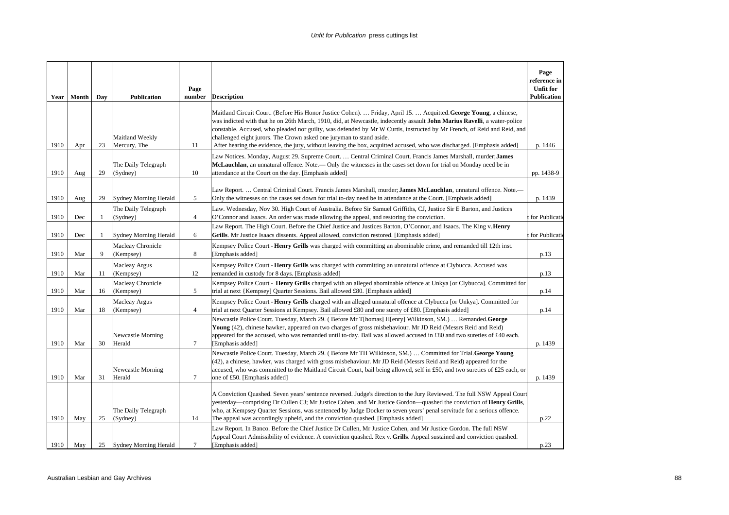| Year | Month | Day | Publication | Page number | Description | Page reference in Unfit for Publication |
|---|---|---|---|---|---|---|
| 1910 | Apr | 23 | Maitland Weekly Mercury, The | 11 | Maitland Circuit Court. (Before His Honor Justice Cohen). … Friday, April 15. … Acquitted. **George Young**, a chinese, was indicted with that he on 26th March, 1910, did, at Newcastle, indecently assault **John Marius Ravelli**, a water-police constable. Accused, who pleaded nor guilty, was defended by Mr W Curtis, instructed by Mr French, of Reid and Reid, and challenged eight jurors. The Crown asked one juryman to stand aside. After hearing the evidence, the jury, without leaving the box, acquitted accused, who was discharged. [Emphasis added] | p. 1446 |
| 1910 | Aug | 29 | The Daily Telegraph (Sydney) | 10 | Law Notices. Monday, August 29. Supreme Court. … Central Criminal Court. Francis James Marshall, murder; **James McLauchlan**, an unnatural offence. Note.— Only the witnesses in the cases set down for trial on Monday need be in attendance at the Court on the day. [Emphasis added] | pp. 1438-9 |
| 1910 | Aug | 29 | Sydney Morning Herald | 5 | Law Report. … Central Criminal Court. Francis James Marshall, murder; **James McLauchlan**, unnatural offence. Note.— Only the witnesses on the cases set down for trial to-day need be in attendance at the Court. [Emphasis added] | p. 1439 |
| 1910 | Dec | 1 | The Daily Telegraph (Sydney) | 4 | Law. Wednesday, Nov 30. High Court of Australia. Before Sir Samuel Griffiths, CJ, Justice Sir E Barton, and Justices O'Connor and Isaacs. An order was made allowing the appeal, and restoring the conviction. | t for Publicatio |
| 1910 | Dec | 1 | Sydney Morning Herald | 6 | Law Report. The High Court. Before the Chief Justice and Justices Barton, O'Connor, and Isaacs. The King v. **Henry Grills**. Mr Justice Isaacs dissents. Appeal allowed, conviction restored. [Emphasis added] | t for Publicatio |
| 1910 | Mar | 9 | Macleay Chronicle (Kempsey) | 8 | Kempsey Police Court - **Henry Grills** was charged with committing an abominable crime, and remanded till 12th inst. [Emphasis added] | p.13 |
| 1910 | Mar | 11 | Macleay Argus (Kempsey) | 12 | Kempsey Police Court - **Henry Grills** was charged with committing an unnatural offence at Clybucca. Accused was remanded in custody for 8 days. [Emphasis added] | p.13 |
| 1910 | Mar | 16 | Macleay Chronicle (Kempsey) | 5 | Kempsey Police Court - **Henry Grills** charged with an alleged abominable offence at Unkya [or Clybucca]. Committed for trial at next {Kempsey] Quarter Sessions. Bail allowed £80. [Emphasis added] | p.14 |
| 1910 | Mar | 18 | Macleay Argus (Kempsey) | 4 | Kempsey Police Court - **Henry Grills** charged with an alleged unnatural offence at Clybucca [or Unkya]. Committed for trial at next Quarter Sessions at Kempsey. Bail allowed £80 and one surety of £80. [Emphasis added] | p.14 |
| 1910 | Mar | 30 | Newcastle Morning Herald | 7 | Newcastle Police Court. Tuesday, March 29. ( Before Mr T[homas] H[enry] Wilkinson, SM.) … Remanded. **George Young** (42), chinese hawker, appeared on two charges of gross misbehaviour. Mr JD Reid (Messrs Reid and Reid) appeared for the accused, who was remanded until to-day. Bail was allowed accused in £80 and two sureties of £40 each. [Emphasis added] | p. 1439 |
| 1910 | Mar | 31 | Newcastle Morning Herald | 7 | Newcastle Police Court. Tuesday, March 29. ( Before Mr TH Wilkinson, SM.) … Committed for Trial. **George Young** (42), a chinese, hawker, was charged with gross misbehaviour. Mr JD Reid (Messrs Reid and Reid) appeared for the accused, who was committed to the Maitland Circuit Court, bail being allowed, self in £50, and two sureties of £25 each, or one of £50. [Emphasis added] | p. 1439 |
| 1910 | May | 25 | The Daily Telegraph (Sydney) | 14 | A Conviction Quashed. Seven years' sentence reversed. Judge's direction to the Jury Reviewed. The full NSW Appeal Court yesterday—comprising Dr Cullen CJ; Mr Justice Cohen, and Mr Justice Gordon—quashed the conviction of **Henry Grills**, who, at Kempsey Quarter Sessions, was sentenced by Judge Docker to seven years' penal servitude for a serious offence. The appeal was accordingly upheld, and the conviction quashed. [Emphasis added] | p.22 |
| 1910 | May | 25 | Sydney Morning Herald | 7 | Law Report. In Banco. Before the Chief Justice Dr Cullen, Mr Justice Cohen, and Mr Justice Gordon. The full NSW Appeal Court Admissibility of evidence. A conviction quashed. Rex v. **Grills**. Appeal sustained and conviction quashed. [Emphasis added] | p.23 |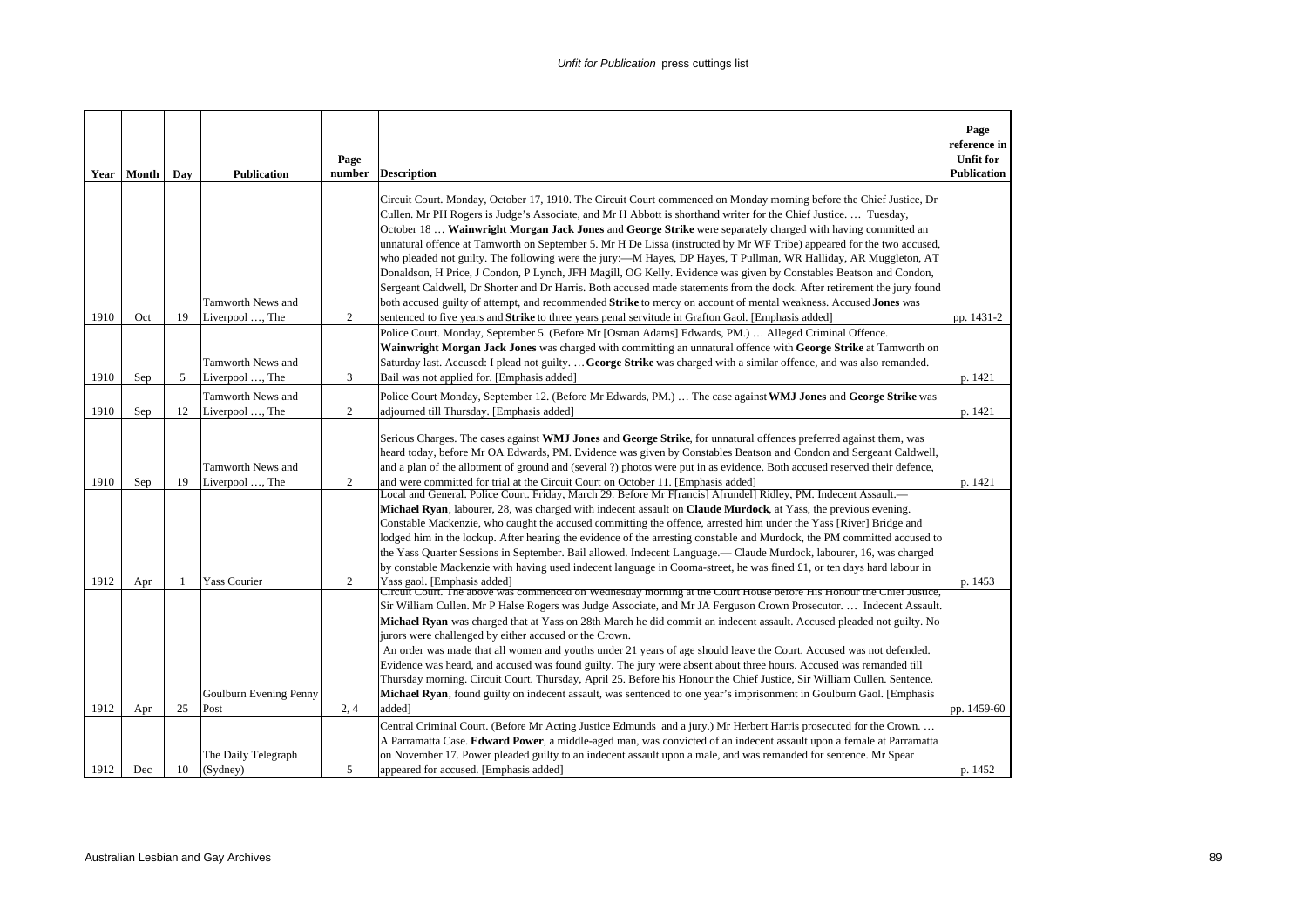| Year | Month | Day | Publication | Page number | Description | Page reference in Unfit for Publication |
|---|---|---|---|---|---|---|
| 1910 | Oct | 19 | Tamworth News and Liverpool …, The | 2 | Circuit Court. Monday, October 17, 1910. The Circuit Court commenced on Monday morning before the Chief Justice, Dr Cullen. Mr PH Rogers is Judge's Associate, and Mr H Abbott is shorthand writer for the Chief Justice. … Tuesday, October 18 … **Wainwright Morgan Jack Jones** and **George Strike** were separately charged with having committed an unnatural offence at Tamworth on September 5. Mr H De Lissa (instructed by Mr WF Tribe) appeared for the two accused, who pleaded not guilty. The following were the jury:—M Hayes, DP Hayes, T Pullman, WR Halliday, AR Muggleton, AT Donaldson, H Price, J Condon, P Lynch, JFH Magill, OG Kelly. Evidence was given by Constables Beatson and Condon, Sergeant Caldwell, Dr Shorter and Dr Harris. Both accused made statements from the dock. After retirement the jury found both accused guilty of attempt, and recommended **Strike** to mercy on account of mental weakness. Accused **Jones** was sentenced to five years and **Strike** to three years penal servitude in Grafton Gaol. [Emphasis added] | pp. 1431-2 |
| 1910 | Sep | 5 | Tamworth News and Liverpool …, The | 3 | Police Court. Monday, September 5. (Before Mr [Osman Adams] Edwards, PM.) … Alleged Criminal Offence. **Wainwright Morgan Jack Jones** was charged with committing an unnatural offence with **George Strike** at Tamworth on Saturday last. Accused: I plead not guilty. … **George Strike** was charged with a similar offence, and was also remanded. Bail was not applied for. [Emphasis added] | p. 1421 |
| 1910 | Sep | 12 | Tamworth News and Liverpool …, The | 2 | Police Court Monday, September 12. (Before Mr Edwards, PM.) … The case against **WMJ Jones** and **George Strike** was adjourned till Thursday. [Emphasis added] | p. 1421 |
| 1910 | Sep | 19 | Tamworth News and Liverpool …, The | 2 | Serious Charges. The cases against **WMJ Jones** and **George Strike**, for unnatural offences preferred against them, was heard today, before Mr OA Edwards, PM. Evidence was given by Constables Beatson and Condon and Sergeant Caldwell, and a plan of the allotment of ground and (several ?) photos were put in as evidence. Both accused reserved their defence, and were committed for trial at the Circuit Court on October 11. [Emphasis added] | p. 1421 |
| 1912 | Apr | 1 | Yass Courier | 2 | Local and General. Police Court. Friday, March 29. Before Mr F[rancis] A[rundel] Ridley, PM. Indecent Assault.— **Michael Ryan**, labourer, 28, was charged with indecent assault on **Claude Murdock**, at Yass, the previous evening. Constable Mackenzie, who caught the accused committing the offence, arrested him under the Yass [River] Bridge and lodged him in the lockup. After hearing the evidence of the arresting constable and Murdock, the PM committed accused to the Yass Quarter Sessions in September. Bail allowed. Indecent Language.— Claude Murdock, labourer, 16, was charged by constable Mackenzie with having used indecent language in Cooma-street, he was fined £1, or ten days hard labour in Yass gaol. [Emphasis added] | p. 1453 |
| 1912 | Apr | 25 | Goulburn Evening Penny Post | 2, 4 | Circuit Court. The above was commenced on Wednesday morning at the Court House before His Honour the Chief Justice, Sir William Cullen. Mr P Halse Rogers was Judge Associate, and Mr JA Ferguson Crown Prosecutor. … Indecent Assault. **Michael Ryan** was charged that at Yass on 28th March he did commit an indecent assault. Accused pleaded not guilty. No jurors were challenged by either accused or the Crown. An order was made that all women and youths under 21 years of age should leave the Court. Accused was not defended. Evidence was heard, and accused was found guilty. The jury were absent about three hours. Accused was remanded till Thursday morning. Circuit Court. Thursday, April 25. Before his Honour the Chief Justice, Sir William Cullen. Sentence. **Michael Ryan**, found guilty on indecent assault, was sentenced to one year's imprisonment in Goulburn Gaol. [Emphasis added] | pp. 1459-60 |
| 1912 | Dec | 10 | The Daily Telegraph (Sydney) | 5 | Central Criminal Court. (Before Mr Acting Justice Edmunds and a jury.) Mr Herbert Harris prosecuted for the Crown. … A Parramatta Case. **Edward Power**, a middle-aged man, was convicted of an indecent assault upon a female at Parramatta on November 17. Power pleaded guilty to an indecent assault upon a male, and was remanded for sentence. Mr Spear appeared for accused. [Emphasis added] | p. 1452 |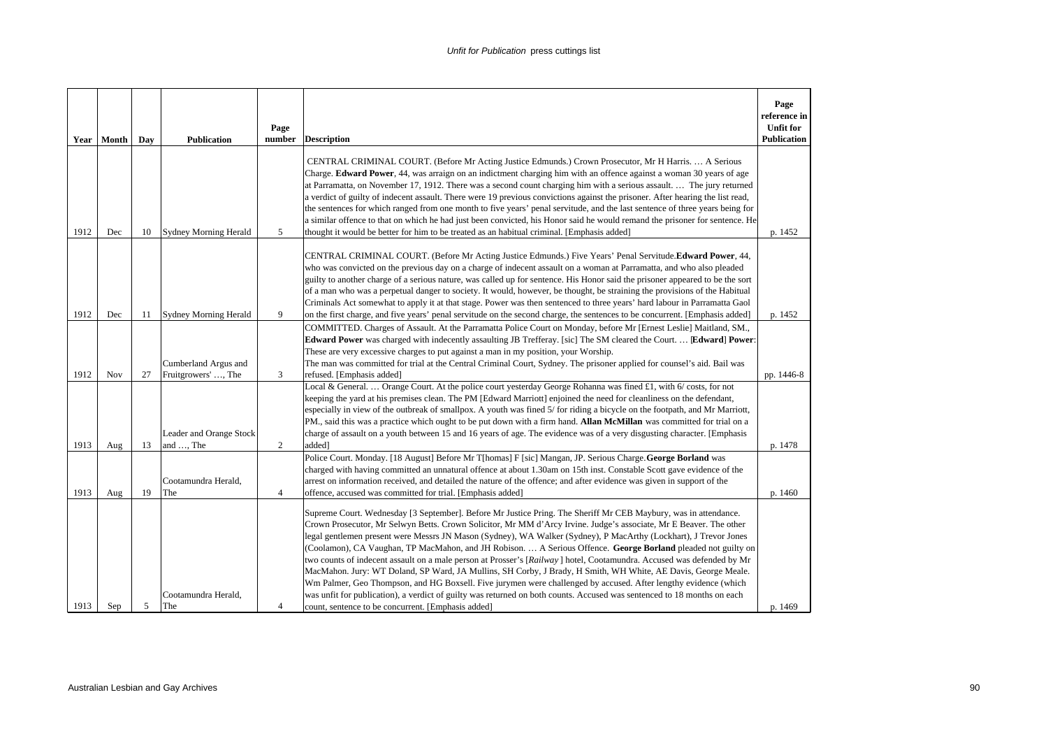| Year | Month | Day | Publication | Page number | Description | Page reference in Unfit for Publication |
|---|---|---|---|---|---|---|
| 1912 | Dec | 10 | Sydney Morning Herald | 5 | CENTRAL CRIMINAL COURT. (Before Mr Acting Justice Edmunds.) Crown Prosecutor, Mr H Harris. … A Serious Charge. **Edward Power**, 44, was arraign on an indictment charging him with an offence against a woman 30 years of age at Parramatta, on November 17, 1912. There was a second count charging him with a serious assault. … The jury returned a verdict of guilty of indecent assault. There were 19 previous convictions against the prisoner. After hearing the list read, the sentences for which ranged from one month to five years' penal servitude, and the last sentence of three years being for a similar offence to that on which he had just been convicted, his Honor said he would remand the prisoner for sentence. He thought it would be better for him to be treated as an habitual criminal. [Emphasis added] | p. 1452 |
| 1912 | Dec | 11 | Sydney Morning Herald | 9 | CENTRAL CRIMINAL COURT. (Before Mr Acting Justice Edmunds.) Five Years' Penal Servitude.**Edward Power**, 44, who was convicted on the previous day on a charge of indecent assault on a woman at Parramatta, and who also pleaded guilty to another charge of a serious nature, was called up for sentence. His Honor said the prisoner appeared to be the sort of a man who was a perpetual danger to society. It would, however, be thought, be straining the provisions of the Habitual Criminals Act somewhat to apply it at that stage. Power was then sentenced to three years' hard labour in Parramatta Gaol on the first charge, and five years' penal servitude on the second charge, the sentences to be concurrent. [Emphasis added] | p. 1452 |
| 1912 | Nov | 27 | Cumberland Argus and Fruitgrowers' …, The | 3 | COMMITTED. Charges of Assault. At the Parramatta Police Court on Monday, before Mr [Ernest Leslie] Maitland, SM., **Edward Power** was charged with indecently assaulting JB Trefferay. [sic] The SM cleared the Court. … [**Edward**] **Power**: These are very excessive charges to put against a man in my position, your Worship.<br>The man was committed for trial at the Central Criminal Court, Sydney. The prisoner applied for counsel's aid. Bail was refused. [Emphasis added] | pp. 1446-8 |
| 1913 | Aug | 13 | Leader and Orange Stock and …, The | 2 | Local & General. … Orange Court. At the police court yesterday George Rohanna was fined £1, with 6/ costs, for not keeping the yard at his premises clean. The PM [Edward Marriott] enjoined the need for cleanliness on the defendant, especially in view of the outbreak of smallpox. A youth was fined 5/ for riding a bicycle on the footpath, and Mr Marriott, PM., said this was a practice which ought to be put down with a firm hand. **Allan McMillan** was committed for trial on a charge of assault on a youth between 15 and 16 years of age. The evidence was of a very disgusting character. [Emphasis added] | p. 1478 |
| 1913 | Aug | 19 | Cootamundra Herald, The | 4 | Police Court. Monday. [18 August] Before Mr T[homas] F [sic] Mangan, JP. Serious Charge.**George Borland** was charged with having committed an unnatural offence at about 1.30am on 15th inst. Constable Scott gave evidence of the arrest on information received, and detailed the nature of the offence; and after evidence was given in support of the offence, accused was committed for trial. [Emphasis added] | p. 1460 |
| 1913 | Sep | 5 | Cootamundra Herald, The | 4 | Supreme Court. Wednesday [3 September]. Before Mr Justice Pring. The Sheriff Mr CEB Maybury, was in attendance. Crown Prosecutor, Mr Selwyn Betts. Crown Solicitor, Mr MM d'Arcy Irvine. Judge's associate, Mr E Beaver. The other legal gentlemen present were Messrs JN Mason (Sydney), WA Walker (Sydney), P MacArthy (Lockhart), J Trevor Jones (Coolamon), CA Vaughan, TP MacMahon, and JH Robison. … A Serious Offence. **George Borland** pleaded not guilty on two counts of indecent assault on a male person at Prosser's [*Railway* ] hotel, Cootamundra. Accused was defended by Mr MacMahon. Jury: WT Doland, SP Ward, JA Mullins, SH Corby, J Brady, H Smith, WH White, AE Davis, George Meale. Wm Palmer, Geo Thompson, and HG Boxsell. Five jurymen were challenged by accused. After lengthy evidence (which was unfit for publication), a verdict of guilty was returned on both counts. Accused was sentenced to 18 months on each count, sentence to be concurrent. [Emphasis added] | p. 1469 |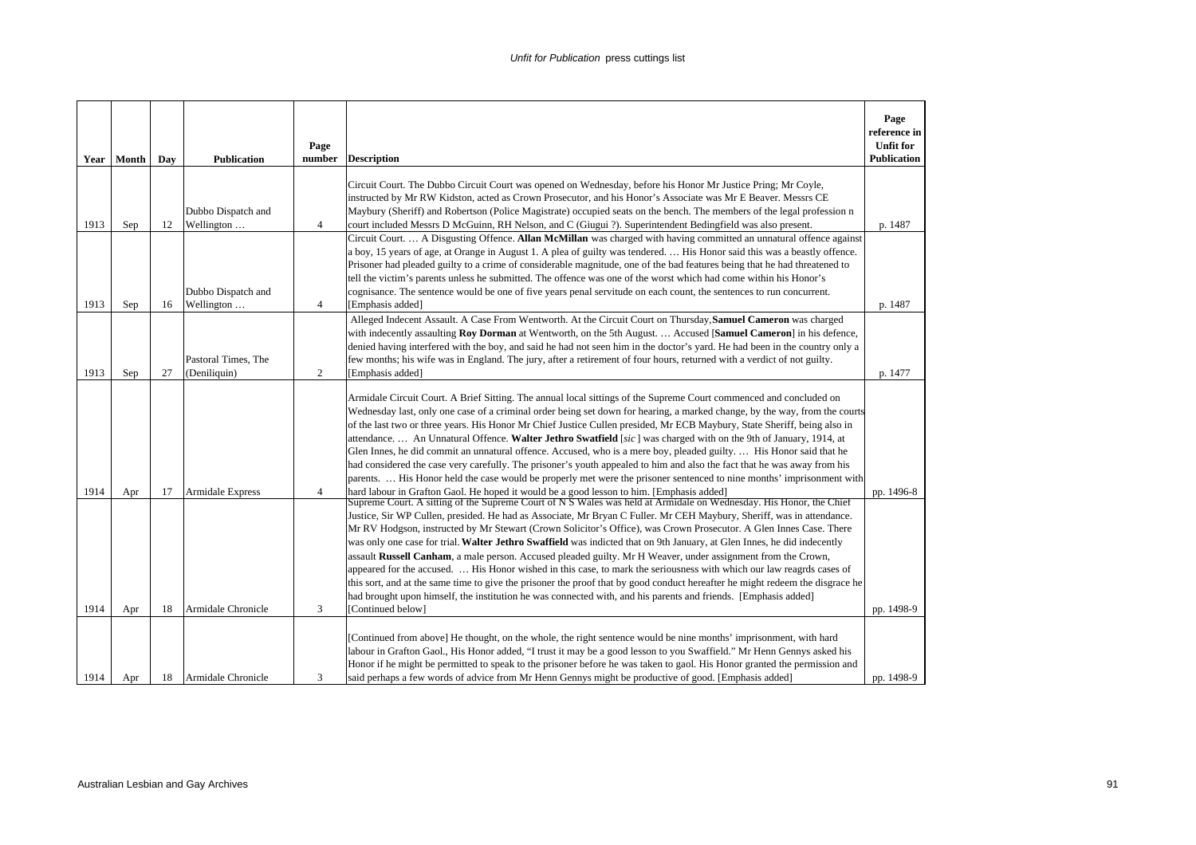| Year | Month | Day | Publication | Page number | Description | Page reference in Unfit for Publication |
|---|---|---|---|---|---|---|
| 1913 | Sep | 12 | Dubbo Dispatch and Wellington … | 4 | Circuit Court. The Dubbo Circuit Court was opened on Wednesday, before his Honor Mr Justice Pring; Mr Coyle, instructed by Mr RW Kidston, acted as Crown Prosecutor, and his Honor's Associate was Mr E Beaver. Messrs CE Maybury (Sheriff) and Robertson (Police Magistrate) occupied seats on the bench. The members of the legal profession n court included Messrs D McGuinn, RH Nelson, and C (Giugui ?). Superintendent Bedingfield was also present. | p. 1487 |
| 1913 | Sep | 16 | Dubbo Dispatch and Wellington … | 4 | Circuit Court. … A Disgusting Offence. **Allan McMillan** was charged with having committed an unnatural offence against a boy, 15 years of age, at Orange in August 1. A plea of guilty was tendered. … His Honor said this was a beastly offence. Prisoner had pleaded guilty to a crime of considerable magnitude, one of the bad features being that he had threatened to tell the victim's parents unless he submitted. The offence was one of the worst which had come within his Honor's cognisance. The sentence would be one of five years penal servitude on each count, the sentences to run concurrent. [Emphasis added] | p. 1487 |
| 1913 | Sep | 27 | Pastoral Times, The (Deniliquin) | 2 | Alleged Indecent Assault. A Case From Wentworth. At the Circuit Court on Thursday, **Samuel Cameron** was charged with indecently assaulting **Roy Dorman** at Wentworth, on the 5th August. … Accused [**Samuel Cameron**] in his defence, denied having interfered with the boy, and said he had not seen him in the doctor's yard. He had been in the country only a few months; his wife was in England. The jury, after a retirement of four hours, returned with a verdict of not guilty. [Emphasis added] | p. 1477 |
| 1914 | Apr | 17 | Armidale Express | 4 | Armidale Circuit Court. A Brief Sitting. The annual local sittings of the Supreme Court commenced and concluded on Wednesday last, only one case of a criminal order being set down for hearing, a marked change, by the way, from the courts of the last two or three years. His Honor Mr Chief Justice Cullen presided, Mr ECB Maybury, State Sheriff, being also in attendance. … An Unnatural Offence. **Walter Jethro Swatfield** [*sic*] was charged with on the 9th of January, 1914, at Glen Innes, he did commit an unnatural offence. Accused, who is a mere boy, pleaded guilty. … His Honor said that he had considered the case very carefully. The prisoner's youth appealed to him and also the fact that he was away from his parents. … His Honor held the case would be properly met were the prisoner sentenced to nine months' imprisonment with hard labour in Grafton Gaol. He hoped it would be a good lesson to him. [Emphasis added] | pp. 1496-8 |
| 1914 | Apr | 18 | Armidale Chronicle | 3 | Supreme Court. A sitting of the Supreme Court of N S Wales was held at Armidale on Wednesday. His Honor, the Chief Justice, Sir WP Cullen, presided. He had as Associate, Mr Bryan C Fuller. Mr CEH Maybury, Sheriff, was in attendance. Mr RV Hodgson, instructed by Mr Stewart (Crown Solicitor's Office), was Crown Prosecutor. A Glen Innes Case. There was only one case for trial. **Walter Jethro Swaffield** was indicted that on 9th January, at Glen Innes, he did indecently assault **Russell Canham**, a male person. Accused pleaded guilty. Mr H Weaver, under assignment from the Crown, appeared for the accused. … His Honor wished in this case, to mark the seriousness with which our law reagrds cases of this sort, and at the same time to give the prisoner the proof that by good conduct hereafter he might redeem the disgrace he had brought upon himself, the institution he was connected with, and his parents and friends. [Emphasis added] [Continued below] | pp. 1498-9 |
| 1914 | Apr | 18 | Armidale Chronicle | 3 | [Continued from above] He thought, on the whole, the right sentence would be nine months' imprisonment, with hard labour in Grafton Gaol., His Honor added, "I trust it may be a good lesson to you Swaffield." Mr Henn Gennys asked his Honor if he might be permitted to speak to the prisoner before he was taken to gaol. His Honor granted the permission and said perhaps a few words of advice from Mr Henn Gennys might be productive of good. [Emphasis added] | pp. 1498-9 |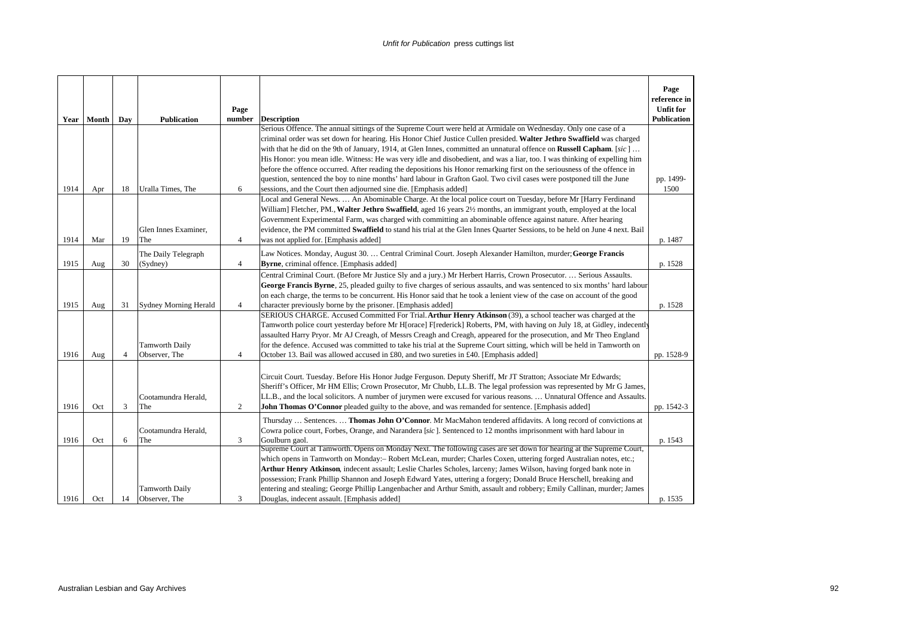| Year | Month | Day | Publication | Page number | Description | Page reference in Unfit for Publication |
|---|---|---|---|---|---|---|
| 1914 | Apr | 18 | Uralla Times, The | 6 | Serious Offence. The annual sittings of the Supreme Court were held at Armidale on Wednesday. Only one case of a criminal order was set down for hearing. His Honor Chief Justice Cullen presided. **Walter Jethro Swaffield** was charged with that he did on the 9th of January, 1914, at Glen Innes, committed an unnatural offence on **Russell Capham**. [*sic* ] … His Honor: you mean idle. Witness: He was very idle and disobedient, and was a liar, too. I was thinking of expelling him before the offence occurred. After reading the depositions his Honor remarking first on the seriousness of the offence in question, sentenced the boy to nine months' hard labour in Grafton Gaol. Two civil cases were postponed till the June sessions, and the Court then adjourned sine die. [Emphasis added] | pp. 1499-1500 |
| 1914 | Mar | 19 | Glen Innes Examiner, The | 4 | Local and General News. … An Abominable Charge. At the local police court on Tuesday, before Mr [Harry Ferdinand William] Fletcher, PM., **Walter Jethro Swaffield**, aged 16 years 2½ months, an immigrant youth, employed at the local Government Experimental Farm, was charged with committing an abominable offence against nature. After hearing evidence, the PM committed **Swaffield** to stand his trial at the Glen Innes Quarter Sessions, to be held on June 4 next. Bail was not applied for. [Emphasis added] | p. 1487 |
| 1915 | Aug | 30 | The Daily Telegraph (Sydney) | 4 | Law Notices. Monday, August 30. … Central Criminal Court. Joseph Alexander Hamilton, murder; **George Francis Byrne**, criminal offence. [Emphasis added] | p. 1528 |
| 1915 | Aug | 31 | Sydney Morning Herald | 4 | Central Criminal Court. (Before Mr Justice Sly and a jury.) Mr Herbert Harris, Crown Prosecutor. … Serious Assaults. **George Francis Byrne**, 25, pleaded guilty to five charges of serious assaults, and was sentenced to six months' hard labour on each charge, the terms to be concurrent. His Honor said that he took a lenient view of the case on account of the good character previously borne by the prisoner. [Emphasis added] | p. 1528 |
| 1916 | Aug | 4 | Tamworth Daily Observer, The | 4 | SERIOUS CHARGE. Accused Committed For Trial. **Arthur Henry Atkinson** (39), a school teacher was charged at the Tamworth police court yesterday before Mr H[orace] F[rederick] Roberts, PM, with having on July 18, at Gidley, indecently assaulted Harry Pryor. Mr AJ Creagh, of Messrs Creagh and Creagh, appeared for the prosecution, and Mr Theo England for the defence. Accused was committed to take his trial at the Supreme Court sitting, which will be held in Tamworth on October 13. Bail was allowed accused in £80, and two sureties in £40. [Emphasis added] | pp. 1528-9 |
| 1916 | Oct | 3 | Cootamundra Herald, The | 2 | Circuit Court. Tuesday. Before His Honor Judge Ferguson. Deputy Sheriff, Mr JT Stratton; Associate Mr Edwards; Sheriff's Officer, Mr HM Ellis; Crown Prosecutor, Mr Chubb, LL.B. The legal profession was represented by Mr G James, LL.B., and the local solicitors. A number of jurymen were excused for various reasons. … Unnatural Offence and Assaults. **John Thomas O'Connor** pleaded guilty to the above, and was remanded for sentence. [Emphasis added] | pp. 1542-3 |
| 1916 | Oct | 6 | Cootamundra Herald, The | 3 | Thursday … Sentences. … **Thomas John O'Connor**. Mr MacMahon tendered affidavits. A long record of convictions at Cowra police court, Forbes, Orange, and Narandera [*sic* ]. Sentenced to 12 months imprisonment with hard labour in Goulburn gaol. | p. 1543 |
| 1916 | Oct | 14 | Tamworth Daily Observer, The | 3 | Supreme Court at Tamworth. Opens on Monday Next. The following cases are set down for hearing at the Supreme Court, which opens in Tamworth on Monday:– Robert McLean, murder; Charles Coxen, uttering forged Australian notes, etc.; **Arthur Henry Atkinson**, indecent assault; Leslie Charles Scholes, larceny; James Wilson, having forged bank note in possession; Frank Phillip Shannon and Joseph Edward Yates, uttering a forgery; Donald Bruce Herschell, breaking and entering and stealing; George Phillip Langenbacher and Arthur Smith, assault and robbery; Emily Callinan, murder; James Douglas, indecent assault. [Emphasis added] | p. 1535 |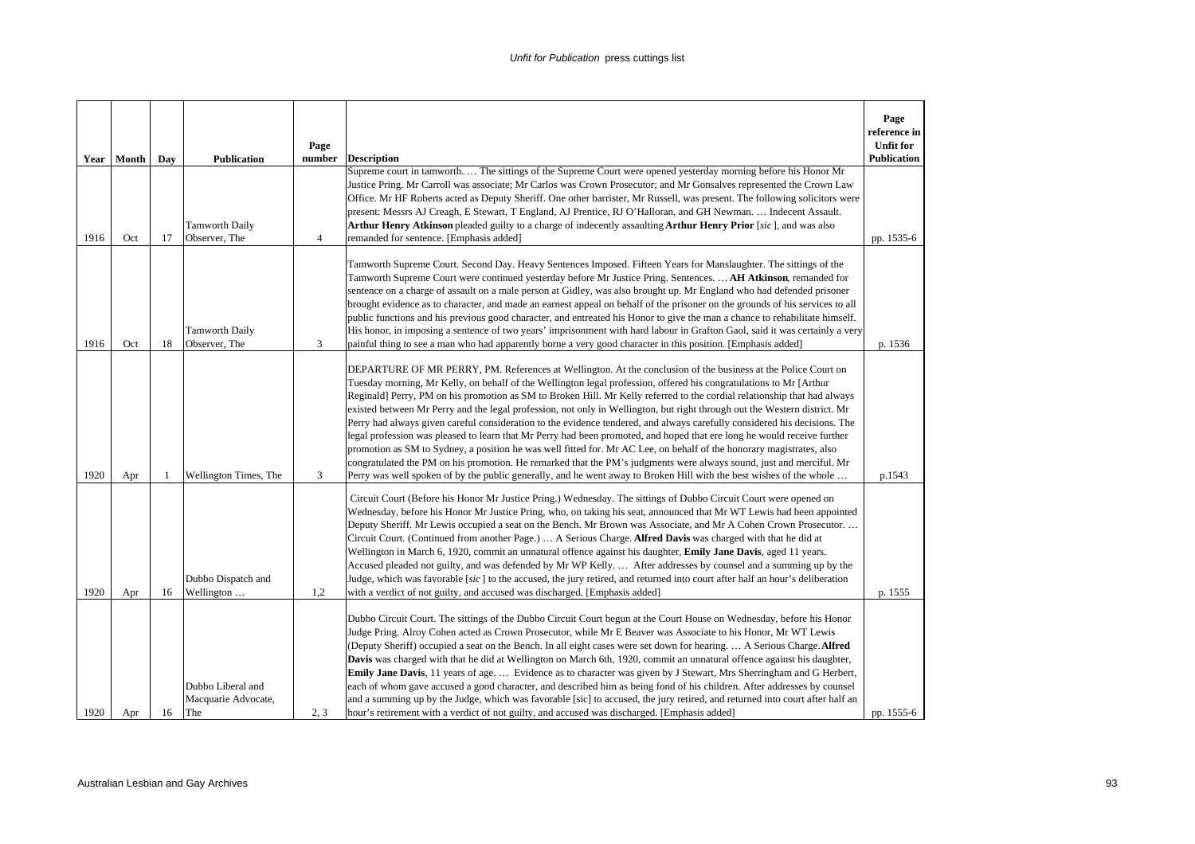| Year | Month | Day | Publication | Page number | Description | Page reference in Unfit for Publication |
|---|---|---|---|---|---|---|
| 1916 | Oct | 17 | Tamworth Daily Observer, The | 4 | Supreme court in tamworth. … The sittings of the Supreme Court were opened yesterday morning before his Honor Mr Justice Pring. Mr Carroll was associate; Mr Carlos was Crown Prosecutor; and Mr Gonsalves represented the Crown Law Office. Mr HF Roberts acted as Deputy Sheriff. One other barrister, Mr Russell, was present. The following solicitors were present: Messrs AJ Creagh, E Stewart, T England, AJ Prentice, RJ O'Halloran, and GH Newman. … Indecent Assault. **Arthur Henry Atkinson** pleaded guilty to a charge of indecently assaulting **Arthur Henry Prior** [*sic*], and was also remanded for sentence. [Emphasis added] | pp. 1535-6 |
| 1916 | Oct | 18 | Tamworth Daily Observer, The | 3 | Tamworth Supreme Court. Second Day. Heavy Sentences Imposed. Fifteen Years for Manslaughter. The sittings of the Tamworth Supreme Court were continued yesterday before Mr Justice Pring. Sentences. … **AH Atkinson**, remanded for sentence on a charge of assault on a male person at Gidley, was also brought up. Mr England who had defended prisoner brought evidence as to character, and made an earnest appeal on behalf of the prisoner on the grounds of his services to all public functions and his previous good character, and entreated his Honor to give the man a chance to rehabilitate himself. His honor, in imposing a sentence of two years' imprisonment with hard labour in Grafton Gaol, said it was certainly a very painful thing to see a man who had apparently borne a very good character in this position. [Emphasis added] | p. 1536 |
| 1920 | Apr | 1 | Wellington Times, The | 3 | DEPARTURE OF MR PERRY, PM. References at Wellington. At the conclusion of the business at the Police Court on Tuesday morning, Mr Kelly, on behalf of the Wellington legal profession, offered his congratulations to Mr [Arthur Reginald] Perry, PM on his promotion as SM to Broken Hill. Mr Kelly referred to the cordial relationship that had always existed between Mr Perry and the legal profession, not only in Wellington, but right through out the Western district. Mr Perry had always given careful consideration to the evidence tendered, and always carefully considered his decisions. The legal profession was pleased to learn that Mr Perry had been promoted, and hoped that ere long he would receive further promotion as SM to Sydney, a position he was well fitted for. Mr AC Lee, on behalf of the honorary magistrates, also congratulated the PM on his promotion. He remarked that the PM's judgments were always sound, just and merciful. Mr Perry was well spoken of by the public generally, and he went away to Broken Hill with the best wishes of the whole … | p.1543 |
| 1920 | Apr | 16 | Dubbo Dispatch and Wellington … | 1,2 | Circuit Court (Before his Honor Mr Justice Pring.) Wednesday. The sittings of Dubbo Circuit Court were opened on Wednesday, before his Honor Mr Justice Pring, who, on taking his seat, announced that Mr WT Lewis had been appointed Deputy Sheriff. Mr Lewis occupied a seat on the Bench. Mr Brown was Associate, and Mr A Cohen Crown Prosecutor. … Circuit Court. (Continued from another Page.) … A Serious Charge. **Alfred Davis** was charged with that he did at Wellington in March 6, 1920, commit an unnatural offence against his daughter, **Emily Jane Davis**, aged 11 years. Accused pleaded not guilty, and was defended by Mr WP Kelly. … After addresses by counsel and a summing up by the Judge, which was favorable [*sic*] to the accused, the jury retired, and returned into court after half an hour's deliberation with a verdict of not guilty, and accused was discharged. [Emphasis added] | p. 1555 |
| 1920 | Apr | 16 | Dubbo Liberal and Macquarie Advocate, The | 2, 3 | Dubbo Circuit Court. The sittings of the Dubbo Circuit Court begun at the Court House on Wednesday, before his Honor Judge Pring. Alroy Cohen acted as Crown Prosecutor, while Mr E Beaver was Associate to his Honor, Mr WT Lewis (Deputy Sheriff) occupied a seat on the Bench. In all eight cases were set down for hearing. … A Serious Charge. **Alfred Davis** was charged with that he did at Wellington on March 6th, 1920, commit an unnatural offence against his daughter, **Emily Jane Davis**, 11 years of age. … Evidence as to character was given by J Stewart, Mrs Sherringham and G Herbert, each of whom gave accused a good character, and described him as being fond of his children. After addresses by counsel and a summing up by the Judge, which was favorable [sic] to accused, the jury retired, and returned into court after half an hour's retirement with a verdict of not guilty, and accused was discharged. [Emphasis added] | pp. 1555-6 |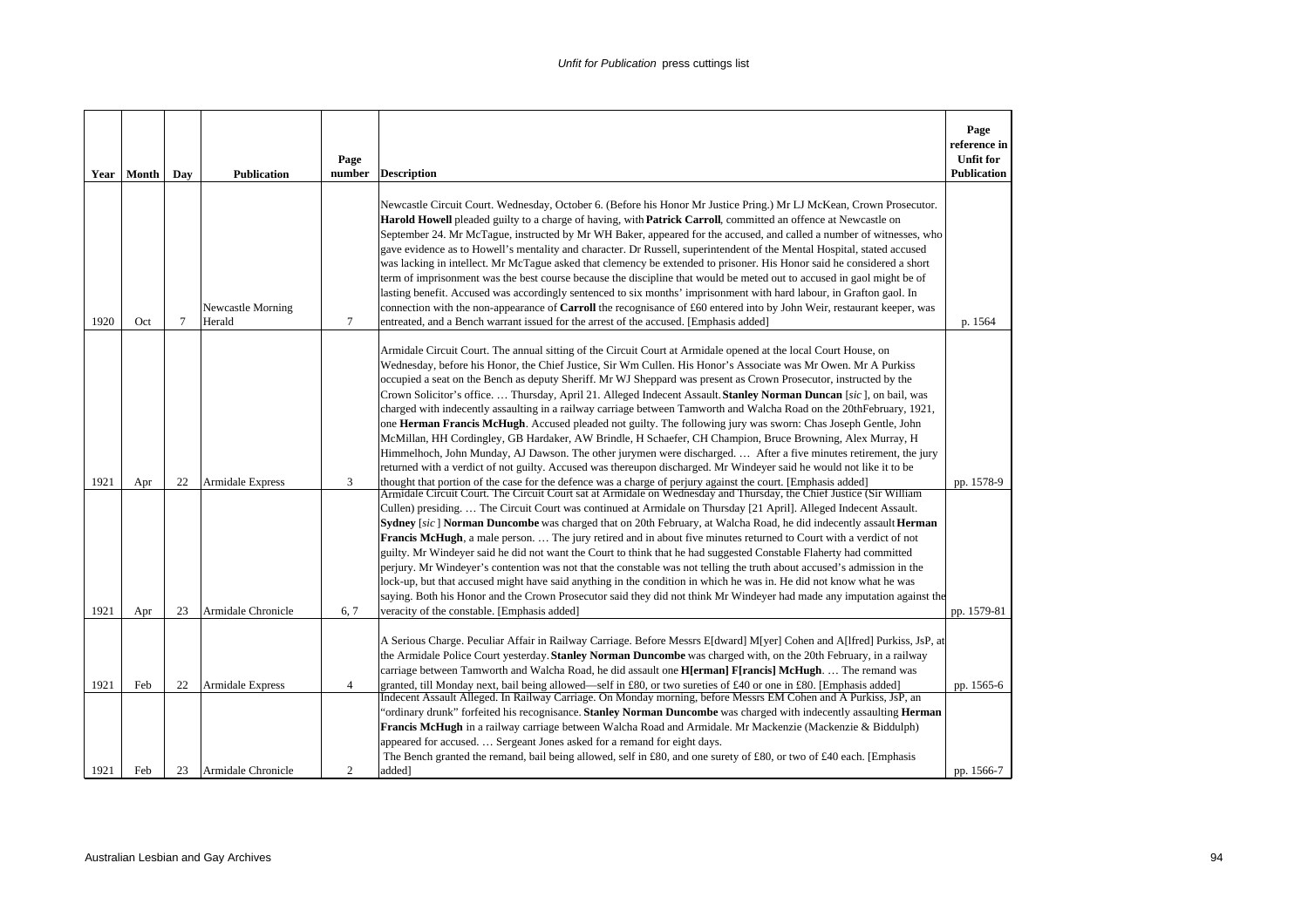| Year | Month | Day | Publication | Page number | Description | Page reference in Unfit for Publication |
|---|---|---|---|---|---|---|
| 1920 | Oct | 7 | Newcastle Morning Herald | 7 | Newcastle Circuit Court. Wednesday, October 6. (Before his Honor Mr Justice Pring.) Mr LJ McKean, Crown Prosecutor. **Harold Howell** pleaded guilty to a charge of having, with **Patrick Carroll**, committed an offence at Newcastle on September 24. Mr McTague, instructed by Mr WH Baker, appeared for the accused, and called a number of witnesses, who gave evidence as to Howell's mentality and character. Dr Russell, superintendent of the Mental Hospital, stated accused was lacking in intellect. Mr McTague asked that clemency be extended to prisoner. His Honor said he considered a short term of imprisonment was the best course because the discipline that would be meted out to accused in gaol might be of lasting benefit. Accused was accordingly sentenced to six months' imprisonment with hard labour, in Grafton gaol. In connection with the non-appearance of **Carroll** the recognisance of £60 entered into by John Weir, restaurant keeper, was entreated, and a Bench warrant issued for the arrest of the accused. [Emphasis added] | p. 1564 |
| 1921 | Apr | 22 | Armidale Express | 3 | Armidale Circuit Court. The annual sitting of the Circuit Court at Armidale opened at the local Court House, on Wednesday, before his Honor, the Chief Justice, Sir Wm Cullen. His Honor's Associate was Mr Owen. Mr A Purkiss occupied a seat on the Bench as deputy Sheriff. Mr WJ Sheppard was present as Crown Prosecutor, instructed by the Crown Solicitor's office. … Thursday, April 21. Alleged Indecent Assault. **Stanley Norman Duncan** [*sic* ], on bail, was charged with indecently assaulting in a railway carriage between Tamworth and Walcha Road on the 20thFebruary, 1921, one **Herman Francis McHugh**. Accused pleaded not guilty. The following jury was sworn: Chas Joseph Gentle, John McMillan, HH Cordingley, GB Hardaker, AW Brindle, H Schaefer, CH Champion, Bruce Browning, Alex Murray, H Himmelhoch, John Munday, AJ Dawson. The other jurymen were discharged. … After a five minutes retirement, the jury returned with a verdict of not guilty. Accused was thereupon discharged. Mr Windeyer said he would not like it to be thought that portion of the case for the defence was a charge of perjury against the court. [Emphasis added] | pp. 1578-9 |
| 1921 | Apr | 23 | Armidale Chronicle | 6, 7 | Armidale Circuit Court. The Circuit Court sat at Armidale on Wednesday and Thursday, the Chief Justice (Sir William Cullen) presiding. … The Circuit Court was continued at Armidale on Thursday [21 April]. Alleged Indecent Assault. **Sydney** [*sic* ] **Norman Duncombe** was charged that on 20th February, at Walcha Road, he did indecently assault **Herman Francis McHugh**, a male person. … The jury retired and in about five minutes returned to Court with a verdict of not guilty. Mr Windeyer said he did not want the Court to think that he had suggested Constable Flaherty had committed perjury. Mr Windeyer's contention was not that the constable was not telling the truth about accused's admission in the lock-up, but that accused might have said anything in the condition in which he was in. He did not know what he was saying. Both his Honor and the Crown Prosecutor said they did not think Mr Windeyer had made any imputation against the veracity of the constable. [Emphasis added] | pp. 1579-81 |
| 1921 | Feb | 22 | Armidale Express | 4 | A Serious Charge. Peculiar Affair in Railway Carriage. Before Messrs E[dward] M[yer] Cohen and A[lfred] Purkiss, JsP, at the Armidale Police Court yesterday. **Stanley Norman Duncombe** was charged with, on the 20th February, in a railway carriage between Tamworth and Walcha Road, he did assault one **H[erman] F[rancis] McHugh**. … The remand was granted, till Monday next, bail being allowed—self in £80, or two sureties of £40 or one in £80. [Emphasis added] | pp. 1565-6 |
| 1921 | Feb | 23 | Armidale Chronicle | 2 | Indecent Assault Alleged. In Railway Carriage. On Monday morning, before Messrs EM Cohen and A Purkiss, JsP, an "ordinary drunk" forfeited his recognisance. **Stanley Norman Duncombe** was charged with indecently assaulting **Herman Francis McHugh** in a railway carriage between Walcha Road and Armidale. Mr Mackenzie (Mackenzie & Biddulph) appeared for accused. … Sergeant Jones asked for a remand for eight days. The Bench granted the remand, bail being allowed, self in £80, and one surety of £80, or two of £40 each. [Emphasis added] | pp. 1566-7 |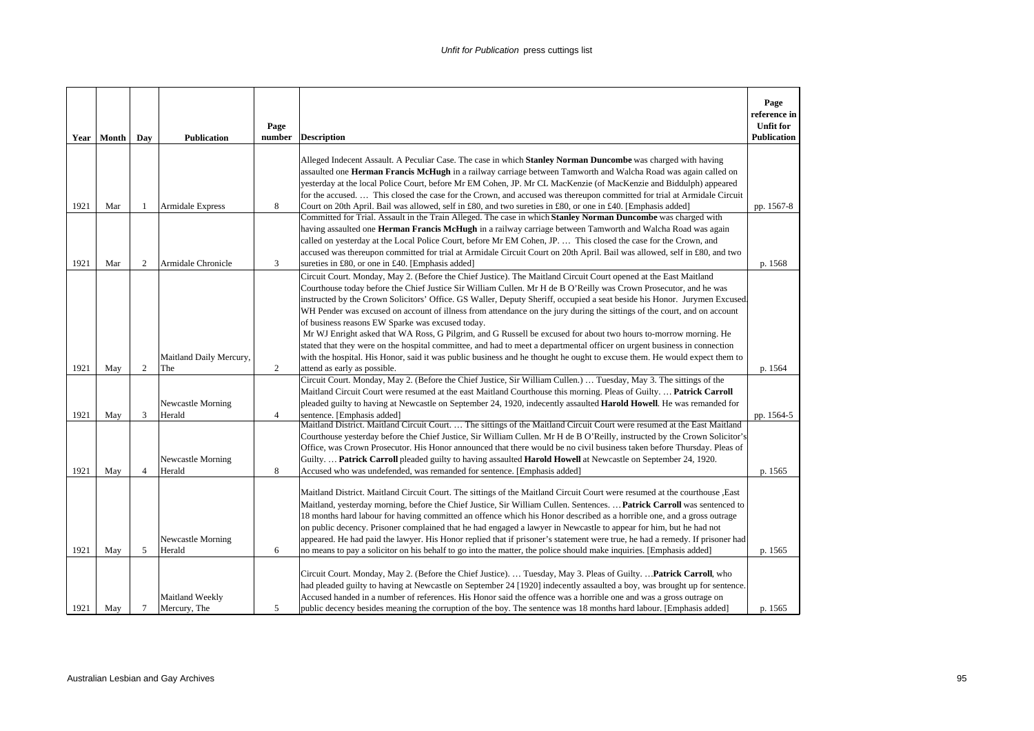| Year | Month | Day | Publication | Page number | Description | Page reference in Unfit for Publication |
|---|---|---|---|---|---|---|
| 1921 | Mar | 1 | Armidale Express | 8 | Alleged Indecent Assault. A Peculiar Case. The case in which **Stanley Norman Duncombe** was charged with having assaulted one **Herman Francis McHugh** in a railway carriage between Tamworth and Walcha Road was again called on yesterday at the local Police Court, before Mr EM Cohen, JP. Mr CL MacKenzie (of MacKenzie and Biddulph) appeared for the accused. … This closed the case for the Crown, and accused was thereupon committed for trial at Armidale Circuit Court on 20th April. Bail was allowed, self in £80, and two sureties in £80, or one in £40. [Emphasis added] | pp. 1567-8 |
| 1921 | Mar | 2 | Armidale Chronicle | 3 | Committed for Trial. Assault in the Train Alleged. The case in which **Stanley Norman Duncombe** was charged with having assaulted one **Herman Francis McHugh** in a railway carriage between Tamworth and Walcha Road was again called on yesterday at the Local Police Court, before Mr EM Cohen, JP. … This closed the case for the Crown, and accused was thereupon committed for trial at Armidale Circuit Court on 20th April. Bail was allowed, self in £80, and two sureties in £80, or one in £40. [Emphasis added] | p. 1568 |
| 1921 | May | 2 | Maitland Daily Mercury, The | 2 | Circuit Court. Monday, May 2. (Before the Chief Justice). The Maitland Circuit Court opened at the East Maitland Courthouse today before the Chief Justice Sir William Cullen. Mr H de B O'Reilly was Crown Prosecutor, and he was instructed by the Crown Solicitors' Office. GS Waller, Deputy Sheriff, occupied a seat beside his Honor. Jurymen Excused. WH Pender was excused on account of illness from attendance on the jury during the sittings of the court, and on account of business reasons EW Sparke was excused today. Mr WJ Enright asked that WA Ross, G Pilgrim, and G Russell be excused for about two hours to-morrow morning. He stated that they were on the hospital committee, and had to meet a departmental officer on urgent business in connection with the hospital. His Honor, said it was public business and he thought he ought to excuse them. He would expect them to attend as early as possible. | p. 1564 |
| 1921 | May | 3 | Newcastle Morning Herald | 4 | Circuit Court. Monday, May 2. (Before the Chief Justice, Sir William Cullen.) … Tuesday, May 3. The sittings of the Maitland Circuit Court were resumed at the east Maitland Courthouse this morning. Pleas of Guilty. … **Patrick Carroll** pleaded guilty to having at Newcastle on September 24, 1920, indecently assaulted **Harold Howell**. He was remanded for sentence. [Emphasis added] | pp. 1564-5 |
| 1921 | May | 4 | Newcastle Morning Herald | 8 | Maitland District. Maitland Circuit Court. … The sittings of the Maitland Circuit Court were resumed at the East Maitland Courthouse yesterday before the Chief Justice, Sir William Cullen. Mr H de B O'Reilly, instructed by the Crown Solicitor's Office, was Crown Prosecutor. His Honor announced that there would be no civil business taken before Thursday. Pleas of Guilty. … **Patrick Carroll** pleaded guilty to having assaulted **Harold Howell** at Newcastle on September 24, 1920. Accused who was undefended, was remanded for sentence. [Emphasis added] | p. 1565 |
| 1921 | May | 5 | Newcastle Morning Herald | 6 | Maitland District. Maitland Circuit Court. The sittings of the Maitland Circuit Court were resumed at the courthouse ,East Maitland, yesterday morning, before the Chief Justice, Sir William Cullen. Sentences. … **Patrick Carroll** was sentenced to 18 months hard labour for having committed an offence which his Honor described as a horrible one, and a gross outrage on public decency. Prisoner complained that he had engaged a lawyer in Newcastle to appear for him, but he had not appeared. He had paid the lawyer. His Honor replied that if prisoner's statement were true, he had a remedy. If prisoner had no means to pay a solicitor on his behalf to go into the matter, the police should make inquiries. [Emphasis added] | p. 1565 |
| 1921 | May | 7 | Maitland Weekly Mercury, The | 5 | Circuit Court. Monday, May 2. (Before the Chief Justice). … Tuesday, May 3. Pleas of Guilty. …**Patrick Carroll**, who had pleaded guilty to having at Newcastle on September 24 [1920] indecently assaulted a boy, was brought up for sentence. Accused handed in a number of references. His Honor said the offence was a horrible one and was a gross outrage on public decency besides meaning the corruption of the boy. The sentence was 18 months hard labour. [Emphasis added] | p. 1565 |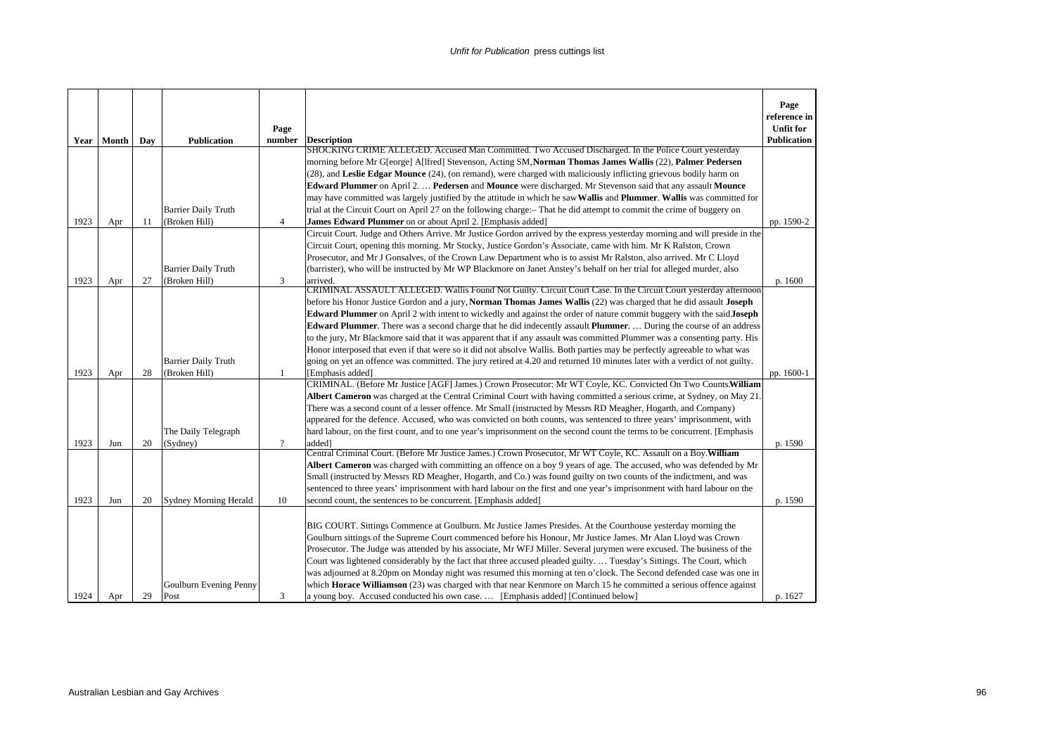| Year | Month | Day | Publication | Page number | Description | Page reference in Unfit for Publication |
|---|---|---|---|---|---|---|
| 1923 | Apr | 11 | Barrier Daily Truth (Broken Hill) | 4 | SHOCKING CRIME ALLEGED. Accused Man Committed. Two Accused Discharged. In the Police Court yesterday morning before Mr G[eorge] A[lfred] Stevenson, Acting SM, **Norman Thomas James Wallis** (22), **Palmer Pedersen** (28), and **Leslie Edgar Mounce** (24), (on remand), were charged with maliciously inflicting grievous bodily harm on **Edward Plummer** on April 2. … **Pedersen** and **Mounce** were discharged. Mr Stevenson said that any assault **Mounce** may have committed was largely justified by the attitude in which he saw **Wallis** and **Plummer**. **Wallis** was committed for trial at the Circuit Court on April 27 on the following charge:– That he did attempt to commit the crime of buggery on **James Edward Plummer** on or about April 2. [Emphasis added] | pp. 1590-2 |
| 1923 | Apr | 27 | Barrier Daily Truth (Broken Hill) | 3 | Circuit Court. Judge and Others Arrive. Mr Justice Gordon arrived by the express yesterday morning and will preside in the Circuit Court, opening this morning. Mr Stocky, Justice Gordon's Associate, came with him. Mr K Ralston, Crown Prosecutor, and Mr J Gonsalves, of the Crown Law Department who is to assist Mr Ralston, also arrived. Mr C Lloyd (barrister), who will be instructed by Mr WP Blackmore on Janet Anstey's behalf on her trial for alleged murder, also arrived. | p. 1600 |
| 1923 | Apr | 28 | Barrier Daily Truth (Broken Hill) | 1 | CRIMINAL ASSAULT ALLEGED. Wallis Found Not Guilty. Circuit Court Case. In the Circuit Court yesterday afternoon before his Honor Justice Gordon and a jury, **Norman Thomas James Wallis** (22) was charged that he did assault **Joseph Edward Plummer** on April 2 with intent to wickedly and against the order of nature commit buggery with the said **Joseph Edward Plummer**. There was a second charge that he did indecently assault **Plummer**. … During the course of an address to the jury, Mr Blackmore said that it was apparent that if any assault was committed Plummer was a consenting party. His Honor interposed that even if that were so it did not absolve Wallis. Both parties may be perfectly agreeable to what was going on yet an offence was committed. The jury retired at 4.20 and returned 10 minutes later with a verdict of not guilty. [Emphasis added] | pp. 1600-1 |
| 1923 | Jun | 20 | The Daily Telegraph (Sydney) | ? | CRIMINAL. (Before Mr Justice [AGF] James.) Crown Prosecutor: Mr WT Coyle, KC. Convicted On Two Counts. **William Albert Cameron** was charged at the Central Criminal Court with having committed a serious crime, at Sydney, on May 21. There was a second count of a lesser offence. Mr Small (instructed by Messrs RD Meagher, Hogarth, and Company) appeared for the defence. Accused, who was convicted on both counts, was sentenced to three years' imprisonment, with hard labour, on the first count, and to one year's imprisonment on the second count the terms to be concurrent. [Emphasis added] | p. 1590 |
| 1923 | Jun | 20 | Sydney Morning Herald | 10 | Central Criminal Court. (Before Mr Justice James.) Crown Prosecutor, Mr WT Coyle, KC. Assault on a Boy. **William Albert Cameron** was charged with committing an offence on a boy 9 years of age. The accused, who was defended by Mr Small (instructed by Messrs RD Meagher, Hogarth, and Co.) was found guilty on two counts of the indictment, and was sentenced to three years' imprisonment with hard labour on the first and one year's imprisonment with hard labour on the second count, the sentences to be concurrent. [Emphasis added] | p. 1590 |
| 1924 | Apr | 29 | Goulburn Evening Penny Post | 3 | BIG COURT. Sittings Commence at Goulburn. Mr Justice James Presides. At the Courthouse yesterday morning the Goulburn sittings of the Supreme Court commenced before his Honour, Mr Justice James. Mr Alan Lloyd was Crown Prosecutor. The Judge was attended by his associate, Mr WFJ Miller. Several jurymen were excused. The business of the Court was lightened considerably by the fact that three accused pleaded guilty. … Tuesday's Sittings. The Court, which was adjourned at 8.20pm on Monday night was resumed this morning at ten o'clock. The Second defended case was one in which **Horace Williamson** (23) was charged with that near Kenmore on March 15 he committed a serious offence against a young boy. Accused conducted his own case. … [Emphasis added] [Continued below] | p. 1627 |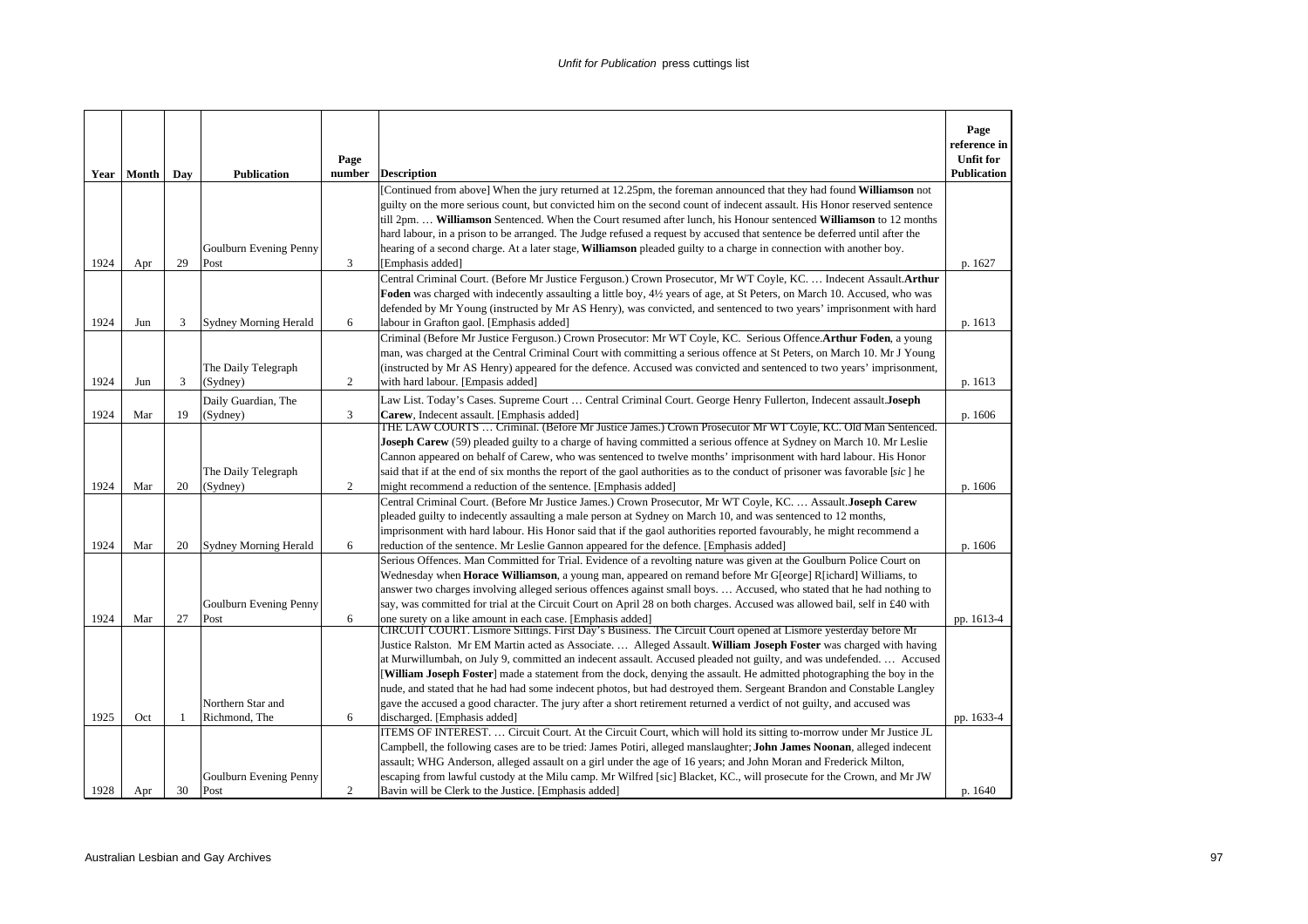| Year | Month | Day | Publication | Page number | Description | Page reference in Unfit for Publication |
|---|---|---|---|---|---|---|
| 1924 | Apr | 29 | Goulburn Evening Penny Post | 3 | [Continued from above] When the jury returned at 12.25pm, the foreman announced that they had found **Williamson** not guilty on the more serious count, but convicted him on the second count of indecent assault. His Honor reserved sentence till 2pm. … **Williamson** Sentenced. When the Court resumed after lunch, his Honour sentenced **Williamson** to 12 months hard labour, in a prison to be arranged. The Judge refused a request by accused that sentence be deferred until after the hearing of a second charge. At a later stage, **Williamson** pleaded guilty to a charge in connection with another boy. [Emphasis added] | p. 1627 |
| 1924 | Jun | 3 | Sydney Morning Herald | 6 | Central Criminal Court. (Before Mr Justice Ferguson.) Crown Prosecutor, Mr WT Coyle, KC. … Indecent Assault.**Arthur Foden** was charged with indecently assaulting a little boy, 4½ years of age, at St Peters, on March 10. Accused, who was defended by Mr Young (instructed by Mr AS Henry), was convicted, and sentenced to two years' imprisonment with hard labour in Grafton gaol. [Emphasis added] | p. 1613 |
| 1924 | Jun | 3 | The Daily Telegraph (Sydney) | 2 | Criminal (Before Mr Justice Ferguson.) Crown Prosecutor: Mr WT Coyle, KC. Serious Offence.**Arthur Foden**, a young man, was charged at the Central Criminal Court with committing a serious offence at St Peters, on March 10. Mr J Young (instructed by Mr AS Henry) appeared for the defence. Accused was convicted and sentenced to two years' imprisonment, with hard labour. [Empasis added] | p. 1613 |
| 1924 | Mar | 19 | Daily Guardian, The (Sydney) | 3 | Law List. Today's Cases. Supreme Court … Central Criminal Court. George Henry Fullerton, Indecent assault.**Joseph Carew**, Indecent assault. [Emphasis added] | p. 1606 |
| 1924 | Mar | 20 | The Daily Telegraph (Sydney) | 2 | THE LAW COURTS … Criminal. (Before Mr Justice James.) Crown Prosecutor Mr WT Coyle, KC. Old Man Sentenced. **Joseph Carew** (59) pleaded guilty to a charge of having committed a serious offence at Sydney on March 10. Mr Leslie Cannon appeared on behalf of Carew, who was sentenced to twelve months' imprisonment with hard labour. His Honor said that if at the end of six months the report of the gaol authorities as to the conduct of prisoner was favorable [*sic* ] he might recommend a reduction of the sentence. [Emphasis added] | p. 1606 |
| 1924 | Mar | 20 | Sydney Morning Herald | 6 | Central Criminal Court. (Before Mr Justice James.) Crown Prosecutor, Mr WT Coyle, KC. … Assault.**Joseph Carew** pleaded guilty to indecently assaulting a male person at Sydney on March 10, and was sentenced to 12 months, imprisonment with hard labour. His Honor said that if the gaol authorities reported favourably, he might recommend a reduction of the sentence. Mr Leslie Gannon appeared for the defence. [Emphasis added] | p. 1606 |
| 1924 | Mar | 27 | Goulburn Evening Penny Post | 6 | Serious Offences. Man Committed for Trial. Evidence of a revolting nature was given at the Goulburn Police Court on Wednesday when **Horace Williamson**, a young man, appeared on remand before Mr G[eorge] R[ichard] Williams, to answer two charges involving alleged serious offences against small boys. … Accused, who stated that he had nothing to say, was committed for trial at the Circuit Court on April 28 on both charges. Accused was allowed bail, self in £40 with one surety on a like amount in each case. [Emphasis added] | pp. 1613-4 |
| 1925 | Oct | 1 | Northern Star and Richmond, The | 6 | CIRCUIT COURT. Lismore Sittings. First Day's Business. The Circuit Court opened at Lismore yesterday before Mr Justice Ralston. Mr EM Martin acted as Associate. … Alleged Assault. **William Joseph Foster** was charged with having at Murwillumbah, on July 9, committed an indecent assault. Accused pleaded not guilty, and was undefended. … Accused [**William Joseph Foster**] made a statement from the dock, denying the assault. He admitted photographing the boy in the nude, and stated that he had had some indecent photos, but had destroyed them. Sergeant Brandon and Constable Langley gave the accused a good character. The jury after a short retirement returned a verdict of not guilty, and accused was discharged. [Emphasis added] | pp. 1633-4 |
| 1928 | Apr | 30 | Goulburn Evening Penny Post | 2 | ITEMS OF INTEREST. … Circuit Court. At the Circuit Court, which will hold its sitting to-morrow under Mr Justice JL Campbell, the following cases are to be tried: James Potiri, alleged manslaughter; **John James Noonan**, alleged indecent assault; WHG Anderson, alleged assault on a girl under the age of 16 years; and John Moran and Frederick Milton, escaping from lawful custody at the Milu camp. Mr Wilfred [sic] Blacket, KC., will prosecute for the Crown, and Mr JW Bavin will be Clerk to the Justice. [Emphasis added] | p. 1640 |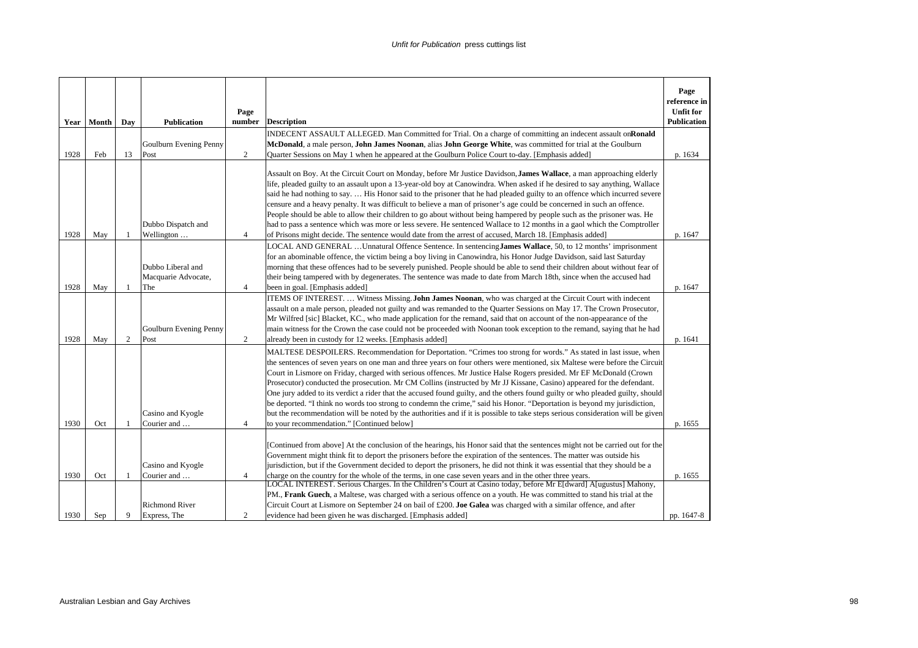| Year | Month | Day | Publication | Page number | Description | Page reference in Unfit for Publication |
|---|---|---|---|---|---|---|
| 1928 | Feb | 13 | Goulburn Evening Penny Post | 2 | INDECENT ASSAULT ALLEGED. Man Committed for Trial. On a charge of committing an indecent assault on **Ronald McDonald**, a male person, **John James Noonan**, alias **John George White**, was committed for trial at the Goulburn Quarter Sessions on May 1 when he appeared at the Goulburn Police Court to-day. [Emphasis added] | p. 1634 |
| 1928 | May | 1 | Dubbo Dispatch and Wellington … | 4 | Assault on Boy. At the Circuit Court on Monday, before Mr Justice Davidson, **James Wallace**, a man approaching elderly life, pleaded guilty to an assault upon a 13-year-old boy at Canowindra. When asked if he desired to say anything, Wallace said he had nothing to say. … His Honor said to the prisoner that he had pleaded guilty to an offence which incurred severe censure and a heavy penalty. It was difficult to believe a man of prisoner's age could be concerned in such an offence. People should be able to allow their children to go about without being hampered by people such as the prisoner was. He had to pass a sentence which was more or less severe. He sentenced Wallace to 12 months in a gaol which the Comptroller of Prisons might decide. The sentence would date from the arrest of accused, March 18. [Emphasis added] | p. 1647 |
| 1928 | May | 1 | Dubbo Liberal and Macquarie Advocate, The | 4 | LOCAL AND GENERAL …Unnatural Offence Sentence. In sentencing **James Wallace**, 50, to 12 months' imprisonment for an abominable offence, the victim being a boy living in Canowindra, his Honor Judge Davidson, said last Saturday morning that these offences had to be severely punished. People should be able to send their children about without fear of their being tampered with by degenerates. The sentence was made to date from March 18th, since when the accused had been in goal. [Emphasis added] | p. 1647 |
| 1928 | May | 2 | Goulburn Evening Penny Post | 2 | ITEMS OF INTEREST. … Witness Missing. **John James Noonan**, who was charged at the Circuit Court with indecent assault on a male person, pleaded not guilty and was remanded to the Quarter Sessions on May 17. The Crown Prosecutor, Mr Wilfred [sic] Blacket, KC., who made application for the remand, said that on account of the non-appearance of the main witness for the Crown the case could not be proceeded with Noonan took exception to the remand, saying that he had already been in custody for 12 weeks. [Emphasis added] | p. 1641 |
| 1930 | Oct | 1 | Casino and Kyogle Courier and … | 4 | MALTESE DESPOILERS. Recommendation for Deportation. "Crimes too strong for words." As stated in last issue, when the sentences of seven years on one man and three years on four others were mentioned, six Maltese were before the Circuit Court in Lismore on Friday, charged with serious offences. Mr Justice Halse Rogers presided. Mr EF McDonald (Crown Prosecutor) conducted the prosecution. Mr CM Collins (instructed by Mr JJ Kissane, Casino) appeared for the defendant. One jury added to its verdict a rider that the accused found guilty, and the others found guilty or who pleaded guilty, should be deported. "I think no words too strong to condemn the crime," said his Honor. "Deportation is beyond my jurisdiction, but the recommendation will be noted by the authorities and if it is possible to take steps serious consideration will be given to your recommendation." [Continued below] | p. 1655 |
| 1930 | Oct | 1 | Casino and Kyogle Courier and … | 4 | [Continued from above] At the conclusion of the hearings, his Honor said that the sentences might not be carried out for the Government might think fit to deport the prisoners before the expiration of the sentences. The matter was outside his jurisdiction, but if the Government decided to deport the prisoners, he did not think it was essential that they should be a charge on the country for the whole of the terms, in one case seven years and in the other three years. | p. 1655 |
| 1930 | Sep | 9 | Richmond River Express, The | 2 | LOCAL INTEREST. Serious Charges. In the Children's Court at Casino today, before Mr E[dward] A[ugustus] Mahony, PM., **Frank Guech**, a Maltese, was charged with a serious offence on a youth. He was committed to stand his trial at the Circuit Court at Lismore on September 24 on bail of £200. **Joe Galea** was charged with a similar offence, and after evidence had been given he was discharged. [Emphasis added] | pp. 1647-8 |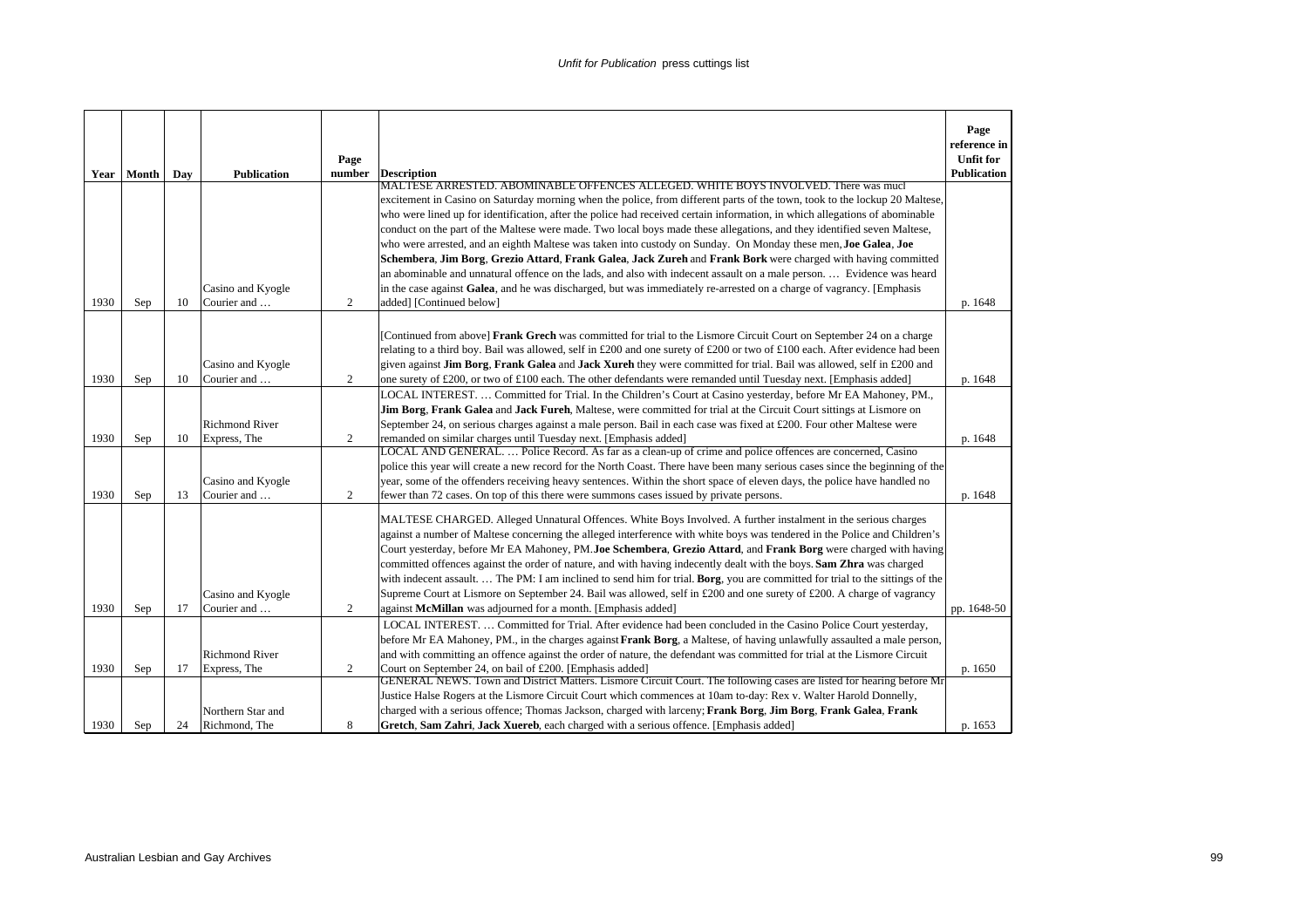| Year | Month | Day | Publication | Page number | Description | Page reference in Unfit for Publication |
|---|---|---|---|---|---|---|
| 1930 | Sep | 10 | Casino and Kyogle Courier and … | 2 | MALTESE ARRESTED. ABOMINABLE OFFENCES ALLEGED. WHITE BOYS INVOLVED. There was much excitement in Casino on Saturday morning when the police, from different parts of the town, took to the lockup 20 Maltese, who were lined up for identification, after the police had received certain information, in which allegations of abominable conduct on the part of the Maltese were made. Two local boys made these allegations, and they identified seven Maltese, who were arrested, and an eighth Maltese was taken into custody on Sunday. On Monday these men, **Joe Galea**, **Joe Schembera**, **Jim Borg**, **Grezio Attard**, **Frank Galea**, **Jack Zureh** and **Frank Bork** were charged with having committed an abominable and unnatural offence on the lads, and also with indecent assault on a male person. … Evidence was heard in the case against **Galea**, and he was discharged, but was immediately re-arrested on a charge of vagrancy. [Emphasis added] [Continued below] | p. 1648 |
| 1930 | Sep | 10 | Casino and Kyogle Courier and … | 2 | [Continued from above] **Frank Grech** was committed for trial to the Lismore Circuit Court on September 24 on a charge relating to a third boy. Bail was allowed, self in £200 and one surety of £200 or two of £100 each. After evidence had been given against **Jim Borg**, **Frank Galea** and **Jack Xureh** they were committed for trial. Bail was allowed, self in £200 and one surety of £200, or two of £100 each. The other defendants were remanded until Tuesday next. [Emphasis added] | p. 1648 |
| 1930 | Sep | 10 | Richmond River Express, The | 2 | LOCAL INTEREST. … Committed for Trial. In the Children's Court at Casino yesterday, before Mr EA Mahoney, PM., **Jim Borg**, **Frank Galea** and **Jack Fureh**, Maltese, were committed for trial at the Circuit Court sittings at Lismore on September 24, on serious charges against a male person. Bail in each case was fixed at £200. Four other Maltese were remanded on similar charges until Tuesday next. [Emphasis added] | p. 1648 |
| 1930 | Sep | 13 | Casino and Kyogle Courier and … | 2 | LOCAL AND GENERAL. … Police Record. As far as a clean-up of crime and police offences are concerned, Casino police this year will create a new record for the North Coast. There have been many serious cases since the beginning of the year, some of the offenders receiving heavy sentences. Within the short space of eleven days, the police have handled no fewer than 72 cases. On top of this there were summons cases issued by private persons. | p. 1648 |
| 1930 | Sep | 17 | Casino and Kyogle Courier and … | 2 | MALTESE CHARGED. Alleged Unnatural Offences. White Boys Involved. A further instalment in the serious charges against a number of Maltese concerning the alleged interference with white boys was tendered in the Police and Children's Court yesterday, before Mr EA Mahoney, PM. **Joe Schembera**, **Grezio Attard**, and **Frank Borg** were charged with having committed offences against the order of nature, and with having indecently dealt with the boys. **Sam Zhra** was charged with indecent assault. … The PM: I am inclined to send him for trial. **Borg**, you are committed for trial to the sittings of the Supreme Court at Lismore on September 24. Bail was allowed, self in £200 and one surety of £200. A charge of vagrancy against **McMillan** was adjourned for a month. [Emphasis added] | pp. 1648-50 |
| 1930 | Sep | 17 | Richmond River Express, The | 2 | LOCAL INTEREST. … Committed for Trial. After evidence had been concluded in the Casino Police Court yesterday, before Mr EA Mahoney, PM., in the charges against **Frank Borg**, a Maltese, of having unlawfully assaulted a male person, and with committing an offence against the order of nature, the defendant was committed for trial at the Lismore Circuit Court on September 24, on bail of £200. [Emphasis added] | p. 1650 |
| 1930 | Sep | 24 | Northern Star and Richmond, The | 8 | GENERAL NEWS. Town and District Matters. Lismore Circuit Court. The following cases are listed for hearing before Mr Justice Halse Rogers at the Lismore Circuit Court which commences at 10am to-day: Rex v. Walter Harold Donnelly, charged with a serious offence; Thomas Jackson, charged with larceny; **Frank Borg**, **Jim Borg**, **Frank Galea**, **Frank Gretch**, **Sam Zahri**, **Jack Xuereb**, each charged with a serious offence. [Emphasis added] | p. 1653 |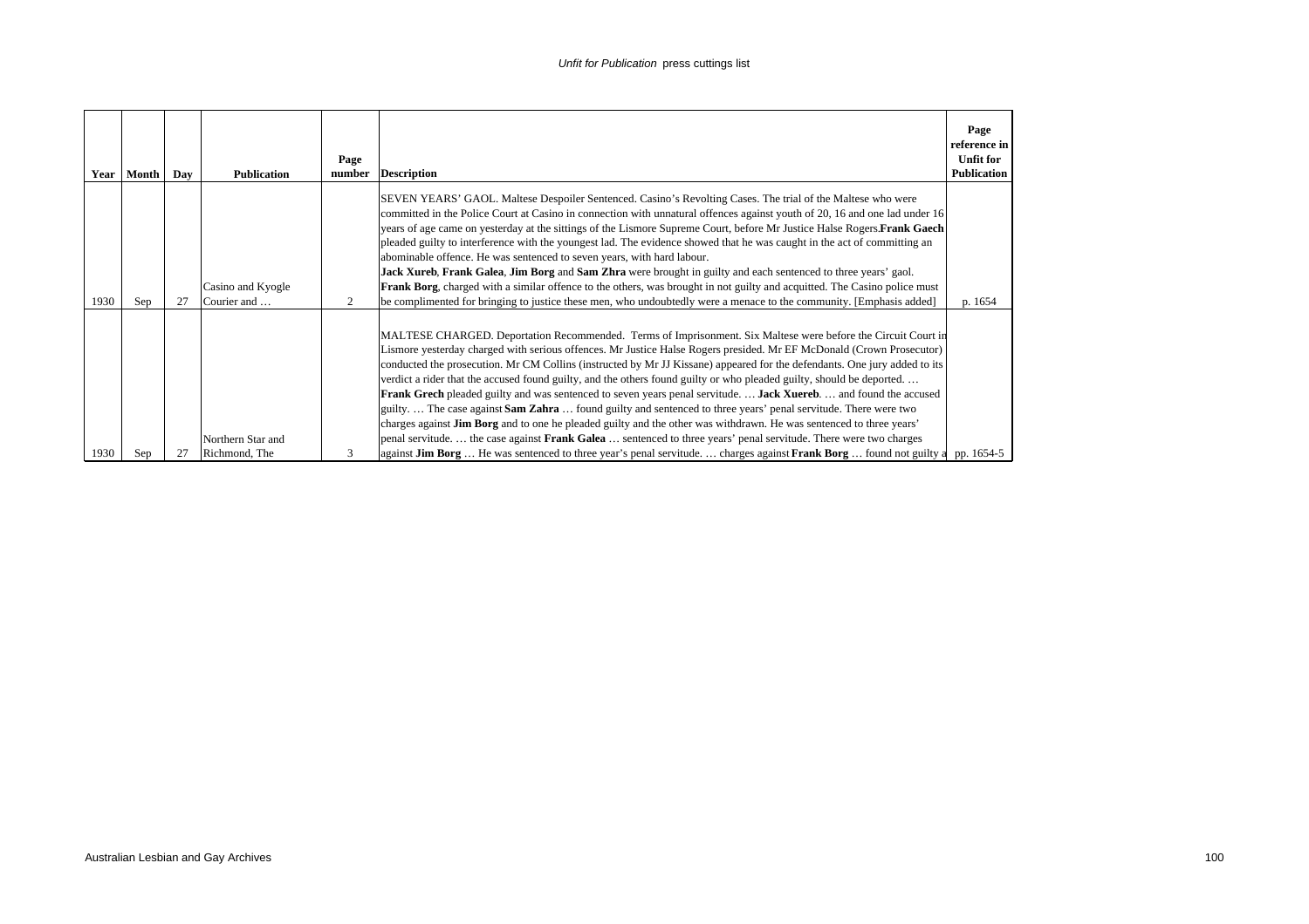| Year | Month | Day | Publication | Page number | Description | Page reference in Unfit for Publication |
|---|---|---|---|---|---|---|
| 1930 | Sep | 27 | Casino and Kyogle Courier and … | 2 | SEVEN YEARS' GAOL. Maltese Despoiler Sentenced. Casino's Revolting Cases. The trial of the Maltese who were committed in the Police Court at Casino in connection with unnatural offences against youth of 20, 16 and one lad under 16 years of age came on yesterday at the sittings of the Lismore Supreme Court, before Mr Justice Halse Rogers.**Frank Gaech** pleaded guilty to interference with the youngest lad. The evidence showed that he was caught in the act of committing an abominable offence. He was sentenced to seven years, with hard labour. **Jack Xureb**, **Frank Galea**, **Jim Borg** and **Sam Zhra** were brought in guilty and each sentenced to three years' gaol. **Frank Borg**, charged with a similar offence to the others, was brought in not guilty and acquitted. The Casino police must be complimented for bringing to justice these men, who undoubtedly were a menace to the community. [Emphasis added] | p. 1654 |
| 1930 | Sep | 27 | Northern Star and Richmond, The | 3 | MALTESE CHARGED. Deportation Recommended. Terms of Imprisonment. Six Maltese were before the Circuit Court in Lismore yesterday charged with serious offences. Mr Justice Halse Rogers presided. Mr EF McDonald (Crown Prosecutor) conducted the prosecution. Mr CM Collins (instructed by Mr JJ Kissane) appeared for the defendants. One jury added to its verdict a rider that the accused found guilty, and the others found guilty or who pleaded guilty, should be deported. … **Frank Grech** pleaded guilty and was sentenced to seven years penal servitude. … **Jack Xuereb**. … and found the accused guilty. … The case against **Sam Zahra** … found guilty and sentenced to three years' penal servitude. There were two charges against **Jim Borg** and to one he pleaded guilty and the other was withdrawn. He was sentenced to three years' penal servitude. … the case against **Frank Galea** … sentenced to three years' penal servitude. There were two charges against **Jim Borg** … He was sentenced to three year's penal servitude. … charges against **Frank Borg** … found not guilty a | pp. 1654-5 |